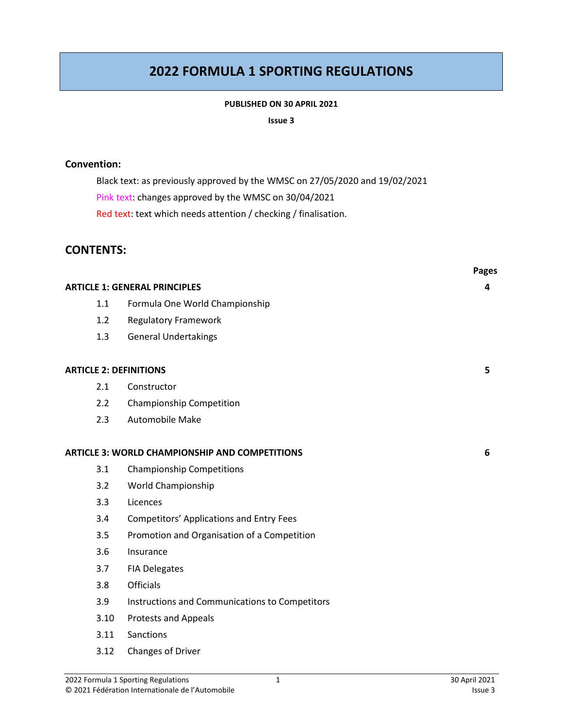# 2022 FORMULA 1 SPORTING REGULATIONS

**PUBLISHED ON 30 APRIL 2021**

**Issue 3**

## Convention:

Black text: as previously approved by the WMSC on 27/05/2020 and 19/02/2021

Pink text: changes approved by the WMSC on 30/04/2021

Red text: text which needs attention / checking / finalisation.

## CONTENTS:

| | | Pages |
|---|---|---|
| **ARTICLE 1: GENERAL PRINCIPLES** | | **4** |
| 1.1 | Formula One World Championship | |
| 1.2 | Regulatory Framework | |
| 1.3 | General Undertakings | |
| **ARTICLE 2: DEFINITIONS** | | **5** |
| 2.1 | Constructor | |
| 2.2 | Championship Competition | |
| 2.3 | Automobile Make | |
| **ARTICLE 3: WORLD CHAMPIONSHIP AND COMPETITIONS** | | **6** |
| 3.1 | Championship Competitions | |
| 3.2 | World Championship | |
| 3.3 | Licences | |
| 3.4 | Competitors' Applications and Entry Fees | |
| 3.5 | Promotion and Organisation of a Competition | |
| 3.6 | Insurance | |
| 3.7 | FIA Delegates | |
| 3.8 | Officials | |
| 3.9 | Instructions and Communications to Competitors | |
| 3.10 | Protests and Appeals | |
| 3.11 | Sanctions | |
| 3.12 | Changes of Driver | |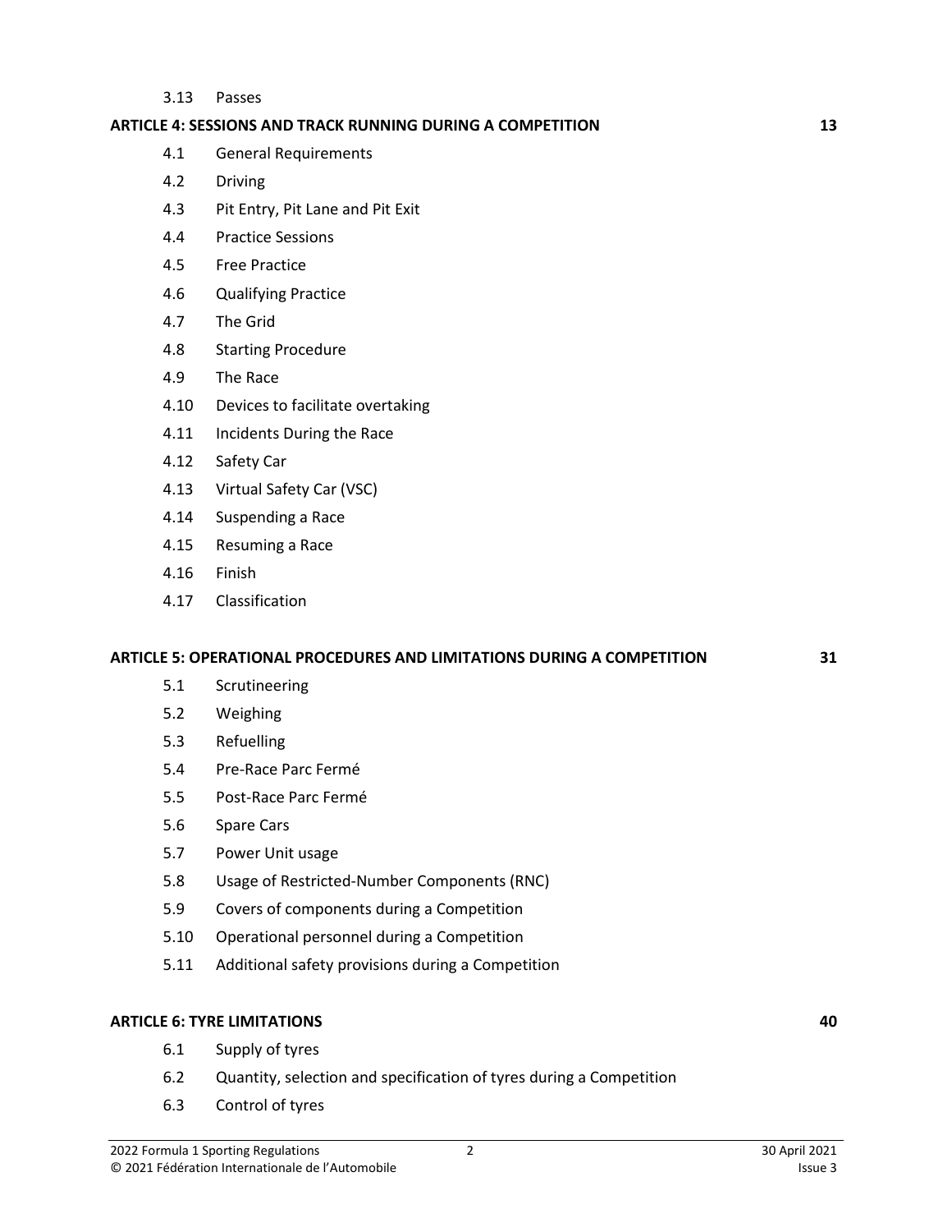3.13 Passes

**ARTICLE 4: SESSIONS AND TRACK RUNNING DURING A COMPETITION** **13**

4.1 General Requirements

4.2 Driving

4.3 Pit Entry, Pit Lane and Pit Exit

4.4 Practice Sessions

4.5 Free Practice

4.6 Qualifying Practice

4.7 The Grid

4.8 Starting Procedure

4.9 The Race

4.10 Devices to facilitate overtaking

4.11 Incidents During the Race

4.12 Safety Car

4.13 Virtual Safety Car (VSC)

4.14 Suspending a Race

4.15 Resuming a Race

4.16 Finish

4.17 Classification

**ARTICLE 5: OPERATIONAL PROCEDURES AND LIMITATIONS DURING A COMPETITION** **31**

5.1 Scrutineering

5.2 Weighing

5.3 Refuelling

5.4 Pre-Race Parc Fermé

5.5 Post-Race Parc Fermé

5.6 Spare Cars

5.7 Power Unit usage

5.8 Usage of Restricted-Number Components (RNC)

5.9 Covers of components during a Competition

5.10 Operational personnel during a Competition

5.11 Additional safety provisions during a Competition

**ARTICLE 6: TYRE LIMITATIONS** **40**

6.1 Supply of tyres

6.2 Quantity, selection and specification of tyres during a Competition

6.3 Control of tyres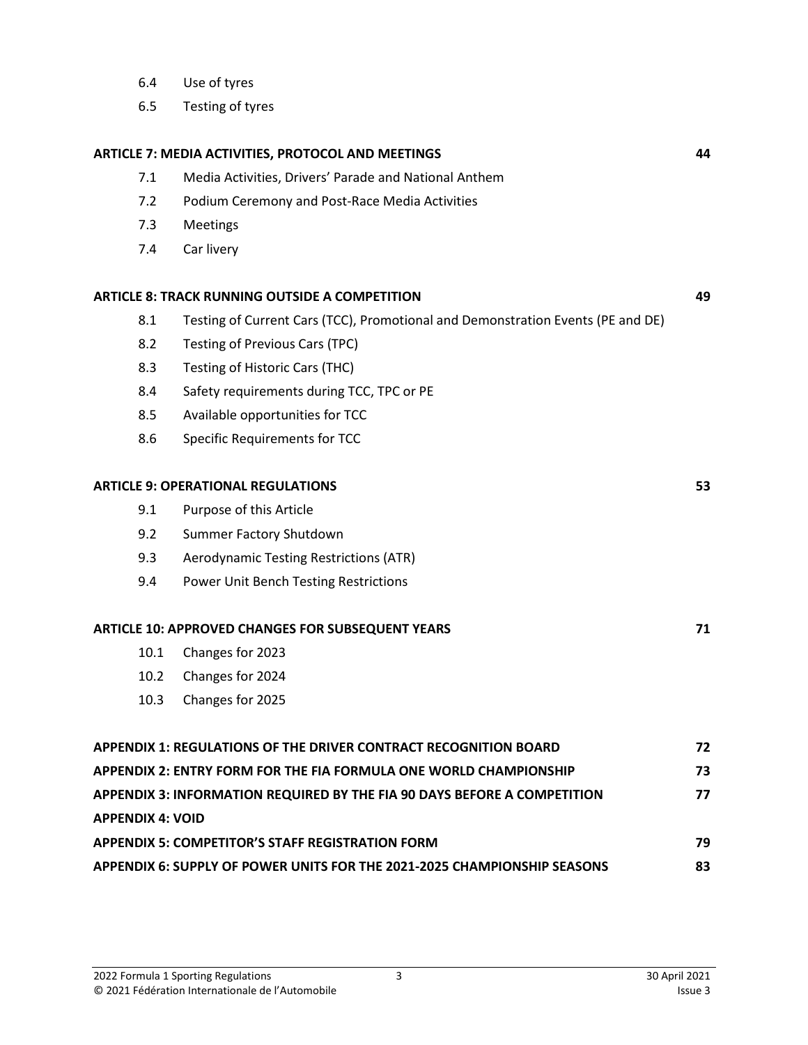6.4 Use of tyres

6.5 Testing of tyres

**ARTICLE 7: MEDIA ACTIVITIES, PROTOCOL AND MEETINGS** **44**

7.1 Media Activities, Drivers' Parade and National Anthem

7.2 Podium Ceremony and Post-Race Media Activities

7.3 Meetings

7.4 Car livery

**ARTICLE 8: TRACK RUNNING OUTSIDE A COMPETITION** **49**

8.1 Testing of Current Cars (TCC), Promotional and Demonstration Events (PE and DE)

8.2 Testing of Previous Cars (TPC)

8.3 Testing of Historic Cars (THC)

8.4 Safety requirements during TCC, TPC or PE

8.5 Available opportunities for TCC

8.6 Specific Requirements for TCC

**ARTICLE 9: OPERATIONAL REGULATIONS** **53**

9.1 Purpose of this Article

9.2 Summer Factory Shutdown

9.3 Aerodynamic Testing Restrictions (ATR)

9.4 Power Unit Bench Testing Restrictions

**ARTICLE 10: APPROVED CHANGES FOR SUBSEQUENT YEARS** **71**

10.1 Changes for 2023

10.2 Changes for 2024

10.3 Changes for 2025

**APPENDIX 1: REGULATIONS OF THE DRIVER CONTRACT RECOGNITION BOARD** **72**

**APPENDIX 2: ENTRY FORM FOR THE FIA FORMULA ONE WORLD CHAMPIONSHIP** **73**

**APPENDIX 3: INFORMATION REQUIRED BY THE FIA 90 DAYS BEFORE A COMPETITION** **77**

**APPENDIX 4: VOID**

**APPENDIX 5: COMPETITOR'S STAFF REGISTRATION FORM** **79**

**APPENDIX 6: SUPPLY OF POWER UNITS FOR THE 2021-2025 CHAMPIONSHIP SEASONS** **83**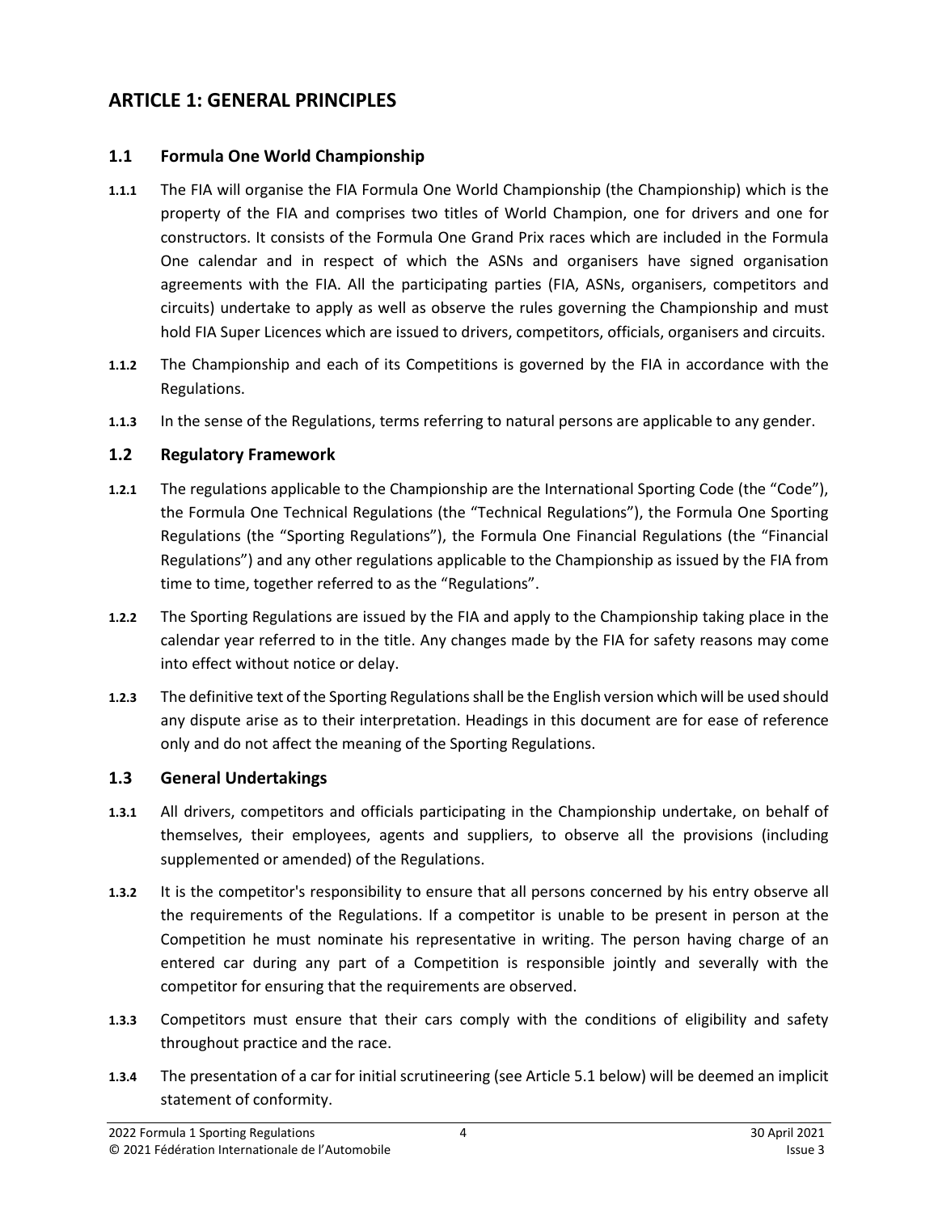## ARTICLE 1: GENERAL PRINCIPLES

### 1.1 Formula One World Championship

**1.1.1** The FIA will organise the FIA Formula One World Championship (the Championship) which is the property of the FIA and comprises two titles of World Champion, one for drivers and one for constructors. It consists of the Formula One Grand Prix races which are included in the Formula One calendar and in respect of which the ASNs and organisers have signed organisation agreements with the FIA. All the participating parties (FIA, ASNs, organisers, competitors and circuits) undertake to apply as well as observe the rules governing the Championship and must hold FIA Super Licences which are issued to drivers, competitors, officials, organisers and circuits.

**1.1.2** The Championship and each of its Competitions is governed by the FIA in accordance with the Regulations.

**1.1.3** In the sense of the Regulations, terms referring to natural persons are applicable to any gender.

### 1.2 Regulatory Framework

**1.2.1** The regulations applicable to the Championship are the International Sporting Code (the "Code"), the Formula One Technical Regulations (the "Technical Regulations"), the Formula One Sporting Regulations (the "Sporting Regulations"), the Formula One Financial Regulations (the "Financial Regulations") and any other regulations applicable to the Championship as issued by the FIA from time to time, together referred to as the "Regulations".

**1.2.2** The Sporting Regulations are issued by the FIA and apply to the Championship taking place in the calendar year referred to in the title. Any changes made by the FIA for safety reasons may come into effect without notice or delay.

**1.2.3** The definitive text of the Sporting Regulations shall be the English version which will be used should any dispute arise as to their interpretation. Headings in this document are for ease of reference only and do not affect the meaning of the Sporting Regulations.

### 1.3 General Undertakings

**1.3.1** All drivers, competitors and officials participating in the Championship undertake, on behalf of themselves, their employees, agents and suppliers, to observe all the provisions (including supplemented or amended) of the Regulations.

**1.3.2** It is the competitor's responsibility to ensure that all persons concerned by his entry observe all the requirements of the Regulations. If a competitor is unable to be present in person at the Competition he must nominate his representative in writing. The person having charge of an entered car during any part of a Competition is responsible jointly and severally with the competitor for ensuring that the requirements are observed.

**1.3.3** Competitors must ensure that their cars comply with the conditions of eligibility and safety throughout practice and the race.

**1.3.4** The presentation of a car for initial scrutineering (see Article 5.1 below) will be deemed an implicit statement of conformity.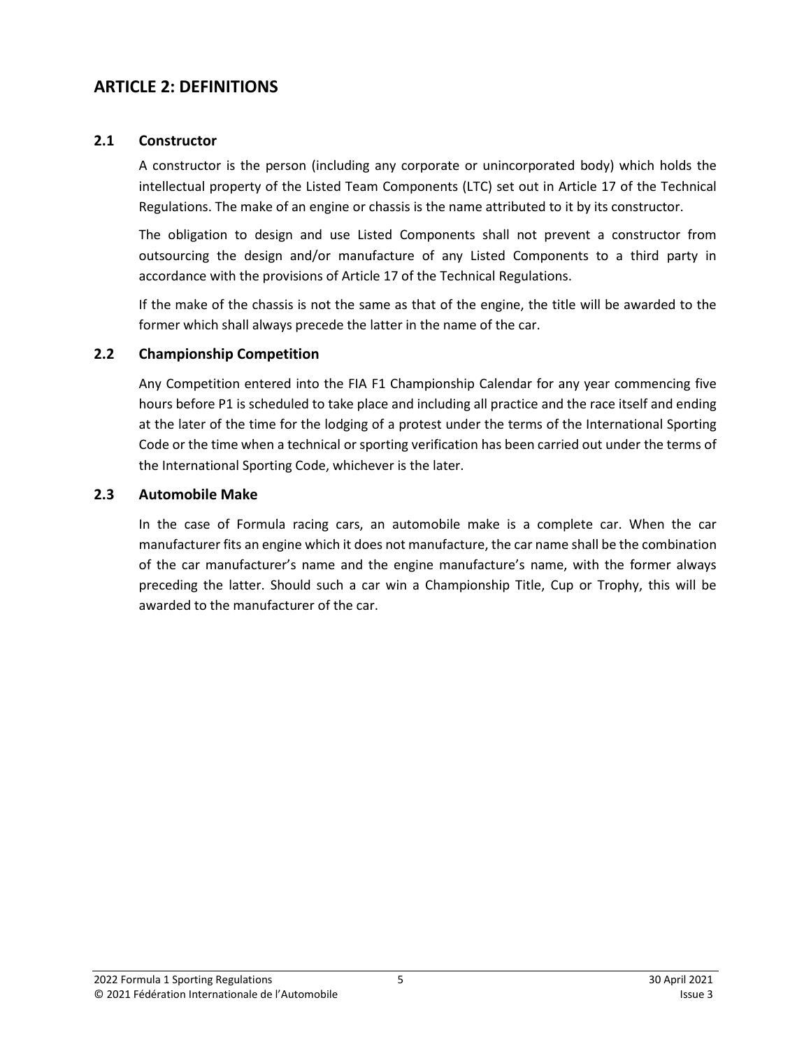## ARTICLE 2: DEFINITIONS

### 2.1 Constructor

A constructor is the person (including any corporate or unincorporated body) which holds the intellectual property of the Listed Team Components (LTC) set out in Article 17 of the Technical Regulations. The make of an engine or chassis is the name attributed to it by its constructor.

The obligation to design and use Listed Components shall not prevent a constructor from outsourcing the design and/or manufacture of any Listed Components to a third party in accordance with the provisions of Article 17 of the Technical Regulations.

If the make of the chassis is not the same as that of the engine, the title will be awarded to the former which shall always precede the latter in the name of the car.

### 2.2 Championship Competition

Any Competition entered into the FIA F1 Championship Calendar for any year commencing five hours before P1 is scheduled to take place and including all practice and the race itself and ending at the later of the time for the lodging of a protest under the terms of the International Sporting Code or the time when a technical or sporting verification has been carried out under the terms of the International Sporting Code, whichever is the later.

### 2.3 Automobile Make

In the case of Formula racing cars, an automobile make is a complete car. When the car manufacturer fits an engine which it does not manufacture, the car name shall be the combination of the car manufacturer's name and the engine manufacture's name, with the former always preceding the latter. Should such a car win a Championship Title, Cup or Trophy, this will be awarded to the manufacturer of the car.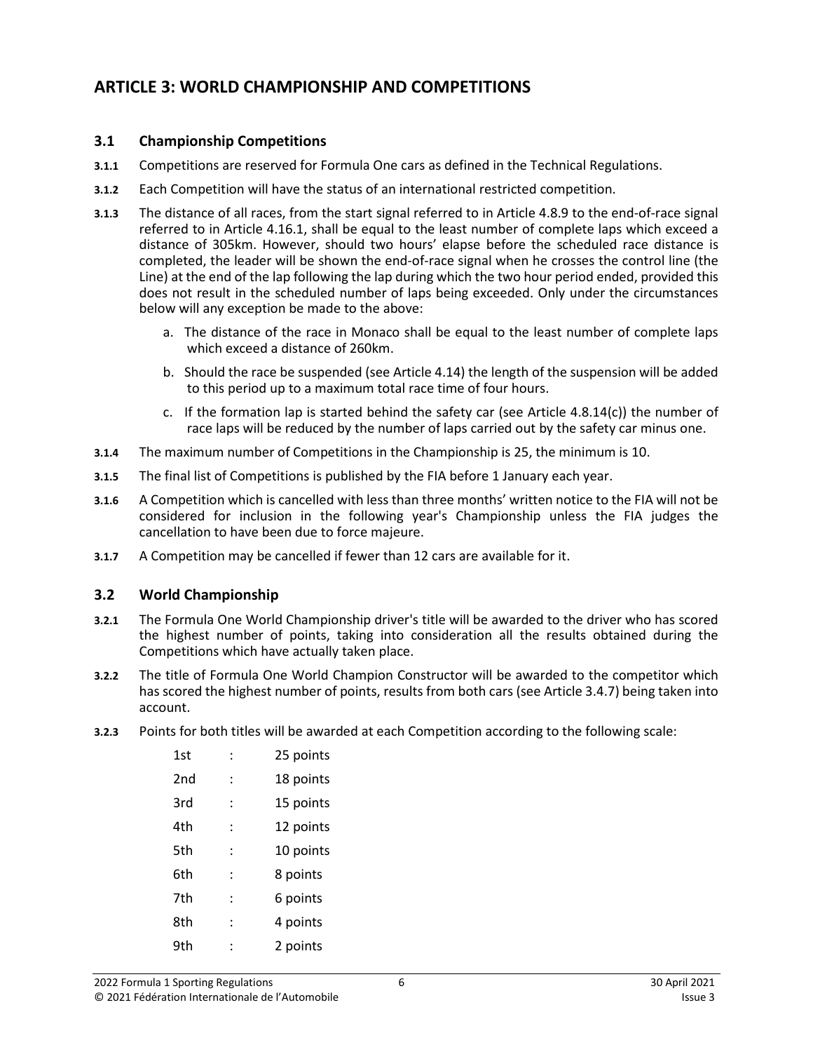## ARTICLE 3: WORLD CHAMPIONSHIP AND COMPETITIONS

### 3.1 Championship Competitions

**3.1.1** Competitions are reserved for Formula One cars as defined in the Technical Regulations.

**3.1.2** Each Competition will have the status of an international restricted competition.

**3.1.3** The distance of all races, from the start signal referred to in Article 4.8.9 to the end-of-race signal referred to in Article 4.16.1, shall be equal to the least number of complete laps which exceed a distance of 305km. However, should two hours' elapse before the scheduled race distance is completed, the leader will be shown the end-of-race signal when he crosses the control line (the Line) at the end of the lap following the lap during which the two hour period ended, provided this does not result in the scheduled number of laps being exceeded. Only under the circumstances below will any exception be made to the above:

a. The distance of the race in Monaco shall be equal to the least number of complete laps which exceed a distance of 260km.

b. Should the race be suspended (see Article 4.14) the length of the suspension will be added to this period up to a maximum total race time of four hours.

c. If the formation lap is started behind the safety car (see Article 4.8.14(c)) the number of race laps will be reduced by the number of laps carried out by the safety car minus one.

**3.1.4** The maximum number of Competitions in the Championship is 25, the minimum is 10.

**3.1.5** The final list of Competitions is published by the FIA before 1 January each year.

**3.1.6** A Competition which is cancelled with less than three months' written notice to the FIA will not be considered for inclusion in the following year's Championship unless the FIA judges the cancellation to have been due to force majeure.

**3.1.7** A Competition may be cancelled if fewer than 12 cars are available for it.

### 3.2 World Championship

**3.2.1** The Formula One World Championship driver's title will be awarded to the driver who has scored the highest number of points, taking into consideration all the results obtained during the Competitions which have actually taken place.

**3.2.2** The title of Formula One World Champion Constructor will be awarded to the competitor which has scored the highest number of points, results from both cars (see Article 3.4.7) being taken into account.

**3.2.3** Points for both titles will be awarded at each Competition according to the following scale:

| | | |
|---|---|---|
| 1st | : | 25 points |
| 2nd | : | 18 points |
| 3rd | : | 15 points |
| 4th | : | 12 points |
| 5th | : | 10 points |
| 6th | : | 8 points |
| 7th | : | 6 points |
| 8th | : | 4 points |
| 9th | : | 2 points |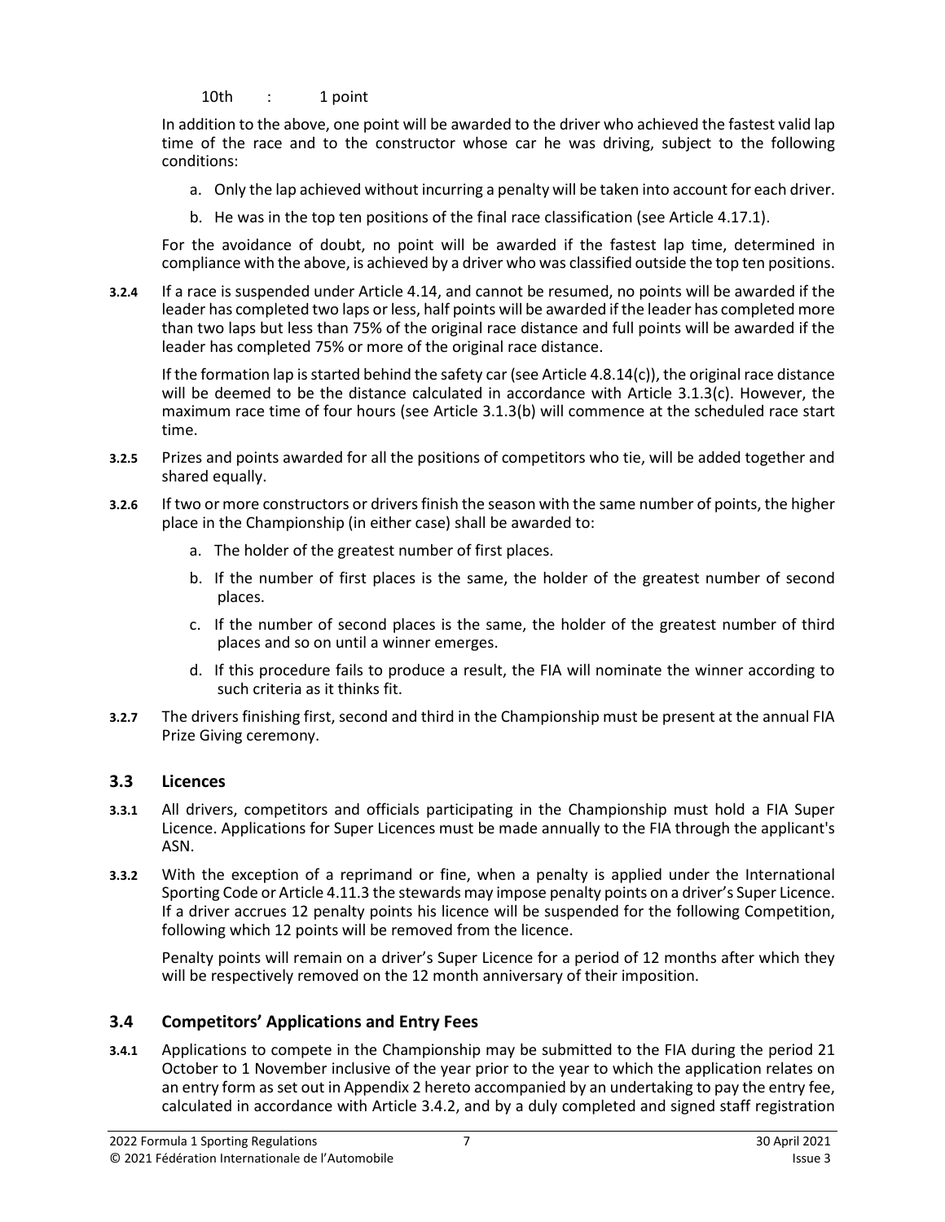10th : 1 point

In addition to the above, one point will be awarded to the driver who achieved the fastest valid lap time of the race and to the constructor whose car he was driving, subject to the following conditions:

a. Only the lap achieved without incurring a penalty will be taken into account for each driver.

b. He was in the top ten positions of the final race classification (see Article 4.17.1).

For the avoidance of doubt, no point will be awarded if the fastest lap time, determined in compliance with the above, is achieved by a driver who was classified outside the top ten positions.

**3.2.4** If a race is suspended under Article 4.14, and cannot be resumed, no points will be awarded if the leader has completed two laps or less, half points will be awarded if the leader has completed more than two laps but less than 75% of the original race distance and full points will be awarded if the leader has completed 75% or more of the original race distance.

If the formation lap is started behind the safety car (see Article 4.8.14(c)), the original race distance will be deemed to be the distance calculated in accordance with Article 3.1.3(c). However, the maximum race time of four hours (see Article 3.1.3(b) will commence at the scheduled race start time.

**3.2.5** Prizes and points awarded for all the positions of competitors who tie, will be added together and shared equally.

**3.2.6** If two or more constructors or drivers finish the season with the same number of points, the higher place in the Championship (in either case) shall be awarded to:

a. The holder of the greatest number of first places.

b. If the number of first places is the same, the holder of the greatest number of second places.

c. If the number of second places is the same, the holder of the greatest number of third places and so on until a winner emerges.

d. If this procedure fails to produce a result, the FIA will nominate the winner according to such criteria as it thinks fit.

**3.2.7** The drivers finishing first, second and third in the Championship must be present at the annual FIA Prize Giving ceremony.

## 3.3 Licences

**3.3.1** All drivers, competitors and officials participating in the Championship must hold a FIA Super Licence. Applications for Super Licences must be made annually to the FIA through the applicant's ASN.

**3.3.2** With the exception of a reprimand or fine, when a penalty is applied under the International Sporting Code or Article 4.11.3 the stewards may impose penalty points on a driver's Super Licence. If a driver accrues 12 penalty points his licence will be suspended for the following Competition, following which 12 points will be removed from the licence.

Penalty points will remain on a driver's Super Licence for a period of 12 months after which they will be respectively removed on the 12 month anniversary of their imposition.

## 3.4 Competitors' Applications and Entry Fees

**3.4.1** Applications to compete in the Championship may be submitted to the FIA during the period 21 October to 1 November inclusive of the year prior to the year to which the application relates on an entry form as set out in Appendix 2 hereto accompanied by an undertaking to pay the entry fee, calculated in accordance with Article 3.4.2, and by a duly completed and signed staff registration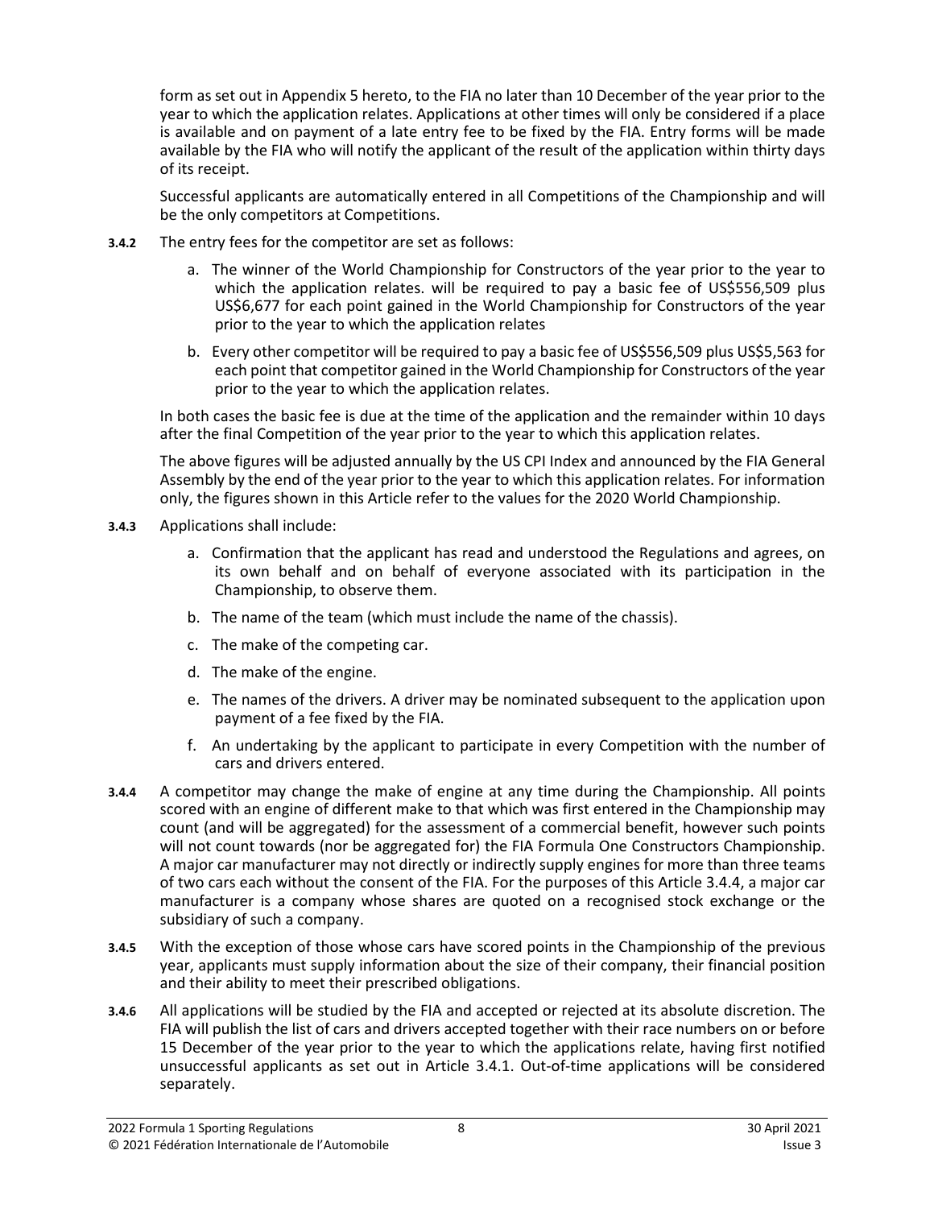form as set out in Appendix 5 hereto, to the FIA no later than 10 December of the year prior to the year to which the application relates. Applications at other times will only be considered if a place is available and on payment of a late entry fee to be fixed by the FIA. Entry forms will be made available by the FIA who will notify the applicant of the result of the application within thirty days of its receipt.

Successful applicants are automatically entered in all Competitions of the Championship and will be the only competitors at Competitions.

**3.4.2** The entry fees for the competitor are set as follows:

a. The winner of the World Championship for Constructors of the year prior to the year to which the application relates. will be required to pay a basic fee of US$556,509 plus US$6,677 for each point gained in the World Championship for Constructors of the year prior to the year to which the application relates

b. Every other competitor will be required to pay a basic fee of US$556,509 plus US$5,563 for each point that competitor gained in the World Championship for Constructors of the year prior to the year to which the application relates.

In both cases the basic fee is due at the time of the application and the remainder within 10 days after the final Competition of the year prior to the year to which this application relates.

The above figures will be adjusted annually by the US CPI Index and announced by the FIA General Assembly by the end of the year prior to the year to which this application relates. For information only, the figures shown in this Article refer to the values for the 2020 World Championship.

**3.4.3** Applications shall include:

a. Confirmation that the applicant has read and understood the Regulations and agrees, on its own behalf and on behalf of everyone associated with its participation in the Championship, to observe them.

b. The name of the team (which must include the name of the chassis).

c. The make of the competing car.

d. The make of the engine.

e. The names of the drivers. A driver may be nominated subsequent to the application upon payment of a fee fixed by the FIA.

f. An undertaking by the applicant to participate in every Competition with the number of cars and drivers entered.

**3.4.4** A competitor may change the make of engine at any time during the Championship. All points scored with an engine of different make to that which was first entered in the Championship may count (and will be aggregated) for the assessment of a commercial benefit, however such points will not count towards (nor be aggregated for) the FIA Formula One Constructors Championship. A major car manufacturer may not directly or indirectly supply engines for more than three teams of two cars each without the consent of the FIA. For the purposes of this Article 3.4.4, a major car manufacturer is a company whose shares are quoted on a recognised stock exchange or the subsidiary of such a company.

**3.4.5** With the exception of those whose cars have scored points in the Championship of the previous year, applicants must supply information about the size of their company, their financial position and their ability to meet their prescribed obligations.

**3.4.6** All applications will be studied by the FIA and accepted or rejected at its absolute discretion. The FIA will publish the list of cars and drivers accepted together with their race numbers on or before 15 December of the year prior to the year to which the applications relate, having first notified unsuccessful applicants as set out in Article 3.4.1. Out-of-time applications will be considered separately.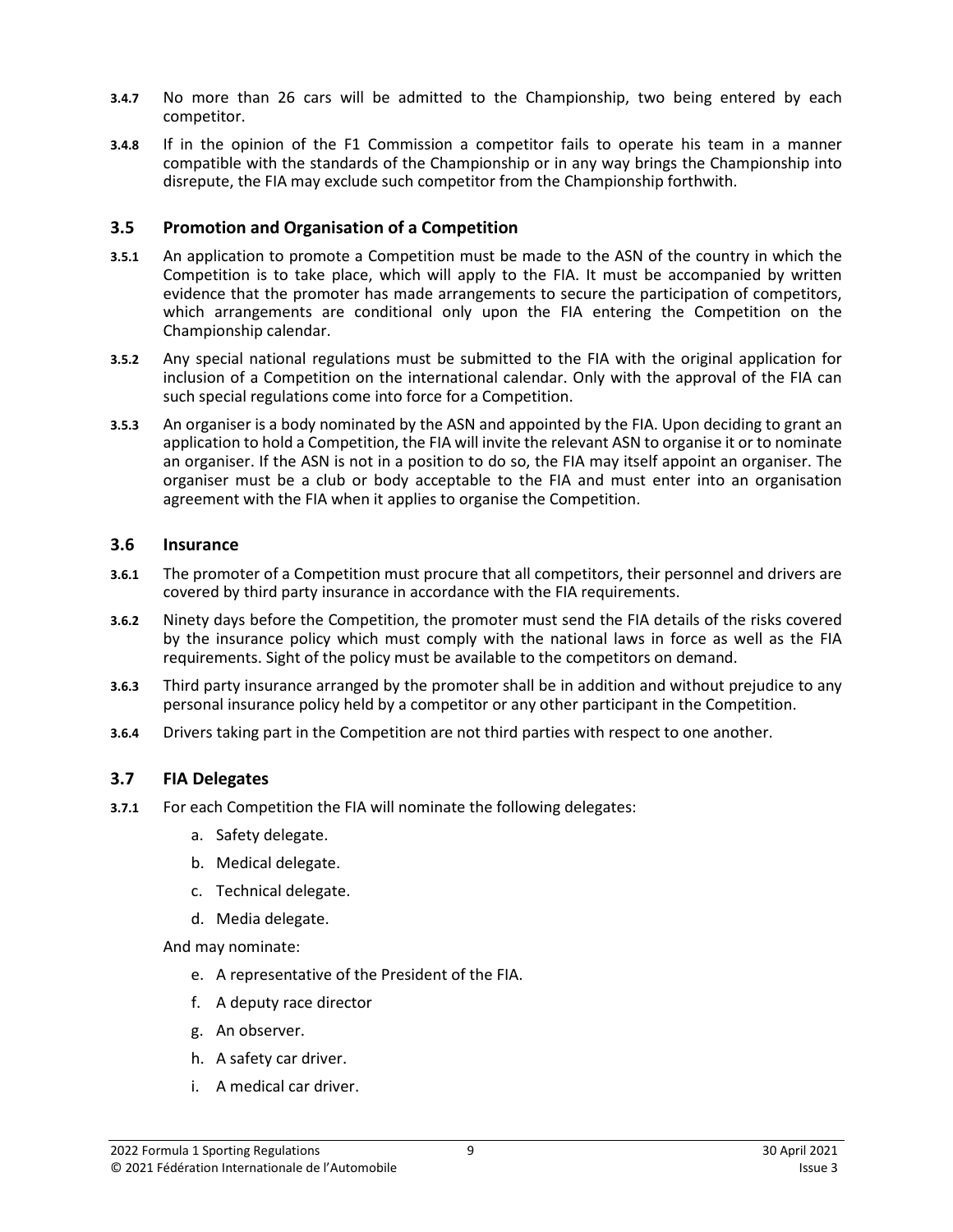**3.4.7** No more than 26 cars will be admitted to the Championship, two being entered by each competitor.

**3.4.8** If in the opinion of the F1 Commission a competitor fails to operate his team in a manner compatible with the standards of the Championship or in any way brings the Championship into disrepute, the FIA may exclude such competitor from the Championship forthwith.

## 3.5 Promotion and Organisation of a Competition

**3.5.1** An application to promote a Competition must be made to the ASN of the country in which the Competition is to take place, which will apply to the FIA. It must be accompanied by written evidence that the promoter has made arrangements to secure the participation of competitors, which arrangements are conditional only upon the FIA entering the Competition on the Championship calendar.

**3.5.2** Any special national regulations must be submitted to the FIA with the original application for inclusion of a Competition on the international calendar. Only with the approval of the FIA can such special regulations come into force for a Competition.

**3.5.3** An organiser is a body nominated by the ASN and appointed by the FIA. Upon deciding to grant an application to hold a Competition, the FIA will invite the relevant ASN to organise it or to nominate an organiser. If the ASN is not in a position to do so, the FIA may itself appoint an organiser. The organiser must be a club or body acceptable to the FIA and must enter into an organisation agreement with the FIA when it applies to organise the Competition.

## 3.6 Insurance

**3.6.1** The promoter of a Competition must procure that all competitors, their personnel and drivers are covered by third party insurance in accordance with the FIA requirements.

**3.6.2** Ninety days before the Competition, the promoter must send the FIA details of the risks covered by the insurance policy which must comply with the national laws in force as well as the FIA requirements. Sight of the policy must be available to the competitors on demand.

**3.6.3** Third party insurance arranged by the promoter shall be in addition and without prejudice to any personal insurance policy held by a competitor or any other participant in the Competition.

**3.6.4** Drivers taking part in the Competition are not third parties with respect to one another.

## 3.7 FIA Delegates

**3.7.1** For each Competition the FIA will nominate the following delegates:

a. Safety delegate.

b. Medical delegate.

c. Technical delegate.

d. Media delegate.

And may nominate:

e. A representative of the President of the FIA.

f. A deputy race director

g. An observer.

h. A safety car driver.

i. A medical car driver.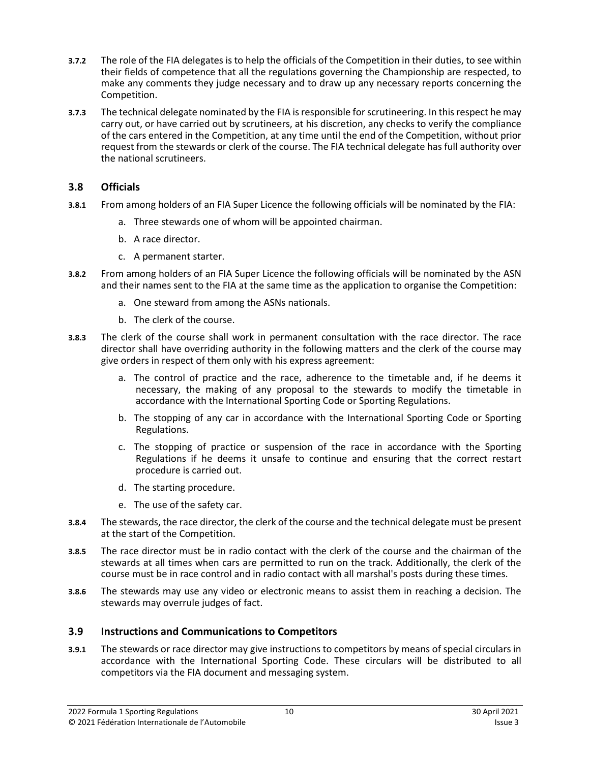**3.7.2** The role of the FIA delegates is to help the officials of the Competition in their duties, to see within their fields of competence that all the regulations governing the Championship are respected, to make any comments they judge necessary and to draw up any necessary reports concerning the Competition.

**3.7.3** The technical delegate nominated by the FIA is responsible for scrutineering. In this respect he may carry out, or have carried out by scrutineers, at his discretion, any checks to verify the compliance of the cars entered in the Competition, at any time until the end of the Competition, without prior request from the stewards or clerk of the course. The FIA technical delegate has full authority over the national scrutineers.

## 3.8 Officials

**3.8.1** From among holders of an FIA Super Licence the following officials will be nominated by the FIA:

a. Three stewards one of whom will be appointed chairman.

b. A race director.

c. A permanent starter.

**3.8.2** From among holders of an FIA Super Licence the following officials will be nominated by the ASN and their names sent to the FIA at the same time as the application to organise the Competition:

a. One steward from among the ASNs nationals.

b. The clerk of the course.

**3.8.3** The clerk of the course shall work in permanent consultation with the race director. The race director shall have overriding authority in the following matters and the clerk of the course may give orders in respect of them only with his express agreement:

a. The control of practice and the race, adherence to the timetable and, if he deems it necessary, the making of any proposal to the stewards to modify the timetable in accordance with the International Sporting Code or Sporting Regulations.

b. The stopping of any car in accordance with the International Sporting Code or Sporting Regulations.

c. The stopping of practice or suspension of the race in accordance with the Sporting Regulations if he deems it unsafe to continue and ensuring that the correct restart procedure is carried out.

d. The starting procedure.

e. The use of the safety car.

**3.8.4** The stewards, the race director, the clerk of the course and the technical delegate must be present at the start of the Competition.

**3.8.5** The race director must be in radio contact with the clerk of the course and the chairman of the stewards at all times when cars are permitted to run on the track. Additionally, the clerk of the course must be in race control and in radio contact with all marshal's posts during these times.

**3.8.6** The stewards may use any video or electronic means to assist them in reaching a decision. The stewards may overrule judges of fact.

## 3.9 Instructions and Communications to Competitors

**3.9.1** The stewards or race director may give instructions to competitors by means of special circulars in accordance with the International Sporting Code. These circulars will be distributed to all competitors via the FIA document and messaging system.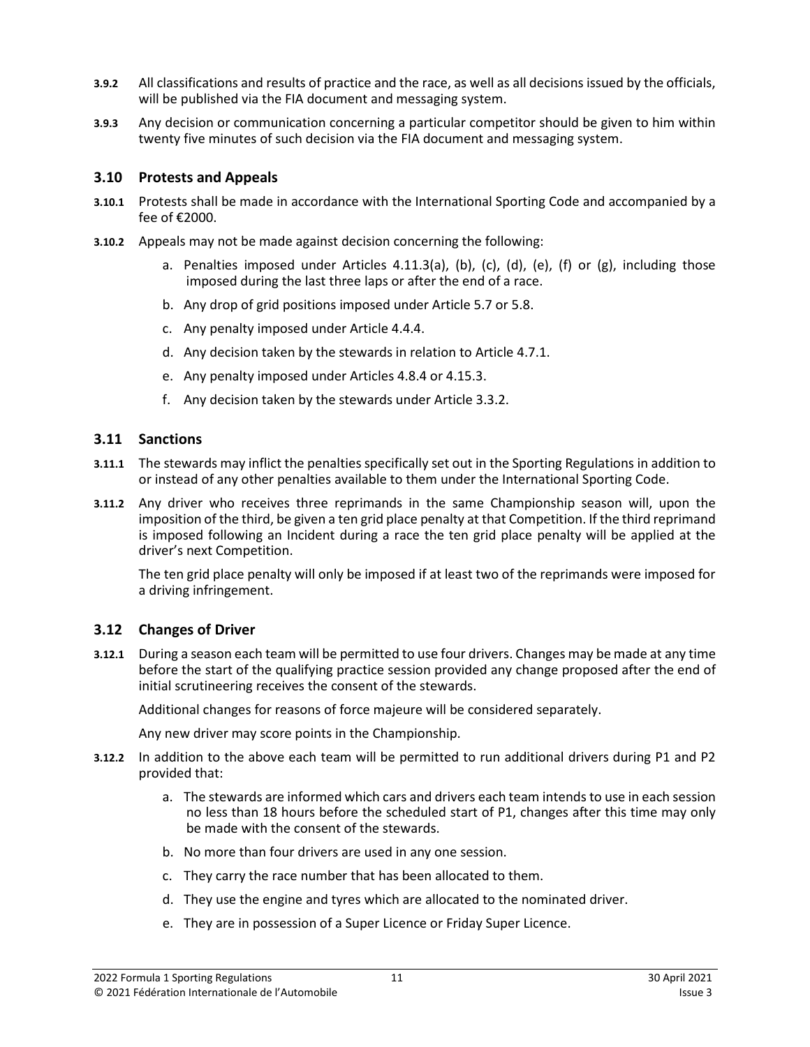**3.9.2** All classifications and results of practice and the race, as well as all decisions issued by the officials, will be published via the FIA document and messaging system.

**3.9.3** Any decision or communication concerning a particular competitor should be given to him within twenty five minutes of such decision via the FIA document and messaging system.

## 3.10 Protests and Appeals

**3.10.1** Protests shall be made in accordance with the International Sporting Code and accompanied by a fee of €2000.

**3.10.2** Appeals may not be made against decision concerning the following:

a. Penalties imposed under Articles 4.11.3(a), (b), (c), (d), (e), (f) or (g), including those imposed during the last three laps or after the end of a race.

b. Any drop of grid positions imposed under Article 5.7 or 5.8.

c. Any penalty imposed under Article 4.4.4.

d. Any decision taken by the stewards in relation to Article 4.7.1.

e. Any penalty imposed under Articles 4.8.4 or 4.15.3.

f. Any decision taken by the stewards under Article 3.3.2.

## 3.11 Sanctions

**3.11.1** The stewards may inflict the penalties specifically set out in the Sporting Regulations in addition to or instead of any other penalties available to them under the International Sporting Code.

**3.11.2** Any driver who receives three reprimands in the same Championship season will, upon the imposition of the third, be given a ten grid place penalty at that Competition. If the third reprimand is imposed following an Incident during a race the ten grid place penalty will be applied at the driver's next Competition.

The ten grid place penalty will only be imposed if at least two of the reprimands were imposed for a driving infringement.

## 3.12 Changes of Driver

**3.12.1** During a season each team will be permitted to use four drivers. Changes may be made at any time before the start of the qualifying practice session provided any change proposed after the end of initial scrutineering receives the consent of the stewards.

Additional changes for reasons of force majeure will be considered separately.

Any new driver may score points in the Championship.

**3.12.2** In addition to the above each team will be permitted to run additional drivers during P1 and P2 provided that:

a. The stewards are informed which cars and drivers each team intends to use in each session no less than 18 hours before the scheduled start of P1, changes after this time may only be made with the consent of the stewards.

b. No more than four drivers are used in any one session.

c. They carry the race number that has been allocated to them.

d. They use the engine and tyres which are allocated to the nominated driver.

e. They are in possession of a Super Licence or Friday Super Licence.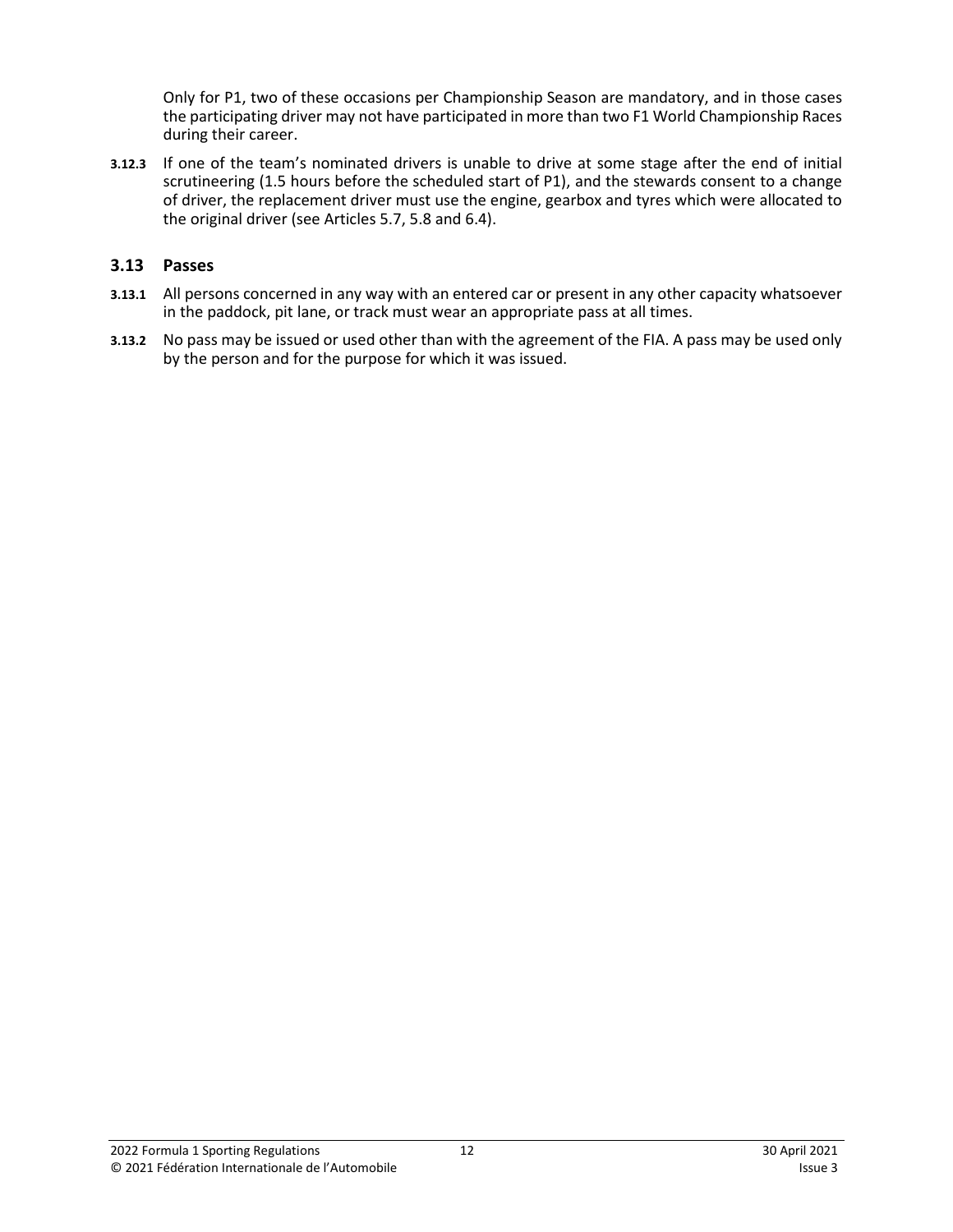Only for P1, two of these occasions per Championship Season are mandatory, and in those cases the participating driver may not have participated in more than two F1 World Championship Races during their career.

**3.12.3** If one of the team's nominated drivers is unable to drive at some stage after the end of initial scrutineering (1.5 hours before the scheduled start of P1), and the stewards consent to a change of driver, the replacement driver must use the engine, gearbox and tyres which were allocated to the original driver (see Articles 5.7, 5.8 and 6.4).

## 3.13 Passes

**3.13.1** All persons concerned in any way with an entered car or present in any other capacity whatsoever in the paddock, pit lane, or track must wear an appropriate pass at all times.

**3.13.2** No pass may be issued or used other than with the agreement of the FIA. A pass may be used only by the person and for the purpose for which it was issued.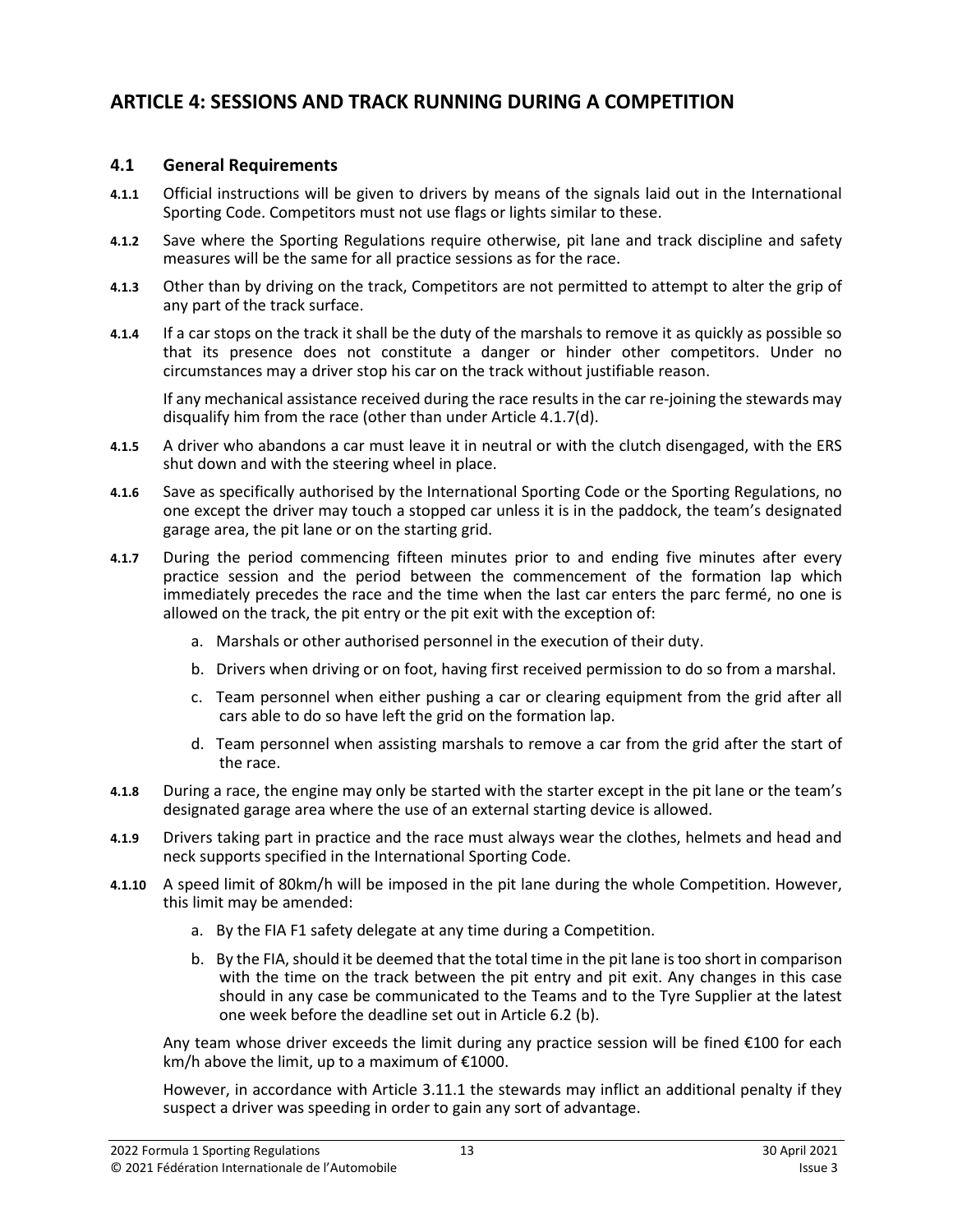## ARTICLE 4: SESSIONS AND TRACK RUNNING DURING A COMPETITION

### 4.1 General Requirements

**4.1.1** Official instructions will be given to drivers by means of the signals laid out in the International Sporting Code. Competitors must not use flags or lights similar to these.

**4.1.2** Save where the Sporting Regulations require otherwise, pit lane and track discipline and safety measures will be the same for all practice sessions as for the race.

**4.1.3** Other than by driving on the track, Competitors are not permitted to attempt to alter the grip of any part of the track surface.

**4.1.4** If a car stops on the track it shall be the duty of the marshals to remove it as quickly as possible so that its presence does not constitute a danger or hinder other competitors. Under no circumstances may a driver stop his car on the track without justifiable reason.

If any mechanical assistance received during the race results in the car re-joining the stewards may disqualify him from the race (other than under Article 4.1.7(d).

**4.1.5** A driver who abandons a car must leave it in neutral or with the clutch disengaged, with the ERS shut down and with the steering wheel in place.

**4.1.6** Save as specifically authorised by the International Sporting Code or the Sporting Regulations, no one except the driver may touch a stopped car unless it is in the paddock, the team's designated garage area, the pit lane or on the starting grid.

**4.1.7** During the period commencing fifteen minutes prior to and ending five minutes after every practice session and the period between the commencement of the formation lap which immediately precedes the race and the time when the last car enters the parc fermé, no one is allowed on the track, the pit entry or the pit exit with the exception of:

a. Marshals or other authorised personnel in the execution of their duty.

b. Drivers when driving or on foot, having first received permission to do so from a marshal.

c. Team personnel when either pushing a car or clearing equipment from the grid after all cars able to do so have left the grid on the formation lap.

d. Team personnel when assisting marshals to remove a car from the grid after the start of the race.

**4.1.8** During a race, the engine may only be started with the starter except in the pit lane or the team's designated garage area where the use of an external starting device is allowed.

**4.1.9** Drivers taking part in practice and the race must always wear the clothes, helmets and head and neck supports specified in the International Sporting Code.

**4.1.10** A speed limit of 80km/h will be imposed in the pit lane during the whole Competition. However, this limit may be amended:

a. By the FIA F1 safety delegate at any time during a Competition.

b. By the FIA, should it be deemed that the total time in the pit lane is too short in comparison with the time on the track between the pit entry and pit exit. Any changes in this case should in any case be communicated to the Teams and to the Tyre Supplier at the latest one week before the deadline set out in Article 6.2 (b).

Any team whose driver exceeds the limit during any practice session will be fined €100 for each km/h above the limit, up to a maximum of €1000.

However, in accordance with Article 3.11.1 the stewards may inflict an additional penalty if they suspect a driver was speeding in order to gain any sort of advantage.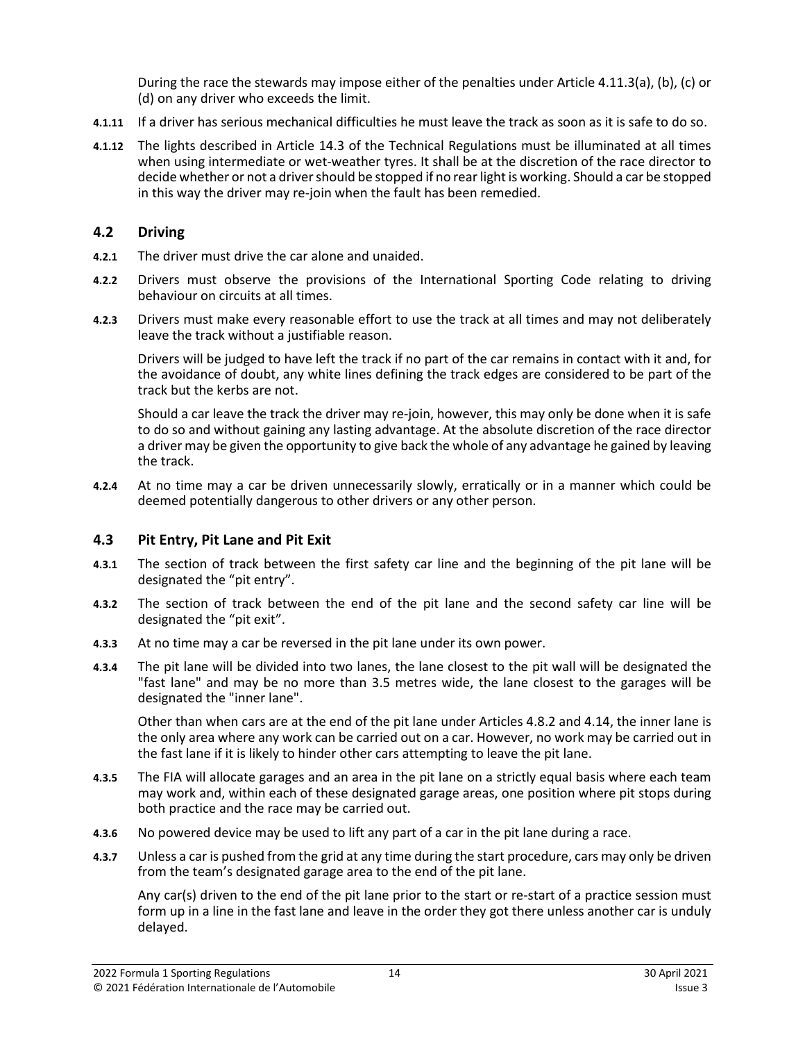During the race the stewards may impose either of the penalties under Article 4.11.3(a), (b), (c) or (d) on any driver who exceeds the limit.

**4.1.11** If a driver has serious mechanical difficulties he must leave the track as soon as it is safe to do so.

**4.1.12** The lights described in Article 14.3 of the Technical Regulations must be illuminated at all times when using intermediate or wet-weather tyres. It shall be at the discretion of the race director to decide whether or not a driver should be stopped if no rear light is working. Should a car be stopped in this way the driver may re-join when the fault has been remedied.

## 4.2 Driving

**4.2.1** The driver must drive the car alone and unaided.

**4.2.2** Drivers must observe the provisions of the International Sporting Code relating to driving behaviour on circuits at all times.

**4.2.3** Drivers must make every reasonable effort to use the track at all times and may not deliberately leave the track without a justifiable reason.

Drivers will be judged to have left the track if no part of the car remains in contact with it and, for the avoidance of doubt, any white lines defining the track edges are considered to be part of the track but the kerbs are not.

Should a car leave the track the driver may re-join, however, this may only be done when it is safe to do so and without gaining any lasting advantage. At the absolute discretion of the race director a driver may be given the opportunity to give back the whole of any advantage he gained by leaving the track.

**4.2.4** At no time may a car be driven unnecessarily slowly, erratically or in a manner which could be deemed potentially dangerous to other drivers or any other person.

## 4.3 Pit Entry, Pit Lane and Pit Exit

**4.3.1** The section of track between the first safety car line and the beginning of the pit lane will be designated the "pit entry".

**4.3.2** The section of track between the end of the pit lane and the second safety car line will be designated the "pit exit".

**4.3.3** At no time may a car be reversed in the pit lane under its own power.

**4.3.4** The pit lane will be divided into two lanes, the lane closest to the pit wall will be designated the "fast lane" and may be no more than 3.5 metres wide, the lane closest to the garages will be designated the "inner lane".

Other than when cars are at the end of the pit lane under Articles 4.8.2 and 4.14, the inner lane is the only area where any work can be carried out on a car. However, no work may be carried out in the fast lane if it is likely to hinder other cars attempting to leave the pit lane.

**4.3.5** The FIA will allocate garages and an area in the pit lane on a strictly equal basis where each team may work and, within each of these designated garage areas, one position where pit stops during both practice and the race may be carried out.

**4.3.6** No powered device may be used to lift any part of a car in the pit lane during a race.

**4.3.7** Unless a car is pushed from the grid at any time during the start procedure, cars may only be driven from the team's designated garage area to the end of the pit lane.

Any car(s) driven to the end of the pit lane prior to the start or re-start of a practice session must form up in a line in the fast lane and leave in the order they got there unless another car is unduly delayed.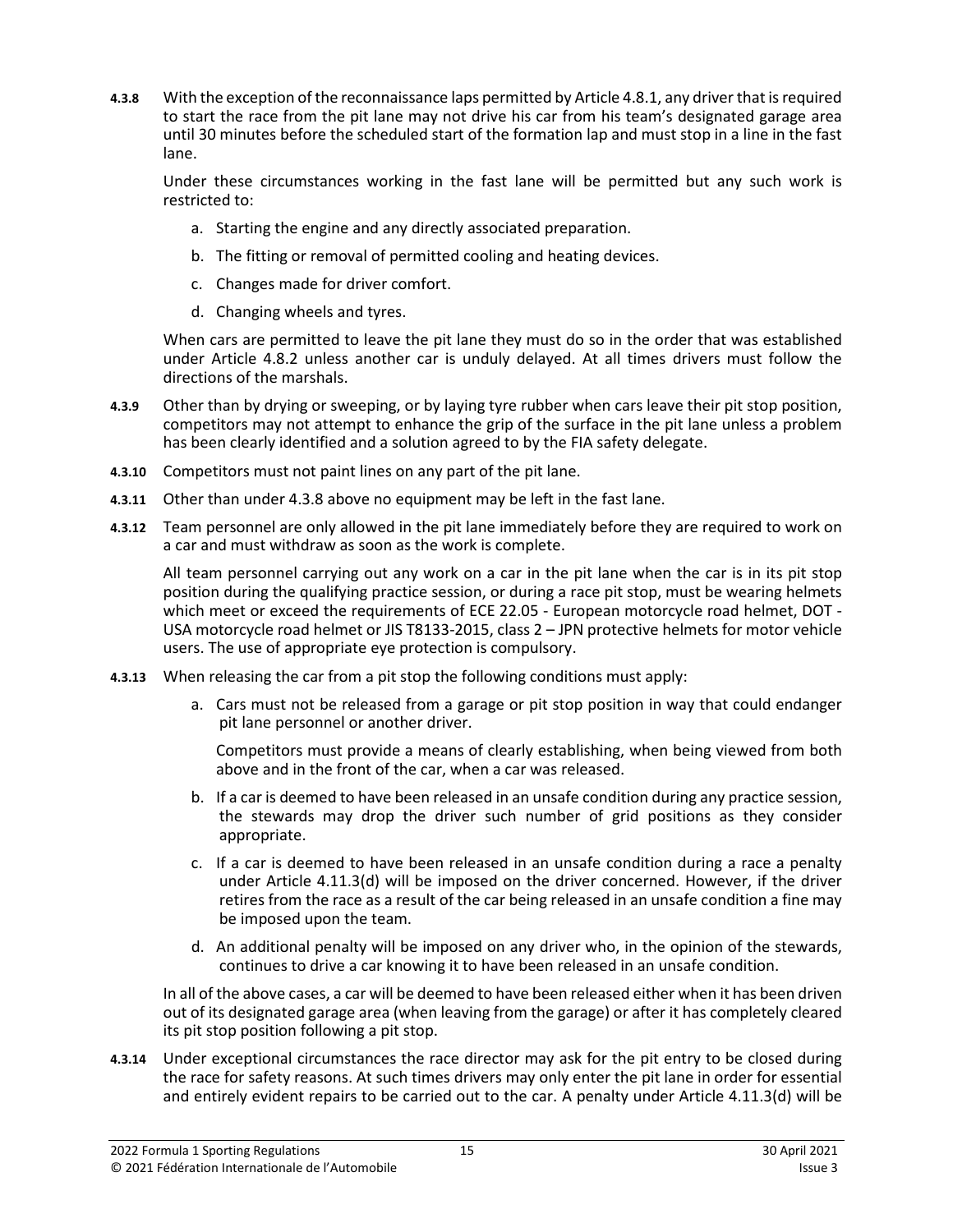**4.3.8** With the exception of the reconnaissance laps permitted by Article 4.8.1, any driver that is required to start the race from the pit lane may not drive his car from his team's designated garage area until 30 minutes before the scheduled start of the formation lap and must stop in a line in the fast lane.

Under these circumstances working in the fast lane will be permitted but any such work is restricted to:

a. Starting the engine and any directly associated preparation.

b. The fitting or removal of permitted cooling and heating devices.

c. Changes made for driver comfort.

d. Changing wheels and tyres.

When cars are permitted to leave the pit lane they must do so in the order that was established under Article 4.8.2 unless another car is unduly delayed. At all times drivers must follow the directions of the marshals.

**4.3.9** Other than by drying or sweeping, or by laying tyre rubber when cars leave their pit stop position, competitors may not attempt to enhance the grip of the surface in the pit lane unless a problem has been clearly identified and a solution agreed to by the FIA safety delegate.

**4.3.10** Competitors must not paint lines on any part of the pit lane.

**4.3.11** Other than under 4.3.8 above no equipment may be left in the fast lane.

**4.3.12** Team personnel are only allowed in the pit lane immediately before they are required to work on a car and must withdraw as soon as the work is complete.

All team personnel carrying out any work on a car in the pit lane when the car is in its pit stop position during the qualifying practice session, or during a race pit stop, must be wearing helmets which meet or exceed the requirements of ECE 22.05 - European motorcycle road helmet, DOT - USA motorcycle road helmet or JIS T8133-2015, class 2 – JPN protective helmets for motor vehicle users. The use of appropriate eye protection is compulsory.

**4.3.13** When releasing the car from a pit stop the following conditions must apply:

a. Cars must not be released from a garage or pit stop position in way that could endanger pit lane personnel or another driver.

   Competitors must provide a means of clearly establishing, when being viewed from both above and in the front of the car, when a car was released.

b. If a car is deemed to have been released in an unsafe condition during any practice session, the stewards may drop the driver such number of grid positions as they consider appropriate.

c. If a car is deemed to have been released in an unsafe condition during a race a penalty under Article 4.11.3(d) will be imposed on the driver concerned. However, if the driver retires from the race as a result of the car being released in an unsafe condition a fine may be imposed upon the team.

d. An additional penalty will be imposed on any driver who, in the opinion of the stewards, continues to drive a car knowing it to have been released in an unsafe condition.

In all of the above cases, a car will be deemed to have been released either when it has been driven out of its designated garage area (when leaving from the garage) or after it has completely cleared its pit stop position following a pit stop.

**4.3.14** Under exceptional circumstances the race director may ask for the pit entry to be closed during the race for safety reasons. At such times drivers may only enter the pit lane in order for essential and entirely evident repairs to be carried out to the car. A penalty under Article 4.11.3(d) will be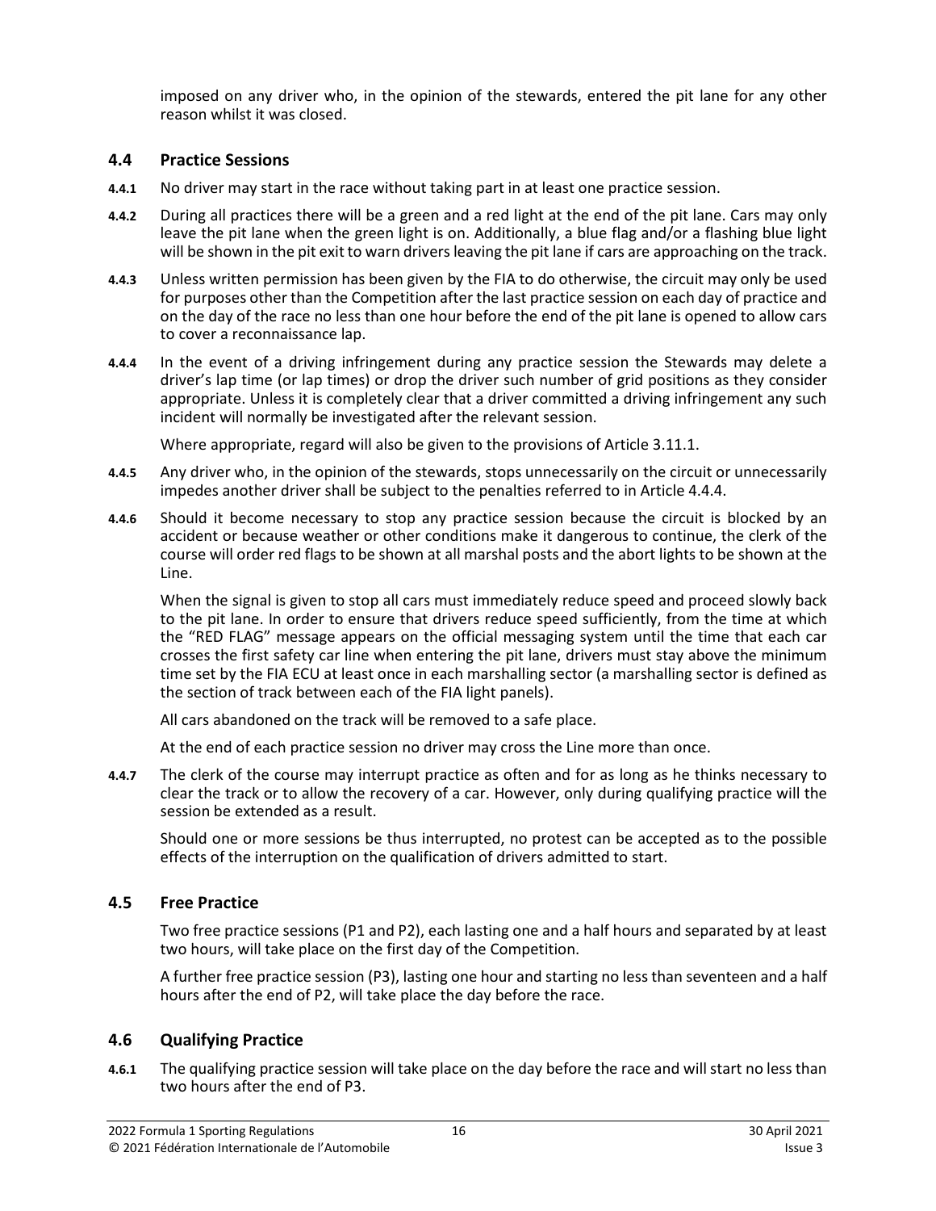imposed on any driver who, in the opinion of the stewards, entered the pit lane for any other reason whilst it was closed.

## 4.4 Practice Sessions

**4.4.1** No driver may start in the race without taking part in at least one practice session.

**4.4.2** During all practices there will be a green and a red light at the end of the pit lane. Cars may only leave the pit lane when the green light is on. Additionally, a blue flag and/or a flashing blue light will be shown in the pit exit to warn drivers leaving the pit lane if cars are approaching on the track.

**4.4.3** Unless written permission has been given by the FIA to do otherwise, the circuit may only be used for purposes other than the Competition after the last practice session on each day of practice and on the day of the race no less than one hour before the end of the pit lane is opened to allow cars to cover a reconnaissance lap.

**4.4.4** In the event of a driving infringement during any practice session the Stewards may delete a driver's lap time (or lap times) or drop the driver such number of grid positions as they consider appropriate. Unless it is completely clear that a driver committed a driving infringement any such incident will normally be investigated after the relevant session.

Where appropriate, regard will also be given to the provisions of Article 3.11.1.

**4.4.5** Any driver who, in the opinion of the stewards, stops unnecessarily on the circuit or unnecessarily impedes another driver shall be subject to the penalties referred to in Article 4.4.4.

**4.4.6** Should it become necessary to stop any practice session because the circuit is blocked by an accident or because weather or other conditions make it dangerous to continue, the clerk of the course will order red flags to be shown at all marshal posts and the abort lights to be shown at the Line.

When the signal is given to stop all cars must immediately reduce speed and proceed slowly back to the pit lane. In order to ensure that drivers reduce speed sufficiently, from the time at which the "RED FLAG" message appears on the official messaging system until the time that each car crosses the first safety car line when entering the pit lane, drivers must stay above the minimum time set by the FIA ECU at least once in each marshalling sector (a marshalling sector is defined as the section of track between each of the FIA light panels).

All cars abandoned on the track will be removed to a safe place.

At the end of each practice session no driver may cross the Line more than once.

**4.4.7** The clerk of the course may interrupt practice as often and for as long as he thinks necessary to clear the track or to allow the recovery of a car. However, only during qualifying practice will the session be extended as a result.

Should one or more sessions be thus interrupted, no protest can be accepted as to the possible effects of the interruption on the qualification of drivers admitted to start.

## 4.5 Free Practice

Two free practice sessions (P1 and P2), each lasting one and a half hours and separated by at least two hours, will take place on the first day of the Competition.

A further free practice session (P3), lasting one hour and starting no less than seventeen and a half hours after the end of P2, will take place the day before the race.

## 4.6 Qualifying Practice

**4.6.1** The qualifying practice session will take place on the day before the race and will start no less than two hours after the end of P3.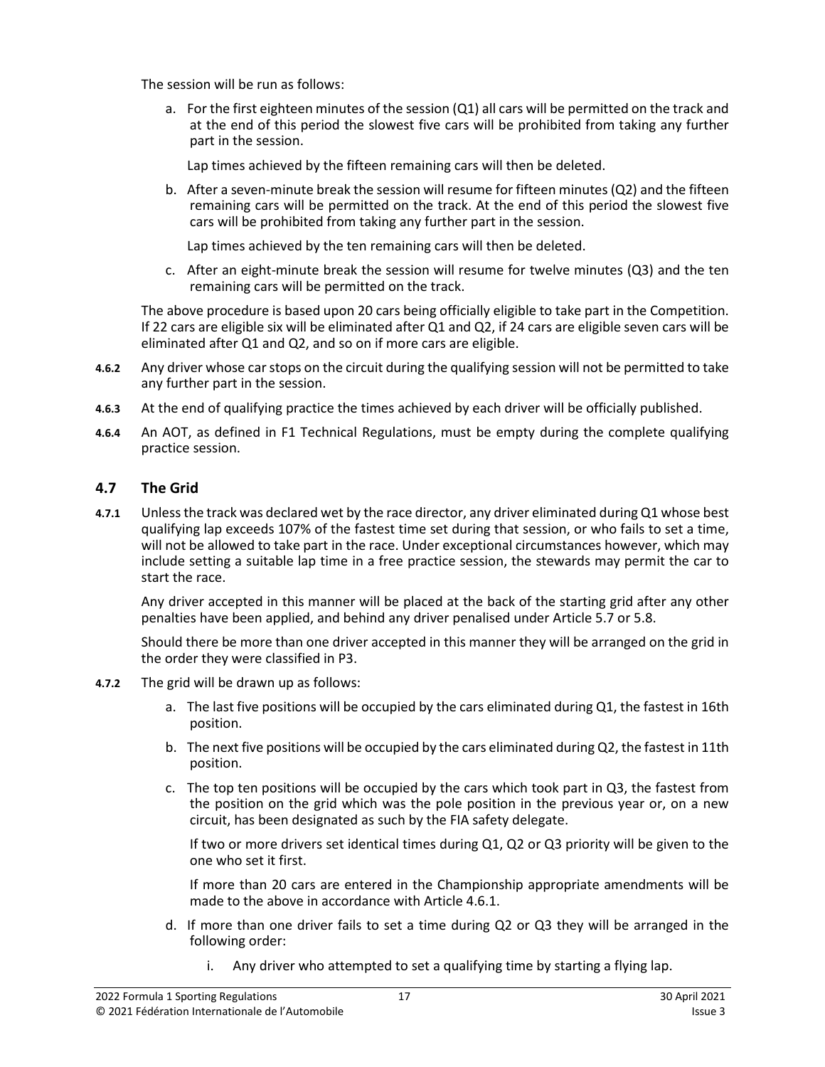The session will be run as follows:

a. For the first eighteen minutes of the session (Q1) all cars will be permitted on the track and at the end of this period the slowest five cars will be prohibited from taking any further part in the session.

   Lap times achieved by the fifteen remaining cars will then be deleted.

b. After a seven-minute break the session will resume for fifteen minutes (Q2) and the fifteen remaining cars will be permitted on the track. At the end of this period the slowest five cars will be prohibited from taking any further part in the session.

   Lap times achieved by the ten remaining cars will then be deleted.

c. After an eight-minute break the session will resume for twelve minutes (Q3) and the ten remaining cars will be permitted on the track.

The above procedure is based upon 20 cars being officially eligible to take part in the Competition. If 22 cars are eligible six will be eliminated after Q1 and Q2, if 24 cars are eligible seven cars will be eliminated after Q1 and Q2, and so on if more cars are eligible.

**4.6.2** Any driver whose car stops on the circuit during the qualifying session will not be permitted to take any further part in the session.

**4.6.3** At the end of qualifying practice the times achieved by each driver will be officially published.

**4.6.4** An AOT, as defined in F1 Technical Regulations, must be empty during the complete qualifying practice session.

## 4.7 The Grid

**4.7.1** Unless the track was declared wet by the race director, any driver eliminated during Q1 whose best qualifying lap exceeds 107% of the fastest time set during that session, or who fails to set a time, will not be allowed to take part in the race. Under exceptional circumstances however, which may include setting a suitable lap time in a free practice session, the stewards may permit the car to start the race.

Any driver accepted in this manner will be placed at the back of the starting grid after any other penalties have been applied, and behind any driver penalised under Article 5.7 or 5.8.

Should there be more than one driver accepted in this manner they will be arranged on the grid in the order they were classified in P3.

**4.7.2** The grid will be drawn up as follows:

a. The last five positions will be occupied by the cars eliminated during Q1, the fastest in 16th position.

b. The next five positions will be occupied by the cars eliminated during Q2, the fastest in 11th position.

c. The top ten positions will be occupied by the cars which took part in Q3, the fastest from the position on the grid which was the pole position in the previous year or, on a new circuit, has been designated as such by the FIA safety delegate.

   If two or more drivers set identical times during Q1, Q2 or Q3 priority will be given to the one who set it first.

   If more than 20 cars are entered in the Championship appropriate amendments will be made to the above in accordance with Article 4.6.1.

d. If more than one driver fails to set a time during Q2 or Q3 they will be arranged in the following order:

   i. Any driver who attempted to set a qualifying time by starting a flying lap.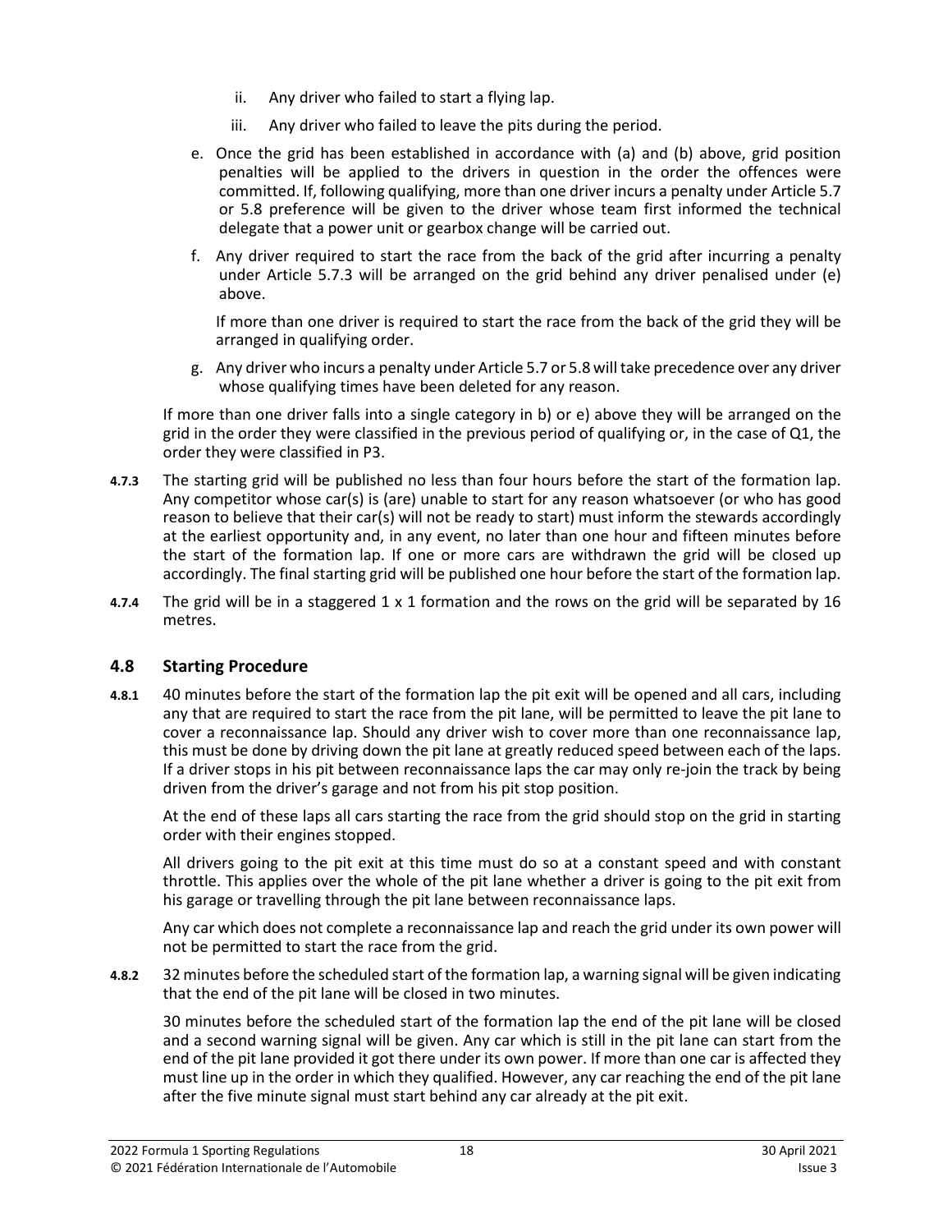ii. Any driver who failed to start a flying lap.

iii. Any driver who failed to leave the pits during the period.

e. Once the grid has been established in accordance with (a) and (b) above, grid position penalties will be applied to the drivers in question in the order the offences were committed. If, following qualifying, more than one driver incurs a penalty under Article 5.7 or 5.8 preference will be given to the driver whose team first informed the technical delegate that a power unit or gearbox change will be carried out.

f. Any driver required to start the race from the back of the grid after incurring a penalty under Article 5.7.3 will be arranged on the grid behind any driver penalised under (e) above.

   If more than one driver is required to start the race from the back of the grid they will be arranged in qualifying order.

g. Any driver who incurs a penalty under Article 5.7 or 5.8 will take precedence over any driver whose qualifying times have been deleted for any reason.

If more than one driver falls into a single category in b) or e) above they will be arranged on the grid in the order they were classified in the previous period of qualifying or, in the case of Q1, the order they were classified in P3.

**4.7.3** The starting grid will be published no less than four hours before the start of the formation lap. Any competitor whose car(s) is (are) unable to start for any reason whatsoever (or who has good reason to believe that their car(s) will not be ready to start) must inform the stewards accordingly at the earliest opportunity and, in any event, no later than one hour and fifteen minutes before the start of the formation lap. If one or more cars are withdrawn the grid will be closed up accordingly. The final starting grid will be published one hour before the start of the formation lap.

**4.7.4** The grid will be in a staggered 1 x 1 formation and the rows on the grid will be separated by 16 metres.

## 4.8 Starting Procedure

**4.8.1** 40 minutes before the start of the formation lap the pit exit will be opened and all cars, including any that are required to start the race from the pit lane, will be permitted to leave the pit lane to cover a reconnaissance lap. Should any driver wish to cover more than one reconnaissance lap, this must be done by driving down the pit lane at greatly reduced speed between each of the laps. If a driver stops in his pit between reconnaissance laps the car may only re-join the track by being driven from the driver's garage and not from his pit stop position.

At the end of these laps all cars starting the race from the grid should stop on the grid in starting order with their engines stopped.

All drivers going to the pit exit at this time must do so at a constant speed and with constant throttle. This applies over the whole of the pit lane whether a driver is going to the pit exit from his garage or travelling through the pit lane between reconnaissance laps.

Any car which does not complete a reconnaissance lap and reach the grid under its own power will not be permitted to start the race from the grid.

**4.8.2** 32 minutes before the scheduled start of the formation lap, a warning signal will be given indicating that the end of the pit lane will be closed in two minutes.

30 minutes before the scheduled start of the formation lap the end of the pit lane will be closed and a second warning signal will be given. Any car which is still in the pit lane can start from the end of the pit lane provided it got there under its own power. If more than one car is affected they must line up in the order in which they qualified. However, any car reaching the end of the pit lane after the five minute signal must start behind any car already at the pit exit.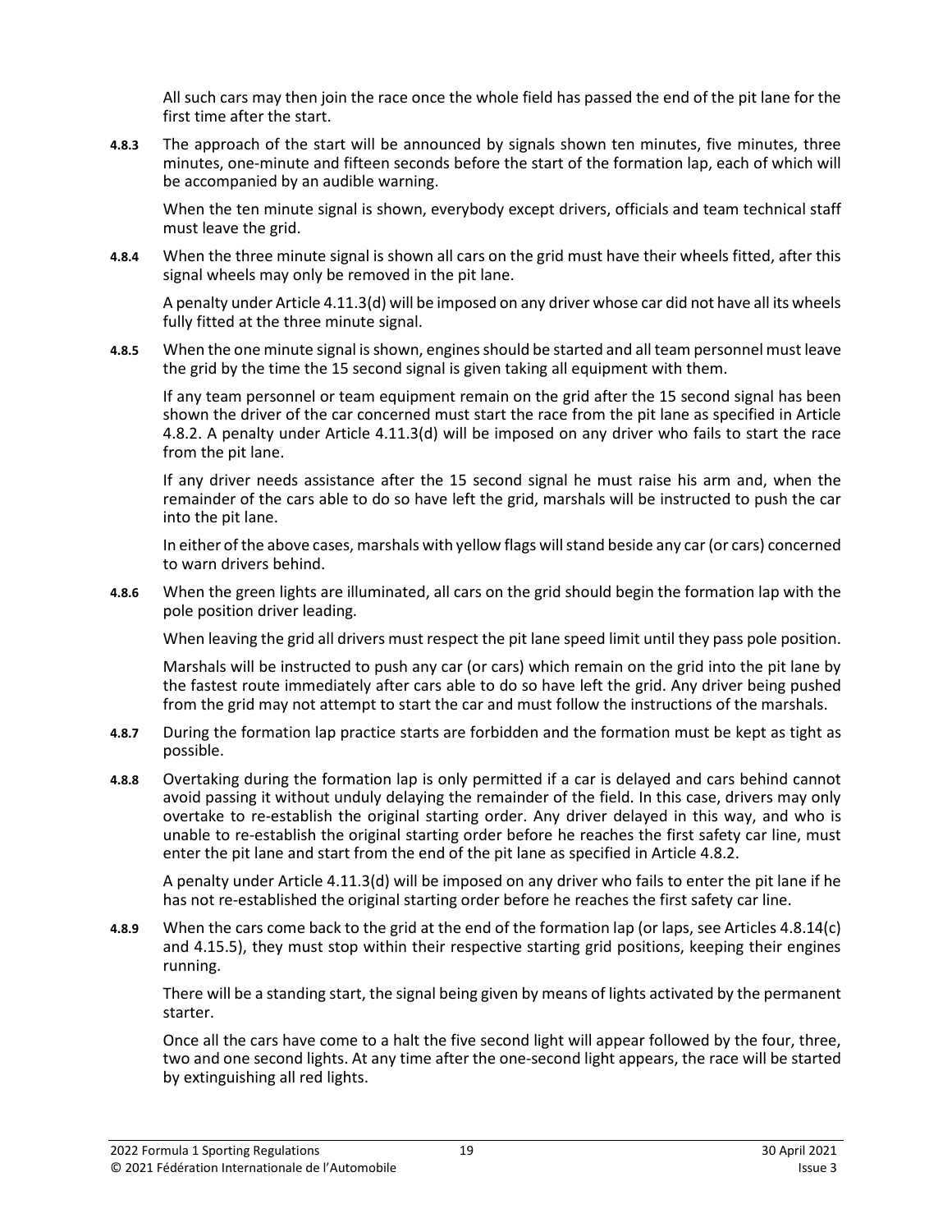All such cars may then join the race once the whole field has passed the end of the pit lane for the first time after the start.

**4.8.3** The approach of the start will be announced by signals shown ten minutes, five minutes, three minutes, one-minute and fifteen seconds before the start of the formation lap, each of which will be accompanied by an audible warning.

When the ten minute signal is shown, everybody except drivers, officials and team technical staff must leave the grid.

**4.8.4** When the three minute signal is shown all cars on the grid must have their wheels fitted, after this signal wheels may only be removed in the pit lane.

A penalty under Article 4.11.3(d) will be imposed on any driver whose car did not have all its wheels fully fitted at the three minute signal.

**4.8.5** When the one minute signal is shown, engines should be started and all team personnel must leave the grid by the time the 15 second signal is given taking all equipment with them.

If any team personnel or team equipment remain on the grid after the 15 second signal has been shown the driver of the car concerned must start the race from the pit lane as specified in Article 4.8.2. A penalty under Article 4.11.3(d) will be imposed on any driver who fails to start the race from the pit lane.

If any driver needs assistance after the 15 second signal he must raise his arm and, when the remainder of the cars able to do so have left the grid, marshals will be instructed to push the car into the pit lane.

In either of the above cases, marshals with yellow flags will stand beside any car (or cars) concerned to warn drivers behind.

**4.8.6** When the green lights are illuminated, all cars on the grid should begin the formation lap with the pole position driver leading.

When leaving the grid all drivers must respect the pit lane speed limit until they pass pole position.

Marshals will be instructed to push any car (or cars) which remain on the grid into the pit lane by the fastest route immediately after cars able to do so have left the grid. Any driver being pushed from the grid may not attempt to start the car and must follow the instructions of the marshals.

**4.8.7** During the formation lap practice starts are forbidden and the formation must be kept as tight as possible.

**4.8.8** Overtaking during the formation lap is only permitted if a car is delayed and cars behind cannot avoid passing it without unduly delaying the remainder of the field. In this case, drivers may only overtake to re-establish the original starting order. Any driver delayed in this way, and who is unable to re-establish the original starting order before he reaches the first safety car line, must enter the pit lane and start from the end of the pit lane as specified in Article 4.8.2.

A penalty under Article 4.11.3(d) will be imposed on any driver who fails to enter the pit lane if he has not re-established the original starting order before he reaches the first safety car line.

**4.8.9** When the cars come back to the grid at the end of the formation lap (or laps, see Articles 4.8.14(c) and 4.15.5), they must stop within their respective starting grid positions, keeping their engines running.

There will be a standing start, the signal being given by means of lights activated by the permanent starter.

Once all the cars have come to a halt the five second light will appear followed by the four, three, two and one second lights. At any time after the one-second light appears, the race will be started by extinguishing all red lights.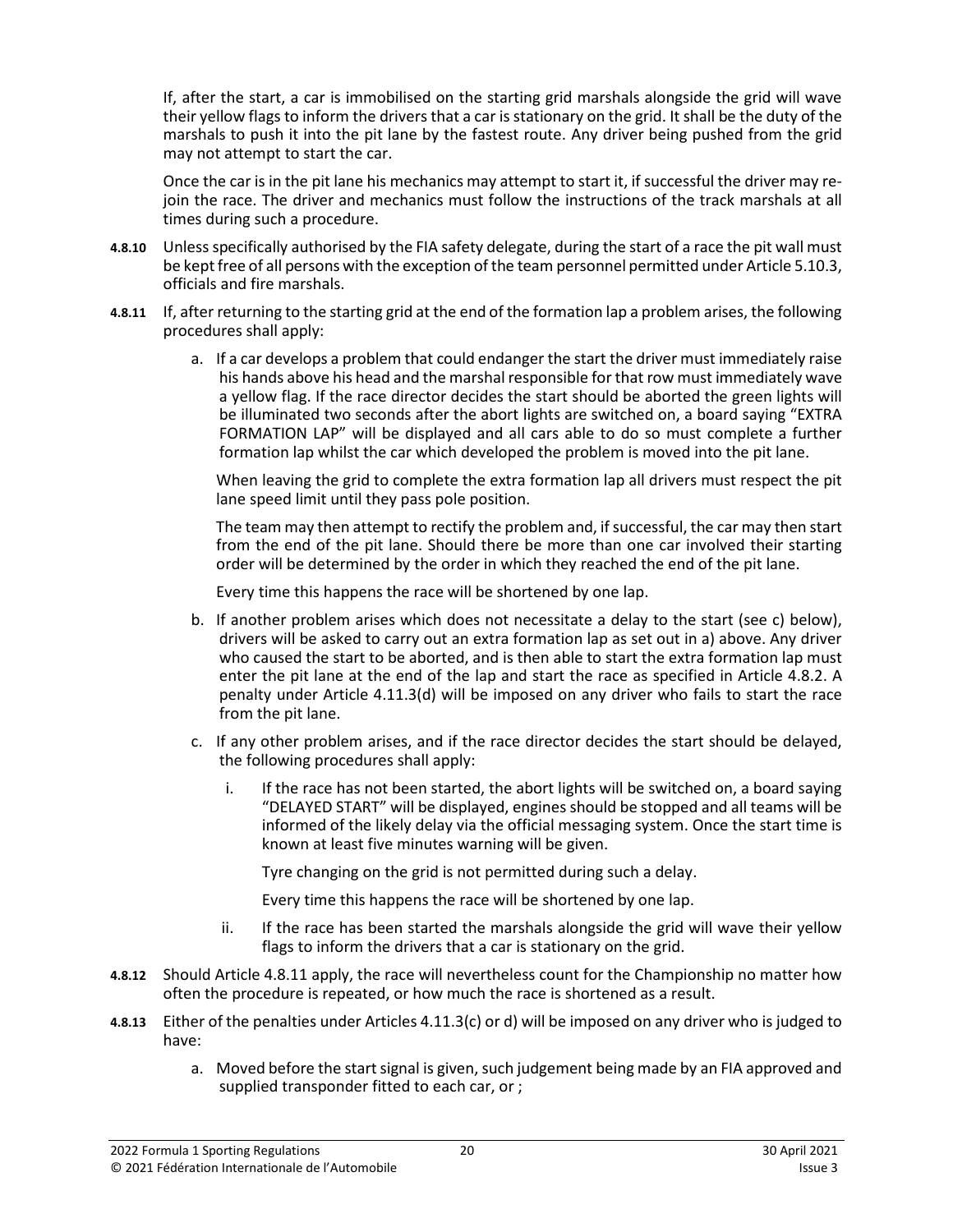If, after the start, a car is immobilised on the starting grid marshals alongside the grid will wave their yellow flags to inform the drivers that a car is stationary on the grid. It shall be the duty of the marshals to push it into the pit lane by the fastest route. Any driver being pushed from the grid may not attempt to start the car.

Once the car is in the pit lane his mechanics may attempt to start it, if successful the driver may re-join the race. The driver and mechanics must follow the instructions of the track marshals at all times during such a procedure.

**4.8.10** Unless specifically authorised by the FIA safety delegate, during the start of a race the pit wall must be kept free of all persons with the exception of the team personnel permitted under Article 5.10.3, officials and fire marshals.

**4.8.11** If, after returning to the starting grid at the end of the formation lap a problem arises, the following procedures shall apply:

a. If a car develops a problem that could endanger the start the driver must immediately raise his hands above his head and the marshal responsible for that row must immediately wave a yellow flag. If the race director decides the start should be aborted the green lights will be illuminated two seconds after the abort lights are switched on, a board saying "EXTRA FORMATION LAP" will be displayed and all cars able to do so must complete a further formation lap whilst the car which developed the problem is moved into the pit lane.

   When leaving the grid to complete the extra formation lap all drivers must respect the pit lane speed limit until they pass pole position.

   The team may then attempt to rectify the problem and, if successful, the car may then start from the end of the pit lane. Should there be more than one car involved their starting order will be determined by the order in which they reached the end of the pit lane.

   Every time this happens the race will be shortened by one lap.

b. If another problem arises which does not necessitate a delay to the start (see c) below), drivers will be asked to carry out an extra formation lap as set out in a) above. Any driver who caused the start to be aborted, and is then able to start the extra formation lap must enter the pit lane at the end of the lap and start the race as specified in Article 4.8.2. A penalty under Article 4.11.3(d) will be imposed on any driver who fails to start the race from the pit lane.

c. If any other problem arises, and if the race director decides the start should be delayed, the following procedures shall apply:

   i. If the race has not been started, the abort lights will be switched on, a board saying "DELAYED START" will be displayed, engines should be stopped and all teams will be informed of the likely delay via the official messaging system. Once the start time is known at least five minutes warning will be given.

      Tyre changing on the grid is not permitted during such a delay.

      Every time this happens the race will be shortened by one lap.

   ii. If the race has been started the marshals alongside the grid will wave their yellow flags to inform the drivers that a car is stationary on the grid.

**4.8.12** Should Article 4.8.11 apply, the race will nevertheless count for the Championship no matter how often the procedure is repeated, or how much the race is shortened as a result.

**4.8.13** Either of the penalties under Articles 4.11.3(c) or d) will be imposed on any driver who is judged to have:

a. Moved before the start signal is given, such judgement being made by an FIA approved and supplied transponder fitted to each car, or ;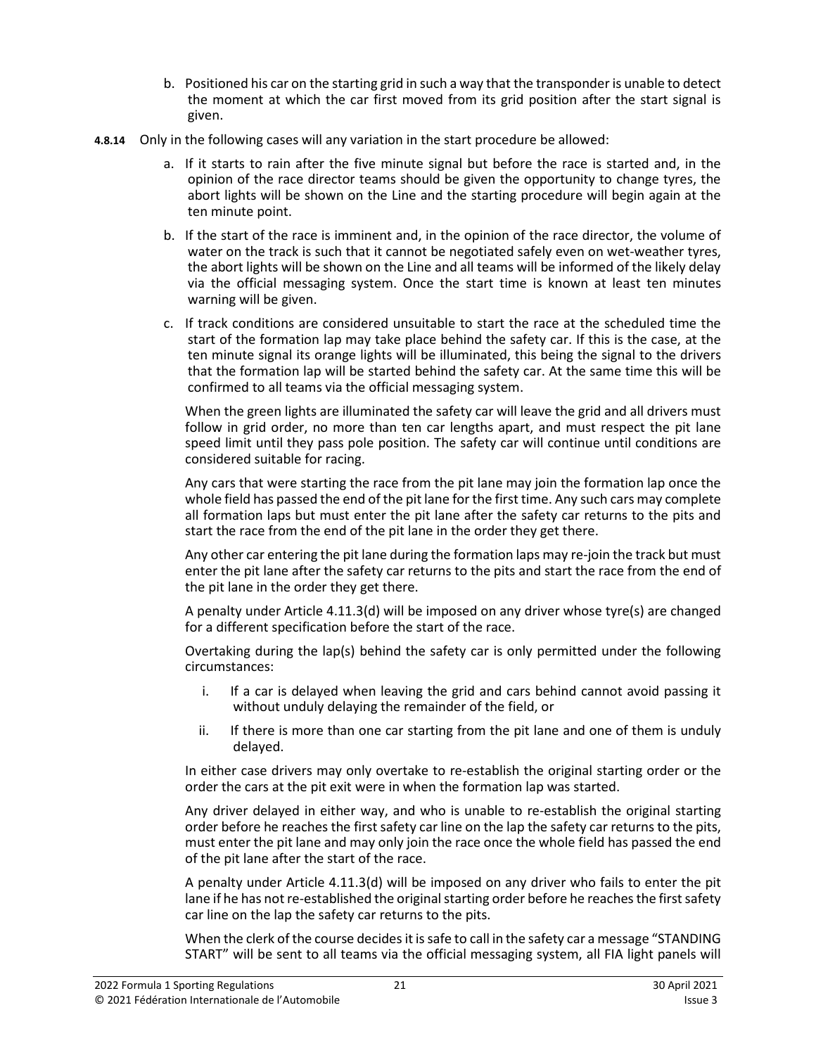b. Positioned his car on the starting grid in such a way that the transponder is unable to detect the moment at which the car first moved from its grid position after the start signal is given.

**4.8.14** Only in the following cases will any variation in the start procedure be allowed:

a. If it starts to rain after the five minute signal but before the race is started and, in the opinion of the race director teams should be given the opportunity to change tyres, the abort lights will be shown on the Line and the starting procedure will begin again at the ten minute point.

b. If the start of the race is imminent and, in the opinion of the race director, the volume of water on the track is such that it cannot be negotiated safely even on wet-weather tyres, the abort lights will be shown on the Line and all teams will be informed of the likely delay via the official messaging system. Once the start time is known at least ten minutes warning will be given.

c. If track conditions are considered unsuitable to start the race at the scheduled time the start of the formation lap may take place behind the safety car. If this is the case, at the ten minute signal its orange lights will be illuminated, this being the signal to the drivers that the formation lap will be started behind the safety car. At the same time this will be confirmed to all teams via the official messaging system.

   When the green lights are illuminated the safety car will leave the grid and all drivers must follow in grid order, no more than ten car lengths apart, and must respect the pit lane speed limit until they pass pole position. The safety car will continue until conditions are considered suitable for racing.

   Any cars that were starting the race from the pit lane may join the formation lap once the whole field has passed the end of the pit lane for the first time. Any such cars may complete all formation laps but must enter the pit lane after the safety car returns to the pits and start the race from the end of the pit lane in the order they get there.

   Any other car entering the pit lane during the formation laps may re-join the track but must enter the pit lane after the safety car returns to the pits and start the race from the end of the pit lane in the order they get there.

   A penalty under Article 4.11.3(d) will be imposed on any driver whose tyre(s) are changed for a different specification before the start of the race.

   Overtaking during the lap(s) behind the safety car is only permitted under the following circumstances:

   i. If a car is delayed when leaving the grid and cars behind cannot avoid passing it without unduly delaying the remainder of the field, or

   ii. If there is more than one car starting from the pit lane and one of them is unduly delayed.

   In either case drivers may only overtake to re-establish the original starting order or the order the cars at the pit exit were in when the formation lap was started.

   Any driver delayed in either way, and who is unable to re-establish the original starting order before he reaches the first safety car line on the lap the safety car returns to the pits, must enter the pit lane and may only join the race once the whole field has passed the end of the pit lane after the start of the race.

   A penalty under Article 4.11.3(d) will be imposed on any driver who fails to enter the pit lane if he has not re-established the original starting order before he reaches the first safety car line on the lap the safety car returns to the pits.

   When the clerk of the course decides it is safe to call in the safety car a message "STANDING START" will be sent to all teams via the official messaging system, all FIA light panels will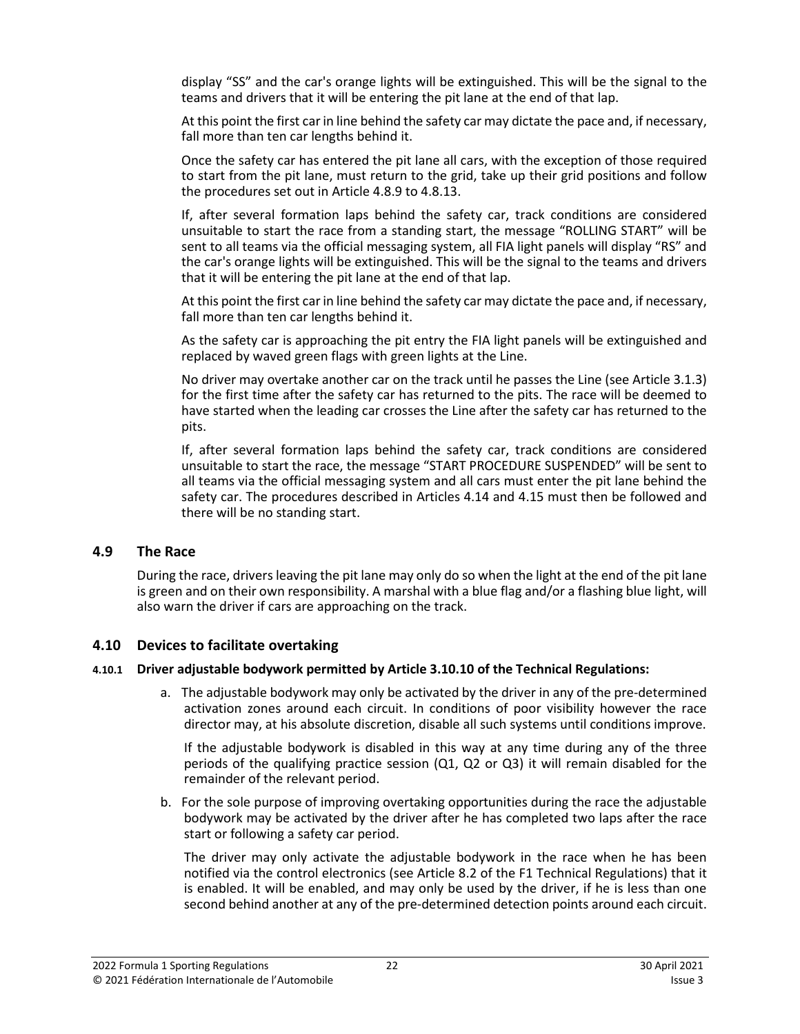display “SS” and the car's orange lights will be extinguished. This will be the signal to the teams and drivers that it will be entering the pit lane at the end of that lap.

At this point the first car in line behind the safety car may dictate the pace and, if necessary, fall more than ten car lengths behind it.

Once the safety car has entered the pit lane all cars, with the exception of those required to start from the pit lane, must return to the grid, take up their grid positions and follow the procedures set out in Article 4.8.9 to 4.8.13.

If, after several formation laps behind the safety car, track conditions are considered unsuitable to start the race from a standing start, the message “ROLLING START” will be sent to all teams via the official messaging system, all FIA light panels will display “RS” and the car's orange lights will be extinguished. This will be the signal to the teams and drivers that it will be entering the pit lane at the end of that lap.

At this point the first car in line behind the safety car may dictate the pace and, if necessary, fall more than ten car lengths behind it.

As the safety car is approaching the pit entry the FIA light panels will be extinguished and replaced by waved green flags with green lights at the Line.

No driver may overtake another car on the track until he passes the Line (see Article 3.1.3) for the first time after the safety car has returned to the pits. The race will be deemed to have started when the leading car crosses the Line after the safety car has returned to the pits.

If, after several formation laps behind the safety car, track conditions are considered unsuitable to start the race, the message “START PROCEDURE SUSPENDED” will be sent to all teams via the official messaging system and all cars must enter the pit lane behind the safety car. The procedures described in Articles 4.14 and 4.15 must then be followed and there will be no standing start.

## 4.9 The Race

During the race, drivers leaving the pit lane may only do so when the light at the end of the pit lane is green and on their own responsibility. A marshal with a blue flag and/or a flashing blue light, will also warn the driver if cars are approaching on the track.

## 4.10 Devices to facilitate overtaking

#### 4.10.1 Driver adjustable bodywork permitted by Article 3.10.10 of the Technical Regulations:

a. The adjustable bodywork may only be activated by the driver in any of the pre-determined activation zones around each circuit. In conditions of poor visibility however the race director may, at his absolute discretion, disable all such systems until conditions improve.

   If the adjustable bodywork is disabled in this way at any time during any of the three periods of the qualifying practice session (Q1, Q2 or Q3) it will remain disabled for the remainder of the relevant period.

b. For the sole purpose of improving overtaking opportunities during the race the adjustable bodywork may be activated by the driver after he has completed two laps after the race start or following a safety car period.

   The driver may only activate the adjustable bodywork in the race when he has been notified via the control electronics (see Article 8.2 of the F1 Technical Regulations) that it is enabled. It will be enabled, and may only be used by the driver, if he is less than one second behind another at any of the pre-determined detection points around each circuit.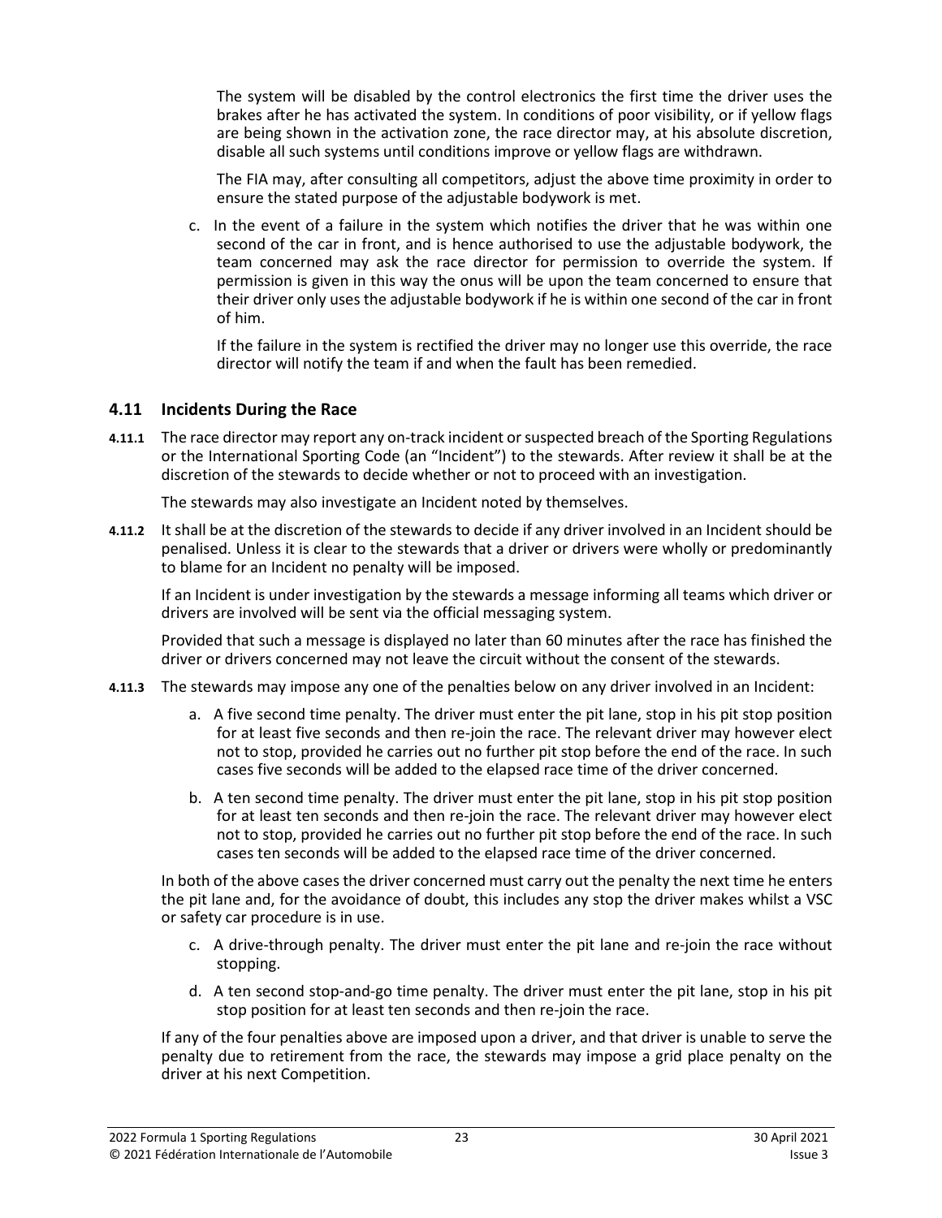The system will be disabled by the control electronics the first time the driver uses the brakes after he has activated the system. In conditions of poor visibility, or if yellow flags are being shown in the activation zone, the race director may, at his absolute discretion, disable all such systems until conditions improve or yellow flags are withdrawn.

The FIA may, after consulting all competitors, adjust the above time proximity in order to ensure the stated purpose of the adjustable bodywork is met.

c. In the event of a failure in the system which notifies the driver that he was within one second of the car in front, and is hence authorised to use the adjustable bodywork, the team concerned may ask the race director for permission to override the system. If permission is given in this way the onus will be upon the team concerned to ensure that their driver only uses the adjustable bodywork if he is within one second of the car in front of him.

If the failure in the system is rectified the driver may no longer use this override, the race director will notify the team if and when the fault has been remedied.

## 4.11 Incidents During the Race

**4.11.1** The race director may report any on-track incident or suspected breach of the Sporting Regulations or the International Sporting Code (an "Incident") to the stewards. After review it shall be at the discretion of the stewards to decide whether or not to proceed with an investigation.

The stewards may also investigate an Incident noted by themselves.

**4.11.2** It shall be at the discretion of the stewards to decide if any driver involved in an Incident should be penalised. Unless it is clear to the stewards that a driver or drivers were wholly or predominantly to blame for an Incident no penalty will be imposed.

If an Incident is under investigation by the stewards a message informing all teams which driver or drivers are involved will be sent via the official messaging system.

Provided that such a message is displayed no later than 60 minutes after the race has finished the driver or drivers concerned may not leave the circuit without the consent of the stewards.

**4.11.3** The stewards may impose any one of the penalties below on any driver involved in an Incident:

a. A five second time penalty. The driver must enter the pit lane, stop in his pit stop position for at least five seconds and then re-join the race. The relevant driver may however elect not to stop, provided he carries out no further pit stop before the end of the race. In such cases five seconds will be added to the elapsed race time of the driver concerned.

b. A ten second time penalty. The driver must enter the pit lane, stop in his pit stop position for at least ten seconds and then re-join the race. The relevant driver may however elect not to stop, provided he carries out no further pit stop before the end of the race. In such cases ten seconds will be added to the elapsed race time of the driver concerned.

In both of the above cases the driver concerned must carry out the penalty the next time he enters the pit lane and, for the avoidance of doubt, this includes any stop the driver makes whilst a VSC or safety car procedure is in use.

c. A drive-through penalty. The driver must enter the pit lane and re-join the race without stopping.

d. A ten second stop-and-go time penalty. The driver must enter the pit lane, stop in his pit stop position for at least ten seconds and then re-join the race.

If any of the four penalties above are imposed upon a driver, and that driver is unable to serve the penalty due to retirement from the race, the stewards may impose a grid place penalty on the driver at his next Competition.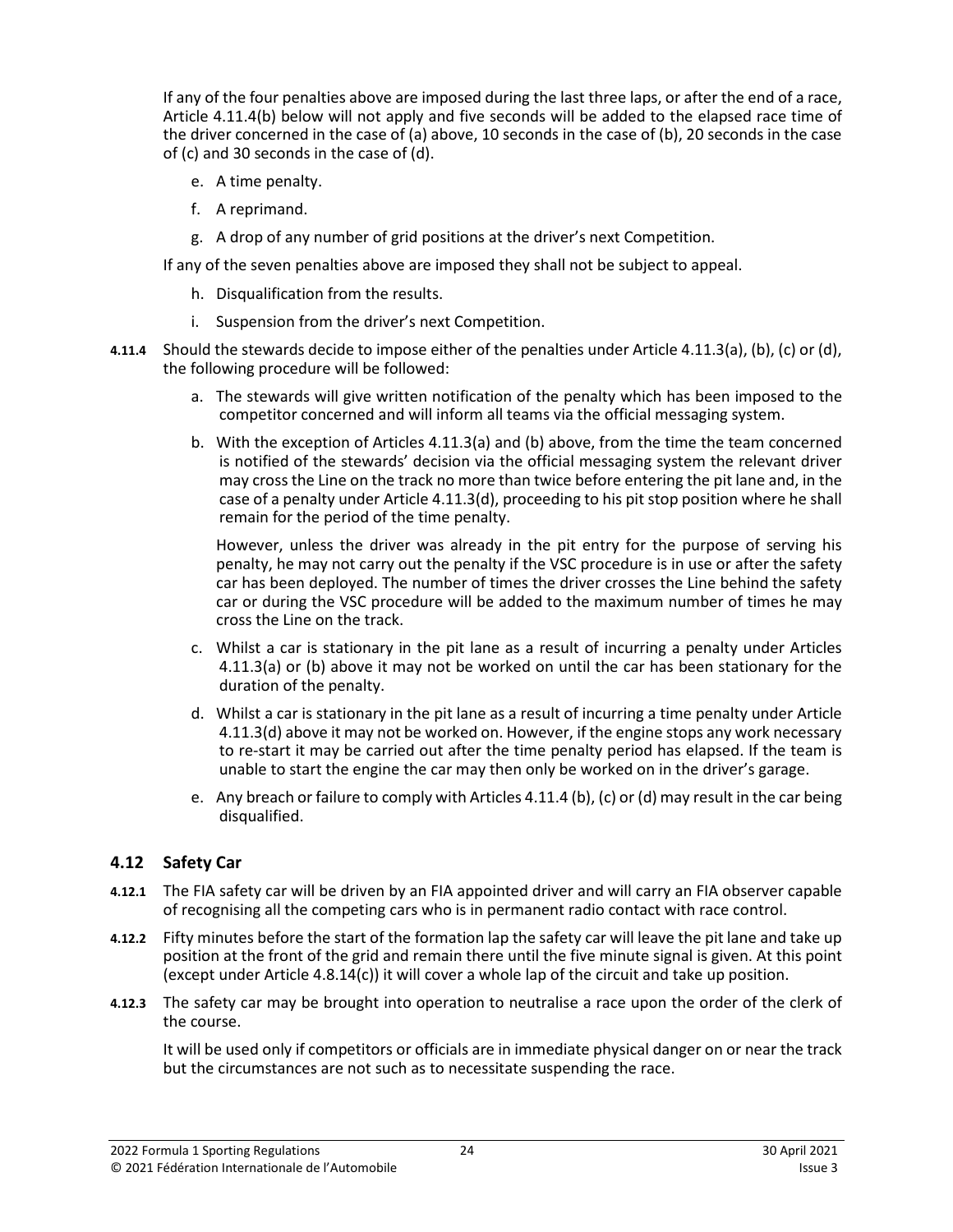If any of the four penalties above are imposed during the last three laps, or after the end of a race, Article 4.11.4(b) below will not apply and five seconds will be added to the elapsed race time of the driver concerned in the case of (a) above, 10 seconds in the case of (b), 20 seconds in the case of (c) and 30 seconds in the case of (d).

e. A time penalty.

f. A reprimand.

g. A drop of any number of grid positions at the driver's next Competition.

If any of the seven penalties above are imposed they shall not be subject to appeal.

h. Disqualification from the results.

i. Suspension from the driver's next Competition.

**4.11.4** Should the stewards decide to impose either of the penalties under Article 4.11.3(a), (b), (c) or (d), the following procedure will be followed:

a. The stewards will give written notification of the penalty which has been imposed to the competitor concerned and will inform all teams via the official messaging system.

b. With the exception of Articles 4.11.3(a) and (b) above, from the time the team concerned is notified of the stewards' decision via the official messaging system the relevant driver may cross the Line on the track no more than twice before entering the pit lane and, in the case of a penalty under Article 4.11.3(d), proceeding to his pit stop position where he shall remain for the period of the time penalty.

   However, unless the driver was already in the pit entry for the purpose of serving his penalty, he may not carry out the penalty if the VSC procedure is in use or after the safety car has been deployed. The number of times the driver crosses the Line behind the safety car or during the VSC procedure will be added to the maximum number of times he may cross the Line on the track.

c. Whilst a car is stationary in the pit lane as a result of incurring a penalty under Articles 4.11.3(a) or (b) above it may not be worked on until the car has been stationary for the duration of the penalty.

d. Whilst a car is stationary in the pit lane as a result of incurring a time penalty under Article 4.11.3(d) above it may not be worked on. However, if the engine stops any work necessary to re-start it may be carried out after the time penalty period has elapsed. If the team is unable to start the engine the car may then only be worked on in the driver's garage.

e. Any breach or failure to comply with Articles 4.11.4 (b), (c) or (d) may result in the car being disqualified.

## 4.12 Safety Car

**4.12.1** The FIA safety car will be driven by an FIA appointed driver and will carry an FIA observer capable of recognising all the competing cars who is in permanent radio contact with race control.

**4.12.2** Fifty minutes before the start of the formation lap the safety car will leave the pit lane and take up position at the front of the grid and remain there until the five minute signal is given. At this point (except under Article 4.8.14(c)) it will cover a whole lap of the circuit and take up position.

**4.12.3** The safety car may be brought into operation to neutralise a race upon the order of the clerk of the course.

It will be used only if competitors or officials are in immediate physical danger on or near the track but the circumstances are not such as to necessitate suspending the race.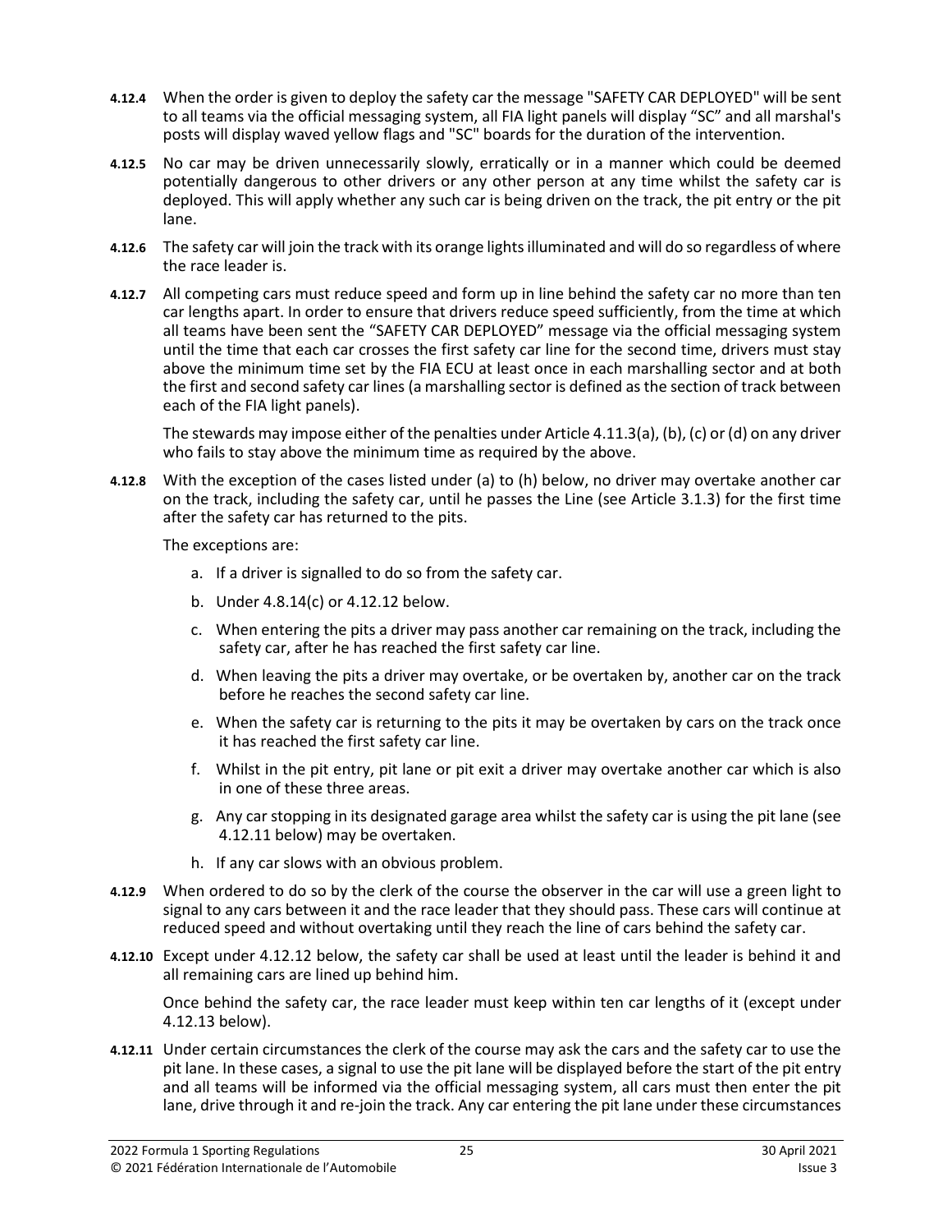**4.12.4** When the order is given to deploy the safety car the message "SAFETY CAR DEPLOYED" will be sent to all teams via the official messaging system, all FIA light panels will display "SC" and all marshal's posts will display waved yellow flags and "SC" boards for the duration of the intervention.

**4.12.5** No car may be driven unnecessarily slowly, erratically or in a manner which could be deemed potentially dangerous to other drivers or any other person at any time whilst the safety car is deployed. This will apply whether any such car is being driven on the track, the pit entry or the pit lane.

**4.12.6** The safety car will join the track with its orange lights illuminated and will do so regardless of where the race leader is.

**4.12.7** All competing cars must reduce speed and form up in line behind the safety car no more than ten car lengths apart. In order to ensure that drivers reduce speed sufficiently, from the time at which all teams have been sent the "SAFETY CAR DEPLOYED" message via the official messaging system until the time that each car crosses the first safety car line for the second time, drivers must stay above the minimum time set by the FIA ECU at least once in each marshalling sector and at both the first and second safety car lines (a marshalling sector is defined as the section of track between each of the FIA light panels).

The stewards may impose either of the penalties under Article 4.11.3(a), (b), (c) or (d) on any driver who fails to stay above the minimum time as required by the above.

**4.12.8** With the exception of the cases listed under (a) to (h) below, no driver may overtake another car on the track, including the safety car, until he passes the Line (see Article 3.1.3) for the first time after the safety car has returned to the pits.

The exceptions are:

a. If a driver is signalled to do so from the safety car.

b. Under 4.8.14(c) or 4.12.12 below.

c. When entering the pits a driver may pass another car remaining on the track, including the safety car, after he has reached the first safety car line.

d. When leaving the pits a driver may overtake, or be overtaken by, another car on the track before he reaches the second safety car line.

e. When the safety car is returning to the pits it may be overtaken by cars on the track once it has reached the first safety car line.

f. Whilst in the pit entry, pit lane or pit exit a driver may overtake another car which is also in one of these three areas.

g. Any car stopping in its designated garage area whilst the safety car is using the pit lane (see 4.12.11 below) may be overtaken.

h. If any car slows with an obvious problem.

**4.12.9** When ordered to do so by the clerk of the course the observer in the car will use a green light to signal to any cars between it and the race leader that they should pass. These cars will continue at reduced speed and without overtaking until they reach the line of cars behind the safety car.

**4.12.10** Except under 4.12.12 below, the safety car shall be used at least until the leader is behind it and all remaining cars are lined up behind him.

Once behind the safety car, the race leader must keep within ten car lengths of it (except under 4.12.13 below).

**4.12.11** Under certain circumstances the clerk of the course may ask the cars and the safety car to use the pit lane. In these cases, a signal to use the pit lane will be displayed before the start of the pit entry and all teams will be informed via the official messaging system, all cars must then enter the pit lane, drive through it and re-join the track. Any car entering the pit lane under these circumstances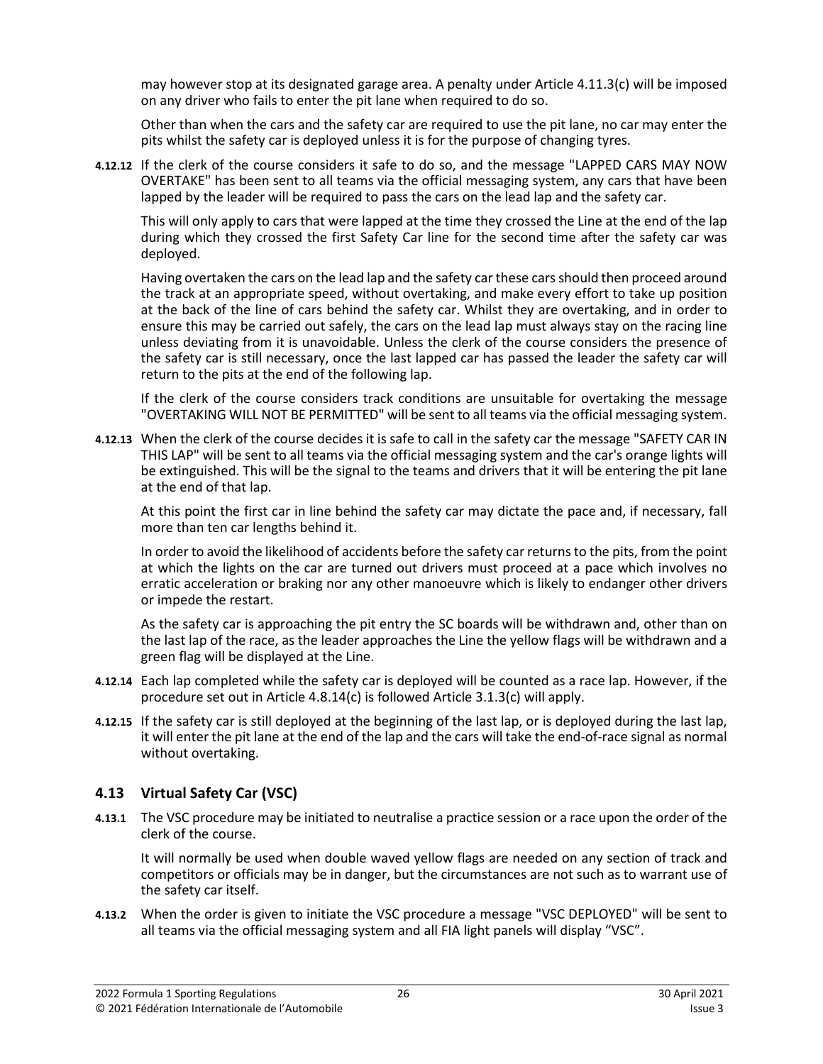may however stop at its designated garage area. A penalty under Article 4.11.3(c) will be imposed on any driver who fails to enter the pit lane when required to do so.

Other than when the cars and the safety car are required to use the pit lane, no car may enter the pits whilst the safety car is deployed unless it is for the purpose of changing tyres.

**4.12.12** If the clerk of the course considers it safe to do so, and the message "LAPPED CARS MAY NOW OVERTAKE" has been sent to all teams via the official messaging system, any cars that have been lapped by the leader will be required to pass the cars on the lead lap and the safety car.

This will only apply to cars that were lapped at the time they crossed the Line at the end of the lap during which they crossed the first Safety Car line for the second time after the safety car was deployed.

Having overtaken the cars on the lead lap and the safety car these cars should then proceed around the track at an appropriate speed, without overtaking, and make every effort to take up position at the back of the line of cars behind the safety car. Whilst they are overtaking, and in order to ensure this may be carried out safely, the cars on the lead lap must always stay on the racing line unless deviating from it is unavoidable. Unless the clerk of the course considers the presence of the safety car is still necessary, once the last lapped car has passed the leader the safety car will return to the pits at the end of the following lap.

If the clerk of the course considers track conditions are unsuitable for overtaking the message "OVERTAKING WILL NOT BE PERMITTED" will be sent to all teams via the official messaging system.

**4.12.13** When the clerk of the course decides it is safe to call in the safety car the message "SAFETY CAR IN THIS LAP" will be sent to all teams via the official messaging system and the car's orange lights will be extinguished. This will be the signal to the teams and drivers that it will be entering the pit lane at the end of that lap.

At this point the first car in line behind the safety car may dictate the pace and, if necessary, fall more than ten car lengths behind it.

In order to avoid the likelihood of accidents before the safety car returns to the pits, from the point at which the lights on the car are turned out drivers must proceed at a pace which involves no erratic acceleration or braking nor any other manoeuvre which is likely to endanger other drivers or impede the restart.

As the safety car is approaching the pit entry the SC boards will be withdrawn and, other than on the last lap of the race, as the leader approaches the Line the yellow flags will be withdrawn and a green flag will be displayed at the Line.

**4.12.14** Each lap completed while the safety car is deployed will be counted as a race lap. However, if the procedure set out in Article 4.8.14(c) is followed Article 3.1.3(c) will apply.

**4.12.15** If the safety car is still deployed at the beginning of the last lap, or is deployed during the last lap, it will enter the pit lane at the end of the lap and the cars will take the end-of-race signal as normal without overtaking.

## 4.13 Virtual Safety Car (VSC)

**4.13.1** The VSC procedure may be initiated to neutralise a practice session or a race upon the order of the clerk of the course.

It will normally be used when double waved yellow flags are needed on any section of track and competitors or officials may be in danger, but the circumstances are not such as to warrant use of the safety car itself.

**4.13.2** When the order is given to initiate the VSC procedure a message "VSC DEPLOYED" will be sent to all teams via the official messaging system and all FIA light panels will display “VSC”.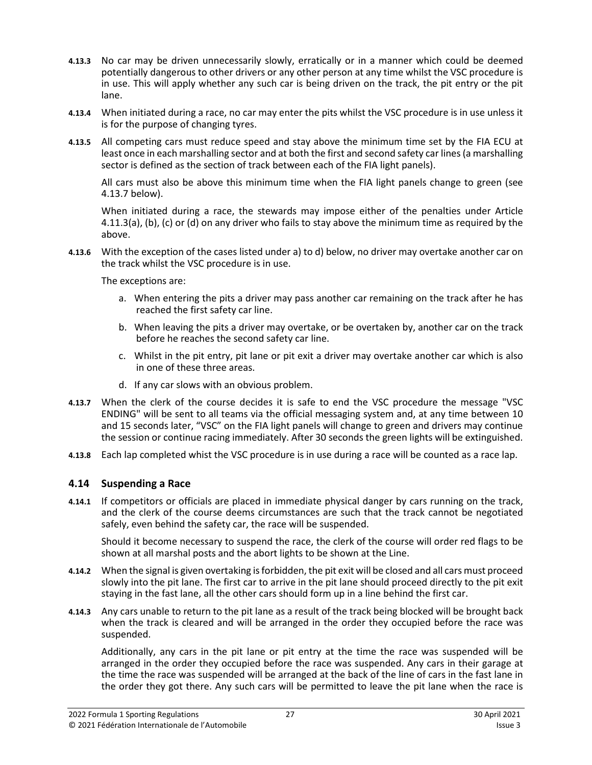**4.13.3** No car may be driven unnecessarily slowly, erratically or in a manner which could be deemed potentially dangerous to other drivers or any other person at any time whilst the VSC procedure is in use. This will apply whether any such car is being driven on the track, the pit entry or the pit lane.

**4.13.4** When initiated during a race, no car may enter the pits whilst the VSC procedure is in use unless it is for the purpose of changing tyres.

**4.13.5** All competing cars must reduce speed and stay above the minimum time set by the FIA ECU at least once in each marshalling sector and at both the first and second safety car lines (a marshalling sector is defined as the section of track between each of the FIA light panels).

All cars must also be above this minimum time when the FIA light panels change to green (see 4.13.7 below).

When initiated during a race, the stewards may impose either of the penalties under Article 4.11.3(a), (b), (c) or (d) on any driver who fails to stay above the minimum time as required by the above.

**4.13.6** With the exception of the cases listed under a) to d) below, no driver may overtake another car on the track whilst the VSC procedure is in use.

The exceptions are:

a. When entering the pits a driver may pass another car remaining on the track after he has reached the first safety car line.

b. When leaving the pits a driver may overtake, or be overtaken by, another car on the track before he reaches the second safety car line.

c. Whilst in the pit entry, pit lane or pit exit a driver may overtake another car which is also in one of these three areas.

d. If any car slows with an obvious problem.

**4.13.7** When the clerk of the course decides it is safe to end the VSC procedure the message "VSC ENDING" will be sent to all teams via the official messaging system and, at any time between 10 and 15 seconds later, “VSC” on the FIA light panels will change to green and drivers may continue the session or continue racing immediately. After 30 seconds the green lights will be extinguished.

**4.13.8** Each lap completed whist the VSC procedure is in use during a race will be counted as a race lap.

## 4.14 Suspending a Race

**4.14.1** If competitors or officials are placed in immediate physical danger by cars running on the track, and the clerk of the course deems circumstances are such that the track cannot be negotiated safely, even behind the safety car, the race will be suspended.

Should it become necessary to suspend the race, the clerk of the course will order red flags to be shown at all marshal posts and the abort lights to be shown at the Line.

**4.14.2** When the signal is given overtaking is forbidden, the pit exit will be closed and all cars must proceed slowly into the pit lane. The first car to arrive in the pit lane should proceed directly to the pit exit staying in the fast lane, all the other cars should form up in a line behind the first car.

**4.14.3** Any cars unable to return to the pit lane as a result of the track being blocked will be brought back when the track is cleared and will be arranged in the order they occupied before the race was suspended.

Additionally, any cars in the pit lane or pit entry at the time the race was suspended will be arranged in the order they occupied before the race was suspended. Any cars in their garage at the time the race was suspended will be arranged at the back of the line of cars in the fast lane in the order they got there. Any such cars will be permitted to leave the pit lane when the race is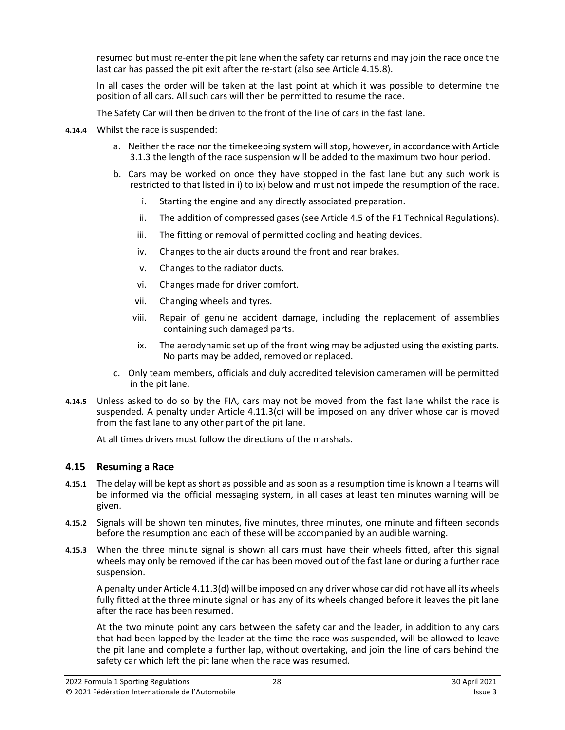resumed but must re-enter the pit lane when the safety car returns and may join the race once the last car has passed the pit exit after the re-start (also see Article 4.15.8).

In all cases the order will be taken at the last point at which it was possible to determine the position of all cars. All such cars will then be permitted to resume the race.

The Safety Car will then be driven to the front of the line of cars in the fast lane.

**4.14.4** Whilst the race is suspended:

a. Neither the race nor the timekeeping system will stop, however, in accordance with Article 3.1.3 the length of the race suspension will be added to the maximum two hour period.

b. Cars may be worked on once they have stopped in the fast lane but any such work is restricted to that listed in i) to ix) below and must not impede the resumption of the race.

   i. Starting the engine and any directly associated preparation.

   ii. The addition of compressed gases (see Article 4.5 of the F1 Technical Regulations).

   iii. The fitting or removal of permitted cooling and heating devices.

   iv. Changes to the air ducts around the front and rear brakes.

   v. Changes to the radiator ducts.

   vi. Changes made for driver comfort.

   vii. Changing wheels and tyres.

   viii. Repair of genuine accident damage, including the replacement of assemblies containing such damaged parts.

   ix. The aerodynamic set up of the front wing may be adjusted using the existing parts. No parts may be added, removed or replaced.

c. Only team members, officials and duly accredited television cameramen will be permitted in the pit lane.

**4.14.5** Unless asked to do so by the FIA, cars may not be moved from the fast lane whilst the race is suspended. A penalty under Article 4.11.3(c) will be imposed on any driver whose car is moved from the fast lane to any other part of the pit lane.

At all times drivers must follow the directions of the marshals.

## 4.15 Resuming a Race

**4.15.1** The delay will be kept as short as possible and as soon as a resumption time is known all teams will be informed via the official messaging system, in all cases at least ten minutes warning will be given.

**4.15.2** Signals will be shown ten minutes, five minutes, three minutes, one minute and fifteen seconds before the resumption and each of these will be accompanied by an audible warning.

**4.15.3** When the three minute signal is shown all cars must have their wheels fitted, after this signal wheels may only be removed if the car has been moved out of the fast lane or during a further race suspension.

A penalty under Article 4.11.3(d) will be imposed on any driver whose car did not have all its wheels fully fitted at the three minute signal or has any of its wheels changed before it leaves the pit lane after the race has been resumed.

At the two minute point any cars between the safety car and the leader, in addition to any cars that had been lapped by the leader at the time the race was suspended, will be allowed to leave the pit lane and complete a further lap, without overtaking, and join the line of cars behind the safety car which left the pit lane when the race was resumed.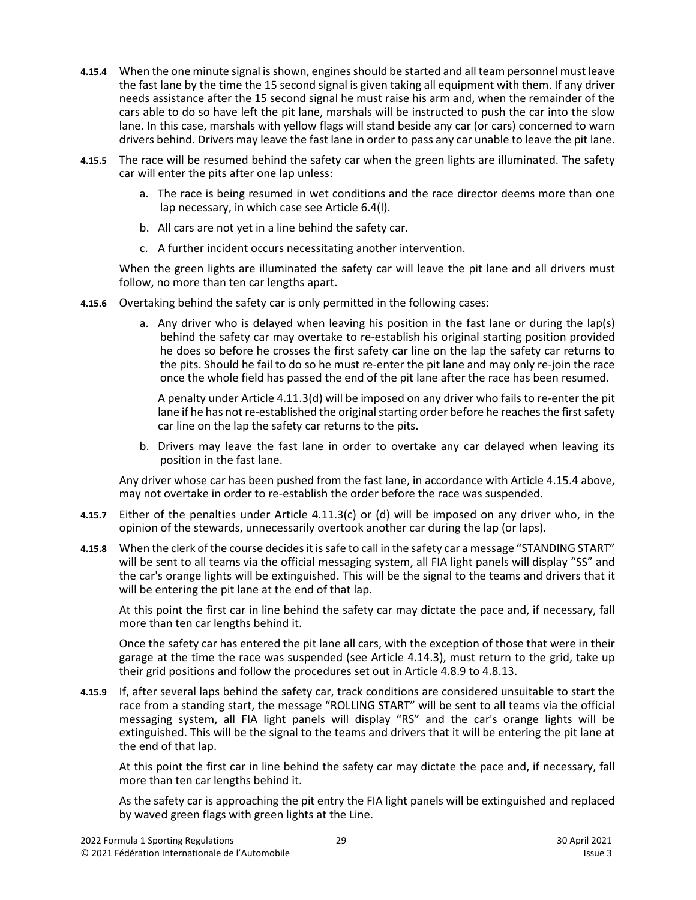**4.15.4** When the one minute signal is shown, engines should be started and all team personnel must leave the fast lane by the time the 15 second signal is given taking all equipment with them. If any driver needs assistance after the 15 second signal he must raise his arm and, when the remainder of the cars able to do so have left the pit lane, marshals will be instructed to push the car into the slow lane. In this case, marshals with yellow flags will stand beside any car (or cars) concerned to warn drivers behind. Drivers may leave the fast lane in order to pass any car unable to leave the pit lane.

**4.15.5** The race will be resumed behind the safety car when the green lights are illuminated. The safety car will enter the pits after one lap unless:

a. The race is being resumed in wet conditions and the race director deems more than one lap necessary, in which case see Article 6.4(l).

b. All cars are not yet in a line behind the safety car.

c. A further incident occurs necessitating another intervention.

When the green lights are illuminated the safety car will leave the pit lane and all drivers must follow, no more than ten car lengths apart.

**4.15.6** Overtaking behind the safety car is only permitted in the following cases:

a. Any driver who is delayed when leaving his position in the fast lane or during the lap(s) behind the safety car may overtake to re-establish his original starting position provided he does so before he crosses the first safety car line on the lap the safety car returns to the pits. Should he fail to do so he must re-enter the pit lane and may only re-join the race once the whole field has passed the end of the pit lane after the race has been resumed.

A penalty under Article 4.11.3(d) will be imposed on any driver who fails to re-enter the pit lane if he has not re-established the original starting order before he reaches the first safety car line on the lap the safety car returns to the pits.

b. Drivers may leave the fast lane in order to overtake any car delayed when leaving its position in the fast lane.

Any driver whose car has been pushed from the fast lane, in accordance with Article 4.15.4 above, may not overtake in order to re-establish the order before the race was suspended.

**4.15.7** Either of the penalties under Article 4.11.3(c) or (d) will be imposed on any driver who, in the opinion of the stewards, unnecessarily overtook another car during the lap (or laps).

**4.15.8** When the clerk of the course decides it is safe to call in the safety car a message "STANDING START" will be sent to all teams via the official messaging system, all FIA light panels will display "SS" and the car's orange lights will be extinguished. This will be the signal to the teams and drivers that it will be entering the pit lane at the end of that lap.

At this point the first car in line behind the safety car may dictate the pace and, if necessary, fall more than ten car lengths behind it.

Once the safety car has entered the pit lane all cars, with the exception of those that were in their garage at the time the race was suspended (see Article 4.14.3), must return to the grid, take up their grid positions and follow the procedures set out in Article 4.8.9 to 4.8.13.

**4.15.9** If, after several laps behind the safety car, track conditions are considered unsuitable to start the race from a standing start, the message "ROLLING START" will be sent to all teams via the official messaging system, all FIA light panels will display "RS" and the car's orange lights will be extinguished. This will be the signal to the teams and drivers that it will be entering the pit lane at the end of that lap.

At this point the first car in line behind the safety car may dictate the pace and, if necessary, fall more than ten car lengths behind it.

As the safety car is approaching the pit entry the FIA light panels will be extinguished and replaced by waved green flags with green lights at the Line.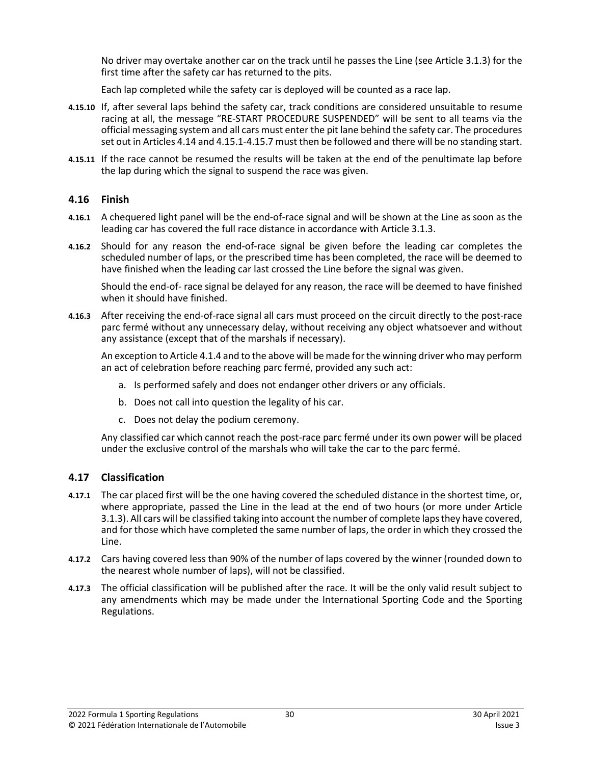No driver may overtake another car on the track until he passes the Line (see Article 3.1.3) for the first time after the safety car has returned to the pits.

Each lap completed while the safety car is deployed will be counted as a race lap.

**4.15.10** If, after several laps behind the safety car, track conditions are considered unsuitable to resume racing at all, the message "RE-START PROCEDURE SUSPENDED" will be sent to all teams via the official messaging system and all cars must enter the pit lane behind the safety car. The procedures set out in Articles 4.14 and 4.15.1-4.15.7 must then be followed and there will be no standing start.

**4.15.11** If the race cannot be resumed the results will be taken at the end of the penultimate lap before the lap during which the signal to suspend the race was given.

## 4.16 Finish

**4.16.1** A chequered light panel will be the end-of-race signal and will be shown at the Line as soon as the leading car has covered the full race distance in accordance with Article 3.1.3.

**4.16.2** Should for any reason the end-of-race signal be given before the leading car completes the scheduled number of laps, or the prescribed time has been completed, the race will be deemed to have finished when the leading car last crossed the Line before the signal was given.

Should the end-of- race signal be delayed for any reason, the race will be deemed to have finished when it should have finished.

**4.16.3** After receiving the end-of-race signal all cars must proceed on the circuit directly to the post-race parc fermé without any unnecessary delay, without receiving any object whatsoever and without any assistance (except that of the marshals if necessary).

An exception to Article 4.1.4 and to the above will be made for the winning driver who may perform an act of celebration before reaching parc fermé, provided any such act:

a. Is performed safely and does not endanger other drivers or any officials.

b. Does not call into question the legality of his car.

c. Does not delay the podium ceremony.

Any classified car which cannot reach the post-race parc fermé under its own power will be placed under the exclusive control of the marshals who will take the car to the parc fermé.

## 4.17 Classification

**4.17.1** The car placed first will be the one having covered the scheduled distance in the shortest time, or, where appropriate, passed the Line in the lead at the end of two hours (or more under Article 3.1.3). All cars will be classified taking into account the number of complete laps they have covered, and for those which have completed the same number of laps, the order in which they crossed the Line.

**4.17.2** Cars having covered less than 90% of the number of laps covered by the winner (rounded down to the nearest whole number of laps), will not be classified.

**4.17.3** The official classification will be published after the race. It will be the only valid result subject to any amendments which may be made under the International Sporting Code and the Sporting Regulations.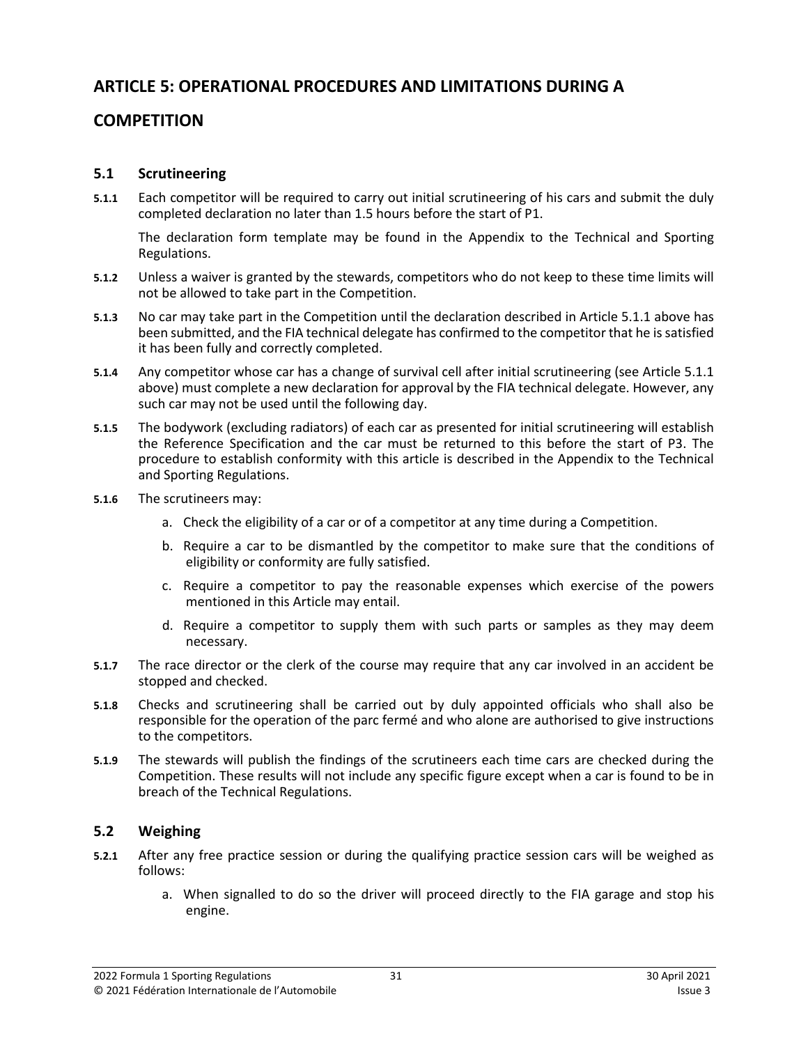# ARTICLE 5: OPERATIONAL PROCEDURES AND LIMITATIONS DURING A COMPETITION

## 5.1 Scrutineering

**5.1.1** Each competitor will be required to carry out initial scrutineering of his cars and submit the duly completed declaration no later than 1.5 hours before the start of P1.

The declaration form template may be found in the Appendix to the Technical and Sporting Regulations.

**5.1.2** Unless a waiver is granted by the stewards, competitors who do not keep to these time limits will not be allowed to take part in the Competition.

**5.1.3** No car may take part in the Competition until the declaration described in Article 5.1.1 above has been submitted, and the FIA technical delegate has confirmed to the competitor that he is satisfied it has been fully and correctly completed.

**5.1.4** Any competitor whose car has a change of survival cell after initial scrutineering (see Article 5.1.1 above) must complete a new declaration for approval by the FIA technical delegate. However, any such car may not be used until the following day.

**5.1.5** The bodywork (excluding radiators) of each car as presented for initial scrutineering will establish the Reference Specification and the car must be returned to this before the start of P3. The procedure to establish conformity with this article is described in the Appendix to the Technical and Sporting Regulations.

**5.1.6** The scrutineers may:

a. Check the eligibility of a car or of a competitor at any time during a Competition.

b. Require a car to be dismantled by the competitor to make sure that the conditions of eligibility or conformity are fully satisfied.

c. Require a competitor to pay the reasonable expenses which exercise of the powers mentioned in this Article may entail.

d. Require a competitor to supply them with such parts or samples as they may deem necessary.

**5.1.7** The race director or the clerk of the course may require that any car involved in an accident be stopped and checked.

**5.1.8** Checks and scrutineering shall be carried out by duly appointed officials who shall also be responsible for the operation of the parc fermé and who alone are authorised to give instructions to the competitors.

**5.1.9** The stewards will publish the findings of the scrutineers each time cars are checked during the Competition. These results will not include any specific figure except when a car is found to be in breach of the Technical Regulations.

## 5.2 Weighing

**5.2.1** After any free practice session or during the qualifying practice session cars will be weighed as follows:

a. When signalled to do so the driver will proceed directly to the FIA garage and stop his engine.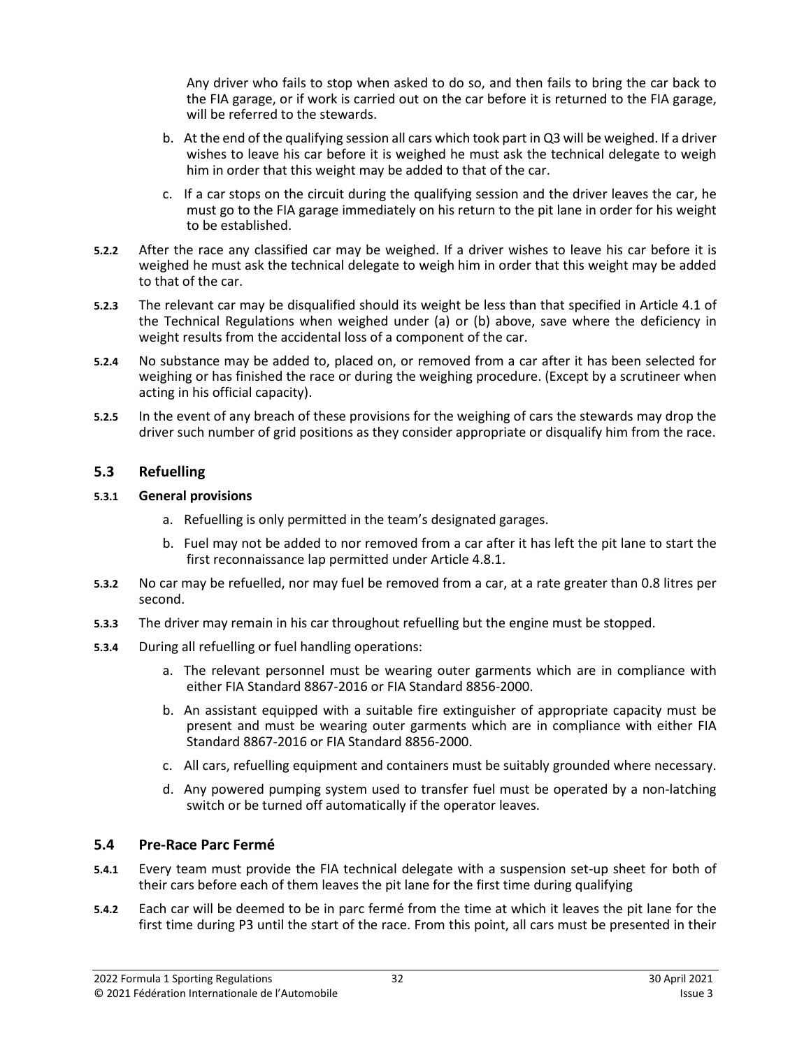Any driver who fails to stop when asked to do so, and then fails to bring the car back to the FIA garage, or if work is carried out on the car before it is returned to the FIA garage, will be referred to the stewards.

b. At the end of the qualifying session all cars which took part in Q3 will be weighed. If a driver wishes to leave his car before it is weighed he must ask the technical delegate to weigh him in order that this weight may be added to that of the car.

c. If a car stops on the circuit during the qualifying session and the driver leaves the car, he must go to the FIA garage immediately on his return to the pit lane in order for his weight to be established.

**5.2.2** After the race any classified car may be weighed. If a driver wishes to leave his car before it is weighed he must ask the technical delegate to weigh him in order that this weight may be added to that of the car.

**5.2.3** The relevant car may be disqualified should its weight be less than that specified in Article 4.1 of the Technical Regulations when weighed under (a) or (b) above, save where the deficiency in weight results from the accidental loss of a component of the car.

**5.2.4** No substance may be added to, placed on, or removed from a car after it has been selected for weighing or has finished the race or during the weighing procedure. (Except by a scrutineer when acting in his official capacity).

**5.2.5** In the event of any breach of these provisions for the weighing of cars the stewards may drop the driver such number of grid positions as they consider appropriate or disqualify him from the race.

## 5.3 Refuelling

**5.3.1 General provisions**

a. Refuelling is only permitted in the team's designated garages.

b. Fuel may not be added to nor removed from a car after it has left the pit lane to start the first reconnaissance lap permitted under Article 4.8.1.

**5.3.2** No car may be refuelled, nor may fuel be removed from a car, at a rate greater than 0.8 litres per second.

**5.3.3** The driver may remain in his car throughout refuelling but the engine must be stopped.

**5.3.4** During all refuelling or fuel handling operations:

a. The relevant personnel must be wearing outer garments which are in compliance with either FIA Standard 8867-2016 or FIA Standard 8856-2000.

b. An assistant equipped with a suitable fire extinguisher of appropriate capacity must be present and must be wearing outer garments which are in compliance with either FIA Standard 8867-2016 or FIA Standard 8856-2000.

c. All cars, refuelling equipment and containers must be suitably grounded where necessary.

d. Any powered pumping system used to transfer fuel must be operated by a non-latching switch or be turned off automatically if the operator leaves.

## 5.4 Pre-Race Parc Fermé

**5.4.1** Every team must provide the FIA technical delegate with a suspension set-up sheet for both of their cars before each of them leaves the pit lane for the first time during qualifying

**5.4.2** Each car will be deemed to be in parc fermé from the time at which it leaves the pit lane for the first time during P3 until the start of the race. From this point, all cars must be presented in their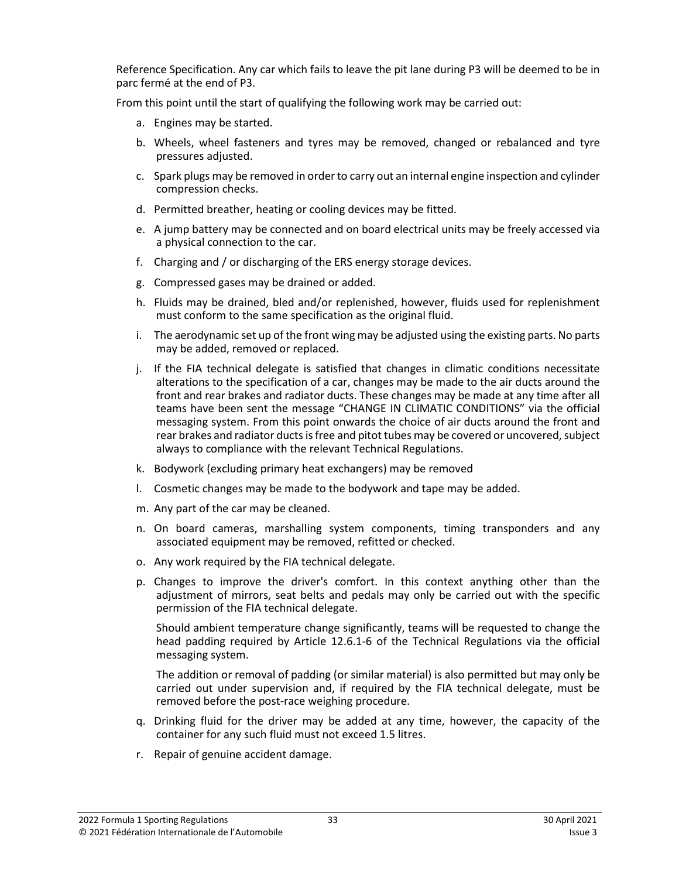Reference Specification. Any car which fails to leave the pit lane during P3 will be deemed to be in parc fermé at the end of P3.

From this point until the start of qualifying the following work may be carried out:

a. Engines may be started.

b. Wheels, wheel fasteners and tyres may be removed, changed or rebalanced and tyre pressures adjusted.

c. Spark plugs may be removed in order to carry out an internal engine inspection and cylinder compression checks.

d. Permitted breather, heating or cooling devices may be fitted.

e. A jump battery may be connected and on board electrical units may be freely accessed via a physical connection to the car.

f. Charging and / or discharging of the ERS energy storage devices.

g. Compressed gases may be drained or added.

h. Fluids may be drained, bled and/or replenished, however, fluids used for replenishment must conform to the same specification as the original fluid.

i. The aerodynamic set up of the front wing may be adjusted using the existing parts. No parts may be added, removed or replaced.

j. If the FIA technical delegate is satisfied that changes in climatic conditions necessitate alterations to the specification of a car, changes may be made to the air ducts around the front and rear brakes and radiator ducts. These changes may be made at any time after all teams have been sent the message "CHANGE IN CLIMATIC CONDITIONS" via the official messaging system. From this point onwards the choice of air ducts around the front and rear brakes and radiator ducts is free and pitot tubes may be covered or uncovered, subject always to compliance with the relevant Technical Regulations.

k. Bodywork (excluding primary heat exchangers) may be removed

l. Cosmetic changes may be made to the bodywork and tape may be added.

m. Any part of the car may be cleaned.

n. On board cameras, marshalling system components, timing transponders and any associated equipment may be removed, refitted or checked.

o. Any work required by the FIA technical delegate.

p. Changes to improve the driver's comfort. In this context anything other than the adjustment of mirrors, seat belts and pedals may only be carried out with the specific permission of the FIA technical delegate.

   Should ambient temperature change significantly, teams will be requested to change the head padding required by Article 12.6.1-6 of the Technical Regulations via the official messaging system.

   The addition or removal of padding (or similar material) is also permitted but may only be carried out under supervision and, if required by the FIA technical delegate, must be removed before the post-race weighing procedure.

q. Drinking fluid for the driver may be added at any time, however, the capacity of the container for any such fluid must not exceed 1.5 litres.

r. Repair of genuine accident damage.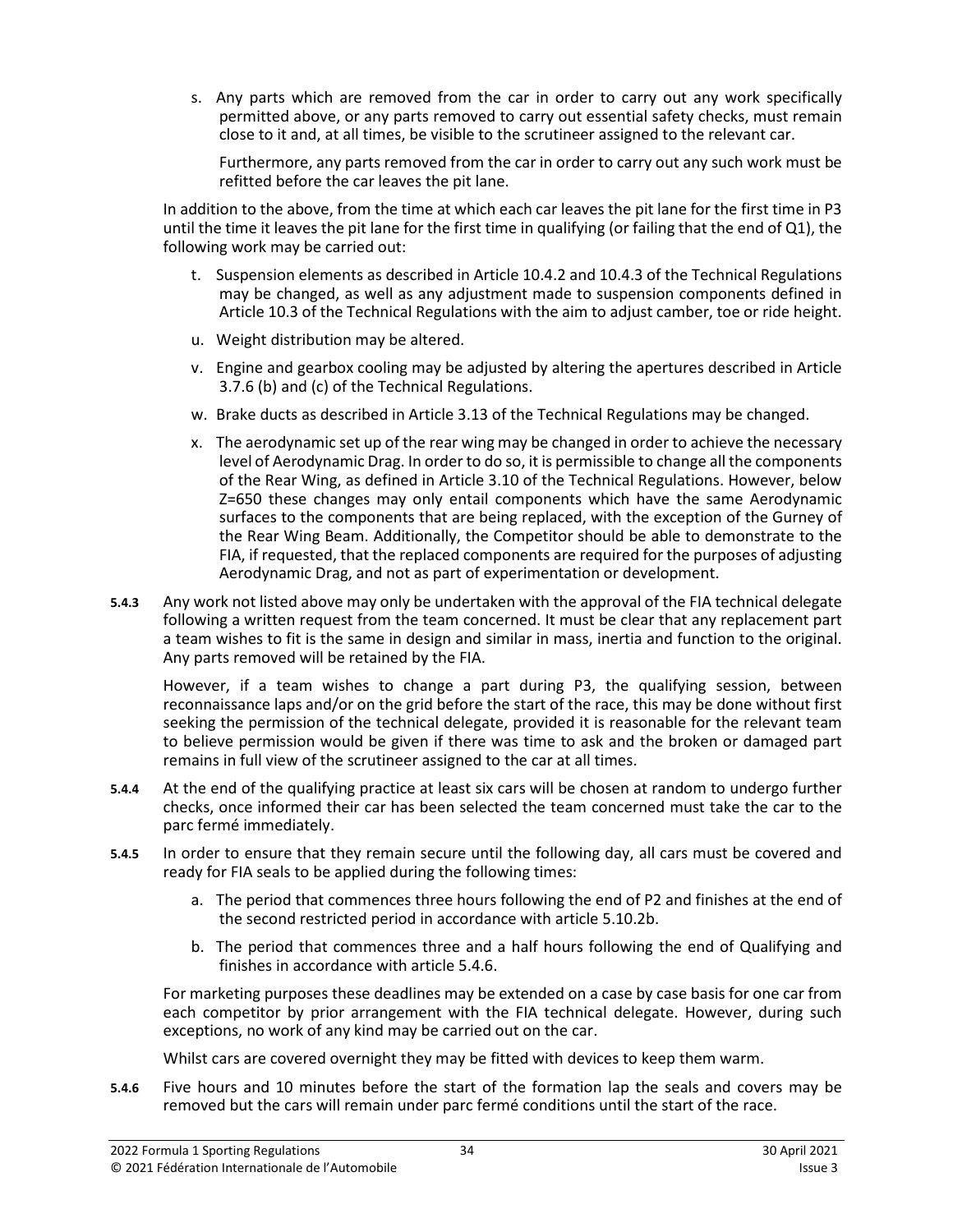s. Any parts which are removed from the car in order to carry out any work specifically permitted above, or any parts removed to carry out essential safety checks, must remain close to it and, at all times, be visible to the scrutineer assigned to the relevant car.

   Furthermore, any parts removed from the car in order to carry out any such work must be refitted before the car leaves the pit lane.

In addition to the above, from the time at which each car leaves the pit lane for the first time in P3 until the time it leaves the pit lane for the first time in qualifying (or failing that the end of Q1), the following work may be carried out:

t. Suspension elements as described in Article 10.4.2 and 10.4.3 of the Technical Regulations may be changed, as well as any adjustment made to suspension components defined in Article 10.3 of the Technical Regulations with the aim to adjust camber, toe or ride height.

u. Weight distribution may be altered.

v. Engine and gearbox cooling may be adjusted by altering the apertures described in Article 3.7.6 (b) and (c) of the Technical Regulations.

w. Brake ducts as described in Article 3.13 of the Technical Regulations may be changed.

x. The aerodynamic set up of the rear wing may be changed in order to achieve the necessary level of Aerodynamic Drag. In order to do so, it is permissible to change all the components of the Rear Wing, as defined in Article 3.10 of the Technical Regulations. However, below Z=650 these changes may only entail components which have the same Aerodynamic surfaces to the components that are being replaced, with the exception of the Gurney of the Rear Wing Beam. Additionally, the Competitor should be able to demonstrate to the FIA, if requested, that the replaced components are required for the purposes of adjusting Aerodynamic Drag, and not as part of experimentation or development.

**5.4.3** Any work not listed above may only be undertaken with the approval of the FIA technical delegate following a written request from the team concerned. It must be clear that any replacement part a team wishes to fit is the same in design and similar in mass, inertia and function to the original. Any parts removed will be retained by the FIA.

However, if a team wishes to change a part during P3, the qualifying session, between reconnaissance laps and/or on the grid before the start of the race, this may be done without first seeking the permission of the technical delegate, provided it is reasonable for the relevant team to believe permission would be given if there was time to ask and the broken or damaged part remains in full view of the scrutineer assigned to the car at all times.

**5.4.4** At the end of the qualifying practice at least six cars will be chosen at random to undergo further checks, once informed their car has been selected the team concerned must take the car to the parc fermé immediately.

**5.4.5** In order to ensure that they remain secure until the following day, all cars must be covered and ready for FIA seals to be applied during the following times:

a. The period that commences three hours following the end of P2 and finishes at the end of the second restricted period in accordance with article 5.10.2b.

b. The period that commences three and a half hours following the end of Qualifying and finishes in accordance with article 5.4.6.

For marketing purposes these deadlines may be extended on a case by case basis for one car from each competitor by prior arrangement with the FIA technical delegate. However, during such exceptions, no work of any kind may be carried out on the car.

Whilst cars are covered overnight they may be fitted with devices to keep them warm.

**5.4.6** Five hours and 10 minutes before the start of the formation lap the seals and covers may be removed but the cars will remain under parc fermé conditions until the start of the race.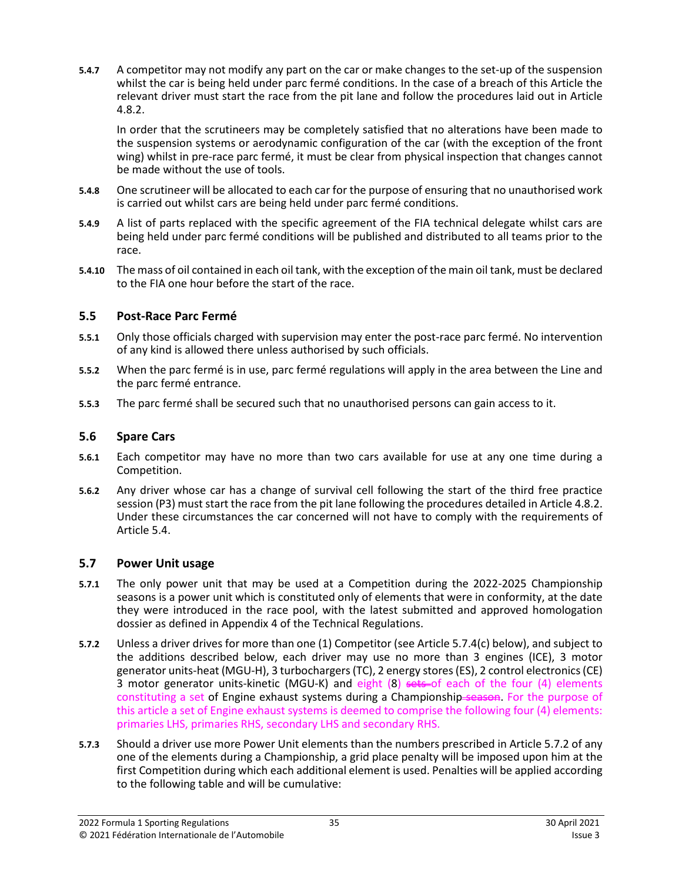**5.4.7** A competitor may not modify any part on the car or make changes to the set-up of the suspension whilst the car is being held under parc fermé conditions. In the case of a breach of this Article the relevant driver must start the race from the pit lane and follow the procedures laid out in Article 4.8.2.

In order that the scrutineers may be completely satisfied that no alterations have been made to the suspension systems or aerodynamic configuration of the car (with the exception of the front wing) whilst in pre-race parc fermé, it must be clear from physical inspection that changes cannot be made without the use of tools.

**5.4.8** One scrutineer will be allocated to each car for the purpose of ensuring that no unauthorised work is carried out whilst cars are being held under parc fermé conditions.

**5.4.9** A list of parts replaced with the specific agreement of the FIA technical delegate whilst cars are being held under parc fermé conditions will be published and distributed to all teams prior to the race.

**5.4.10** The mass of oil contained in each oil tank, with the exception of the main oil tank, must be declared to the FIA one hour before the start of the race.

## 5.5 Post-Race Parc Fermé

**5.5.1** Only those officials charged with supervision may enter the post-race parc fermé. No intervention of any kind is allowed there unless authorised by such officials.

**5.5.2** When the parc fermé is in use, parc fermé regulations will apply in the area between the Line and the parc fermé entrance.

**5.5.3** The parc fermé shall be secured such that no unauthorised persons can gain access to it.

## 5.6 Spare Cars

**5.6.1** Each competitor may have no more than two cars available for use at any one time during a Competition.

**5.6.2** Any driver whose car has a change of survival cell following the start of the third free practice session (P3) must start the race from the pit lane following the procedures detailed in Article 4.8.2. Under these circumstances the car concerned will not have to comply with the requirements of Article 5.4.

## 5.7 Power Unit usage

**5.7.1** The only power unit that may be used at a Competition during the 2022-2025 Championship seasons is a power unit which is constituted only of elements that were in conformity, at the date they were introduced in the race pool, with the latest submitted and approved homologation dossier as defined in Appendix 4 of the Technical Regulations.

**5.7.2** Unless a driver drives for more than one (1) Competitor (see Article 5.7.4(c) below), and subject to the additions described below, each driver may use no more than 3 engines (ICE), 3 motor generator units-heat (MGU-H), 3 turbochargers (TC), 2 energy stores (ES), 2 control electronics (CE) 3 motor generator units-kinetic (MGU-K) and eight (8) ~~sets~~ of each of the four (4) elements constituting a set of Engine exhaust systems during a Championship ~~season~~. For the purpose of this article a set of Engine exhaust systems is deemed to comprise the following four (4) elements: primaries LHS, primaries RHS, secondary LHS and secondary RHS.

**5.7.3** Should a driver use more Power Unit elements than the numbers prescribed in Article 5.7.2 of any one of the elements during a Championship, a grid place penalty will be imposed upon him at the first Competition during which each additional element is used. Penalties will be applied according to the following table and will be cumulative: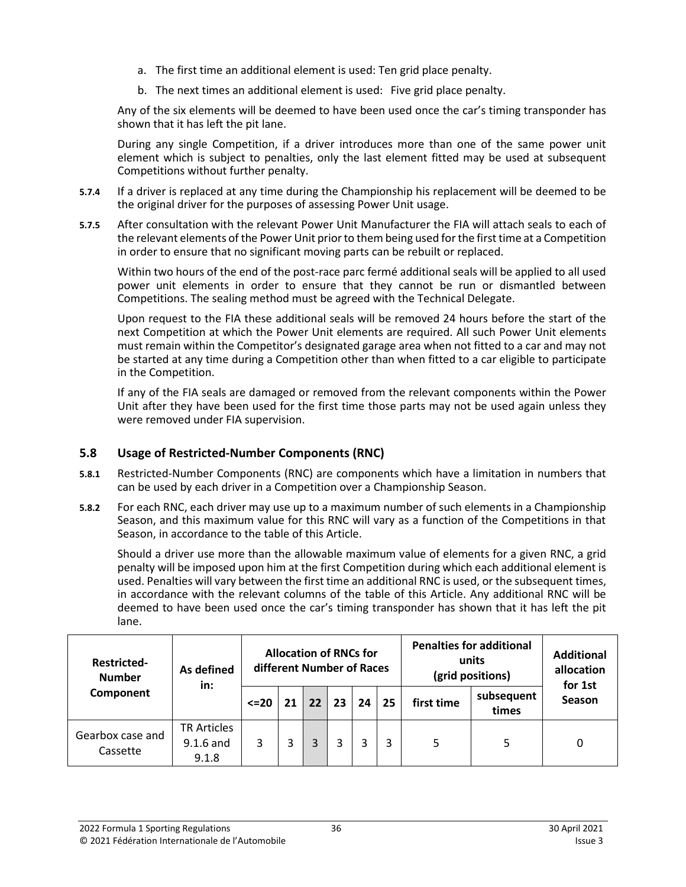a. The first time an additional element is used: Ten grid place penalty.

b. The next times an additional element is used: Five grid place penalty.

Any of the six elements will be deemed to have been used once the car's timing transponder has shown that it has left the pit lane.

During any single Competition, if a driver introduces more than one of the same power unit element which is subject to penalties, only the last element fitted may be used at subsequent Competitions without further penalty.

**5.7.4** If a driver is replaced at any time during the Championship his replacement will be deemed to be the original driver for the purposes of assessing Power Unit usage.

**5.7.5** After consultation with the relevant Power Unit Manufacturer the FIA will attach seals to each of the relevant elements of the Power Unit prior to them being used for the first time at a Competition in order to ensure that no significant moving parts can be rebuilt or replaced.

Within two hours of the end of the post-race parc fermé additional seals will be applied to all used power unit elements in order to ensure that they cannot be run or dismantled between Competitions. The sealing method must be agreed with the Technical Delegate.

Upon request to the FIA these additional seals will be removed 24 hours before the start of the next Competition at which the Power Unit elements are required. All such Power Unit elements must remain within the Competitor's designated garage area when not fitted to a car and may not be started at any time during a Competition other than when fitted to a car eligible to participate in the Competition.

If any of the FIA seals are damaged or removed from the relevant components within the Power Unit after they have been used for the first time those parts may not be used again unless they were removed under FIA supervision.

## 5.8 Usage of Restricted-Number Components (RNC)

**5.8.1** Restricted-Number Components (RNC) are components which have a limitation in numbers that can be used by each driver in a Competition over a Championship Season.

**5.8.2** For each RNC, each driver may use up to a maximum number of such elements in a Championship Season, and this maximum value for this RNC will vary as a function of the Competitions in that Season, in accordance to the table of this Article.

Should a driver use more than the allowable maximum value of elements for a given RNC, a grid penalty will be imposed upon him at the first Competition during which each additional element is used. Penalties will vary between the first time an additional RNC is used, or the subsequent times, in accordance with the relevant columns of the table of this Article. Any additional RNC will be deemed to have been used once the car's timing transponder has shown that it has left the pit lane.

| Restricted-Number Component | As defined in: | Allocation of RNCs for different Number of Races | | | | | | Penalties for additional units (grid positions) | | Additional allocation for 1st Season |
|---|---|---|---|---|---|---|---|---|---|---|
| | | <=20 | 21 | 22 | 23 | 24 | 25 | first time | subsequent times | |
| Gearbox case and Cassette | TR Articles 9.1.6 and 9.1.8 | 3 | 3 | 3 | 3 | 3 | 3 | 5 | 5 | 0 |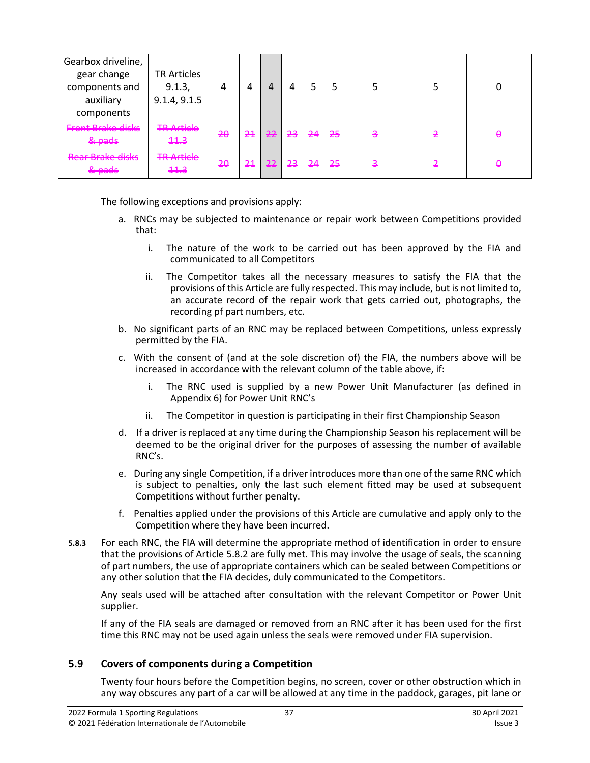| | | | | | | | | | | |
|---|---|---|---|---|---|---|---|---|---|---|
| Gearbox driveline, gear change components and auxiliary components | TR Articles 9.1.3, 9.1.4, 9.1.5 | 4 | 4 | 4 | 4 | 5 | 5 | 5 | 5 | 0 |
| ~~Front Brake disks & pads~~ | ~~TR Article 11.3~~ | ~~20~~ | ~~21~~ | ~~22~~ | ~~23~~ | ~~24~~ | ~~25~~ | ~~3~~ | ~~2~~ | ~~0~~ |
| ~~Rear Brake disks & pads~~ | ~~TR Article 11.3~~ | ~~20~~ | ~~21~~ | ~~22~~ | ~~23~~ | ~~24~~ | ~~25~~ | ~~3~~ | ~~2~~ | ~~0~~ |

The following exceptions and provisions apply:

a. RNCs may be subjected to maintenance or repair work between Competitions provided that:

   i. The nature of the work to be carried out has been approved by the FIA and communicated to all Competitors

   ii. The Competitor takes all the necessary measures to satisfy the FIA that the provisions of this Article are fully respected. This may include, but is not limited to, an accurate record of the repair work that gets carried out, photographs, the recording pf part numbers, etc.

b. No significant parts of an RNC may be replaced between Competitions, unless expressly permitted by the FIA.

c. With the consent of (and at the sole discretion of) the FIA, the numbers above will be increased in accordance with the relevant column of the table above, if:

   i. The RNC used is supplied by a new Power Unit Manufacturer (as defined in Appendix 6) for Power Unit RNC's

   ii. The Competitor in question is participating in their first Championship Season

d. If a driver is replaced at any time during the Championship Season his replacement will be deemed to be the original driver for the purposes of assessing the number of available RNC's.

e. During any single Competition, if a driver introduces more than one of the same RNC which is subject to penalties, only the last such element fitted may be used at subsequent Competitions without further penalty.

f. Penalties applied under the provisions of this Article are cumulative and apply only to the Competition where they have been incurred.

**5.8.3** For each RNC, the FIA will determine the appropriate method of identification in order to ensure that the provisions of Article 5.8.2 are fully met. This may involve the usage of seals, the scanning of part numbers, the use of appropriate containers which can be sealed between Competitions or any other solution that the FIA decides, duly communicated to the Competitors.

Any seals used will be attached after consultation with the relevant Competitor or Power Unit supplier.

If any of the FIA seals are damaged or removed from an RNC after it has been used for the first time this RNC may not be used again unless the seals were removed under FIA supervision.

## 5.9 Covers of components during a Competition

Twenty four hours before the Competition begins, no screen, cover or other obstruction which in any way obscures any part of a car will be allowed at any time in the paddock, garages, pit lane or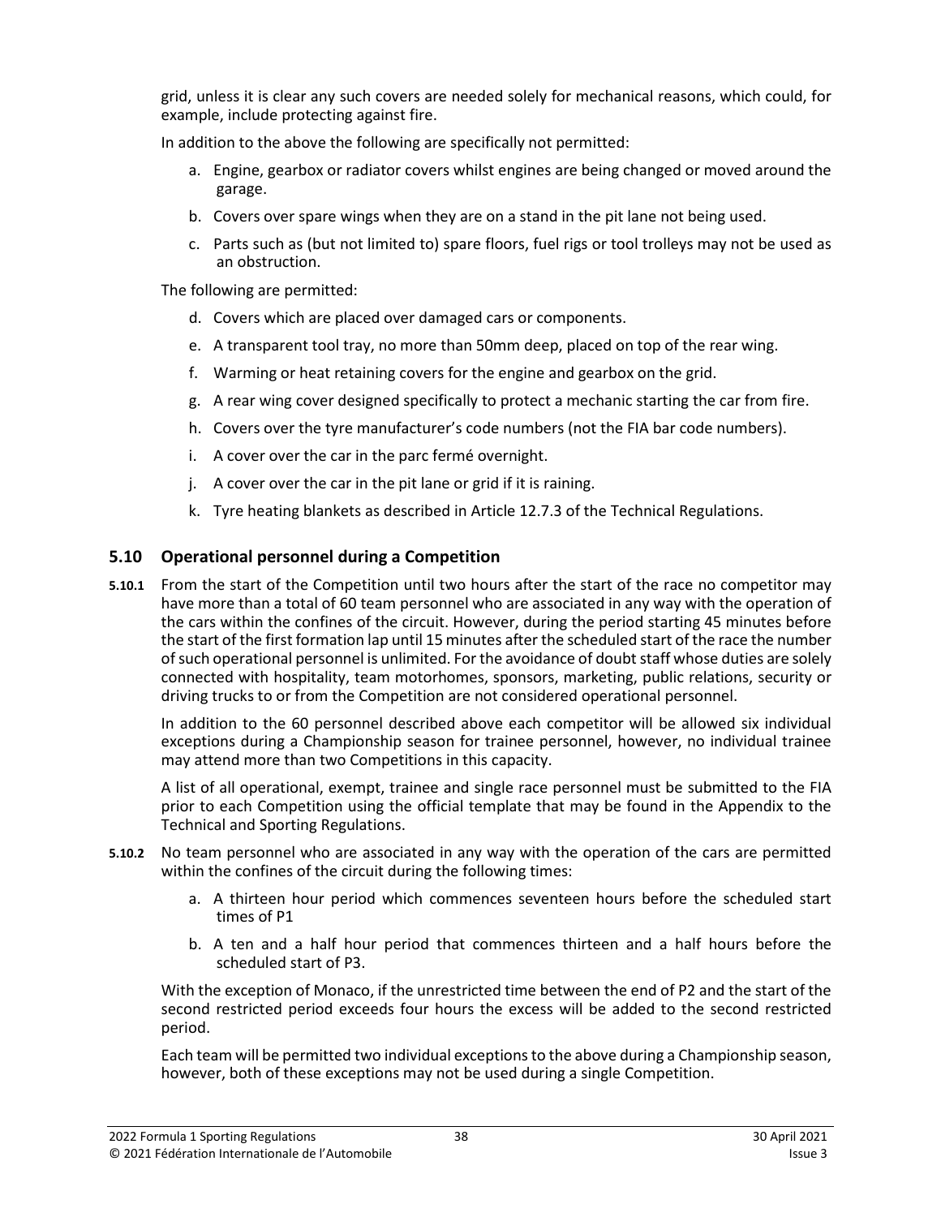grid, unless it is clear any such covers are needed solely for mechanical reasons, which could, for example, include protecting against fire.

In addition to the above the following are specifically not permitted:

a. Engine, gearbox or radiator covers whilst engines are being changed or moved around the garage.

b. Covers over spare wings when they are on a stand in the pit lane not being used.

c. Parts such as (but not limited to) spare floors, fuel rigs or tool trolleys may not be used as an obstruction.

The following are permitted:

d. Covers which are placed over damaged cars or components.

e. A transparent tool tray, no more than 50mm deep, placed on top of the rear wing.

f. Warming or heat retaining covers for the engine and gearbox on the grid.

g. A rear wing cover designed specifically to protect a mechanic starting the car from fire.

h. Covers over the tyre manufacturer's code numbers (not the FIA bar code numbers).

i. A cover over the car in the parc fermé overnight.

j. A cover over the car in the pit lane or grid if it is raining.

k. Tyre heating blankets as described in Article 12.7.3 of the Technical Regulations.

## 5.10 Operational personnel during a Competition

**5.10.1** From the start of the Competition until two hours after the start of the race no competitor may have more than a total of 60 team personnel who are associated in any way with the operation of the cars within the confines of the circuit. However, during the period starting 45 minutes before the start of the first formation lap until 15 minutes after the scheduled start of the race the number of such operational personnel is unlimited. For the avoidance of doubt staff whose duties are solely connected with hospitality, team motorhomes, sponsors, marketing, public relations, security or driving trucks to or from the Competition are not considered operational personnel.

In addition to the 60 personnel described above each competitor will be allowed six individual exceptions during a Championship season for trainee personnel, however, no individual trainee may attend more than two Competitions in this capacity.

A list of all operational, exempt, trainee and single race personnel must be submitted to the FIA prior to each Competition using the official template that may be found in the Appendix to the Technical and Sporting Regulations.

**5.10.2** No team personnel who are associated in any way with the operation of the cars are permitted within the confines of the circuit during the following times:

a. A thirteen hour period which commences seventeen hours before the scheduled start times of P1

b. A ten and a half hour period that commences thirteen and a half hours before the scheduled start of P3.

With the exception of Monaco, if the unrestricted time between the end of P2 and the start of the second restricted period exceeds four hours the excess will be added to the second restricted period.

Each team will be permitted two individual exceptions to the above during a Championship season, however, both of these exceptions may not be used during a single Competition.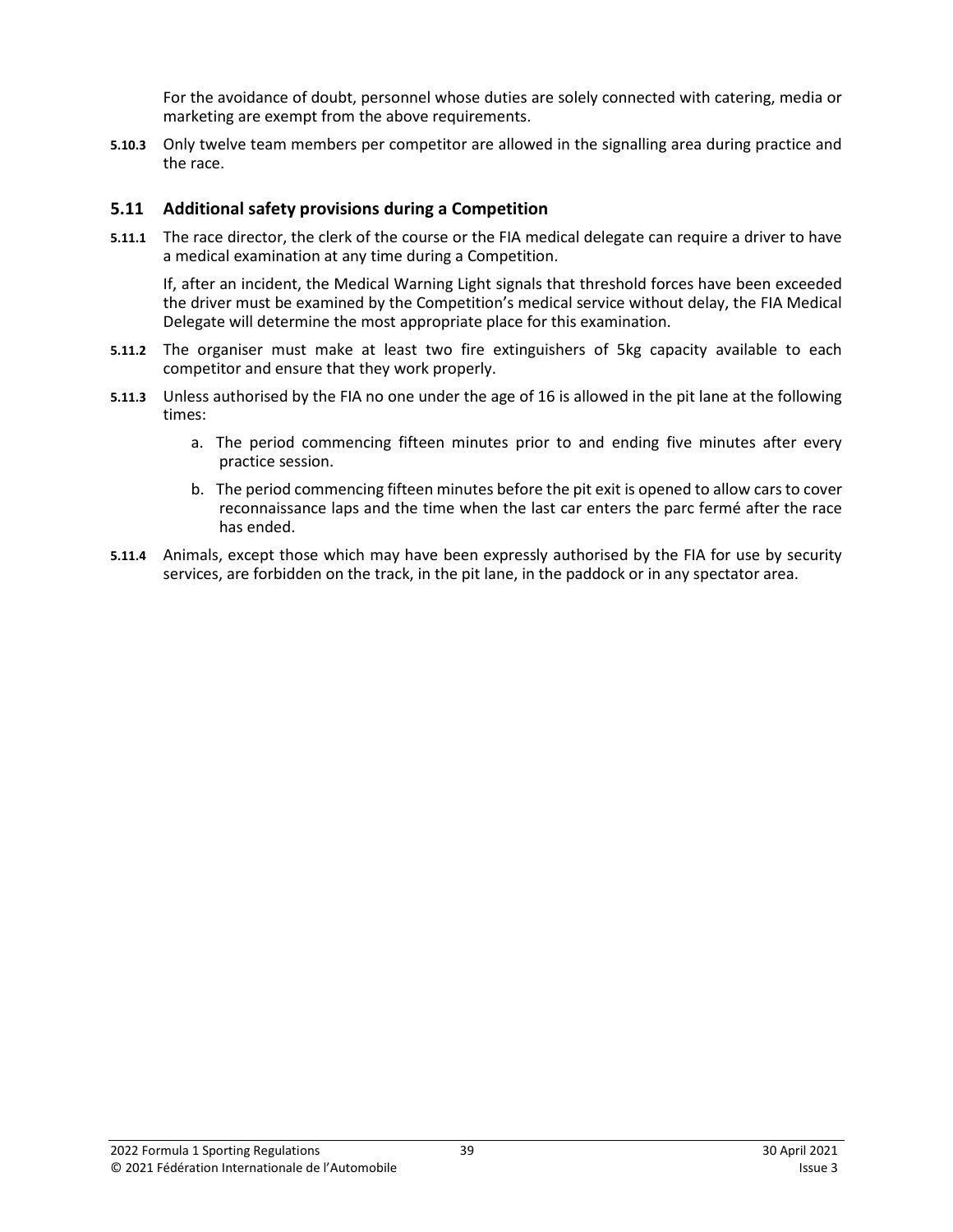For the avoidance of doubt, personnel whose duties are solely connected with catering, media or marketing are exempt from the above requirements.

**5.10.3** Only twelve team members per competitor are allowed in the signalling area during practice and the race.

## 5.11 Additional safety provisions during a Competition

**5.11.1** The race director, the clerk of the course or the FIA medical delegate can require a driver to have a medical examination at any time during a Competition.

If, after an incident, the Medical Warning Light signals that threshold forces have been exceeded the driver must be examined by the Competition's medical service without delay, the FIA Medical Delegate will determine the most appropriate place for this examination.

**5.11.2** The organiser must make at least two fire extinguishers of 5kg capacity available to each competitor and ensure that they work properly.

**5.11.3** Unless authorised by the FIA no one under the age of 16 is allowed in the pit lane at the following times:

a. The period commencing fifteen minutes prior to and ending five minutes after every practice session.

b. The period commencing fifteen minutes before the pit exit is opened to allow cars to cover reconnaissance laps and the time when the last car enters the parc fermé after the race has ended.

**5.11.4** Animals, except those which may have been expressly authorised by the FIA for use by security services, are forbidden on the track, in the pit lane, in the paddock or in any spectator area.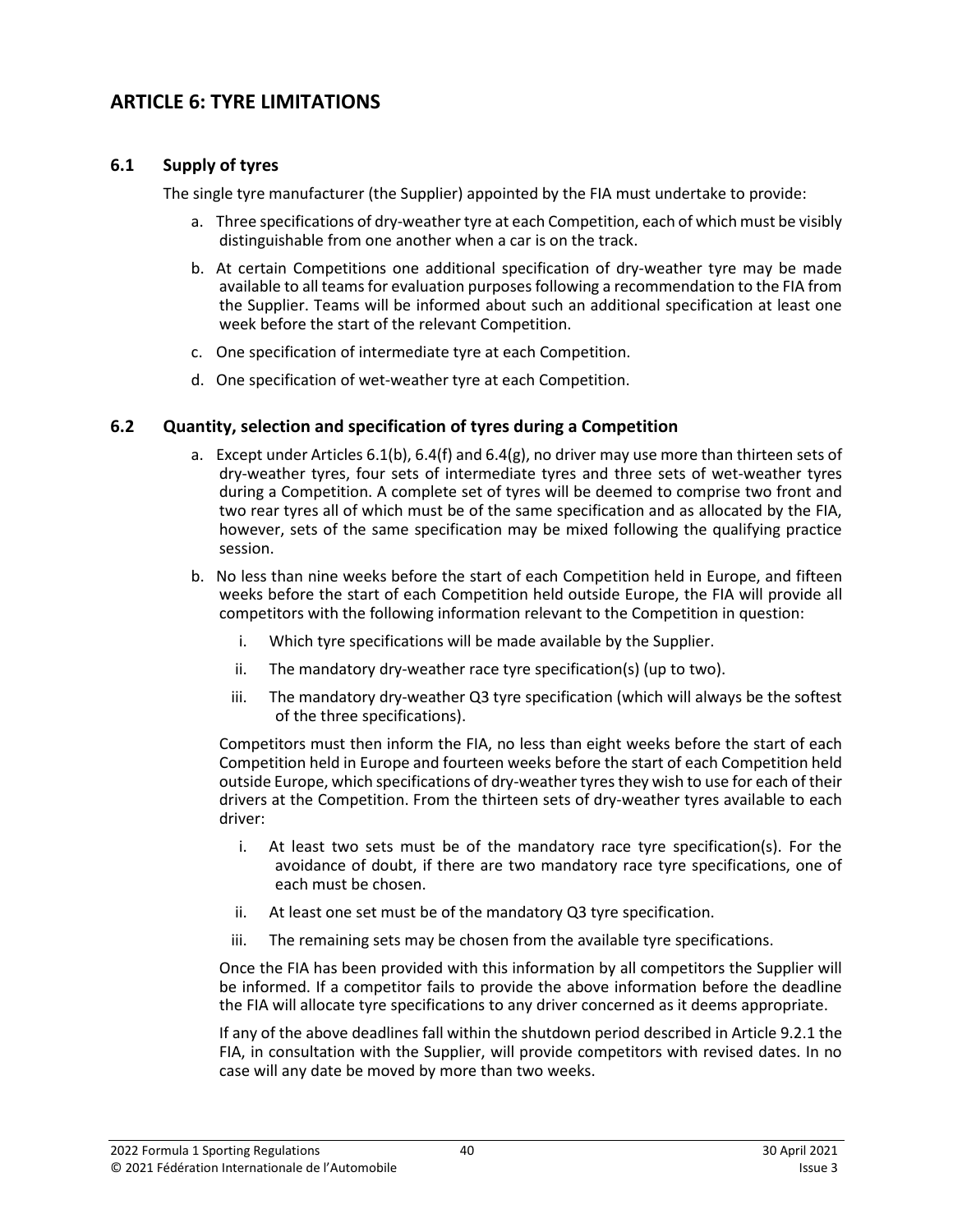## ARTICLE 6: TYRE LIMITATIONS

### 6.1 Supply of tyres

The single tyre manufacturer (the Supplier) appointed by the FIA must undertake to provide:

a. Three specifications of dry-weather tyre at each Competition, each of which must be visibly distinguishable from one another when a car is on the track.

b. At certain Competitions one additional specification of dry-weather tyre may be made available to all teams for evaluation purposes following a recommendation to the FIA from the Supplier. Teams will be informed about such an additional specification at least one week before the start of the relevant Competition.

c. One specification of intermediate tyre at each Competition.

d. One specification of wet-weather tyre at each Competition.

### 6.2 Quantity, selection and specification of tyres during a Competition

a. Except under Articles 6.1(b), 6.4(f) and 6.4(g), no driver may use more than thirteen sets of dry-weather tyres, four sets of intermediate tyres and three sets of wet-weather tyres during a Competition. A complete set of tyres will be deemed to comprise two front and two rear tyres all of which must be of the same specification and as allocated by the FIA, however, sets of the same specification may be mixed following the qualifying practice session.

b. No less than nine weeks before the start of each Competition held in Europe, and fifteen weeks before the start of each Competition held outside Europe, the FIA will provide all competitors with the following information relevant to the Competition in question:

   i. Which tyre specifications will be made available by the Supplier.

   ii. The mandatory dry-weather race tyre specification(s) (up to two).

   iii. The mandatory dry-weather Q3 tyre specification (which will always be the softest of the three specifications).

   Competitors must then inform the FIA, no less than eight weeks before the start of each Competition held in Europe and fourteen weeks before the start of each Competition held outside Europe, which specifications of dry-weather tyres they wish to use for each of their drivers at the Competition. From the thirteen sets of dry-weather tyres available to each driver:

   i. At least two sets must be of the mandatory race tyre specification(s). For the avoidance of doubt, if there are two mandatory race tyre specifications, one of each must be chosen.

   ii. At least one set must be of the mandatory Q3 tyre specification.

   iii. The remaining sets may be chosen from the available tyre specifications.

   Once the FIA has been provided with this information by all competitors the Supplier will be informed. If a competitor fails to provide the above information before the deadline the FIA will allocate tyre specifications to any driver concerned as it deems appropriate.

   If any of the above deadlines fall within the shutdown period described in Article 9.2.1 the FIA, in consultation with the Supplier, will provide competitors with revised dates. In no case will any date be moved by more than two weeks.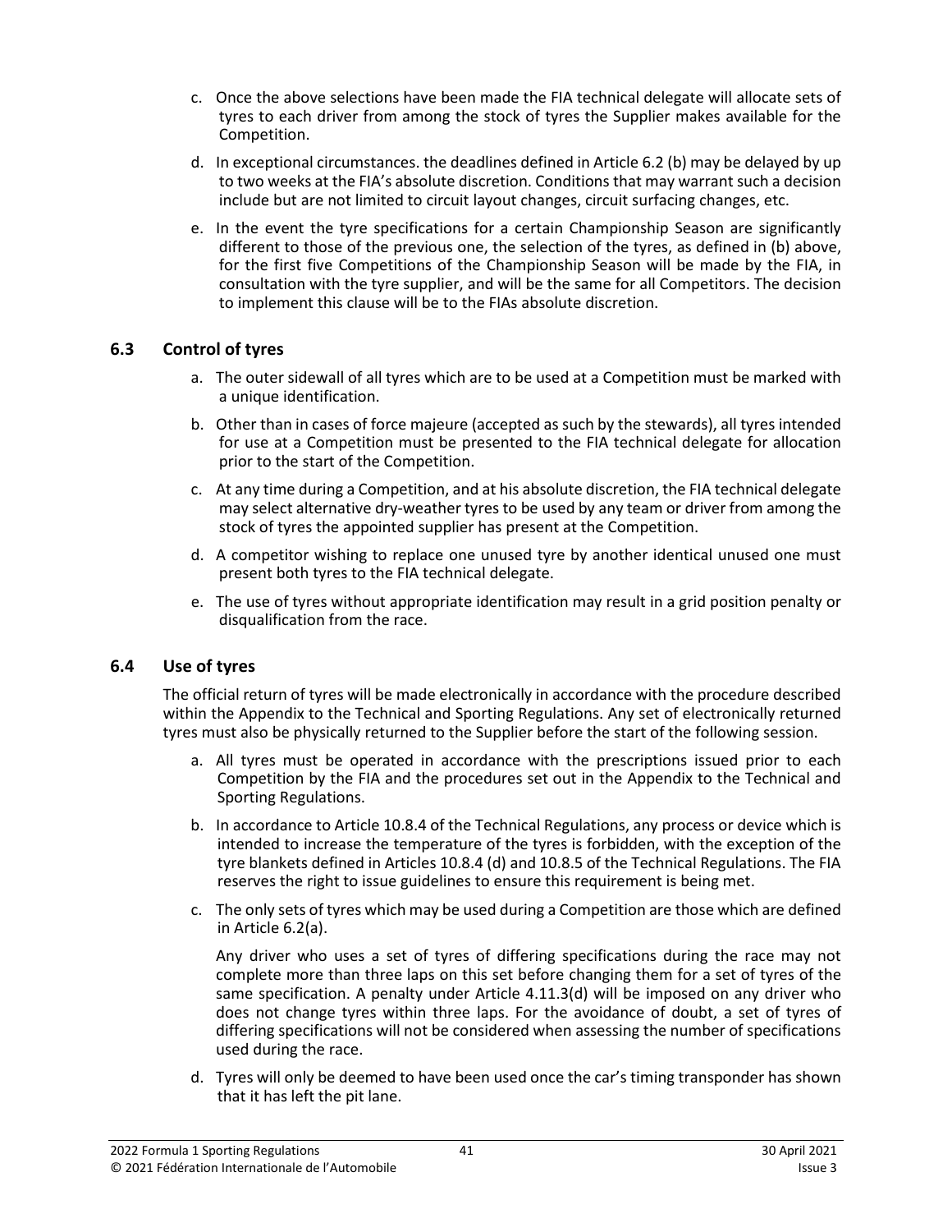c. Once the above selections have been made the FIA technical delegate will allocate sets of tyres to each driver from among the stock of tyres the Supplier makes available for the Competition.

d. In exceptional circumstances. the deadlines defined in Article 6.2 (b) may be delayed by up to two weeks at the FIA's absolute discretion. Conditions that may warrant such a decision include but are not limited to circuit layout changes, circuit surfacing changes, etc.

e. In the event the tyre specifications for a certain Championship Season are significantly different to those of the previous one, the selection of the tyres, as defined in (b) above, for the first five Competitions of the Championship Season will be made by the FIA, in consultation with the tyre supplier, and will be the same for all Competitors. The decision to implement this clause will be to the FIAs absolute discretion.

## 6.3 Control of tyres

a. The outer sidewall of all tyres which are to be used at a Competition must be marked with a unique identification.

b. Other than in cases of force majeure (accepted as such by the stewards), all tyres intended for use at a Competition must be presented to the FIA technical delegate for allocation prior to the start of the Competition.

c. At any time during a Competition, and at his absolute discretion, the FIA technical delegate may select alternative dry-weather tyres to be used by any team or driver from among the stock of tyres the appointed supplier has present at the Competition.

d. A competitor wishing to replace one unused tyre by another identical unused one must present both tyres to the FIA technical delegate.

e. The use of tyres without appropriate identification may result in a grid position penalty or disqualification from the race.

## 6.4 Use of tyres

The official return of tyres will be made electronically in accordance with the procedure described within the Appendix to the Technical and Sporting Regulations. Any set of electronically returned tyres must also be physically returned to the Supplier before the start of the following session.

a. All tyres must be operated in accordance with the prescriptions issued prior to each Competition by the FIA and the procedures set out in the Appendix to the Technical and Sporting Regulations.

b. In accordance to Article 10.8.4 of the Technical Regulations, any process or device which is intended to increase the temperature of the tyres is forbidden, with the exception of the tyre blankets defined in Articles 10.8.4 (d) and 10.8.5 of the Technical Regulations. The FIA reserves the right to issue guidelines to ensure this requirement is being met.

c. The only sets of tyres which may be used during a Competition are those which are defined in Article 6.2(a).

   Any driver who uses a set of tyres of differing specifications during the race may not complete more than three laps on this set before changing them for a set of tyres of the same specification. A penalty under Article 4.11.3(d) will be imposed on any driver who does not change tyres within three laps. For the avoidance of doubt, a set of tyres of differing specifications will not be considered when assessing the number of specifications used during the race.

d. Tyres will only be deemed to have been used once the car's timing transponder has shown that it has left the pit lane.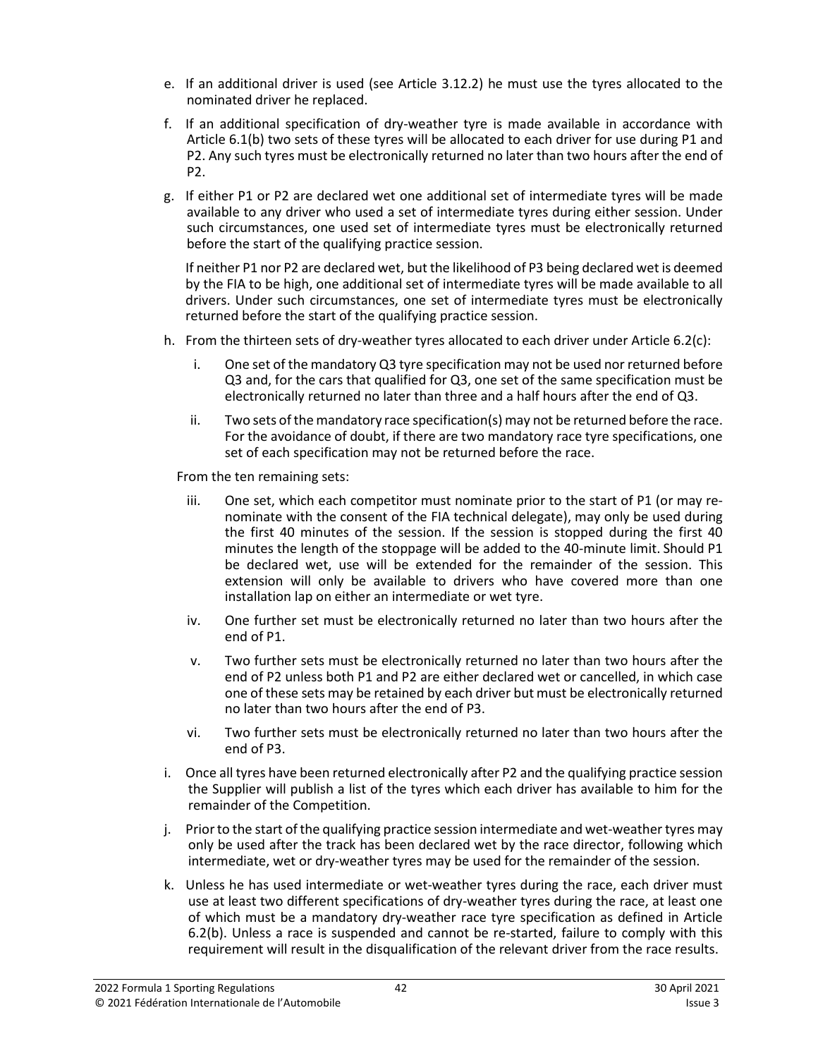e. If an additional driver is used (see Article 3.12.2) he must use the tyres allocated to the nominated driver he replaced.

f. If an additional specification of dry-weather tyre is made available in accordance with Article 6.1(b) two sets of these tyres will be allocated to each driver for use during P1 and P2. Any such tyres must be electronically returned no later than two hours after the end of P2.

g. If either P1 or P2 are declared wet one additional set of intermediate tyres will be made available to any driver who used a set of intermediate tyres during either session. Under such circumstances, one used set of intermediate tyres must be electronically returned before the start of the qualifying practice session.

   If neither P1 nor P2 are declared wet, but the likelihood of P3 being declared wet is deemed by the FIA to be high, one additional set of intermediate tyres will be made available to all drivers. Under such circumstances, one set of intermediate tyres must be electronically returned before the start of the qualifying practice session.

h. From the thirteen sets of dry-weather tyres allocated to each driver under Article 6.2(c):

   i. One set of the mandatory Q3 tyre specification may not be used nor returned before Q3 and, for the cars that qualified for Q3, one set of the same specification must be electronically returned no later than three and a half hours after the end of Q3.

   ii. Two sets of the mandatory race specification(s) may not be returned before the race. For the avoidance of doubt, if there are two mandatory race tyre specifications, one set of each specification may not be returned before the race.

   From the ten remaining sets:

   iii. One set, which each competitor must nominate prior to the start of P1 (or may re-nominate with the consent of the FIA technical delegate), may only be used during the first 40 minutes of the session. If the session is stopped during the first 40 minutes the length of the stoppage will be added to the 40-minute limit. Should P1 be declared wet, use will be extended for the remainder of the session. This extension will only be available to drivers who have covered more than one installation lap on either an intermediate or wet tyre.

   iv. One further set must be electronically returned no later than two hours after the end of P1.

   v. Two further sets must be electronically returned no later than two hours after the end of P2 unless both P1 and P2 are either declared wet or cancelled, in which case one of these sets may be retained by each driver but must be electronically returned no later than two hours after the end of P3.

   vi. Two further sets must be electronically returned no later than two hours after the end of P3.

i. Once all tyres have been returned electronically after P2 and the qualifying practice session the Supplier will publish a list of the tyres which each driver has available to him for the remainder of the Competition.

j. Prior to the start of the qualifying practice session intermediate and wet-weather tyres may only be used after the track has been declared wet by the race director, following which intermediate, wet or dry-weather tyres may be used for the remainder of the session.

k. Unless he has used intermediate or wet-weather tyres during the race, each driver must use at least two different specifications of dry-weather tyres during the race, at least one of which must be a mandatory dry-weather race tyre specification as defined in Article 6.2(b). Unless a race is suspended and cannot be re-started, failure to comply with this requirement will result in the disqualification of the relevant driver from the race results.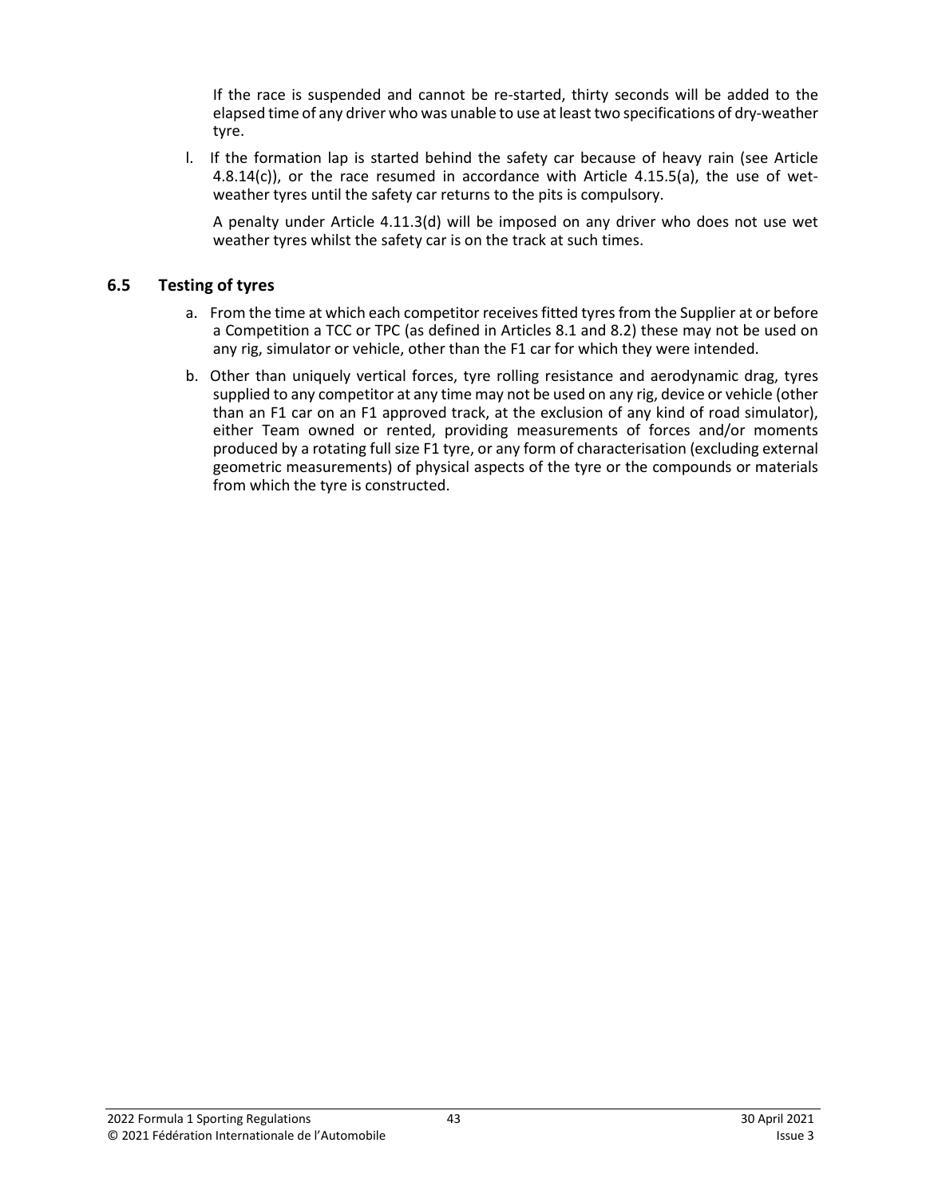If the race is suspended and cannot be re-started, thirty seconds will be added to the elapsed time of any driver who was unable to use at least two specifications of dry-weather tyre.

l. If the formation lap is started behind the safety car because of heavy rain (see Article 4.8.14(c)), or the race resumed in accordance with Article 4.15.5(a), the use of wet-weather tyres until the safety car returns to the pits is compulsory.

   A penalty under Article 4.11.3(d) will be imposed on any driver who does not use wet weather tyres whilst the safety car is on the track at such times.

## 6.5 Testing of tyres

a. From the time at which each competitor receives fitted tyres from the Supplier at or before a Competition a TCC or TPC (as defined in Articles 8.1 and 8.2) these may not be used on any rig, simulator or vehicle, other than the F1 car for which they were intended.

b. Other than uniquely vertical forces, tyre rolling resistance and aerodynamic drag, tyres supplied to any competitor at any time may not be used on any rig, device or vehicle (other than an F1 car on an F1 approved track, at the exclusion of any kind of road simulator), either Team owned or rented, providing measurements of forces and/or moments produced by a rotating full size F1 tyre, or any form of characterisation (excluding external geometric measurements) of physical aspects of the tyre or the compounds or materials from which the tyre is constructed.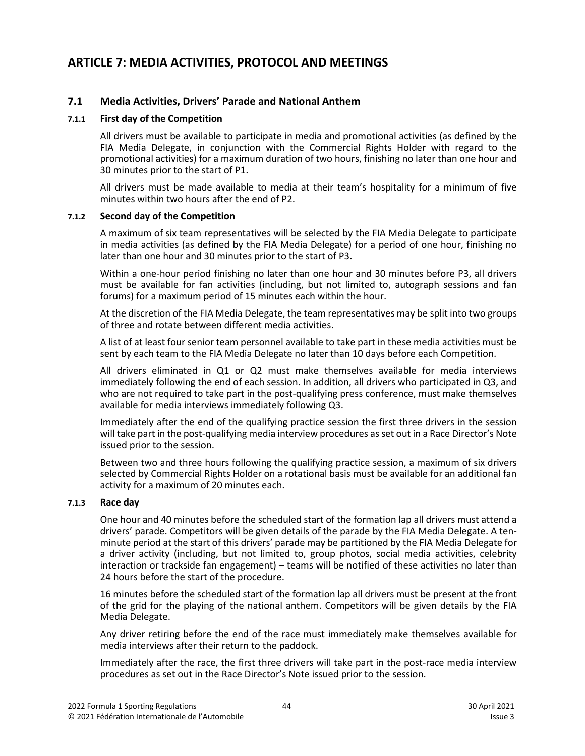# ARTICLE 7: MEDIA ACTIVITIES, PROTOCOL AND MEETINGS

## 7.1 Media Activities, Drivers' Parade and National Anthem

### 7.1.1 First day of the Competition

All drivers must be available to participate in media and promotional activities (as defined by the FIA Media Delegate, in conjunction with the Commercial Rights Holder with regard to the promotional activities) for a maximum duration of two hours, finishing no later than one hour and 30 minutes prior to the start of P1.

All drivers must be made available to media at their team's hospitality for a minimum of five minutes within two hours after the end of P2.

### 7.1.2 Second day of the Competition

A maximum of six team representatives will be selected by the FIA Media Delegate to participate in media activities (as defined by the FIA Media Delegate) for a period of one hour, finishing no later than one hour and 30 minutes prior to the start of P3.

Within a one-hour period finishing no later than one hour and 30 minutes before P3, all drivers must be available for fan activities (including, but not limited to, autograph sessions and fan forums) for a maximum period of 15 minutes each within the hour.

At the discretion of the FIA Media Delegate, the team representatives may be split into two groups of three and rotate between different media activities.

A list of at least four senior team personnel available to take part in these media activities must be sent by each team to the FIA Media Delegate no later than 10 days before each Competition.

All drivers eliminated in Q1 or Q2 must make themselves available for media interviews immediately following the end of each session. In addition, all drivers who participated in Q3, and who are not required to take part in the post-qualifying press conference, must make themselves available for media interviews immediately following Q3.

Immediately after the end of the qualifying practice session the first three drivers in the session will take part in the post-qualifying media interview procedures as set out in a Race Director's Note issued prior to the session.

Between two and three hours following the qualifying practice session, a maximum of six drivers selected by Commercial Rights Holder on a rotational basis must be available for an additional fan activity for a maximum of 20 minutes each.

### 7.1.3 Race day

One hour and 40 minutes before the scheduled start of the formation lap all drivers must attend a drivers' parade. Competitors will be given details of the parade by the FIA Media Delegate. A ten-minute period at the start of this drivers' parade may be partitioned by the FIA Media Delegate for a driver activity (including, but not limited to, group photos, social media activities, celebrity interaction or trackside fan engagement) – teams will be notified of these activities no later than 24 hours before the start of the procedure.

16 minutes before the scheduled start of the formation lap all drivers must be present at the front of the grid for the playing of the national anthem. Competitors will be given details by the FIA Media Delegate.

Any driver retiring before the end of the race must immediately make themselves available for media interviews after their return to the paddock.

Immediately after the race, the first three drivers will take part in the post-race media interview procedures as set out in the Race Director's Note issued prior to the session.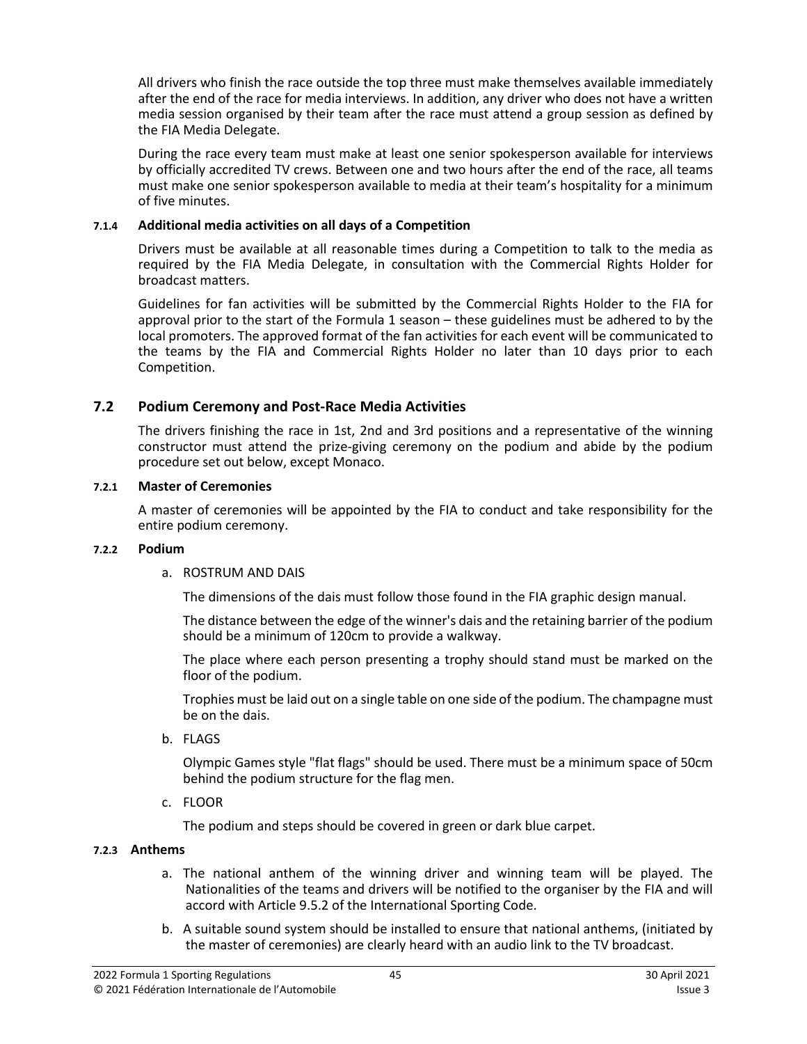All drivers who finish the race outside the top three must make themselves available immediately after the end of the race for media interviews. In addition, any driver who does not have a written media session organised by their team after the race must attend a group session as defined by the FIA Media Delegate.

During the race every team must make at least one senior spokesperson available for interviews by officially accredited TV crews. Between one and two hours after the end of the race, all teams must make one senior spokesperson available to media at their team's hospitality for a minimum of five minutes.

#### 7.1.4 Additional media activities on all days of a Competition

Drivers must be available at all reasonable times during a Competition to talk to the media as required by the FIA Media Delegate, in consultation with the Commercial Rights Holder for broadcast matters.

Guidelines for fan activities will be submitted by the Commercial Rights Holder to the FIA for approval prior to the start of the Formula 1 season – these guidelines must be adhered to by the local promoters. The approved format of the fan activities for each event will be communicated to the teams by the FIA and Commercial Rights Holder no later than 10 days prior to each Competition.

## 7.2 Podium Ceremony and Post-Race Media Activities

The drivers finishing the race in 1st, 2nd and 3rd positions and a representative of the winning constructor must attend the prize-giving ceremony on the podium and abide by the podium procedure set out below, except Monaco.

#### 7.2.1 Master of Ceremonies

A master of ceremonies will be appointed by the FIA to conduct and take responsibility for the entire podium ceremony.

#### 7.2.2 Podium

a. ROSTRUM AND DAIS

   The dimensions of the dais must follow those found in the FIA graphic design manual.

   The distance between the edge of the winner's dais and the retaining barrier of the podium should be a minimum of 120cm to provide a walkway.

   The place where each person presenting a trophy should stand must be marked on the floor of the podium.

   Trophies must be laid out on a single table on one side of the podium. The champagne must be on the dais.

b. FLAGS

   Olympic Games style "flat flags" should be used. There must be a minimum space of 50cm behind the podium structure for the flag men.

c. FLOOR

   The podium and steps should be covered in green or dark blue carpet.

#### 7.2.3 Anthems

a. The national anthem of the winning driver and winning team will be played. The Nationalities of the teams and drivers will be notified to the organiser by the FIA and will accord with Article 9.5.2 of the International Sporting Code.

b. A suitable sound system should be installed to ensure that national anthems, (initiated by the master of ceremonies) are clearly heard with an audio link to the TV broadcast.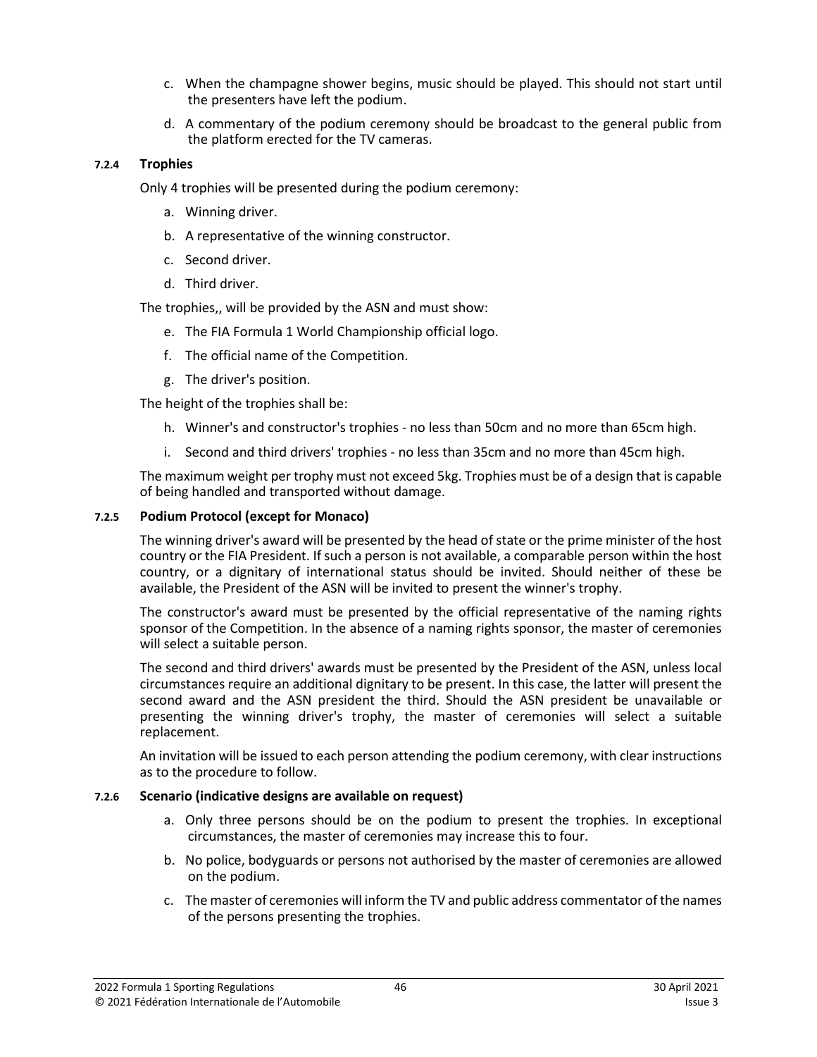c. When the champagne shower begins, music should be played. This should not start until the presenters have left the podium.

d. A commentary of the podium ceremony should be broadcast to the general public from the platform erected for the TV cameras.

#### 7.2.4 Trophies

Only 4 trophies will be presented during the podium ceremony:

a. Winning driver.

b. A representative of the winning constructor.

c. Second driver.

d. Third driver.

The trophies,, will be provided by the ASN and must show:

e. The FIA Formula 1 World Championship official logo.

f. The official name of the Competition.

g. The driver's position.

The height of the trophies shall be:

h. Winner's and constructor's trophies - no less than 50cm and no more than 65cm high.

i. Second and third drivers' trophies - no less than 35cm and no more than 45cm high.

The maximum weight per trophy must not exceed 5kg. Trophies must be of a design that is capable of being handled and transported without damage.

#### 7.2.5 Podium Protocol (except for Monaco)

The winning driver's award will be presented by the head of state or the prime minister of the host country or the FIA President. If such a person is not available, a comparable person within the host country, or a dignitary of international status should be invited. Should neither of these be available, the President of the ASN will be invited to present the winner's trophy.

The constructor's award must be presented by the official representative of the naming rights sponsor of the Competition. In the absence of a naming rights sponsor, the master of ceremonies will select a suitable person.

The second and third drivers' awards must be presented by the President of the ASN, unless local circumstances require an additional dignitary to be present. In this case, the latter will present the second award and the ASN president the third. Should the ASN president be unavailable or presenting the winning driver's trophy, the master of ceremonies will select a suitable replacement.

An invitation will be issued to each person attending the podium ceremony, with clear instructions as to the procedure to follow.

#### 7.2.6 Scenario (indicative designs are available on request)

a. Only three persons should be on the podium to present the trophies. In exceptional circumstances, the master of ceremonies may increase this to four.

b. No police, bodyguards or persons not authorised by the master of ceremonies are allowed on the podium.

c. The master of ceremonies will inform the TV and public address commentator of the names of the persons presenting the trophies.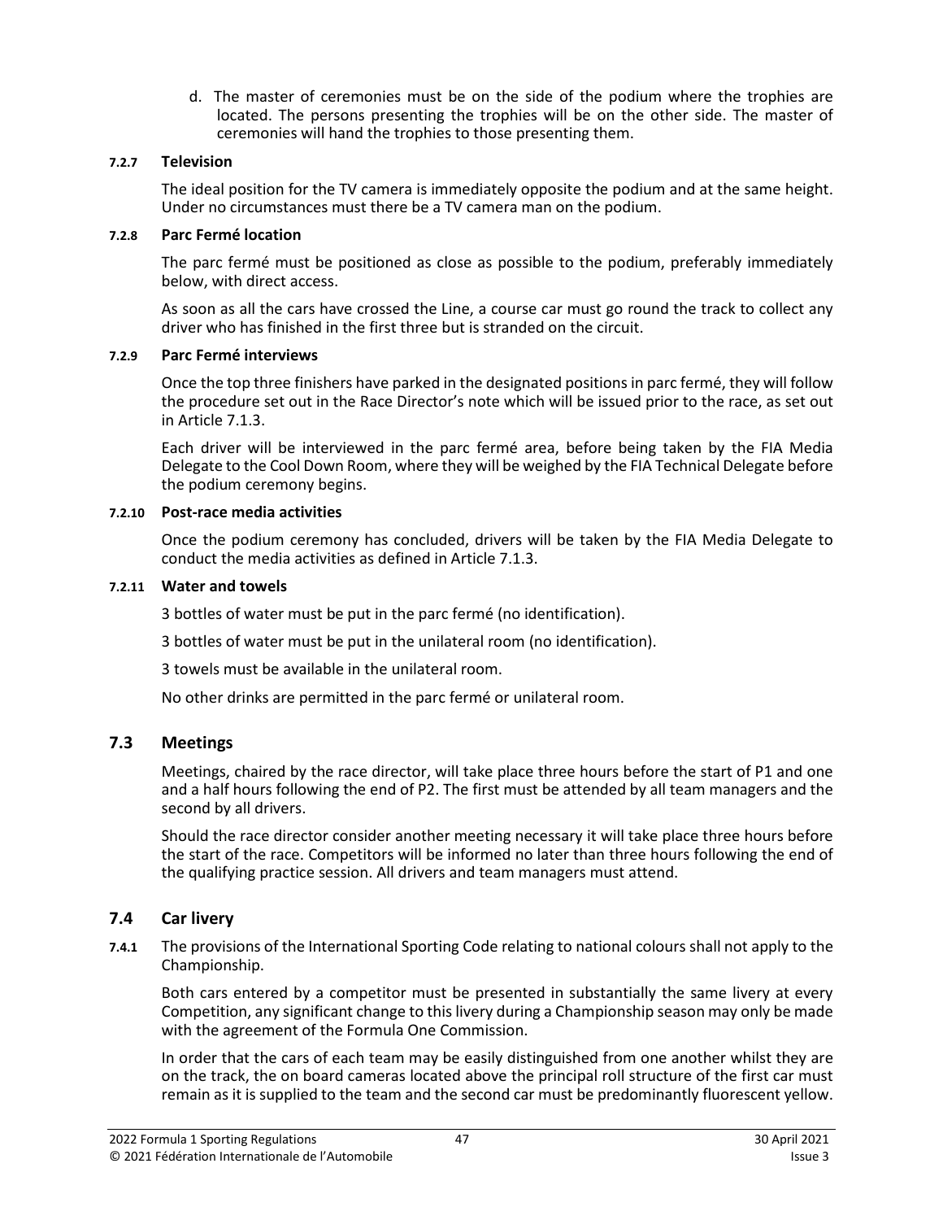d. The master of ceremonies must be on the side of the podium where the trophies are located. The persons presenting the trophies will be on the other side. The master of ceremonies will hand the trophies to those presenting them.

#### 7.2.7 Television

The ideal position for the TV camera is immediately opposite the podium and at the same height. Under no circumstances must there be a TV camera man on the podium.

#### 7.2.8 Parc Fermé location

The parc fermé must be positioned as close as possible to the podium, preferably immediately below, with direct access.

As soon as all the cars have crossed the Line, a course car must go round the track to collect any driver who has finished in the first three but is stranded on the circuit.

#### 7.2.9 Parc Fermé interviews

Once the top three finishers have parked in the designated positions in parc fermé, they will follow the procedure set out in the Race Director's note which will be issued prior to the race, as set out in Article 7.1.3.

Each driver will be interviewed in the parc fermé area, before being taken by the FIA Media Delegate to the Cool Down Room, where they will be weighed by the FIA Technical Delegate before the podium ceremony begins.

#### 7.2.10 Post-race media activities

Once the podium ceremony has concluded, drivers will be taken by the FIA Media Delegate to conduct the media activities as defined in Article 7.1.3.

#### 7.2.11 Water and towels

3 bottles of water must be put in the parc fermé (no identification).

3 bottles of water must be put in the unilateral room (no identification).

3 towels must be available in the unilateral room.

No other drinks are permitted in the parc fermé or unilateral room.

## 7.3 Meetings

Meetings, chaired by the race director, will take place three hours before the start of P1 and one and a half hours following the end of P2. The first must be attended by all team managers and the second by all drivers.

Should the race director consider another meeting necessary it will take place three hours before the start of the race. Competitors will be informed no later than three hours following the end of the qualifying practice session. All drivers and team managers must attend.

## 7.4 Car livery

**7.4.1** The provisions of the International Sporting Code relating to national colours shall not apply to the Championship.

Both cars entered by a competitor must be presented in substantially the same livery at every Competition, any significant change to this livery during a Championship season may only be made with the agreement of the Formula One Commission.

In order that the cars of each team may be easily distinguished from one another whilst they are on the track, the on board cameras located above the principal roll structure of the first car must remain as it is supplied to the team and the second car must be predominantly fluorescent yellow.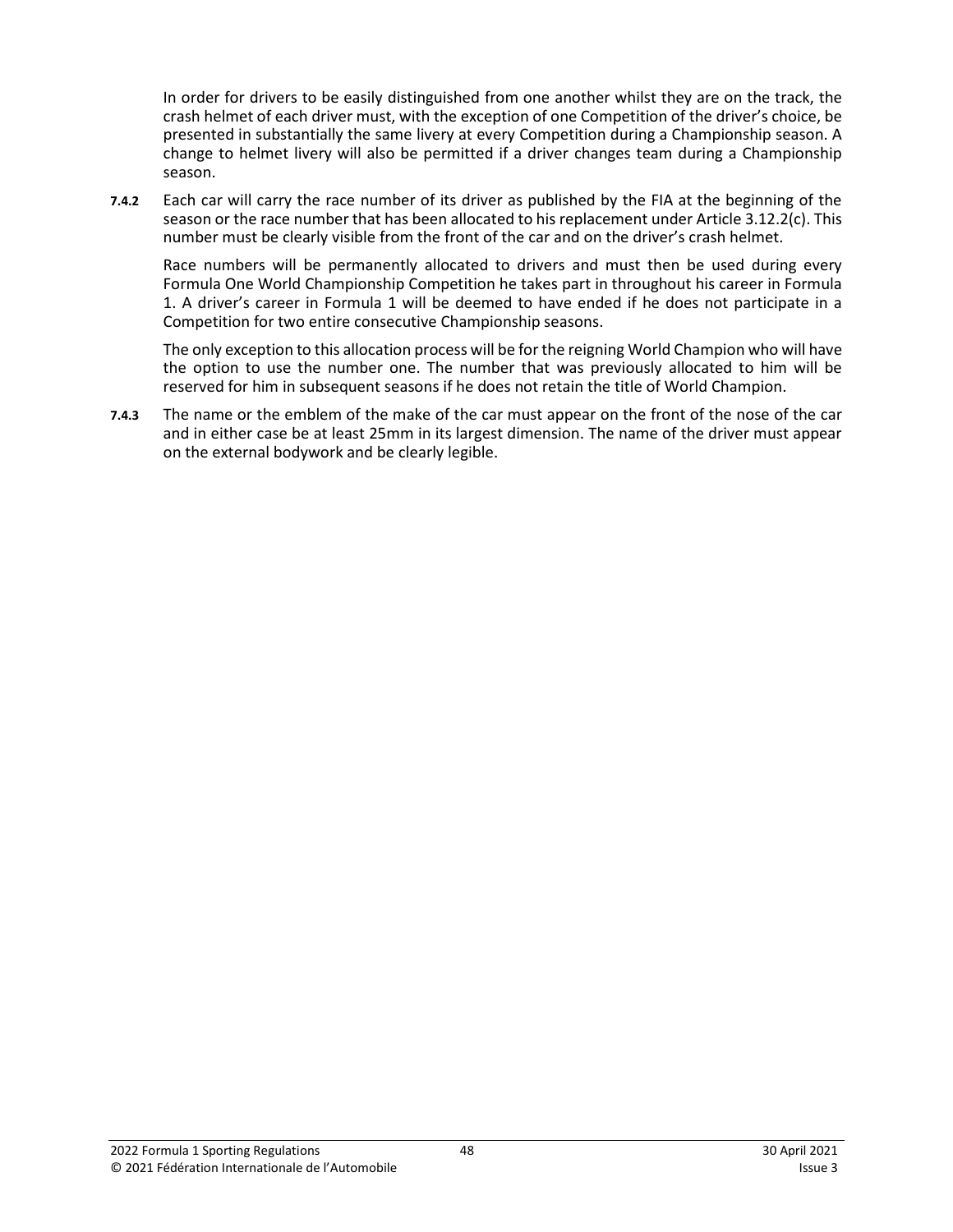In order for drivers to be easily distinguished from one another whilst they are on the track, the crash helmet of each driver must, with the exception of one Competition of the driver's choice, be presented in substantially the same livery at every Competition during a Championship season. A change to helmet livery will also be permitted if a driver changes team during a Championship season.

**7.4.2** Each car will carry the race number of its driver as published by the FIA at the beginning of the season or the race number that has been allocated to his replacement under Article 3.12.2(c). This number must be clearly visible from the front of the car and on the driver's crash helmet.

Race numbers will be permanently allocated to drivers and must then be used during every Formula One World Championship Competition he takes part in throughout his career in Formula 1. A driver's career in Formula 1 will be deemed to have ended if he does not participate in a Competition for two entire consecutive Championship seasons.

The only exception to this allocation process will be for the reigning World Champion who will have the option to use the number one. The number that was previously allocated to him will be reserved for him in subsequent seasons if he does not retain the title of World Champion.

**7.4.3** The name or the emblem of the make of the car must appear on the front of the nose of the car and in either case be at least 25mm in its largest dimension. The name of the driver must appear on the external bodywork and be clearly legible.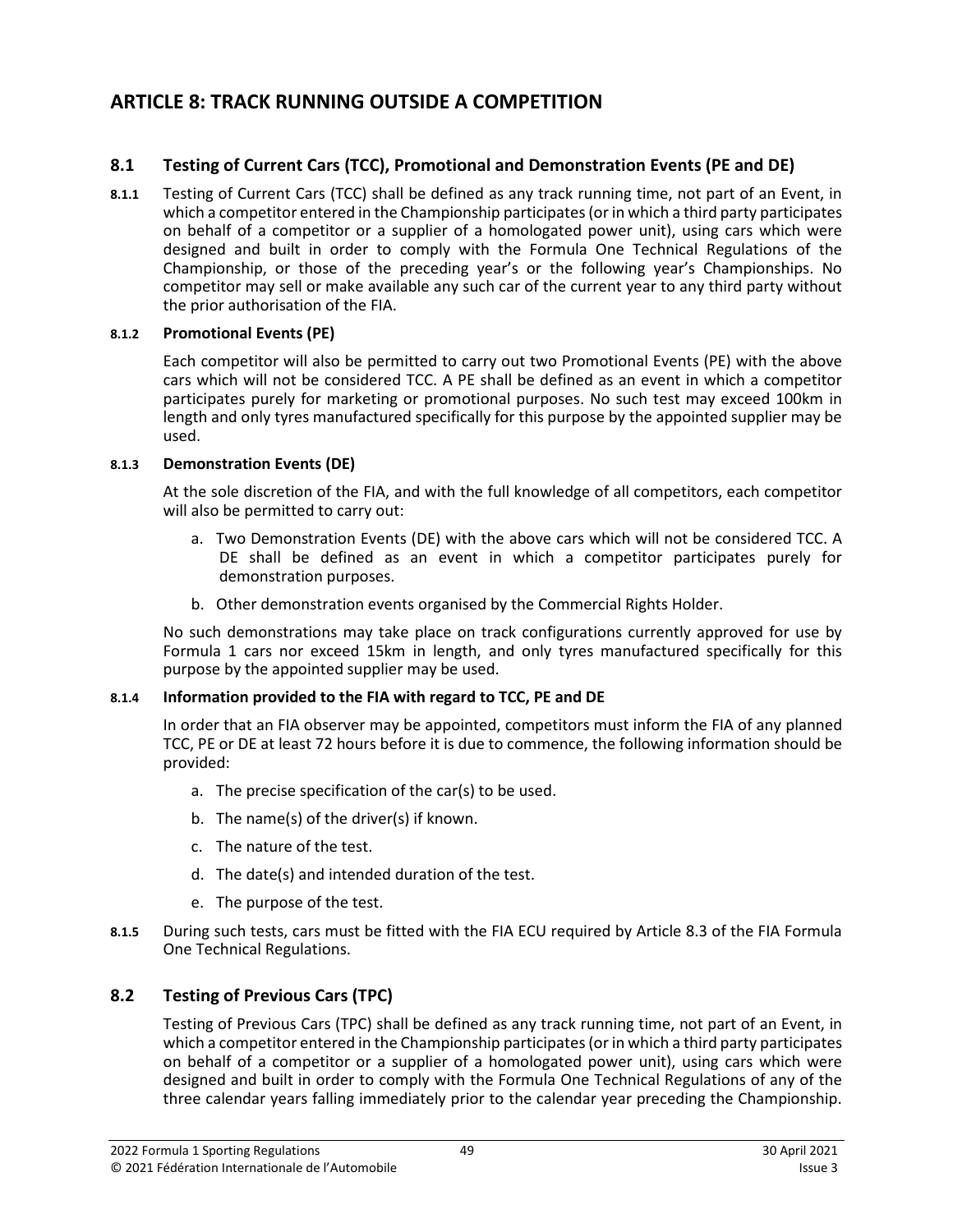## ARTICLE 8: TRACK RUNNING OUTSIDE A COMPETITION

### 8.1 Testing of Current Cars (TCC), Promotional and Demonstration Events (PE and DE)

**8.1.1** Testing of Current Cars (TCC) shall be defined as any track running time, not part of an Event, in which a competitor entered in the Championship participates (or in which a third party participates on behalf of a competitor or a supplier of a homologated power unit), using cars which were designed and built in order to comply with the Formula One Technical Regulations of the Championship, or those of the preceding year's or the following year's Championships. No competitor may sell or make available any such car of the current year to any third party without the prior authorisation of the FIA.

**8.1.2 Promotional Events (PE)**

Each competitor will also be permitted to carry out two Promotional Events (PE) with the above cars which will not be considered TCC. A PE shall be defined as an event in which a competitor participates purely for marketing or promotional purposes. No such test may exceed 100km in length and only tyres manufactured specifically for this purpose by the appointed supplier may be used.

**8.1.3 Demonstration Events (DE)**

At the sole discretion of the FIA, and with the full knowledge of all competitors, each competitor will also be permitted to carry out:

a. Two Demonstration Events (DE) with the above cars which will not be considered TCC. A DE shall be defined as an event in which a competitor participates purely for demonstration purposes.

b. Other demonstration events organised by the Commercial Rights Holder.

No such demonstrations may take place on track configurations currently approved for use by Formula 1 cars nor exceed 15km in length, and only tyres manufactured specifically for this purpose by the appointed supplier may be used.

**8.1.4 Information provided to the FIA with regard to TCC, PE and DE**

In order that an FIA observer may be appointed, competitors must inform the FIA of any planned TCC, PE or DE at least 72 hours before it is due to commence, the following information should be provided:

a. The precise specification of the car(s) to be used.

b. The name(s) of the driver(s) if known.

c. The nature of the test.

d. The date(s) and intended duration of the test.

e. The purpose of the test.

**8.1.5** During such tests, cars must be fitted with the FIA ECU required by Article 8.3 of the FIA Formula One Technical Regulations.

### 8.2 Testing of Previous Cars (TPC)

Testing of Previous Cars (TPC) shall be defined as any track running time, not part of an Event, in which a competitor entered in the Championship participates (or in which a third party participates on behalf of a competitor or a supplier of a homologated power unit), using cars which were designed and built in order to comply with the Formula One Technical Regulations of any of the three calendar years falling immediately prior to the calendar year preceding the Championship.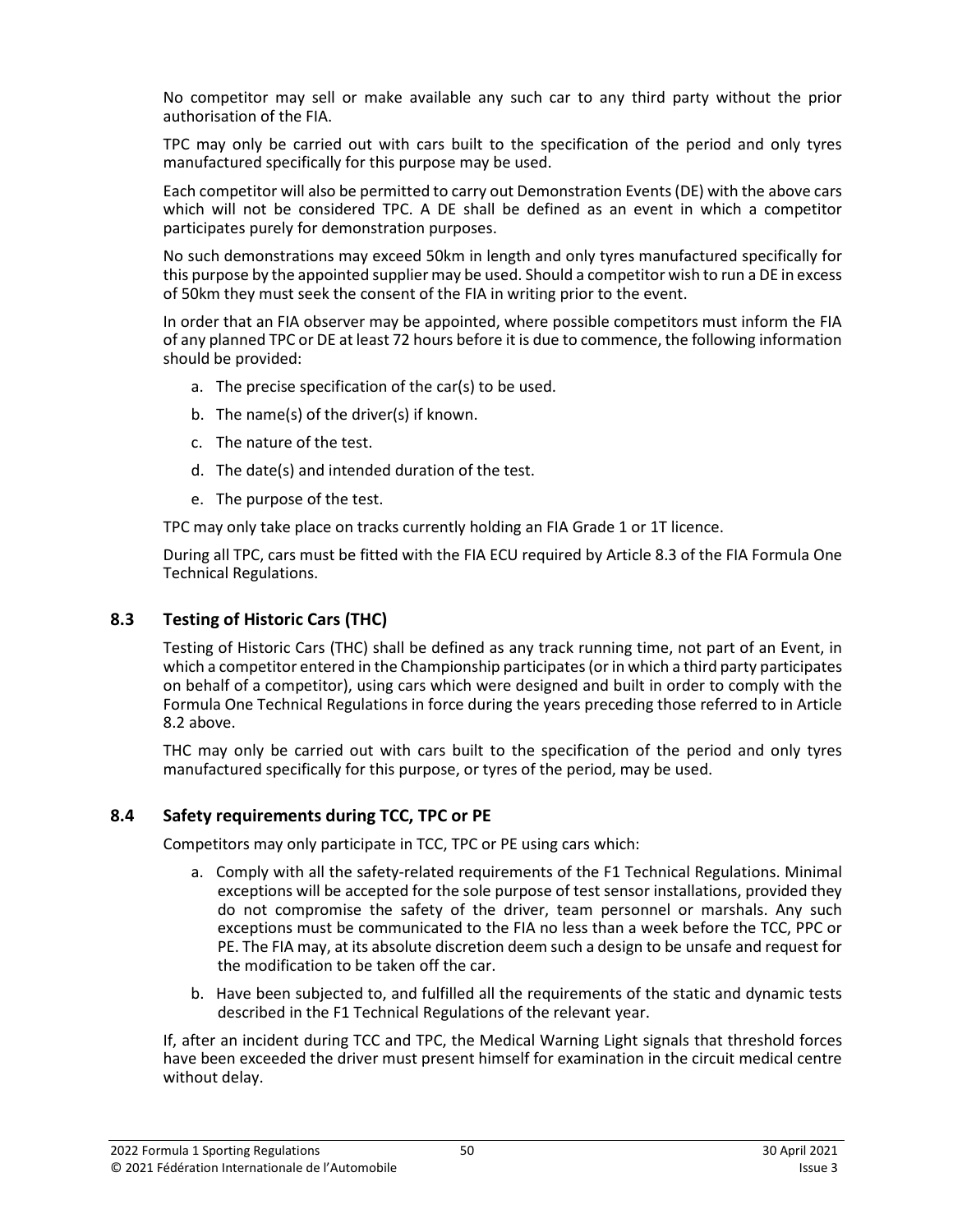No competitor may sell or make available any such car to any third party without the prior authorisation of the FIA.

TPC may only be carried out with cars built to the specification of the period and only tyres manufactured specifically for this purpose may be used.

Each competitor will also be permitted to carry out Demonstration Events (DE) with the above cars which will not be considered TPC. A DE shall be defined as an event in which a competitor participates purely for demonstration purposes.

No such demonstrations may exceed 50km in length and only tyres manufactured specifically for this purpose by the appointed supplier may be used. Should a competitor wish to run a DE in excess of 50km they must seek the consent of the FIA in writing prior to the event.

In order that an FIA observer may be appointed, where possible competitors must inform the FIA of any planned TPC or DE at least 72 hours before it is due to commence, the following information should be provided:

a. The precise specification of the car(s) to be used.

b. The name(s) of the driver(s) if known.

c. The nature of the test.

d. The date(s) and intended duration of the test.

e. The purpose of the test.

TPC may only take place on tracks currently holding an FIA Grade 1 or 1T licence.

During all TPC, cars must be fitted with the FIA ECU required by Article 8.3 of the FIA Formula One Technical Regulations.

## 8.3 Testing of Historic Cars (THC)

Testing of Historic Cars (THC) shall be defined as any track running time, not part of an Event, in which a competitor entered in the Championship participates (or in which a third party participates on behalf of a competitor), using cars which were designed and built in order to comply with the Formula One Technical Regulations in force during the years preceding those referred to in Article 8.2 above.

THC may only be carried out with cars built to the specification of the period and only tyres manufactured specifically for this purpose, or tyres of the period, may be used.

## 8.4 Safety requirements during TCC, TPC or PE

Competitors may only participate in TCC, TPC or PE using cars which:

a. Comply with all the safety-related requirements of the F1 Technical Regulations. Minimal exceptions will be accepted for the sole purpose of test sensor installations, provided they do not compromise the safety of the driver, team personnel or marshals. Any such exceptions must be communicated to the FIA no less than a week before the TCC, PPC or PE. The FIA may, at its absolute discretion deem such a design to be unsafe and request for the modification to be taken off the car.

b. Have been subjected to, and fulfilled all the requirements of the static and dynamic tests described in the F1 Technical Regulations of the relevant year.

If, after an incident during TCC and TPC, the Medical Warning Light signals that threshold forces have been exceeded the driver must present himself for examination in the circuit medical centre without delay.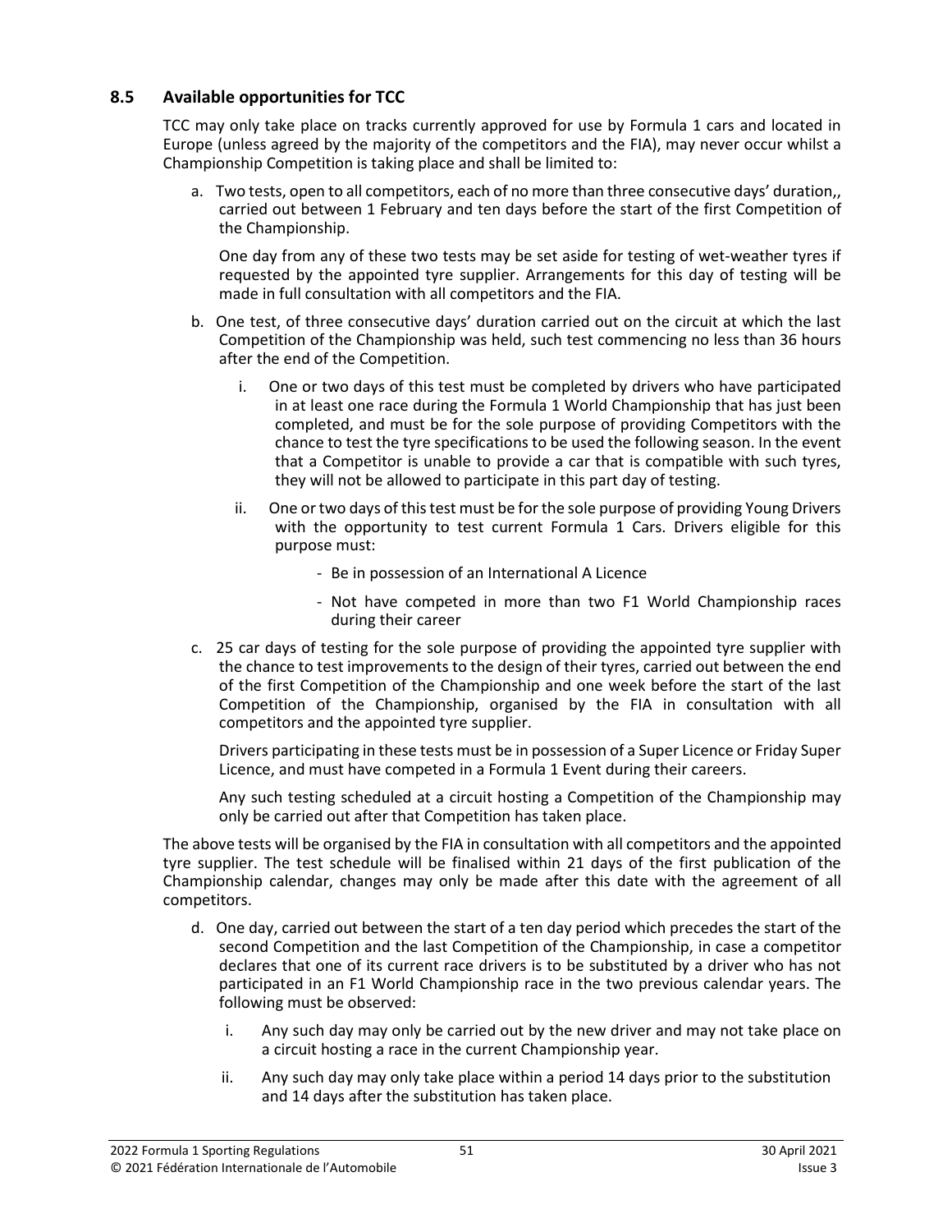### 8.5 Available opportunities for TCC

TCC may only take place on tracks currently approved for use by Formula 1 cars and located in Europe (unless agreed by the majority of the competitors and the FIA), may never occur whilst a Championship Competition is taking place and shall be limited to:

a. Two tests, open to all competitors, each of no more than three consecutive days' duration,, carried out between 1 February and ten days before the start of the first Competition of the Championship.

   One day from any of these two tests may be set aside for testing of wet-weather tyres if requested by the appointed tyre supplier. Arrangements for this day of testing will be made in full consultation with all competitors and the FIA.

b. One test, of three consecutive days' duration carried out on the circuit at which the last Competition of the Championship was held, such test commencing no less than 36 hours after the end of the Competition.

   i. One or two days of this test must be completed by drivers who have participated in at least one race during the Formula 1 World Championship that has just been completed, and must be for the sole purpose of providing Competitors with the chance to test the tyre specifications to be used the following season. In the event that a Competitor is unable to provide a car that is compatible with such tyres, they will not be allowed to participate in this part day of testing.

   ii. One or two days of this test must be for the sole purpose of providing Young Drivers with the opportunity to test current Formula 1 Cars. Drivers eligible for this purpose must:

      - Be in possession of an International A Licence
      - Not have competed in more than two F1 World Championship races during their career

c. 25 car days of testing for the sole purpose of providing the appointed tyre supplier with the chance to test improvements to the design of their tyres, carried out between the end of the first Competition of the Championship and one week before the start of the last Competition of the Championship, organised by the FIA in consultation with all competitors and the appointed tyre supplier.

   Drivers participating in these tests must be in possession of a Super Licence or Friday Super Licence, and must have competed in a Formula 1 Event during their careers.

   Any such testing scheduled at a circuit hosting a Competition of the Championship may only be carried out after that Competition has taken place.

The above tests will be organised by the FIA in consultation with all competitors and the appointed tyre supplier. The test schedule will be finalised within 21 days of the first publication of the Championship calendar, changes may only be made after this date with the agreement of all competitors.

d. One day, carried out between the start of a ten day period which precedes the start of the second Competition and the last Competition of the Championship, in case a competitor declares that one of its current race drivers is to be substituted by a driver who has not participated in an F1 World Championship race in the two previous calendar years. The following must be observed:

   i. Any such day may only be carried out by the new driver and may not take place on a circuit hosting a race in the current Championship year.

   ii. Any such day may only take place within a period 14 days prior to the substitution and 14 days after the substitution has taken place.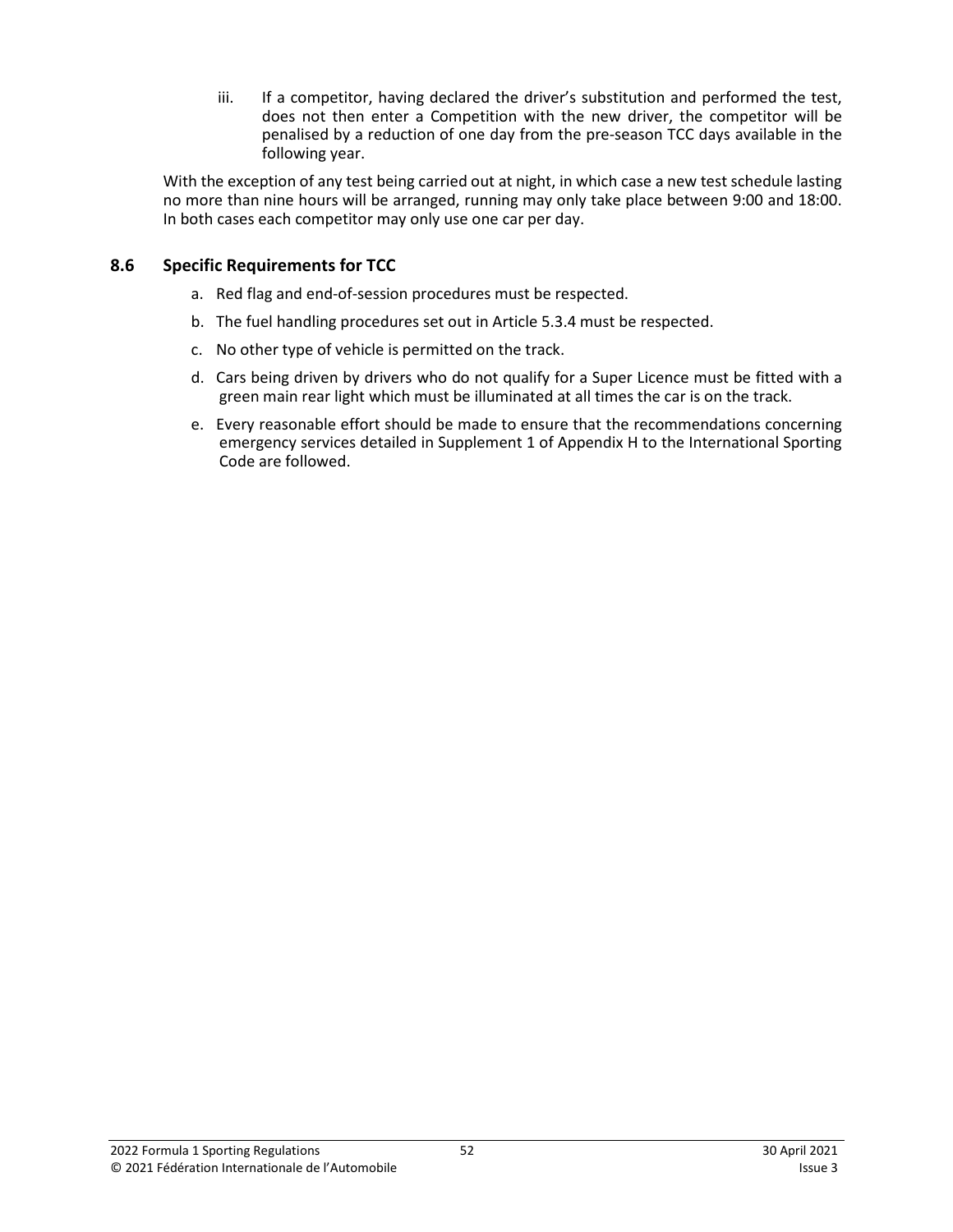iii. If a competitor, having declared the driver's substitution and performed the test, does not then enter a Competition with the new driver, the competitor will be penalised by a reduction of one day from the pre-season TCC days available in the following year.

With the exception of any test being carried out at night, in which case a new test schedule lasting no more than nine hours will be arranged, running may only take place between 9:00 and 18:00. In both cases each competitor may only use one car per day.

## 8.6 Specific Requirements for TCC

a. Red flag and end-of-session procedures must be respected.

b. The fuel handling procedures set out in Article 5.3.4 must be respected.

c. No other type of vehicle is permitted on the track.

d. Cars being driven by drivers who do not qualify for a Super Licence must be fitted with a green main rear light which must be illuminated at all times the car is on the track.

e. Every reasonable effort should be made to ensure that the recommendations concerning emergency services detailed in Supplement 1 of Appendix H to the International Sporting Code are followed.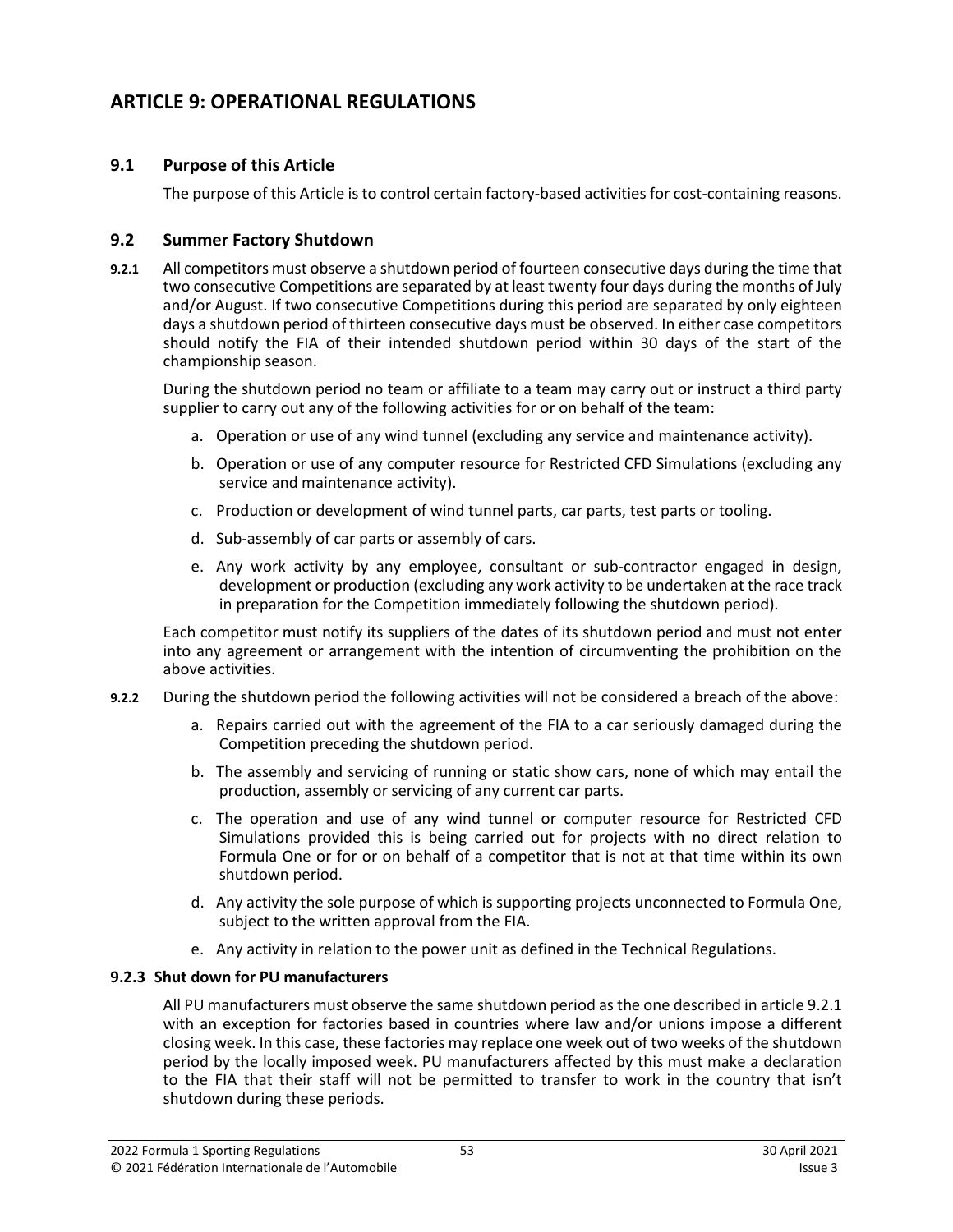# ARTICLE 9: OPERATIONAL REGULATIONS

## 9.1 Purpose of this Article

The purpose of this Article is to control certain factory-based activities for cost-containing reasons.

## 9.2 Summer Factory Shutdown

**9.2.1** All competitors must observe a shutdown period of fourteen consecutive days during the time that two consecutive Competitions are separated by at least twenty four days during the months of July and/or August. If two consecutive Competitions during this period are separated by only eighteen days a shutdown period of thirteen consecutive days must be observed. In either case competitors should notify the FIA of their intended shutdown period within 30 days of the start of the championship season.

During the shutdown period no team or affiliate to a team may carry out or instruct a third party supplier to carry out any of the following activities for or on behalf of the team:

a. Operation or use of any wind tunnel (excluding any service and maintenance activity).

b. Operation or use of any computer resource for Restricted CFD Simulations (excluding any service and maintenance activity).

c. Production or development of wind tunnel parts, car parts, test parts or tooling.

d. Sub-assembly of car parts or assembly of cars.

e. Any work activity by any employee, consultant or sub-contractor engaged in design, development or production (excluding any work activity to be undertaken at the race track in preparation for the Competition immediately following the shutdown period).

Each competitor must notify its suppliers of the dates of its shutdown period and must not enter into any agreement or arrangement with the intention of circumventing the prohibition on the above activities.

**9.2.2** During the shutdown period the following activities will not be considered a breach of the above:

a. Repairs carried out with the agreement of the FIA to a car seriously damaged during the Competition preceding the shutdown period.

b. The assembly and servicing of running or static show cars, none of which may entail the production, assembly or servicing of any current car parts.

c. The operation and use of any wind tunnel or computer resource for Restricted CFD Simulations provided this is being carried out for projects with no direct relation to Formula One or for or on behalf of a competitor that is not at that time within its own shutdown period.

d. Any activity the sole purpose of which is supporting projects unconnected to Formula One, subject to the written approval from the FIA.

e. Any activity in relation to the power unit as defined in the Technical Regulations.

### 9.2.3 Shut down for PU manufacturers

All PU manufacturers must observe the same shutdown period as the one described in article 9.2.1 with an exception for factories based in countries where law and/or unions impose a different closing week. In this case, these factories may replace one week out of two weeks of the shutdown period by the locally imposed week. PU manufacturers affected by this must make a declaration to the FIA that their staff will not be permitted to transfer to work in the country that isn't shutdown during these periods.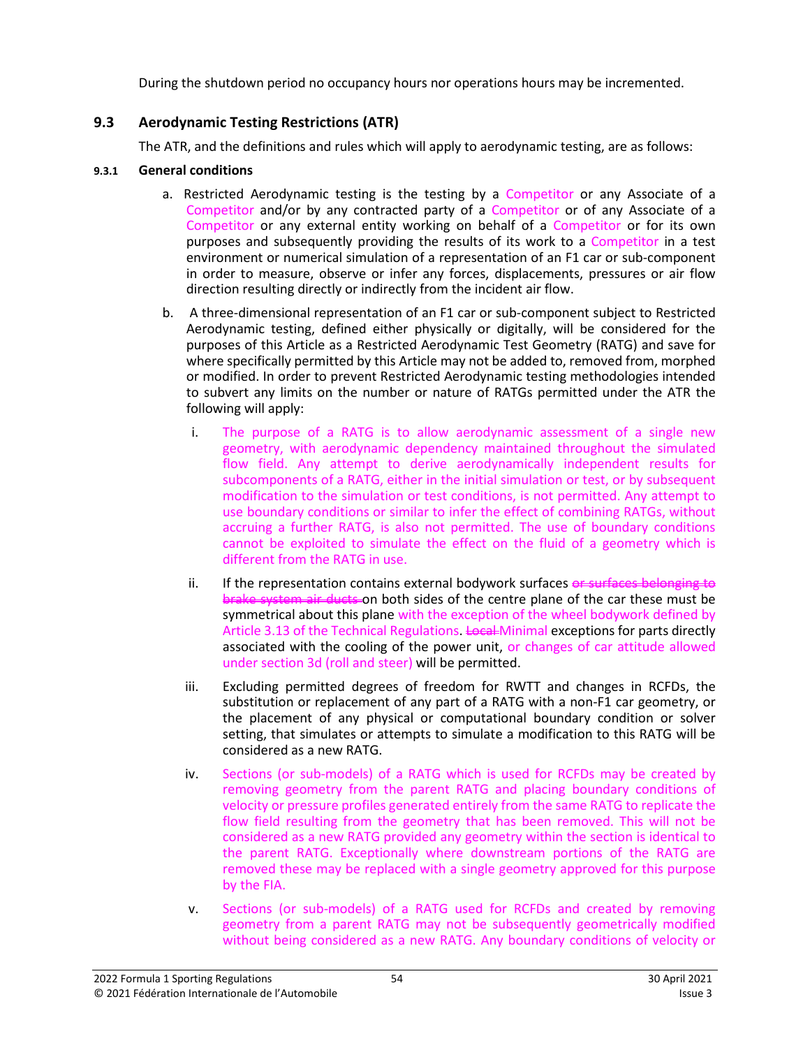During the shutdown period no occupancy hours nor operations hours may be incremented.

## 9.3 Aerodynamic Testing Restrictions (ATR)

The ATR, and the definitions and rules which will apply to aerodynamic testing, are as follows:

### 9.3.1 General conditions

a. Restricted Aerodynamic testing is the testing by a Competitor or any Associate of a Competitor and/or by any contracted party of a Competitor or of any Associate of a Competitor or any external entity working on behalf of a Competitor or for its own purposes and subsequently providing the results of its work to a Competitor in a test environment or numerical simulation of a representation of an F1 car or sub-component in order to measure, observe or infer any forces, displacements, pressures or air flow direction resulting directly or indirectly from the incident air flow.

b. A three-dimensional representation of an F1 car or sub-component subject to Restricted Aerodynamic testing, defined either physically or digitally, will be considered for the purposes of this Article as a Restricted Aerodynamic Test Geometry (RATG) and save for where specifically permitted by this Article may not be added to, removed from, morphed or modified. In order to prevent Restricted Aerodynamic testing methodologies intended to subvert any limits on the number or nature of RATGs permitted under the ATR the following will apply:

   i. The purpose of a RATG is to allow aerodynamic assessment of a single new geometry, with aerodynamic dependency maintained throughout the simulated flow field. Any attempt to derive aerodynamically independent results for subcomponents of a RATG, either in the initial simulation or test, or by subsequent modification to the simulation or test conditions, is not permitted. Any attempt to use boundary conditions or similar to infer the effect of combining RATGs, without accruing a further RATG, is also not permitted. The use of boundary conditions cannot be exploited to simulate the effect on the fluid of a geometry which is different from the RATG in use.

   ii. If the representation contains external bodywork surfaces ~~or surfaces belonging to brake system air ducts~~ on both sides of the centre plane of the car these must be symmetrical about this plane with the exception of the wheel bodywork defined by Article 3.13 of the Technical Regulations. ~~Local~~ Minimal exceptions for parts directly associated with the cooling of the power unit, or changes of car attitude allowed under section 3d (roll and steer) will be permitted.

   iii. Excluding permitted degrees of freedom for RWTT and changes in RCFDs, the substitution or replacement of any part of a RATG with a non-F1 car geometry, or the placement of any physical or computational boundary condition or solver setting, that simulates or attempts to simulate a modification to this RATG will be considered as a new RATG.

   iv. Sections (or sub-models) of a RATG which is used for RCFDs may be created by removing geometry from the parent RATG and placing boundary conditions of velocity or pressure profiles generated entirely from the same RATG to replicate the flow field resulting from the geometry that has been removed. This will not be considered as a new RATG provided any geometry within the section is identical to the parent RATG. Exceptionally where downstream portions of the RATG are removed these may be replaced with a single geometry approved for this purpose by the FIA.

   v. Sections (or sub-models) of a RATG used for RCFDs and created by removing geometry from a parent RATG may not be subsequently geometrically modified without being considered as a new RATG. Any boundary conditions of velocity or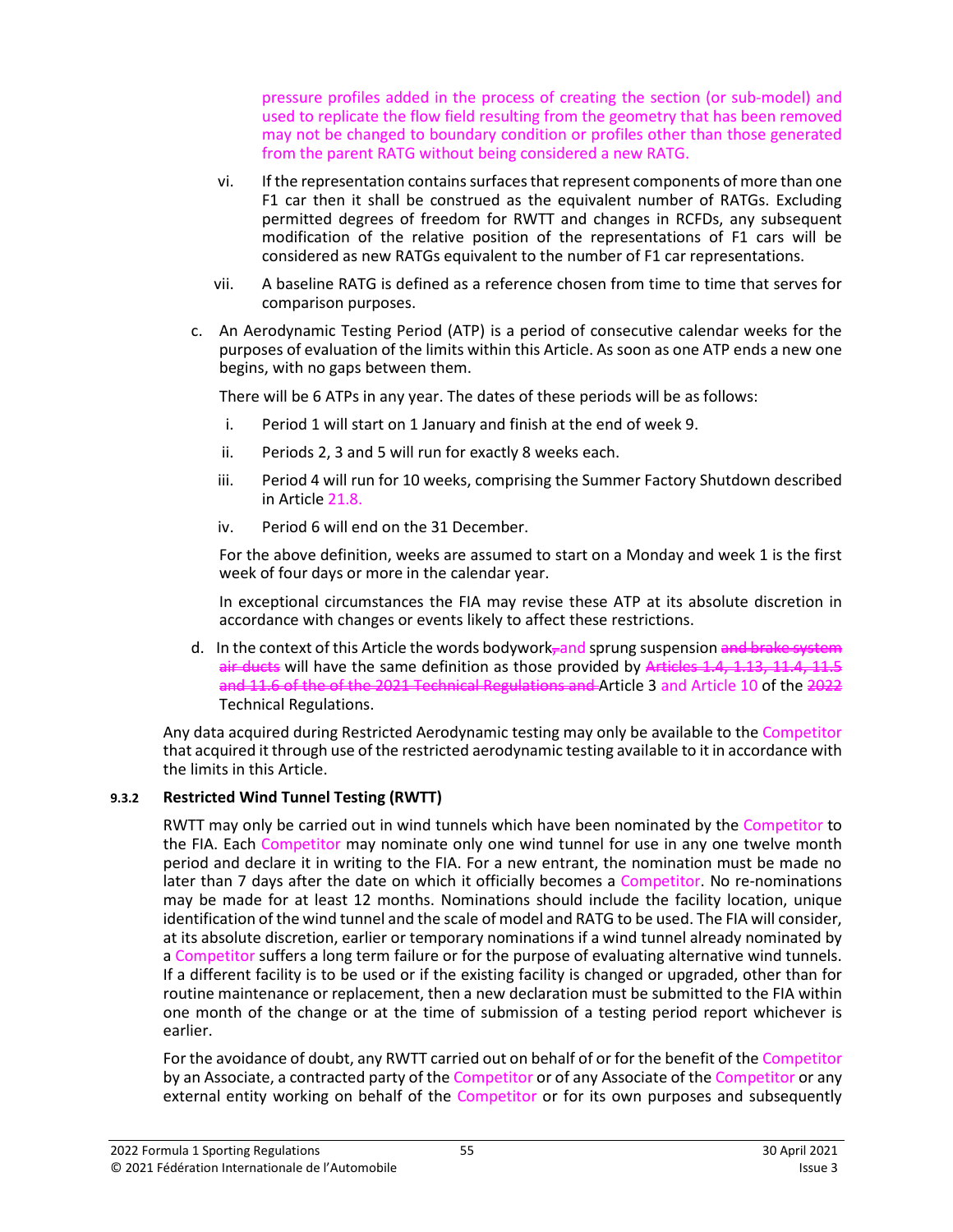pressure profiles added in the process of creating the section (or sub-model) and used to replicate the flow field resulting from the geometry that has been removed may not be changed to boundary condition or profiles other than those generated from the parent RATG without being considered a new RATG.

vi. If the representation contains surfaces that represent components of more than one F1 car then it shall be construed as the equivalent number of RATGs. Excluding permitted degrees of freedom for RWTT and changes in RCFDs, any subsequent modification of the relative position of the representations of F1 cars will be considered as new RATGs equivalent to the number of F1 car representations.

vii. A baseline RATG is defined as a reference chosen from time to time that serves for comparison purposes.

c. An Aerodynamic Testing Period (ATP) is a period of consecutive calendar weeks for the purposes of evaluation of the limits within this Article. As soon as one ATP ends a new one begins, with no gaps between them.

There will be 6 ATPs in any year. The dates of these periods will be as follows:

i. Period 1 will start on 1 January and finish at the end of week 9.

ii. Periods 2, 3 and 5 will run for exactly 8 weeks each.

iii. Period 4 will run for 10 weeks, comprising the Summer Factory Shutdown described in Article 21.8.

iv. Period 6 will end on the 31 December.

For the above definition, weeks are assumed to start on a Monday and week 1 is the first week of four days or more in the calendar year.

In exceptional circumstances the FIA may revise these ATP at its absolute discretion in accordance with changes or events likely to affect these restrictions.

d. In the context of this Article the words bodywork~~,~~ and sprung suspension ~~and brake system air ducts~~ will have the same definition as those provided by ~~Articles 1.4, 1.13, 11.4, 11.5 and 11.6 of the of the 2021 Technical Regulations and~~ Article 3 and Article 10 of the ~~2022~~ Technical Regulations.

Any data acquired during Restricted Aerodynamic testing may only be available to the Competitor that acquired it through use of the restricted aerodynamic testing available to it in accordance with the limits in this Article.

**9.3.2 Restricted Wind Tunnel Testing (RWTT)**

RWTT may only be carried out in wind tunnels which have been nominated by the Competitor to the FIA. Each Competitor may nominate only one wind tunnel for use in any one twelve month period and declare it in writing to the FIA. For a new entrant, the nomination must be made no later than 7 days after the date on which it officially becomes a Competitor. No re-nominations may be made for at least 12 months. Nominations should include the facility location, unique identification of the wind tunnel and the scale of model and RATG to be used. The FIA will consider, at its absolute discretion, earlier or temporary nominations if a wind tunnel already nominated by a Competitor suffers a long term failure or for the purpose of evaluating alternative wind tunnels. If a different facility is to be used or if the existing facility is changed or upgraded, other than for routine maintenance or replacement, then a new declaration must be submitted to the FIA within one month of the change or at the time of submission of a testing period report whichever is earlier.

For the avoidance of doubt, any RWTT carried out on behalf of or for the benefit of the Competitor by an Associate, a contracted party of the Competitor or of any Associate of the Competitor or any external entity working on behalf of the Competitor or for its own purposes and subsequently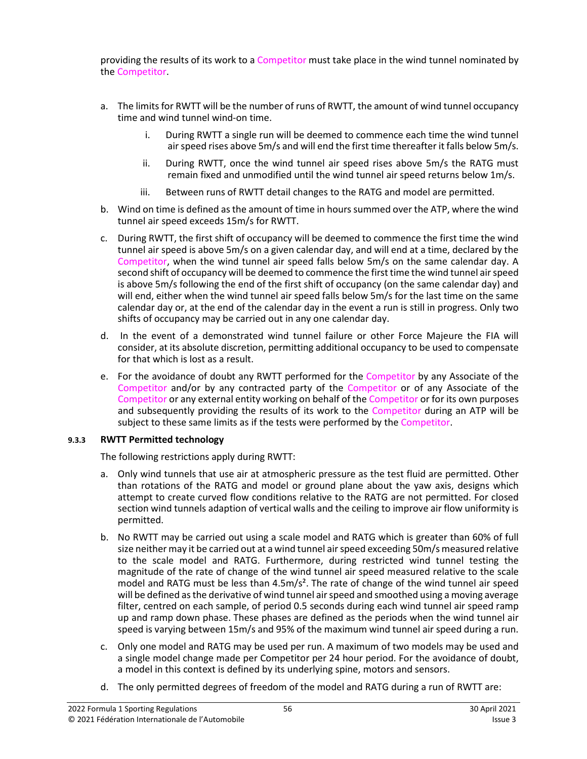providing the results of its work to a Competitor must take place in the wind tunnel nominated by the Competitor.

a. The limits for RWTT will be the number of runs of RWTT, the amount of wind tunnel occupancy time and wind tunnel wind-on time.

   i. During RWTT a single run will be deemed to commence each time the wind tunnel air speed rises above 5m/s and will end the first time thereafter it falls below 5m/s.

   ii. During RWTT, once the wind tunnel air speed rises above 5m/s the RATG must remain fixed and unmodified until the wind tunnel air speed returns below 1m/s.

   iii. Between runs of RWTT detail changes to the RATG and model are permitted.

b. Wind on time is defined as the amount of time in hours summed over the ATP, where the wind tunnel air speed exceeds 15m/s for RWTT.

c. During RWTT, the first shift of occupancy will be deemed to commence the first time the wind tunnel air speed is above 5m/s on a given calendar day, and will end at a time, declared by the Competitor, when the wind tunnel air speed falls below 5m/s on the same calendar day. A second shift of occupancy will be deemed to commence the first time the wind tunnel air speed is above 5m/s following the end of the first shift of occupancy (on the same calendar day) and will end, either when the wind tunnel air speed falls below 5m/s for the last time on the same calendar day or, at the end of the calendar day in the event a run is still in progress. Only two shifts of occupancy may be carried out in any one calendar day.

d. In the event of a demonstrated wind tunnel failure or other Force Majeure the FIA will consider, at its absolute discretion, permitting additional occupancy to be used to compensate for that which is lost as a result.

e. For the avoidance of doubt any RWTT performed for the Competitor by any Associate of the Competitor and/or by any contracted party of the Competitor or of any Associate of the Competitor or any external entity working on behalf of the Competitor or for its own purposes and subsequently providing the results of its work to the Competitor during an ATP will be subject to these same limits as if the tests were performed by the Competitor.

#### 9.3.3 RWTT Permitted technology

The following restrictions apply during RWTT:

a. Only wind tunnels that use air at atmospheric pressure as the test fluid are permitted. Other than rotations of the RATG and model or ground plane about the yaw axis, designs which attempt to create curved flow conditions relative to the RATG are not permitted. For closed section wind tunnels adaption of vertical walls and the ceiling to improve air flow uniformity is permitted.

b. No RWTT may be carried out using a scale model and RATG which is greater than 60% of full size neither may it be carried out at a wind tunnel air speed exceeding 50m/s measured relative to the scale model and RATG. Furthermore, during restricted wind tunnel testing the magnitude of the rate of change of the wind tunnel air speed measured relative to the scale model and RATG must be less than $4.5m/s^2$. The rate of change of the wind tunnel air speed will be defined as the derivative of wind tunnel air speed and smoothed using a moving average filter, centred on each sample, of period 0.5 seconds during each wind tunnel air speed ramp up and ramp down phase. These phases are defined as the periods when the wind tunnel air speed is varying between 15m/s and 95% of the maximum wind tunnel air speed during a run.

c. Only one model and RATG may be used per run. A maximum of two models may be used and a single model change made per Competitor per 24 hour period. For the avoidance of doubt, a model in this context is defined by its underlying spine, motors and sensors.

d. The only permitted degrees of freedom of the model and RATG during a run of RWTT are: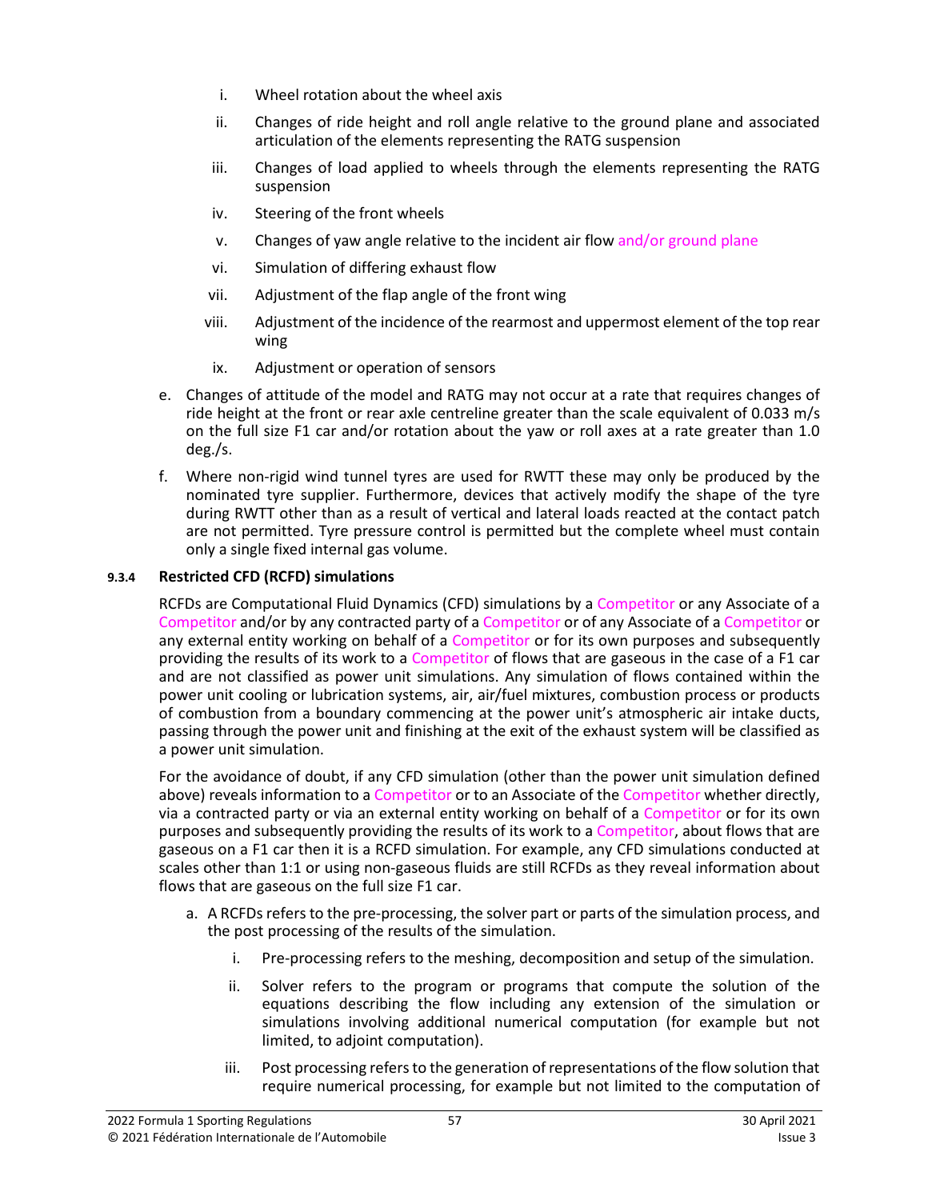i. Wheel rotation about the wheel axis

ii. Changes of ride height and roll angle relative to the ground plane and associated articulation of the elements representing the RATG suspension

iii. Changes of load applied to wheels through the elements representing the RATG suspension

iv. Steering of the front wheels

v. Changes of yaw angle relative to the incident air flow and/or ground plane

vi. Simulation of differing exhaust flow

vii. Adjustment of the flap angle of the front wing

viii. Adjustment of the incidence of the rearmost and uppermost element of the top rear wing

ix. Adjustment or operation of sensors

e. Changes of attitude of the model and RATG may not occur at a rate that requires changes of ride height at the front or rear axle centreline greater than the scale equivalent of 0.033 m/s on the full size F1 car and/or rotation about the yaw or roll axes at a rate greater than 1.0 deg./s.

f. Where non-rigid wind tunnel tyres are used for RWTT these may only be produced by the nominated tyre supplier. Furthermore, devices that actively modify the shape of the tyre during RWTT other than as a result of vertical and lateral loads reacted at the contact patch are not permitted. Tyre pressure control is permitted but the complete wheel must contain only a single fixed internal gas volume.

#### 9.3.4 Restricted CFD (RCFD) simulations

RCFDs are Computational Fluid Dynamics (CFD) simulations by a Competitor or any Associate of a Competitor and/or by any contracted party of a Competitor or of any Associate of a Competitor or any external entity working on behalf of a Competitor or for its own purposes and subsequently providing the results of its work to a Competitor of flows that are gaseous in the case of a F1 car and are not classified as power unit simulations. Any simulation of flows contained within the power unit cooling or lubrication systems, air, air/fuel mixtures, combustion process or products of combustion from a boundary commencing at the power unit's atmospheric air intake ducts, passing through the power unit and finishing at the exit of the exhaust system will be classified as a power unit simulation.

For the avoidance of doubt, if any CFD simulation (other than the power unit simulation defined above) reveals information to a Competitor or to an Associate of the Competitor whether directly, via a contracted party or via an external entity working on behalf of a Competitor or for its own purposes and subsequently providing the results of its work to a Competitor, about flows that are gaseous on a F1 car then it is a RCFD simulation. For example, any CFD simulations conducted at scales other than 1:1 or using non-gaseous fluids are still RCFDs as they reveal information about flows that are gaseous on the full size F1 car.

a. A RCFDs refers to the pre-processing, the solver part or parts of the simulation process, and the post processing of the results of the simulation.

   i. Pre-processing refers to the meshing, decomposition and setup of the simulation.

   ii. Solver refers to the program or programs that compute the solution of the equations describing the flow including any extension of the simulation or simulations involving additional numerical computation (for example but not limited, to adjoint computation).

   iii. Post processing refers to the generation of representations of the flow solution that require numerical processing, for example but not limited to the computation of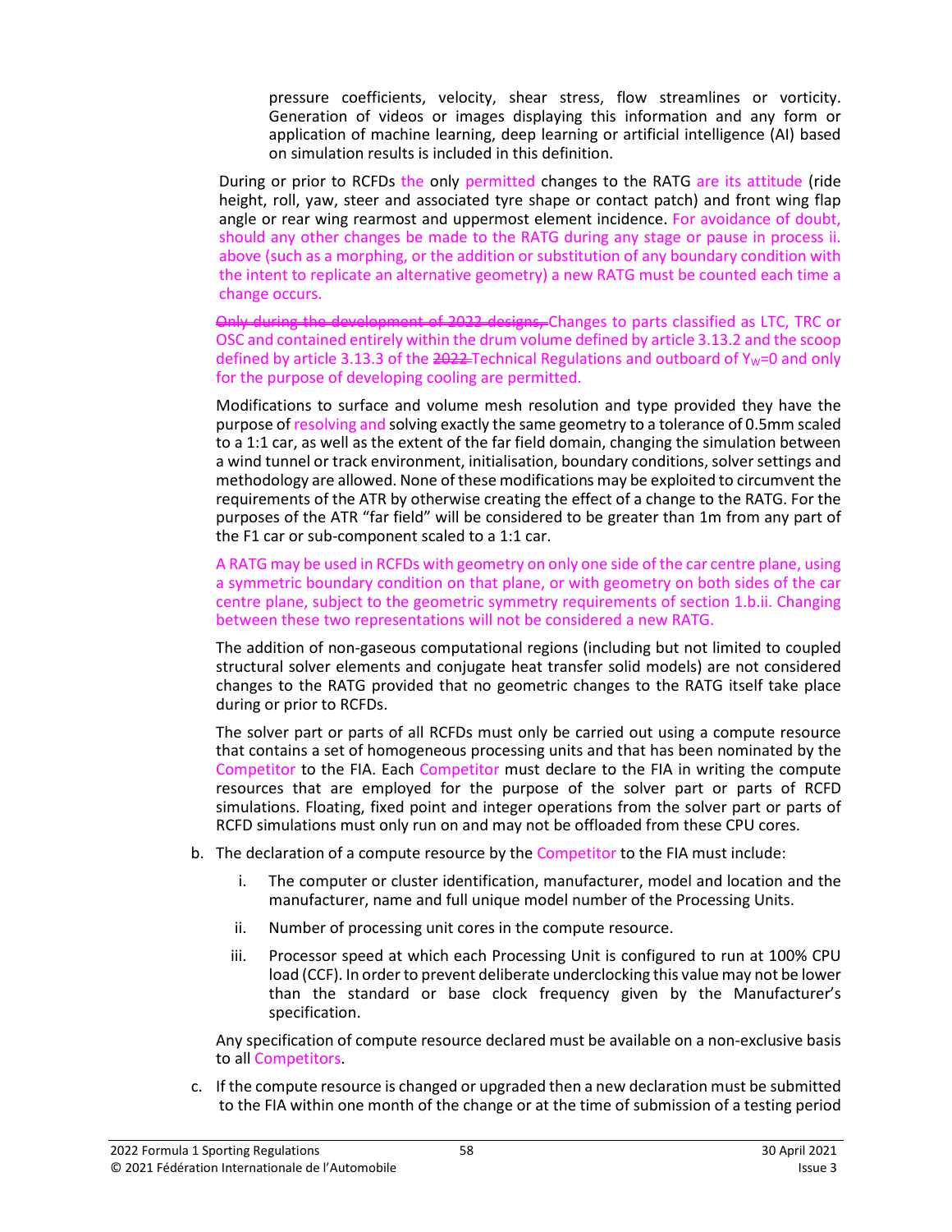pressure coefficients, velocity, shear stress, flow streamlines or vorticity. Generation of videos or images displaying this information and any form or application of machine learning, deep learning or artificial intelligence (AI) based on simulation results is included in this definition.

During or prior to RCFDs the only permitted changes to the RATG are its attitude (ride height, roll, yaw, steer and associated tyre shape or contact patch) and front wing flap angle or rear wing rearmost and uppermost element incidence. For avoidance of doubt, should any other changes be made to the RATG during any stage or pause in process ii. above (such as a morphing, or the addition or substitution of any boundary condition with the intent to replicate an alternative geometry) a new RATG must be counted each time a change occurs.

~~Only during the development of 2022 designs,~~ Changes to parts classified as LTC, TRC or OSC and contained entirely within the drum volume defined by article 3.13.2 and the scoop defined by article 3.13.3 of the ~~2022~~ Technical Regulations and outboard of $Y_W$=0 and only for the purpose of developing cooling are permitted.

Modifications to surface and volume mesh resolution and type provided they have the purpose of resolving and solving exactly the same geometry to a tolerance of 0.5mm scaled to a 1:1 car, as well as the extent of the far field domain, changing the simulation between a wind tunnel or track environment, initialisation, boundary conditions, solver settings and methodology are allowed. None of these modifications may be exploited to circumvent the requirements of the ATR by otherwise creating the effect of a change to the RATG. For the purposes of the ATR "far field" will be considered to be greater than 1m from any part of the F1 car or sub-component scaled to a 1:1 car.

A RATG may be used in RCFDs with geometry on only one side of the car centre plane, using a symmetric boundary condition on that plane, or with geometry on both sides of the car centre plane, subject to the geometric symmetry requirements of section 1.b.ii. Changing between these two representations will not be considered a new RATG.

The addition of non-gaseous computational regions (including but not limited to coupled structural solver elements and conjugate heat transfer solid models) are not considered changes to the RATG provided that no geometric changes to the RATG itself take place during or prior to RCFDs.

The solver part or parts of all RCFDs must only be carried out using a compute resource that contains a set of homogeneous processing units and that has been nominated by the Competitor to the FIA. Each Competitor must declare to the FIA in writing the compute resources that are employed for the purpose of the solver part or parts of RCFD simulations. Floating, fixed point and integer operations from the solver part or parts of RCFD simulations must only run on and may not be offloaded from these CPU cores.

b. The declaration of a compute resource by the Competitor to the FIA must include:

   i. The computer or cluster identification, manufacturer, model and location and the manufacturer, name and full unique model number of the Processing Units.

   ii. Number of processing unit cores in the compute resource.

   iii. Processor speed at which each Processing Unit is configured to run at 100% CPU load (CCF). In order to prevent deliberate underclocking this value may not be lower than the standard or base clock frequency given by the Manufacturer's specification.

   Any specification of compute resource declared must be available on a non-exclusive basis to all Competitors.

c. If the compute resource is changed or upgraded then a new declaration must be submitted to the FIA within one month of the change or at the time of submission of a testing period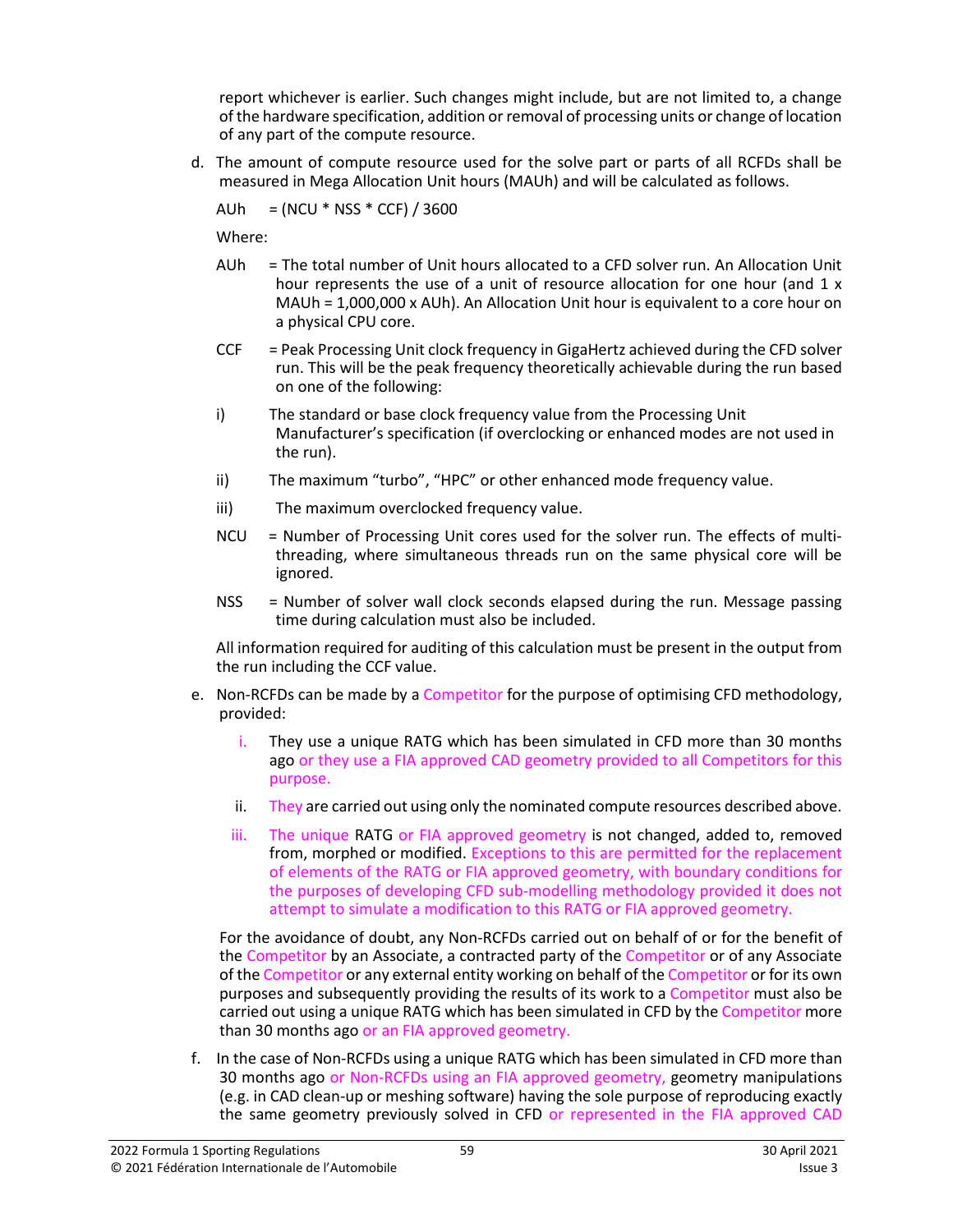report whichever is earlier. Such changes might include, but are not limited to, a change of the hardware specification, addition or removal of processing units or change of location of any part of the compute resource.

d. The amount of compute resource used for the solve part or parts of all RCFDs shall be measured in Mega Allocation Unit hours (MAUh) and will be calculated as follows.

   AUh = (NCU * NSS * CCF) / 3600

   Where:

   AUh = The total number of Unit hours allocated to a CFD solver run. An Allocation Unit hour represents the use of a unit of resource allocation for one hour (and 1 x MAUh = 1,000,000 x AUh). An Allocation Unit hour is equivalent to a core hour on a physical CPU core.

   CCF = Peak Processing Unit clock frequency in GigaHertz achieved during the CFD solver run. This will be the peak frequency theoretically achievable during the run based on one of the following:

   i) The standard or base clock frequency value from the Processing Unit Manufacturer's specification (if overclocking or enhanced modes are not used in the run).

   ii) The maximum "turbo", "HPC" or other enhanced mode frequency value.

   iii) The maximum overclocked frequency value.

   NCU = Number of Processing Unit cores used for the solver run. The effects of multi-threading, where simultaneous threads run on the same physical core will be ignored.

   NSS = Number of solver wall clock seconds elapsed during the run. Message passing time during calculation must also be included.

   All information required for auditing of this calculation must be present in the output from the run including the CCF value.

e. Non-RCFDs can be made by a Competitor for the purpose of optimising CFD methodology, provided:

   i. They use a unique RATG which has been simulated in CFD more than 30 months ago or they use a FIA approved CAD geometry provided to all Competitors for this purpose.

   ii. They are carried out using only the nominated compute resources described above.

   iii. The unique RATG or FIA approved geometry is not changed, added to, removed from, morphed or modified. Exceptions to this are permitted for the replacement of elements of the RATG or FIA approved geometry, with boundary conditions for the purposes of developing CFD sub-modelling methodology provided it does not attempt to simulate a modification to this RATG or FIA approved geometry.

   For the avoidance of doubt, any Non-RCFDs carried out on behalf of or for the benefit of the Competitor by an Associate, a contracted party of the Competitor or of any Associate of the Competitor or any external entity working on behalf of the Competitor or for its own purposes and subsequently providing the results of its work to a Competitor must also be carried out using a unique RATG which has been simulated in CFD by the Competitor more than 30 months ago or an FIA approved geometry.

f. In the case of Non-RCFDs using a unique RATG which has been simulated in CFD more than 30 months ago or Non-RCFDs using an FIA approved geometry, geometry manipulations (e.g. in CAD clean-up or meshing software) having the sole purpose of reproducing exactly the same geometry previously solved in CFD or represented in the FIA approved CAD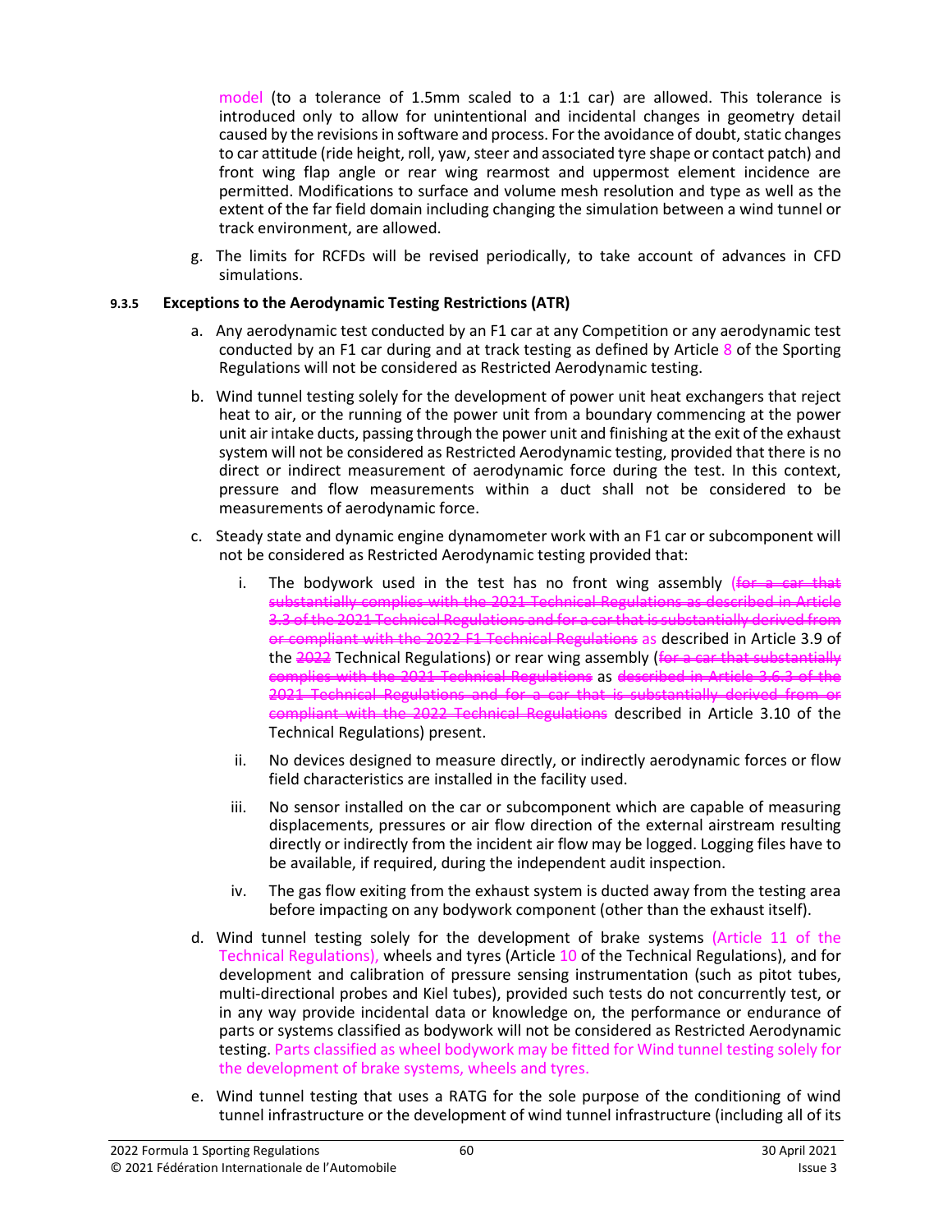model (to a tolerance of 1.5mm scaled to a 1:1 car) are allowed. This tolerance is introduced only to allow for unintentional and incidental changes in geometry detail caused by the revisions in software and process. For the avoidance of doubt, static changes to car attitude (ride height, roll, yaw, steer and associated tyre shape or contact patch) and front wing flap angle or rear wing rearmost and uppermost element incidence are permitted. Modifications to surface and volume mesh resolution and type as well as the extent of the far field domain including changing the simulation between a wind tunnel or track environment, are allowed.

g. The limits for RCFDs will be revised periodically, to take account of advances in CFD simulations.

### 9.3.5 Exceptions to the Aerodynamic Testing Restrictions (ATR)

a. Any aerodynamic test conducted by an F1 car at any Competition or any aerodynamic test conducted by an F1 car during and at track testing as defined by Article 8 of the Sporting Regulations will not be considered as Restricted Aerodynamic testing.

b. Wind tunnel testing solely for the development of power unit heat exchangers that reject heat to air, or the running of the power unit from a boundary commencing at the power unit air intake ducts, passing through the power unit and finishing at the exit of the exhaust system will not be considered as Restricted Aerodynamic testing, provided that there is no direct or indirect measurement of aerodynamic force during the test. In this context, pressure and flow measurements within a duct shall not be considered to be measurements of aerodynamic force.

c. Steady state and dynamic engine dynamometer work with an F1 car or subcomponent will not be considered as Restricted Aerodynamic testing provided that:

   i. The bodywork used in the test has no front wing assembly (~~for a car that substantially complies with the 2021 Technical Regulations as described in Article 3.3 of the 2021 Technical Regulations and for a car that is substantially derived from or compliant with the 2022 F1 Technical Regulations~~ as described in Article 3.9 of the ~~2022~~ Technical Regulations) or rear wing assembly (~~for a car that substantially complies with the 2021 Technical Regulations~~ as ~~described in Article 3.6.3 of the 2021 Technical Regulations and for a car that is substantially derived from or compliant with the 2022 Technical Regulations~~ described in Article 3.10 of the Technical Regulations) present.

   ii. No devices designed to measure directly, or indirectly aerodynamic forces or flow field characteristics are installed in the facility used.

   iii. No sensor installed on the car or subcomponent which are capable of measuring displacements, pressures or air flow direction of the external airstream resulting directly or indirectly from the incident air flow may be logged. Logging files have to be available, if required, during the independent audit inspection.

   iv. The gas flow exiting from the exhaust system is ducted away from the testing area before impacting on any bodywork component (other than the exhaust itself).

d. Wind tunnel testing solely for the development of brake systems (Article 11 of the Technical Regulations), wheels and tyres (Article 10 of the Technical Regulations), and for development and calibration of pressure sensing instrumentation (such as pitot tubes, multi-directional probes and Kiel tubes), provided such tests do not concurrently test, or in any way provide incidental data or knowledge on, the performance or endurance of parts or systems classified as bodywork will not be considered as Restricted Aerodynamic testing. Parts classified as wheel bodywork may be fitted for Wind tunnel testing solely for the development of brake systems, wheels and tyres.

e. Wind tunnel testing that uses a RATG for the sole purpose of the conditioning of wind tunnel infrastructure or the development of wind tunnel infrastructure (including all of its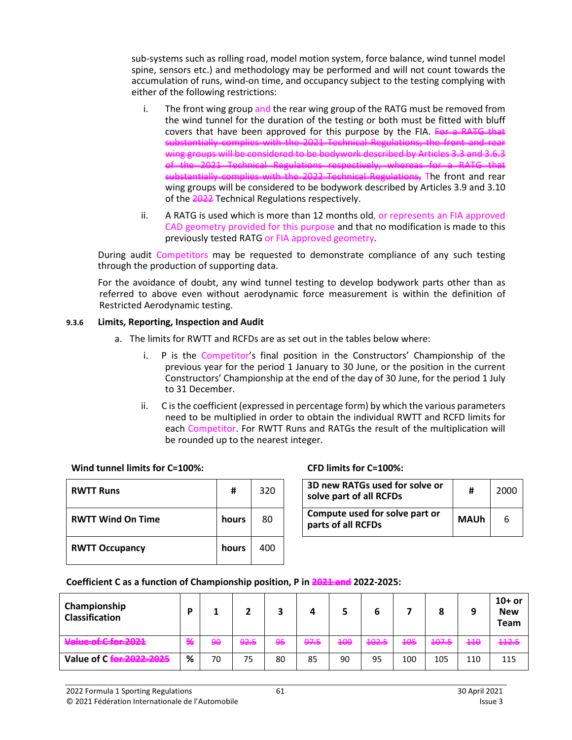sub-systems such as rolling road, model motion system, force balance, wind tunnel model spine, sensors etc.) and methodology may be performed and will not count towards the accumulation of runs, wind-on time, and occupancy subject to the testing complying with either of the following restrictions:

i. The front wing group and the rear wing group of the RATG must be removed from the wind tunnel for the duration of the testing or both must be fitted with bluff covers that have been approved for this purpose by the FIA. ~~For a RATG that substantially complies with the 2021 Technical Regulations, the front and rear wing groups will be considered to be bodywork described by Articles 3.3 and 3.6.3 of the 2021 Technical Regulations respectively, whereas for a RATG that substantially complies with the 2022 Technical Regulations,~~ The front and rear wing groups will be considered to be bodywork described by Articles 3.9 and 3.10 of the ~~2022~~ Technical Regulations respectively.

ii. A RATG is used which is more than 12 months old, or represents an FIA approved CAD geometry provided for this purpose and that no modification is made to this previously tested RATG or FIA approved geometry.

During audit Competitors may be requested to demonstrate compliance of any such testing through the production of supporting data.

For the avoidance of doubt, any wind tunnel testing to develop bodywork parts other than as referred to above even without aerodynamic force measurement is within the definition of Restricted Aerodynamic testing.

#### 9.3.6 Limits, Reporting, Inspection and Audit

a. The limits for RWTT and RCFDs are as set out in the tables below where:

i. P is the Competitor's final position in the Constructors' Championship of the previous year for the period 1 January to 30 June, or the position in the current Constructors' Championship at the end of the day of 30 June, for the period 1 July to 31 December.

ii. C is the coefficient (expressed in percentage form) by which the various parameters need to be multiplied in order to obtain the individual RWTT and RCFD limits for each Competitor. For RWTT Runs and RATGs the result of the multiplication will be rounded up to the nearest integer.

**Wind tunnel limits for C=100%:**

| | | |
|---|---|---|
| **RWTT Runs** | **#** | 320 |
| **RWTT Wind On Time** | **hours** | 80 |
| **RWTT Occupancy** | **hours** | 400 |

**CFD limits for C=100%:**

| | | |
|---|---|---|
| **3D new RATGs used for solve or solve part of all RCFDs** | **#** | 2000 |
| **Compute used for solve part or parts of all RCFDs** | **MAUh** | 6 |

**Coefficient C as a function of Championship position, P in ~~2021 and~~ 2022-2025:**

| **Championship Classification** | **P** | **1** | **2** | **3** | **4** | **5** | **6** | **7** | **8** | **9** | **10+ or New Team** |
|---|---|---|---|---|---|---|---|---|---|---|---|
| ~~**Value of C for 2021**~~ | ~~**%**~~ | ~~90~~ | ~~92.5~~ | ~~95~~ | ~~97.5~~ | ~~100~~ | ~~102.5~~ | ~~105~~ | ~~107.5~~ | ~~110~~ | ~~112.5~~ |
| **Value of C** ~~**for 2022-2025**~~ | **%** | 70 | 75 | 80 | 85 | 90 | 95 | 100 | 105 | 110 | 115 |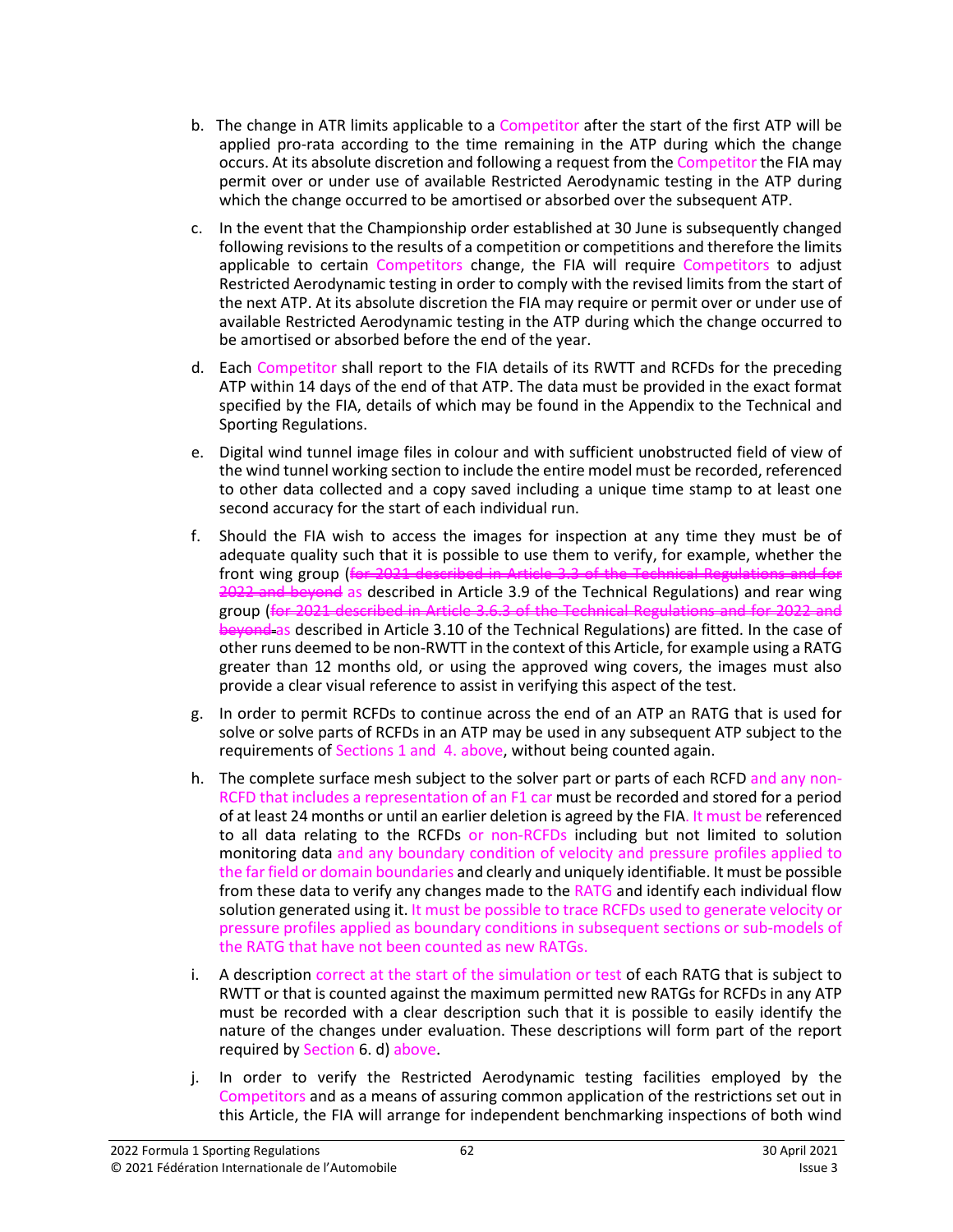b. The change in ATR limits applicable to a Competitor after the start of the first ATP will be applied pro-rata according to the time remaining in the ATP during which the change occurs. At its absolute discretion and following a request from the Competitor the FIA may permit over or under use of available Restricted Aerodynamic testing in the ATP during which the change occurred to be amortised or absorbed over the subsequent ATP.

c. In the event that the Championship order established at 30 June is subsequently changed following revisions to the results of a competition or competitions and therefore the limits applicable to certain Competitors change, the FIA will require Competitors to adjust Restricted Aerodynamic testing in order to comply with the revised limits from the start of the next ATP. At its absolute discretion the FIA may require or permit over or under use of available Restricted Aerodynamic testing in the ATP during which the change occurred to be amortised or absorbed before the end of the year.

d. Each Competitor shall report to the FIA details of its RWTT and RCFDs for the preceding ATP within 14 days of the end of that ATP. The data must be provided in the exact format specified by the FIA, details of which may be found in the Appendix to the Technical and Sporting Regulations.

e. Digital wind tunnel image files in colour and with sufficient unobstructed field of view of the wind tunnel working section to include the entire model must be recorded, referenced to other data collected and a copy saved including a unique time stamp to at least one second accuracy for the start of each individual run.

f. Should the FIA wish to access the images for inspection at any time they must be of adequate quality such that it is possible to use them to verify, for example, whether the front wing group (~~for 2021 described in Article 3.3 of the Technical Regulations and for 2022 and beyond~~ as described in Article 3.9 of the Technical Regulations) and rear wing group (~~for 2021 described in Article 3.6.3 of the Technical Regulations and for 2022 and beyond~~ as described in Article 3.10 of the Technical Regulations) are fitted. In the case of other runs deemed to be non-RWTT in the context of this Article, for example using a RATG greater than 12 months old, or using the approved wing covers, the images must also provide a clear visual reference to assist in verifying this aspect of the test.

g. In order to permit RCFDs to continue across the end of an ATP an RATG that is used for solve or solve parts of RCFDs in an ATP may be used in any subsequent ATP subject to the requirements of Sections 1 and 4. above, without being counted again.

h. The complete surface mesh subject to the solver part or parts of each RCFD and any non-RCFD that includes a representation of an F1 car must be recorded and stored for a period of at least 24 months or until an earlier deletion is agreed by the FIA. It must be referenced to all data relating to the RCFDs or non-RCFDs including but not limited to solution monitoring data and any boundary condition of velocity and pressure profiles applied to the far field or domain boundaries and clearly and uniquely identifiable. It must be possible from these data to verify any changes made to the RATG and identify each individual flow solution generated using it. It must be possible to trace RCFDs used to generate velocity or pressure profiles applied as boundary conditions in subsequent sections or sub-models of the RATG that have not been counted as new RATGs.

i. A description correct at the start of the simulation or test of each RATG that is subject to RWTT or that is counted against the maximum permitted new RATGs for RCFDs in any ATP must be recorded with a clear description such that it is possible to easily identify the nature of the changes under evaluation. These descriptions will form part of the report required by Section 6. d) above.

j. In order to verify the Restricted Aerodynamic testing facilities employed by the Competitors and as a means of assuring common application of the restrictions set out in this Article, the FIA will arrange for independent benchmarking inspections of both wind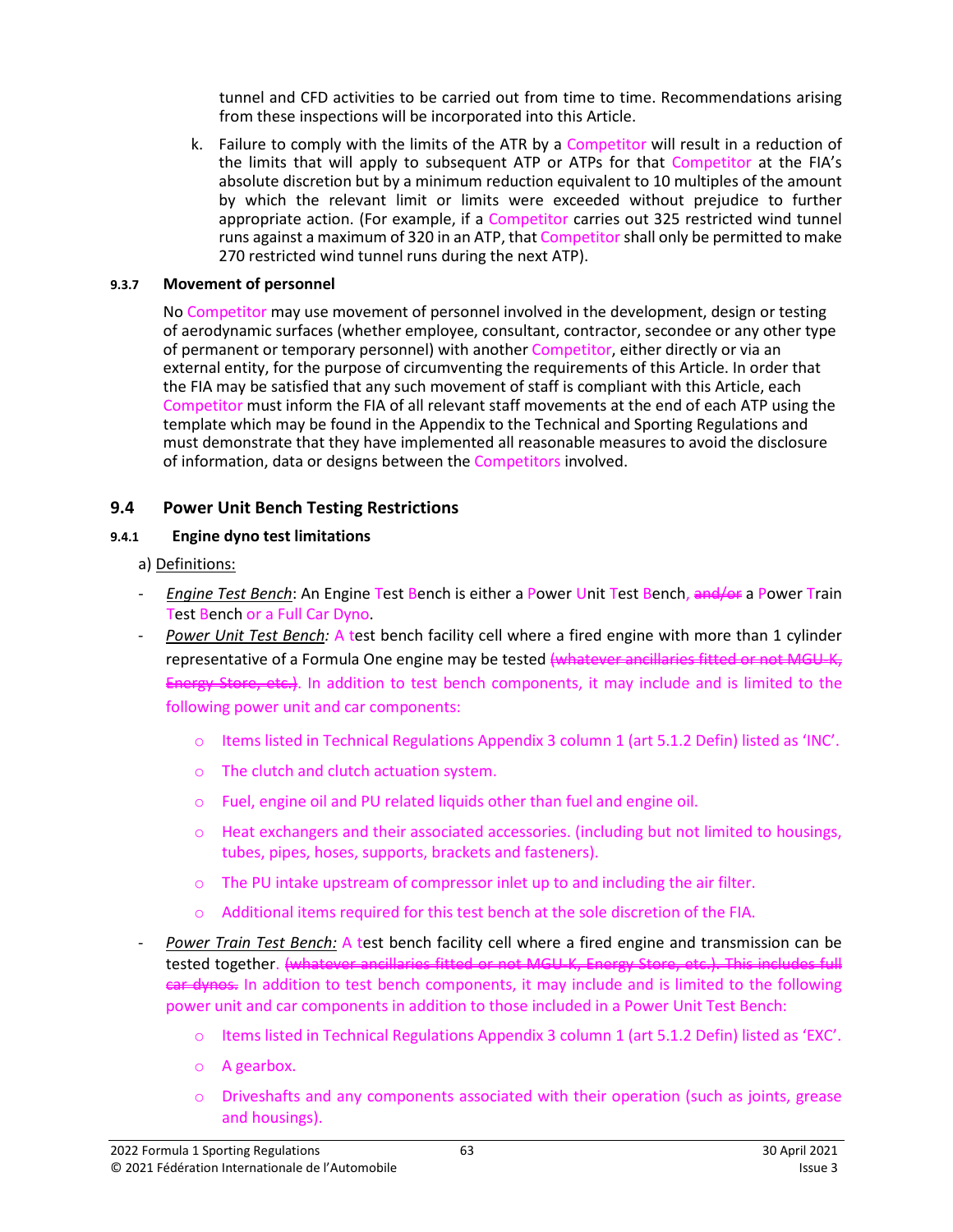tunnel and CFD activities to be carried out from time to time. Recommendations arising from these inspections will be incorporated into this Article.

k. Failure to comply with the limits of the ATR by a Competitor will result in a reduction of the limits that will apply to subsequent ATP or ATPs for that Competitor at the FIA's absolute discretion but by a minimum reduction equivalent to 10 multiples of the amount by which the relevant limit or limits were exceeded without prejudice to further appropriate action. (For example, if a Competitor carries out 325 restricted wind tunnel runs against a maximum of 320 in an ATP, that Competitor shall only be permitted to make 270 restricted wind tunnel runs during the next ATP).

#### 9.3.7 Movement of personnel

No Competitor may use movement of personnel involved in the development, design or testing of aerodynamic surfaces (whether employee, consultant, contractor, secondee or any other type of permanent or temporary personnel) with another Competitor, either directly or via an external entity, for the purpose of circumventing the requirements of this Article. In order that the FIA may be satisfied that any such movement of staff is compliant with this Article, each Competitor must inform the FIA of all relevant staff movements at the end of each ATP using the template which may be found in the Appendix to the Technical and Sporting Regulations and must demonstrate that they have implemented all reasonable measures to avoid the disclosure of information, data or designs between the Competitors involved.

## 9.4 Power Unit Bench Testing Restrictions

#### 9.4.1 Engine dyno test limitations

a) Definitions:

- *Engine Test Bench*: An Engine Test Bench is either a Power Unit Test Bench, ~~and/or~~ a Power Train Test Bench or a Full Car Dyno.
- *Power Unit Test Bench:* A test bench facility cell where a fired engine with more than 1 cylinder representative of a Formula One engine may be tested ~~(whatever ancillaries fitted or not MGU-K, Energy Store, etc.)~~. In addition to test bench components, it may include and is limited to the following power unit and car components:
  - Items listed in Technical Regulations Appendix 3 column 1 (art 5.1.2 Defin) listed as 'INC'.
  - The clutch and clutch actuation system.
  - Fuel, engine oil and PU related liquids other than fuel and engine oil.
  - Heat exchangers and their associated accessories. (including but not limited to housings, tubes, pipes, hoses, supports, brackets and fasteners).
  - The PU intake upstream of compressor inlet up to and including the air filter.
  - Additional items required for this test bench at the sole discretion of the FIA.
- *Power Train Test Bench:* A test bench facility cell where a fired engine and transmission can be tested together. ~~(whatever ancillaries fitted or not MGU-K, Energy Store, etc.). This includes full car dynos.~~ In addition to test bench components, it may include and is limited to the following power unit and car components in addition to those included in a Power Unit Test Bench:
  - Items listed in Technical Regulations Appendix 3 column 1 (art 5.1.2 Defin) listed as 'EXC'.
  - A gearbox.
  - Driveshafts and any components associated with their operation (such as joints, grease and housings).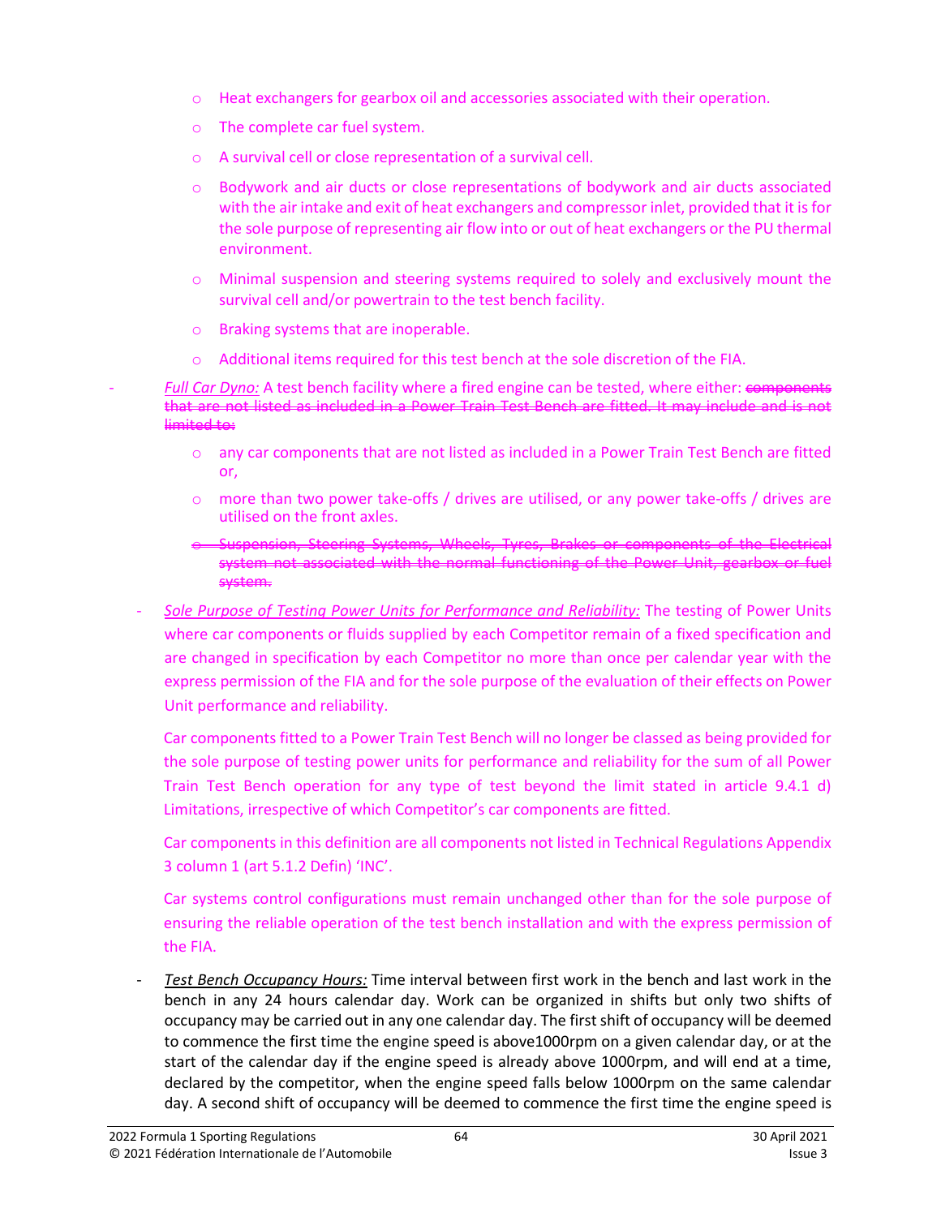- Heat exchangers for gearbox oil and accessories associated with their operation.
- The complete car fuel system.
- A survival cell or close representation of a survival cell.
- Bodywork and air ducts or close representations of bodywork and air ducts associated with the air intake and exit of heat exchangers and compressor inlet, provided that it is for the sole purpose of representing air flow into or out of heat exchangers or the PU thermal environment.
- Minimal suspension and steering systems required to solely and exclusively mount the survival cell and/or powertrain to the test bench facility.
- Braking systems that are inoperable.
- Additional items required for this test bench at the sole discretion of the FIA.

- *Full Car Dyno:* A test bench facility where a fired engine can be tested, where either: ~~components that are not listed as included in a Power Train Test Bench are fitted. It may include and is not limited to:~~
  - any car components that are not listed as included in a Power Train Test Bench are fitted or,
  - more than two power take-offs / drives are utilised, or any power take-offs / drives are utilised on the front axles.
  - ~~Suspension, Steering Systems, Wheels, Tyres, Brakes or components of the Electrical system not associated with the normal functioning of the Power Unit, gearbox or fuel system.~~

- *Sole Purpose of Testing Power Units for Performance and Reliability:* The testing of Power Units where car components or fluids supplied by each Competitor remain of a fixed specification and are changed in specification by each Competitor no more than once per calendar year with the express permission of the FIA and for the sole purpose of the evaluation of their effects on Power Unit performance and reliability.

  Car components fitted to a Power Train Test Bench will no longer be classed as being provided for the sole purpose of testing power units for performance and reliability for the sum of all Power Train Test Bench operation for any type of test beyond the limit stated in article 9.4.1 d) Limitations, irrespective of which Competitor's car components are fitted.

  Car components in this definition are all components not listed in Technical Regulations Appendix 3 column 1 (art 5.1.2 Defin) 'INC'.

  Car systems control configurations must remain unchanged other than for the sole purpose of ensuring the reliable operation of the test bench installation and with the express permission of the FIA.

- *Test Bench Occupancy Hours:* Time interval between first work in the bench and last work in the bench in any 24 hours calendar day. Work can be organized in shifts but only two shifts of occupancy may be carried out in any one calendar day. The first shift of occupancy will be deemed to commence the first time the engine speed is above1000rpm on a given calendar day, or at the start of the calendar day if the engine speed is already above 1000rpm, and will end at a time, declared by the competitor, when the engine speed falls below 1000rpm on the same calendar day. A second shift of occupancy will be deemed to commence the first time the engine speed is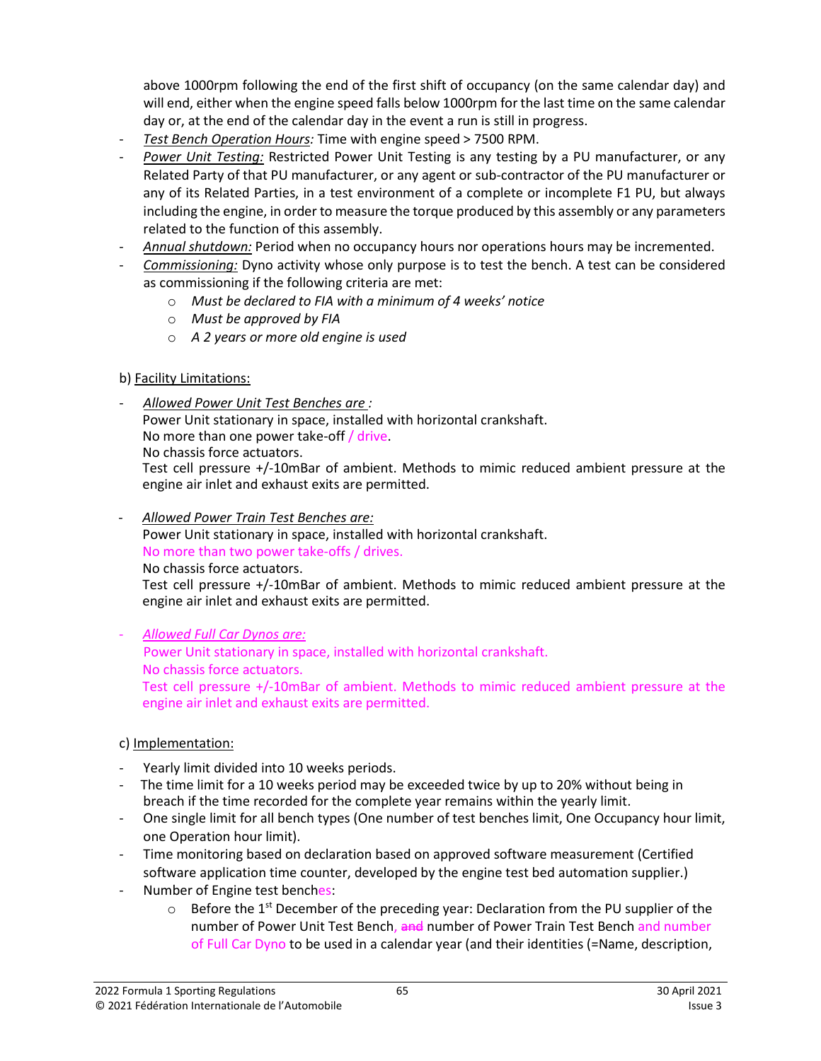above 1000rpm following the end of the first shift of occupancy (on the same calendar day) and will end, either when the engine speed falls below 1000rpm for the last time on the same calendar day or, at the end of the calendar day in the event a run is still in progress.

- *Test Bench Operation Hours:* Time with engine speed > 7500 RPM.
- *Power Unit Testing:* Restricted Power Unit Testing is any testing by a PU manufacturer, or any Related Party of that PU manufacturer, or any agent or sub-contractor of the PU manufacturer or any of its Related Parties, in a test environment of a complete or incomplete F1 PU, but always including the engine, in order to measure the torque produced by this assembly or any parameters related to the function of this assembly.
- *Annual shutdown:* Period when no occupancy hours nor operations hours may be incremented.
- *Commissioning:* Dyno activity whose only purpose is to test the bench. A test can be considered as commissioning if the following criteria are met:
  - *Must be declared to FIA with a minimum of 4 weeks' notice*
  - *Must be approved by FIA*
  - *A 2 years or more old engine is used*

b) Facility Limitations:

- *Allowed Power Unit Test Benches are :*
  Power Unit stationary in space, installed with horizontal crankshaft.
  No more than one power take-off / drive.
  No chassis force actuators.
  Test cell pressure +/-10mBar of ambient. Methods to mimic reduced ambient pressure at the engine air inlet and exhaust exits are permitted.

- *Allowed Power Train Test Benches are:*
  Power Unit stationary in space, installed with horizontal crankshaft.
  No more than two power take-offs / drives.
  No chassis force actuators.
  Test cell pressure +/-10mBar of ambient. Methods to mimic reduced ambient pressure at the engine air inlet and exhaust exits are permitted.

- *Allowed Full Car Dynos are:*
  Power Unit stationary in space, installed with horizontal crankshaft.
  No chassis force actuators.
  Test cell pressure +/-10mBar of ambient. Methods to mimic reduced ambient pressure at the engine air inlet and exhaust exits are permitted.

c) Implementation:

- Yearly limit divided into 10 weeks periods.
- The time limit for a 10 weeks period may be exceeded twice by up to 20% without being in breach if the time recorded for the complete year remains within the yearly limit.
- One single limit for all bench types (One number of test benches limit, One Occupancy hour limit, one Operation hour limit).
- Time monitoring based on declaration based on approved software measurement (Certified software application time counter, developed by the engine test bed automation supplier.)
- Number of Engine test benches:
  - Before the 1st December of the preceding year: Declaration from the PU supplier of the number of Power Unit Test Bench, ~~and~~ number of Power Train Test Bench and number of Full Car Dyno to be used in a calendar year (and their identities (=Name, description,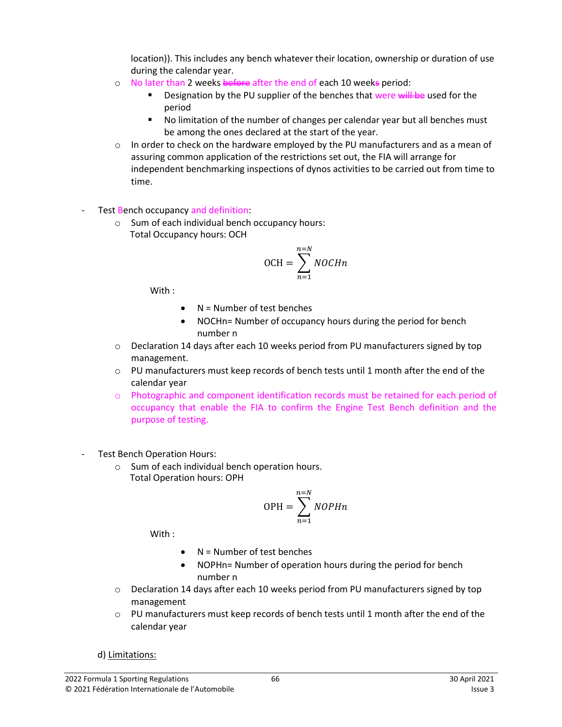location)). This includes any bench whatever their location, ownership or duration of use during the calendar year.

- No later than 2 weeks ~~before~~ after the end of each 10 week~~s~~ period:
  - Designation by the PU supplier of the benches that were ~~will be~~ used for the period
  - No limitation of the number of changes per calendar year but all benches must be among the ones declared at the start of the year.
- In order to check on the hardware employed by the PU manufacturers and as a mean of assuring common application of the restrictions set out, the FIA will arrange for independent benchmarking inspections of dynos activities to be carried out from time to time.

- Test Bench occupancy and definition:
  - Sum of each individual bench occupancy hours:
    Total Occupancy hours: OCH

$$\text{OCH} = \sum_{n=1}^{n=N} NOCHn$$

With :

  - N = Number of test benches
  - NOCHn= Number of occupancy hours during the period for bench number n

  - Declaration 14 days after each 10 weeks period from PU manufacturers signed by top management.
  - PU manufacturers must keep records of bench tests until 1 month after the end of the calendar year
  - Photographic and component identification records must be retained for each period of occupancy that enable the FIA to confirm the Engine Test Bench definition and the purpose of testing.

- Test Bench Operation Hours:
  - Sum of each individual bench operation hours.
    Total Operation hours: OPH

$$\text{OPH} = \sum_{n=1}^{n=N} NOPHn$$

With :

  - N = Number of test benches
  - NOPHn= Number of operation hours during the period for bench number n

  - Declaration 14 days after each 10 weeks period from PU manufacturers signed by top management
  - PU manufacturers must keep records of bench tests until 1 month after the end of the calendar year

d) Limitations: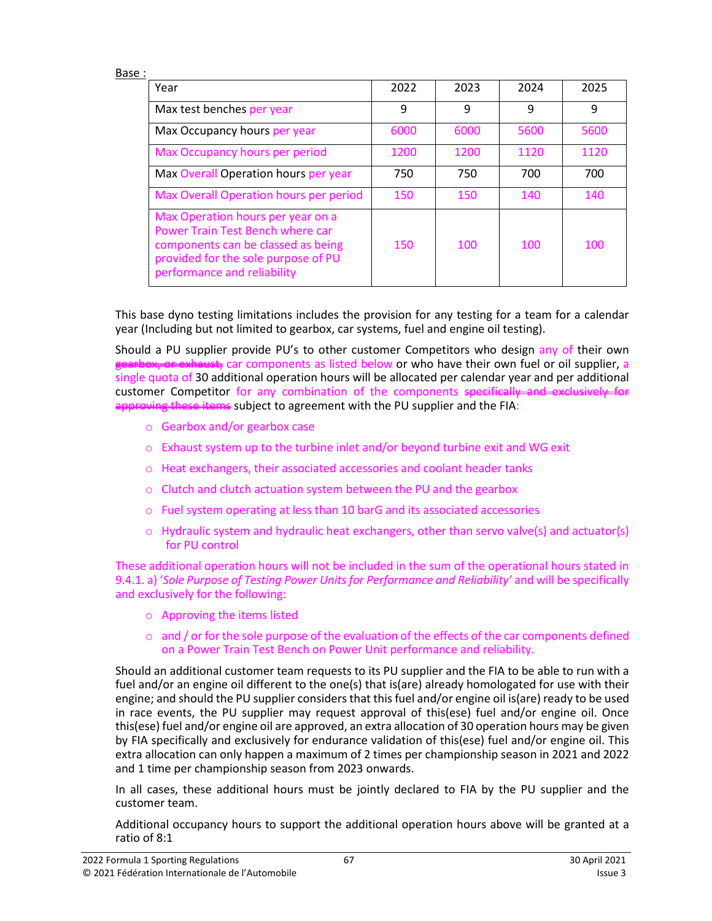Base :

| Year | 2022 | 2023 | 2024 | 2025 |
|---|---|---|---|---|
| Max test benches per year | 9 | 9 | 9 | 9 |
| Max Occupancy hours per year | 6000 | 6000 | 5600 | 5600 |
| Max Occupancy hours per period | 1200 | 1200 | 1120 | 1120 |
| Max Overall Operation hours per year | 750 | 750 | 700 | 700 |
| Max Overall Operation hours per period | 150 | 150 | 140 | 140 |
| Max Operation hours per year on a Power Train Test Bench where car components can be classed as being provided for the sole purpose of PU performance and reliability | 150 | 100 | 100 | 100 |

This base dyno testing limitations includes the provision for any testing for a team for a calendar year (Including but not limited to gearbox, car systems, fuel and engine oil testing).

Should a PU supplier provide PU's to other customer Competitors who design any of their own ~~gearbox, or exhaust,~~ car components as listed below or who have their own fuel or oil supplier, a single quota of 30 additional operation hours will be allocated per calendar year and per additional customer Competitor for any combination of the components ~~specifically and exclusively for approving these items~~ subject to agreement with the PU supplier and the FIA:

- Gearbox and/or gearbox case
- Exhaust system up to the turbine inlet and/or beyond turbine exit and WG exit
- Heat exchangers, their associated accessories and coolant header tanks
- Clutch and clutch actuation system between the PU and the gearbox
- Fuel system operating at less than 10 barG and its associated accessories
- Hydraulic system and hydraulic heat exchangers, other than servo valve(s) and actuator(s) for PU control

These additional operation hours will not be included in the sum of the operational hours stated in 9.4.1. a) '*Sole Purpose of Testing Power Units for Performance and Reliability*' and will be specifically and exclusively for the following:

- Approving the items listed
- and / or for the sole purpose of the evaluation of the effects of the car components defined on a Power Train Test Bench on Power Unit performance and reliability.

Should an additional customer team requests to its PU supplier and the FIA to be able to run with a fuel and/or an engine oil different to the one(s) that is(are) already homologated for use with their engine; and should the PU supplier considers that this fuel and/or engine oil is(are) ready to be used in race events, the PU supplier may request approval of this(ese) fuel and/or engine oil. Once this(ese) fuel and/or engine oil are approved, an extra allocation of 30 operation hours may be given by FIA specifically and exclusively for endurance validation of this(ese) fuel and/or engine oil. This extra allocation can only happen a maximum of 2 times per championship season in 2021 and 2022 and 1 time per championship season from 2023 onwards.

In all cases, these additional hours must be jointly declared to FIA by the PU supplier and the customer team.

Additional occupancy hours to support the additional operation hours above will be granted at a ratio of 8:1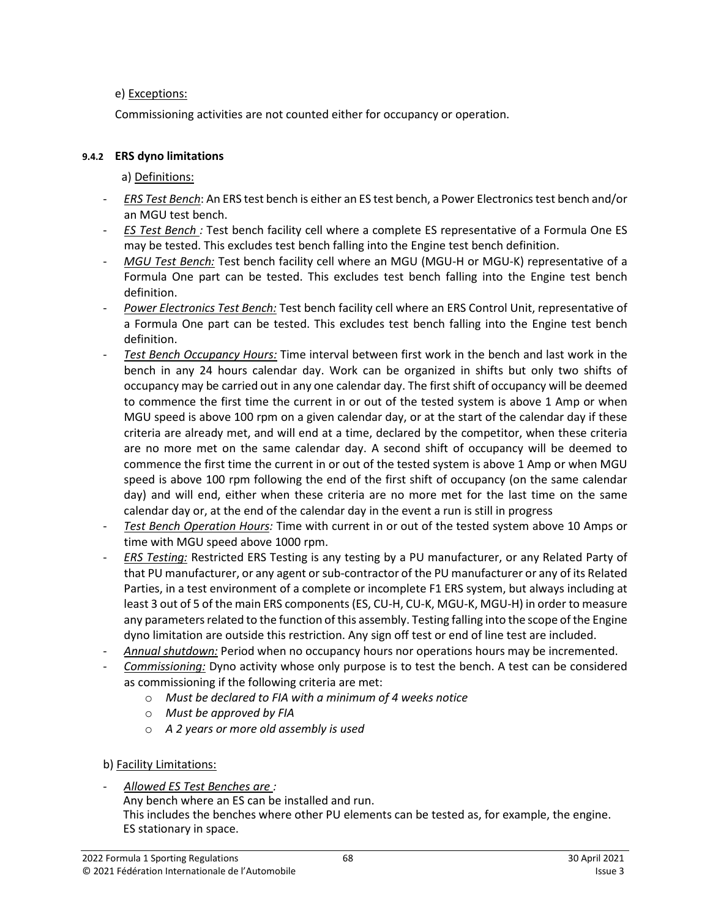e) Exceptions:

Commissioning activities are not counted either for occupancy or operation.

**9.4.2 ERS dyno limitations**

a) Definitions:

- *ERS Test Bench*: An ERS test bench is either an ES test bench, a Power Electronics test bench and/or an MGU test bench.
- *ES Test Bench :* Test bench facility cell where a complete ES representative of a Formula One ES may be tested. This excludes test bench falling into the Engine test bench definition.
- *MGU Test Bench:* Test bench facility cell where an MGU (MGU-H or MGU-K) representative of a Formula One part can be tested. This excludes test bench falling into the Engine test bench definition.
- *Power Electronics Test Bench:* Test bench facility cell where an ERS Control Unit, representative of a Formula One part can be tested. This excludes test bench falling into the Engine test bench definition.
- *Test Bench Occupancy Hours:* Time interval between first work in the bench and last work in the bench in any 24 hours calendar day. Work can be organized in shifts but only two shifts of occupancy may be carried out in any one calendar day. The first shift of occupancy will be deemed to commence the first time the current in or out of the tested system is above 1 Amp or when MGU speed is above 100 rpm on a given calendar day, or at the start of the calendar day if these criteria are already met, and will end at a time, declared by the competitor, when these criteria are no more met on the same calendar day. A second shift of occupancy will be deemed to commence the first time the current in or out of the tested system is above 1 Amp or when MGU speed is above 100 rpm following the end of the first shift of occupancy (on the same calendar day) and will end, either when these criteria are no more met for the last time on the same calendar day or, at the end of the calendar day in the event a run is still in progress
- *Test Bench Operation Hours:* Time with current in or out of the tested system above 10 Amps or time with MGU speed above 1000 rpm.
- *ERS Testing:* Restricted ERS Testing is any testing by a PU manufacturer, or any Related Party of that PU manufacturer, or any agent or sub-contractor of the PU manufacturer or any of its Related Parties, in a test environment of a complete or incomplete F1 ERS system, but always including at least 3 out of 5 of the main ERS components (ES, CU-H, CU-K, MGU-K, MGU-H) in order to measure any parameters related to the function of this assembly. Testing falling into the scope of the Engine dyno limitation are outside this restriction. Any sign off test or end of line test are included.
- *Annual shutdown:* Period when no occupancy hours nor operations hours may be incremented.
- *Commissioning:* Dyno activity whose only purpose is to test the bench. A test can be considered as commissioning if the following criteria are met:
  - *Must be declared to FIA with a minimum of 4 weeks notice*
  - *Must be approved by FIA*
  - *A 2 years or more old assembly is used*

b) Facility Limitations:

- *Allowed ES Test Benches are :*
  Any bench where an ES can be installed and run.
  This includes the benches where other PU elements can be tested as, for example, the engine.
  ES stationary in space.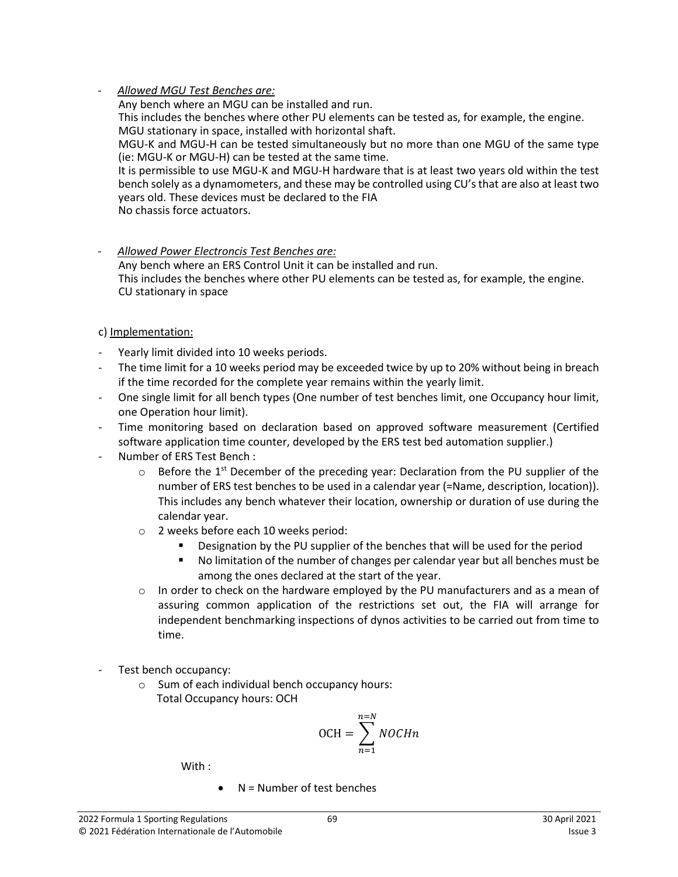- *Allowed MGU Test Benches are:*

  Any bench where an MGU can be installed and run.
  This includes the benches where other PU elements can be tested as, for example, the engine.
  MGU stationary in space, installed with horizontal shaft.
  MGU-K and MGU-H can be tested simultaneously but no more than one MGU of the same type (ie: MGU-K or MGU-H) can be tested at the same time.
  It is permissible to use MGU-K and MGU-H hardware that is at least two years old within the test bench solely as a dynamometers, and these may be controlled using CU's that are also at least two years old. These devices must be declared to the FIA
  No chassis force actuators.

- *Allowed Power Electroncis Test Benches are:*

  Any bench where an ERS Control Unit it can be installed and run.
  This includes the benches where other PU elements can be tested as, for example, the engine.
  CU stationary in space

c) Implementation:

- Yearly limit divided into 10 weeks periods.
- The time limit for a 10 weeks period may be exceeded twice by up to 20% without being in breach if the time recorded for the complete year remains within the yearly limit.
- One single limit for all bench types (One number of test benches limit, one Occupancy hour limit, one Operation hour limit).
- Time monitoring based on declaration based on approved software measurement (Certified software application time counter, developed by the ERS test bed automation supplier.)
- Number of ERS Test Bench :
  - Before the 1st December of the preceding year: Declaration from the PU supplier of the number of ERS test benches to be used in a calendar year (=Name, description, location)). This includes any bench whatever their location, ownership or duration of use during the calendar year.
  - 2 weeks before each 10 weeks period:
    - Designation by the PU supplier of the benches that will be used for the period
    - No limitation of the number of changes per calendar year but all benches must be among the ones declared at the start of the year.
  - In order to check on the hardware employed by the PU manufacturers and as a mean of assuring common application of the restrictions set out, the FIA will arrange for independent benchmarking inspections of dynos activities to be carried out from time to time.

- Test bench occupancy:
  - Sum of each individual bench occupancy hours:
    Total Occupancy hours: OCH

$$\mathrm{OCH} = \sum_{n=1}^{n=N} NOCHn$$

With :

- N = Number of test benches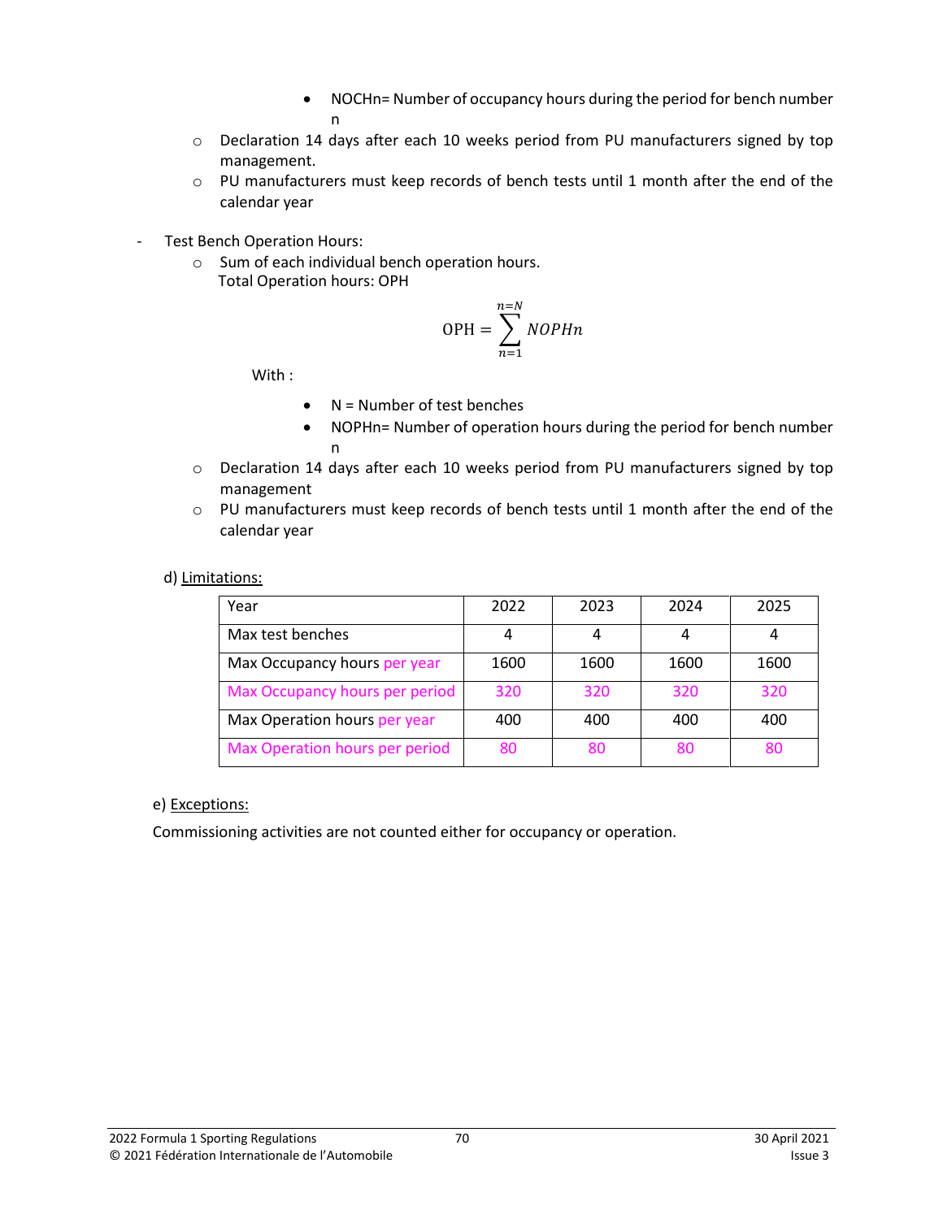- NOCHn= Number of occupancy hours during the period for bench number n
- Declaration 14 days after each 10 weeks period from PU manufacturers signed by top management.
- PU manufacturers must keep records of bench tests until 1 month after the end of the calendar year

- Test Bench Operation Hours:
  - Sum of each individual bench operation hours.
    Total Operation hours: OPH

$$\text{OPH} = \sum_{n=1}^{n=N} NOPHn$$

With :

  - N = Number of test benches
  - NOPHn= Number of operation hours during the period for bench number n
- Declaration 14 days after each 10 weeks period from PU manufacturers signed by top management
- PU manufacturers must keep records of bench tests until 1 month after the end of the calendar year

d) Limitations:

| Year | 2022 | 2023 | 2024 | 2025 |
|---|---|---|---|---|
| Max test benches | 4 | 4 | 4 | 4 |
| Max Occupancy hours per year | 1600 | 1600 | 1600 | 1600 |
| Max Occupancy hours per period | 320 | 320 | 320 | 320 |
| Max Operation hours per year | 400 | 400 | 400 | 400 |
| Max Operation hours per period | 80 | 80 | 80 | 80 |

e) Exceptions:

Commissioning activities are not counted either for occupancy or operation.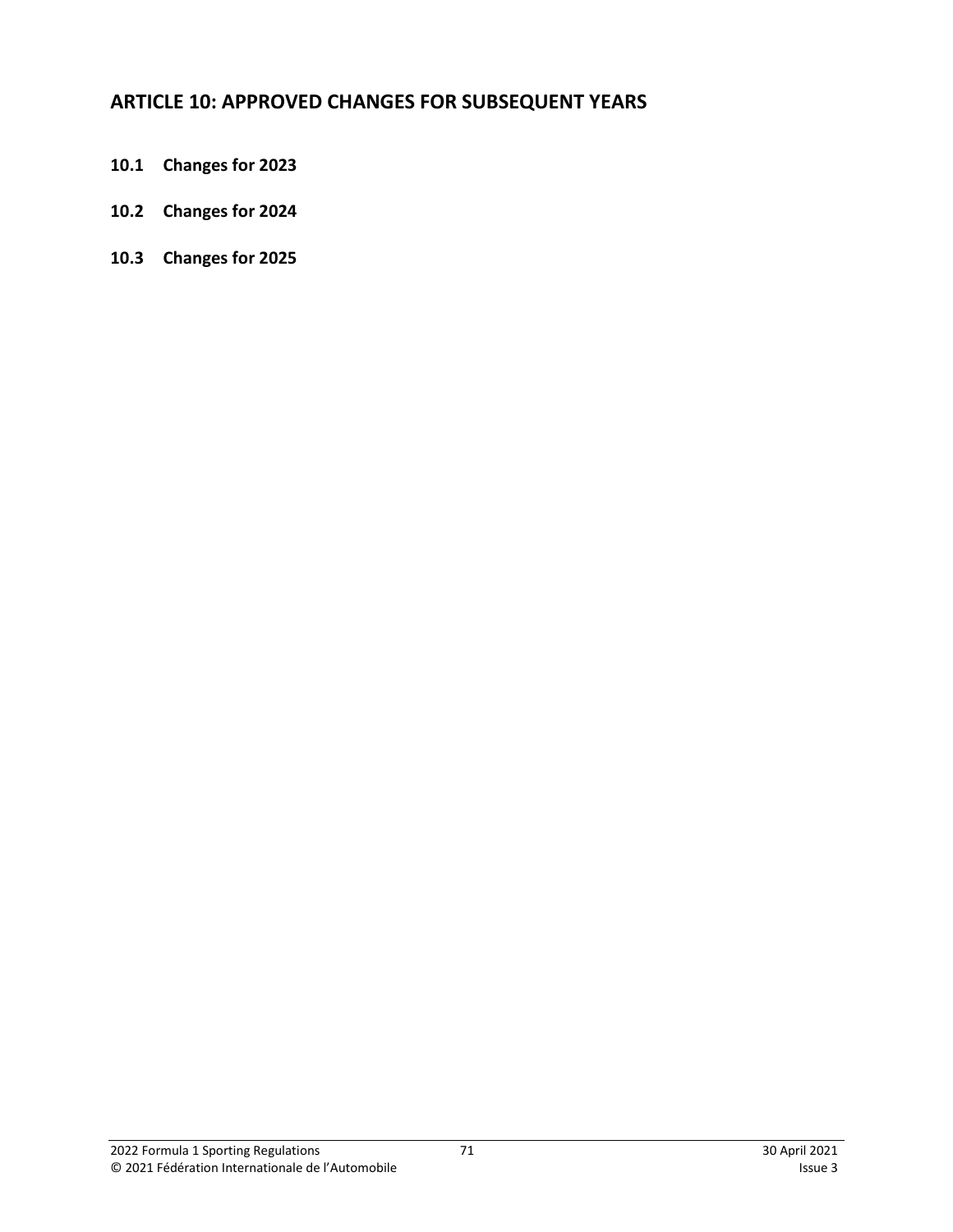## ARTICLE 10: APPROVED CHANGES FOR SUBSEQUENT YEARS

### 10.1 Changes for 2023

### 10.2 Changes for 2024

### 10.3 Changes for 2025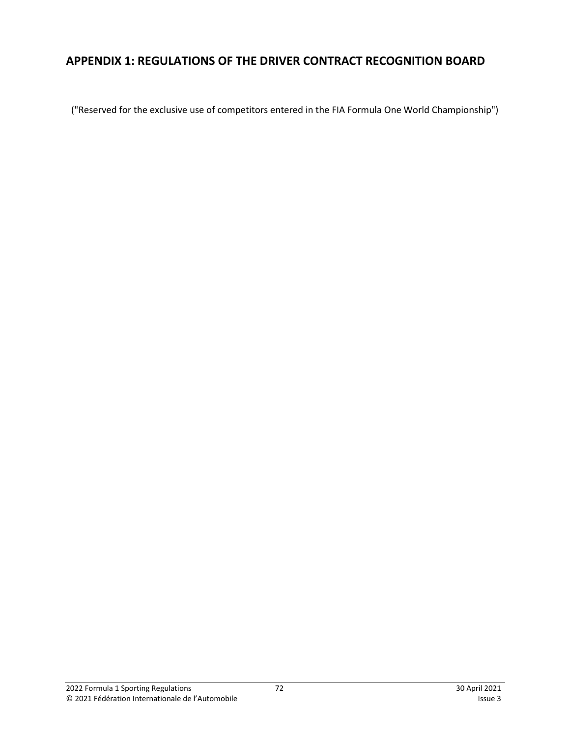## APPENDIX 1: REGULATIONS OF THE DRIVER CONTRACT RECOGNITION BOARD

("Reserved for the exclusive use of competitors entered in the FIA Formula One World Championship")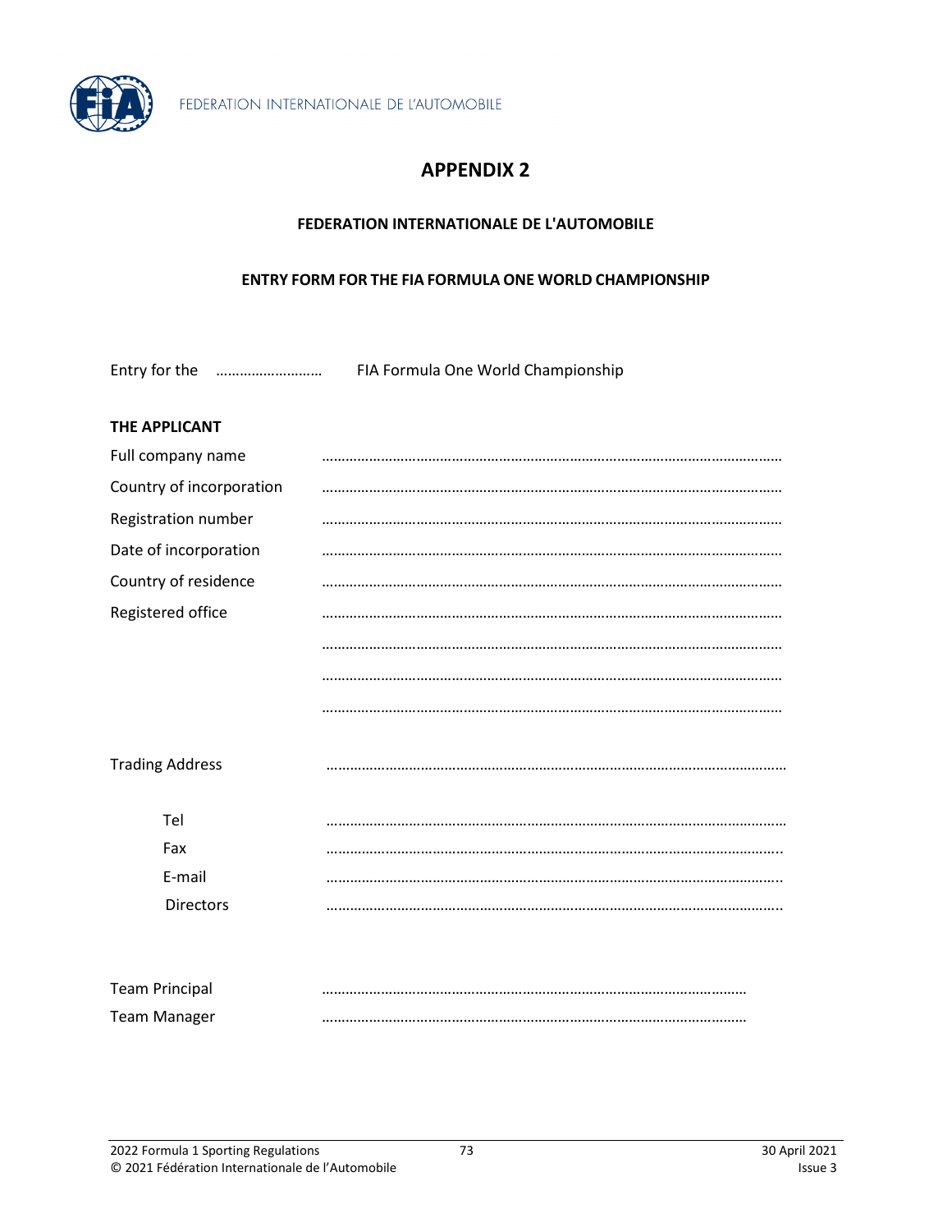# APPENDIX 2

## FEDERATION INTERNATIONALE DE L'AUTOMOBILE

### ENTRY FORM FOR THE FIA FORMULA ONE WORLD CHAMPIONSHIP

Entry for the ……………………… FIA Formula One World Championship

**THE APPLICANT**

Full company name ………………………………………………………………………………………………………

Country of incorporation ………………………………………………………………………………………………………

Registration number ………………………………………………………………………………………………………

Date of incorporation ………………………………………………………………………………………………………

Country of residence ………………………………………………………………………………………………………

Registered office ………………………………………………………………………………………………………

………………………………………………………………………………………………………

………………………………………………………………………………………………………

………………………………………………………………………………………………………

Trading Address ………………………………………………………………………………………………………

Tel ………………………………………………………………………………………………………

Fax ……………………………………………………………………………………………………..

E-mail ……………………………………………………………………………………………………..

Directors ……………………………………………………………………………………………………..

Team Principal ……………………………………………………………………………………………

Team Manager ……………………………………………………………………………………………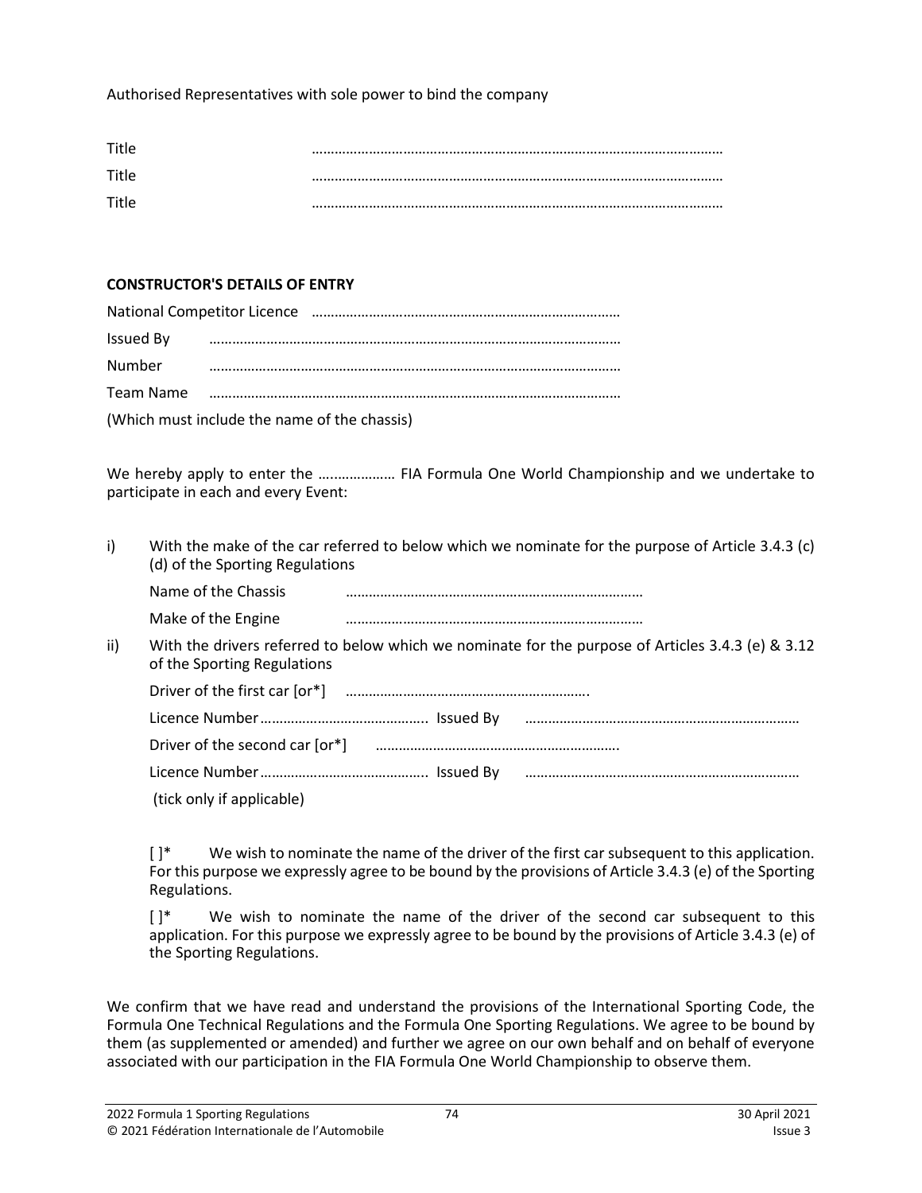Authorised Representatives with sole power to bind the company

Title ………………………………………………………………………………………………

Title ………………………………………………………………………………………………

Title ………………………………………………………………………………………………

**CONSTRUCTOR'S DETAILS OF ENTRY**

National Competitor Licence ………………………………………………………………………

Issued By ………………………………………………………………………………………………

Number ………………………………………………………………………………………………

Team Name ………………………………………………………………………………………………

(Which must include the name of the chassis)

We hereby apply to enter the ………………… FIA Formula One World Championship and we undertake to participate in each and every Event:

i) With the make of the car referred to below which we nominate for the purpose of Article 3.4.3 (c) (d) of the Sporting Regulations

   Name of the Chassis ……………………………………………………………………

   Make of the Engine ……………………………………………………………………

ii) With the drivers referred to below which we nominate for the purpose of Articles 3.4.3 (e) & 3.12 of the Sporting Regulations

   Driver of the first car [or*] ……………………………………………………….

   Licence Number…………………………………….. Issued By ………………………………………………………………

   Driver of the second car [or*] ……………………………………………………….

   Licence Number…………………………………….. Issued By ………………………………………………………………

   (tick only if applicable)

   [ ]* We wish to nominate the name of the driver of the first car subsequent to this application. For this purpose we expressly agree to be bound by the provisions of Article 3.4.3 (e) of the Sporting Regulations.

   [ ]* We wish to nominate the name of the driver of the second car subsequent to this application. For this purpose we expressly agree to be bound by the provisions of Article 3.4.3 (e) of the Sporting Regulations.

We confirm that we have read and understand the provisions of the International Sporting Code, the Formula One Technical Regulations and the Formula One Sporting Regulations. We agree to be bound by them (as supplemented or amended) and further we agree on our own behalf and on behalf of everyone associated with our participation in the FIA Formula One World Championship to observe them.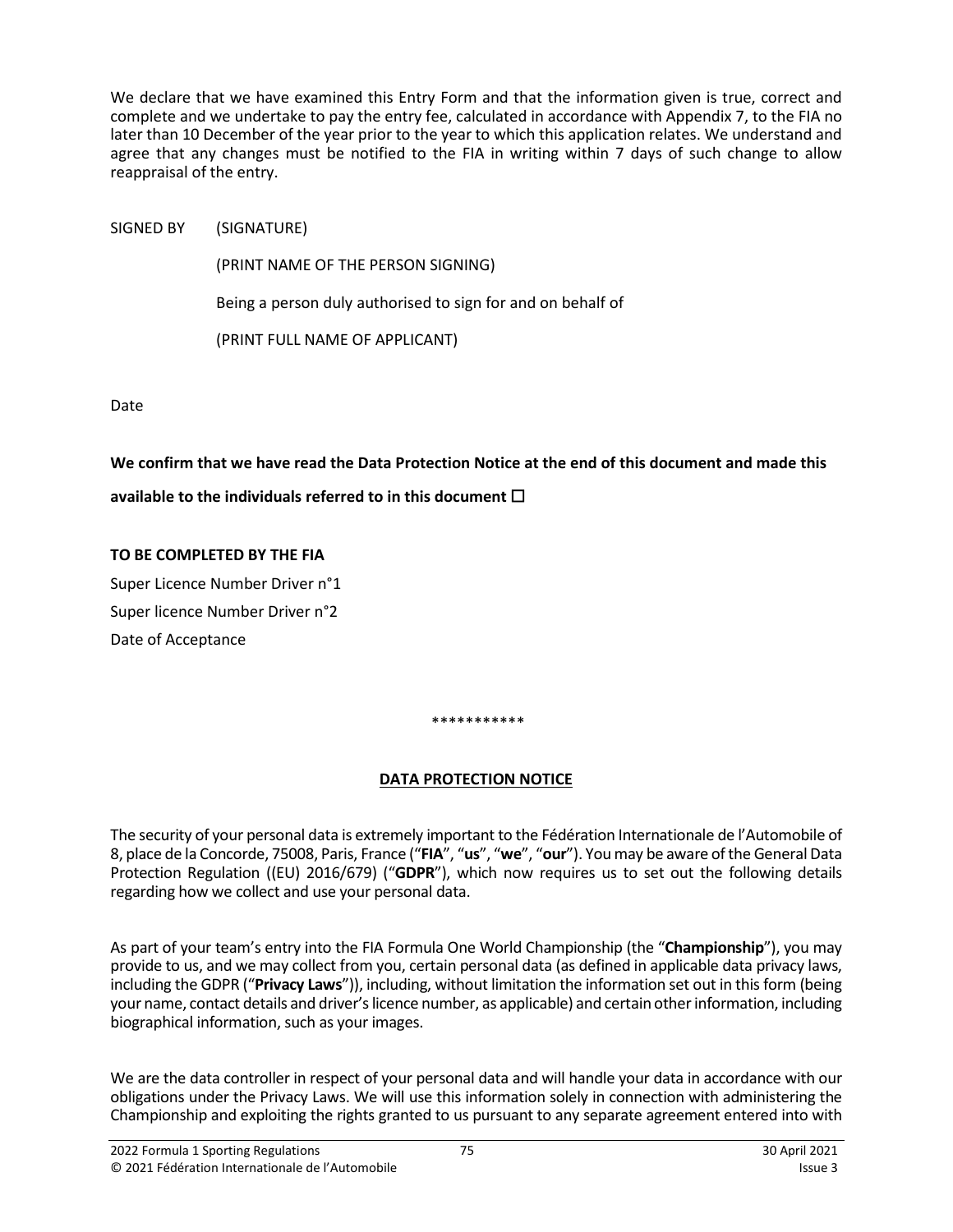We declare that we have examined this Entry Form and that the information given is true, correct and complete and we undertake to pay the entry fee, calculated in accordance with Appendix 7, to the FIA no later than 10 December of the year prior to the year to which this application relates. We understand and agree that any changes must be notified to the FIA in writing within 7 days of such change to allow reappraisal of the entry.

SIGNED BY (SIGNATURE)

(PRINT NAME OF THE PERSON SIGNING)

Being a person duly authorised to sign for and on behalf of

(PRINT FULL NAME OF APPLICANT)

Date

**We confirm that we have read the Data Protection Notice at the end of this document and made this available to the individuals referred to in this document ☐**

**TO BE COMPLETED BY THE FIA**

Super Licence Number Driver n°1

Super licence Number Driver n°2

Date of Acceptance

\*\*\*\*\*\*\*\*\*\*\*

## DATA PROTECTION NOTICE

The security of your personal data is extremely important to the Fédération Internationale de l'Automobile of 8, place de la Concorde, 75008, Paris, France ("**FIA**", "**us**", "**we**", "**our**"). You may be aware of the General Data Protection Regulation ((EU) 2016/679) ("**GDPR**"), which now requires us to set out the following details regarding how we collect and use your personal data.

As part of your team's entry into the FIA Formula One World Championship (the "**Championship**"), you may provide to us, and we may collect from you, certain personal data (as defined in applicable data privacy laws, including the GDPR ("**Privacy Laws**")), including, without limitation the information set out in this form (being your name, contact details and driver's licence number, as applicable) and certain other information, including biographical information, such as your images.

We are the data controller in respect of your personal data and will handle your data in accordance with our obligations under the Privacy Laws. We will use this information solely in connection with administering the Championship and exploiting the rights granted to us pursuant to any separate agreement entered into with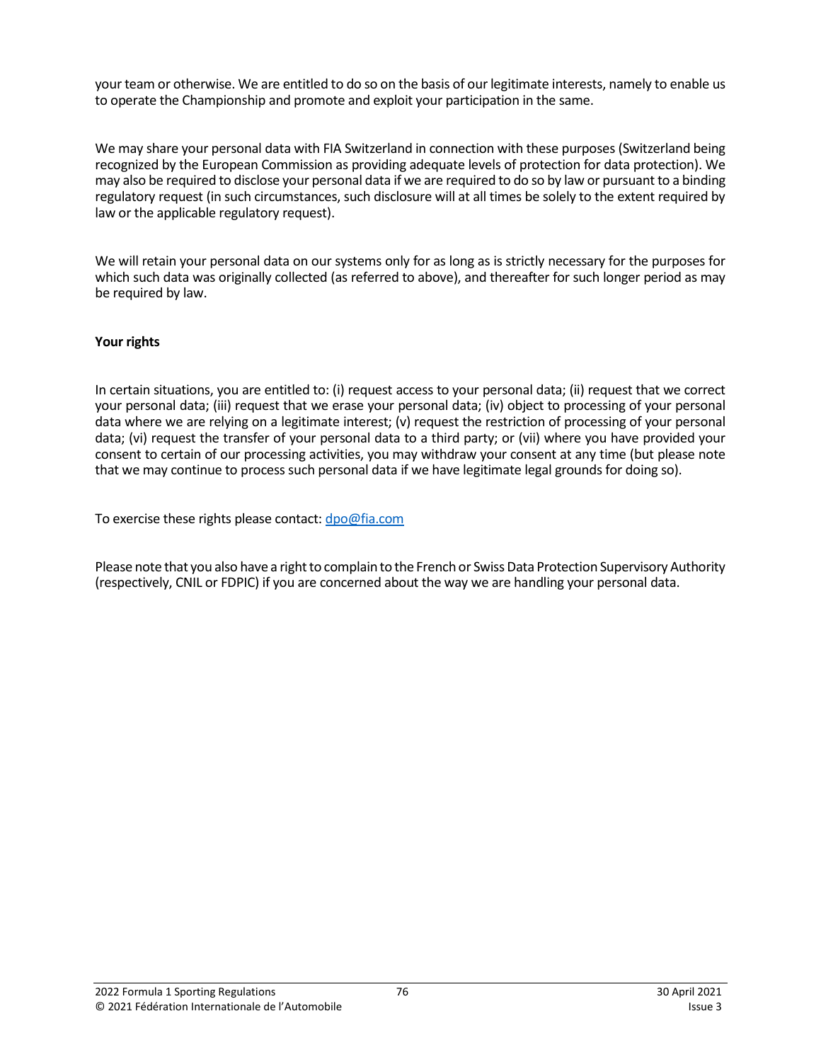your team or otherwise. We are entitled to do so on the basis of our legitimate interests, namely to enable us to operate the Championship and promote and exploit your participation in the same.

We may share your personal data with FIA Switzerland in connection with these purposes (Switzerland being recognized by the European Commission as providing adequate levels of protection for data protection). We may also be required to disclose your personal data if we are required to do so by law or pursuant to a binding regulatory request (in such circumstances, such disclosure will at all times be solely to the extent required by law or the applicable regulatory request).

We will retain your personal data on our systems only for as long as is strictly necessary for the purposes for which such data was originally collected (as referred to above), and thereafter for such longer period as may be required by law.

**Your rights**

In certain situations, you are entitled to: (i) request access to your personal data; (ii) request that we correct your personal data; (iii) request that we erase your personal data; (iv) object to processing of your personal data where we are relying on a legitimate interest; (v) request the restriction of processing of your personal data; (vi) request the transfer of your personal data to a third party; or (vii) where you have provided your consent to certain of our processing activities, you may withdraw your consent at any time (but please note that we may continue to process such personal data if we have legitimate legal grounds for doing so).

To exercise these rights please contact: dpo@fia.com

Please note that you also have a right to complain to the French or Swiss Data Protection Supervisory Authority (respectively, CNIL or FDPIC) if you are concerned about the way we are handling your personal data.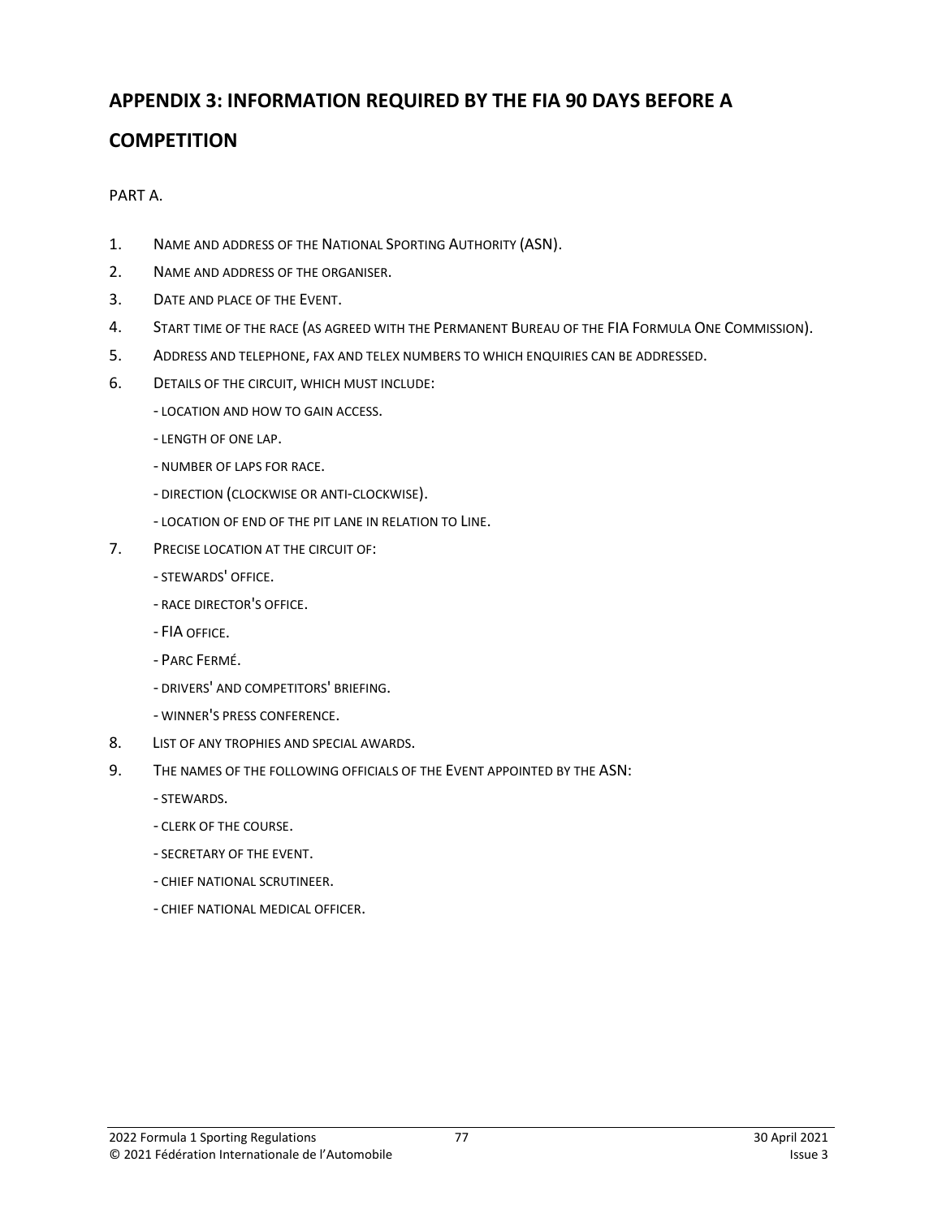## APPENDIX 3: INFORMATION REQUIRED BY THE FIA 90 DAYS BEFORE A COMPETITION

PART A.

1. NAME AND ADDRESS OF THE NATIONAL SPORTING AUTHORITY (ASN).
2. NAME AND ADDRESS OF THE ORGANISER.
3. DATE AND PLACE OF THE EVENT.
4. START TIME OF THE RACE (AS AGREED WITH THE PERMANENT BUREAU OF THE FIA FORMULA ONE COMMISSION).
5. ADDRESS AND TELEPHONE, FAX AND TELEX NUMBERS TO WHICH ENQUIRIES CAN BE ADDRESSED.
6. DETAILS OF THE CIRCUIT, WHICH MUST INCLUDE:
   - LOCATION AND HOW TO GAIN ACCESS.
   - LENGTH OF ONE LAP.
   - NUMBER OF LAPS FOR RACE.
   - DIRECTION (CLOCKWISE OR ANTI-CLOCKWISE).
   - LOCATION OF END OF THE PIT LANE IN RELATION TO LINE.
7. PRECISE LOCATION AT THE CIRCUIT OF:
   - STEWARDS' OFFICE.
   - RACE DIRECTOR'S OFFICE.
   - FIA OFFICE.
   - PARC FERMÉ.
   - DRIVERS' AND COMPETITORS' BRIEFING.
   - WINNER'S PRESS CONFERENCE.
8. LIST OF ANY TROPHIES AND SPECIAL AWARDS.
9. THE NAMES OF THE FOLLOWING OFFICIALS OF THE EVENT APPOINTED BY THE ASN:
   - STEWARDS.
   - CLERK OF THE COURSE.
   - SECRETARY OF THE EVENT.
   - CHIEF NATIONAL SCRUTINEER.
   - CHIEF NATIONAL MEDICAL OFFICER.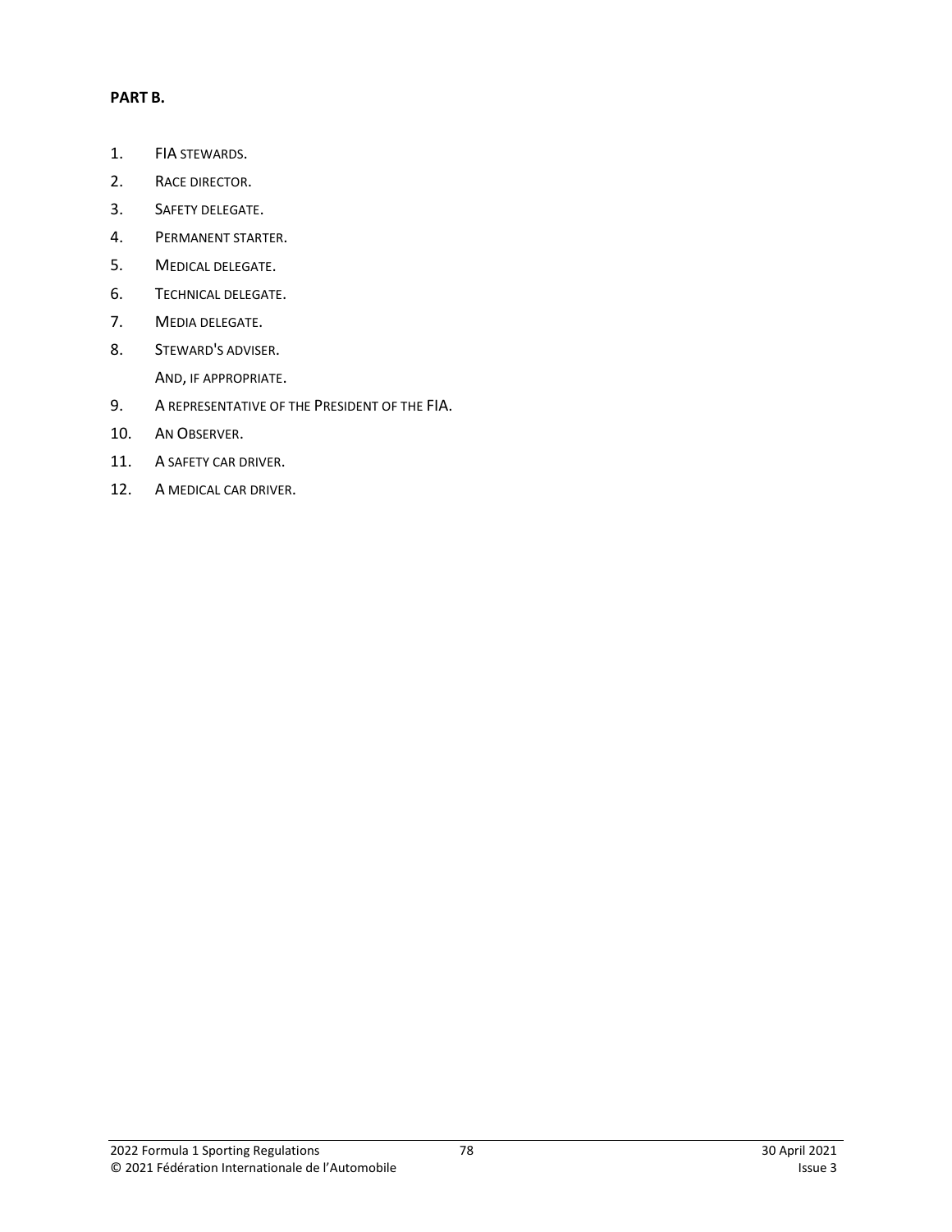**PART B.**

1. FIA STEWARDS.
2. RACE DIRECTOR.
3. SAFETY DELEGATE.
4. PERMANENT STARTER.
5. MEDICAL DELEGATE.
6. TECHNICAL DELEGATE.
7. MEDIA DELEGATE.
8. STEWARD'S ADVISER.

   AND, IF APPROPRIATE.

9. A REPRESENTATIVE OF THE PRESIDENT OF THE FIA.
10. AN OBSERVER.
11. A SAFETY CAR DRIVER.
12. A MEDICAL CAR DRIVER.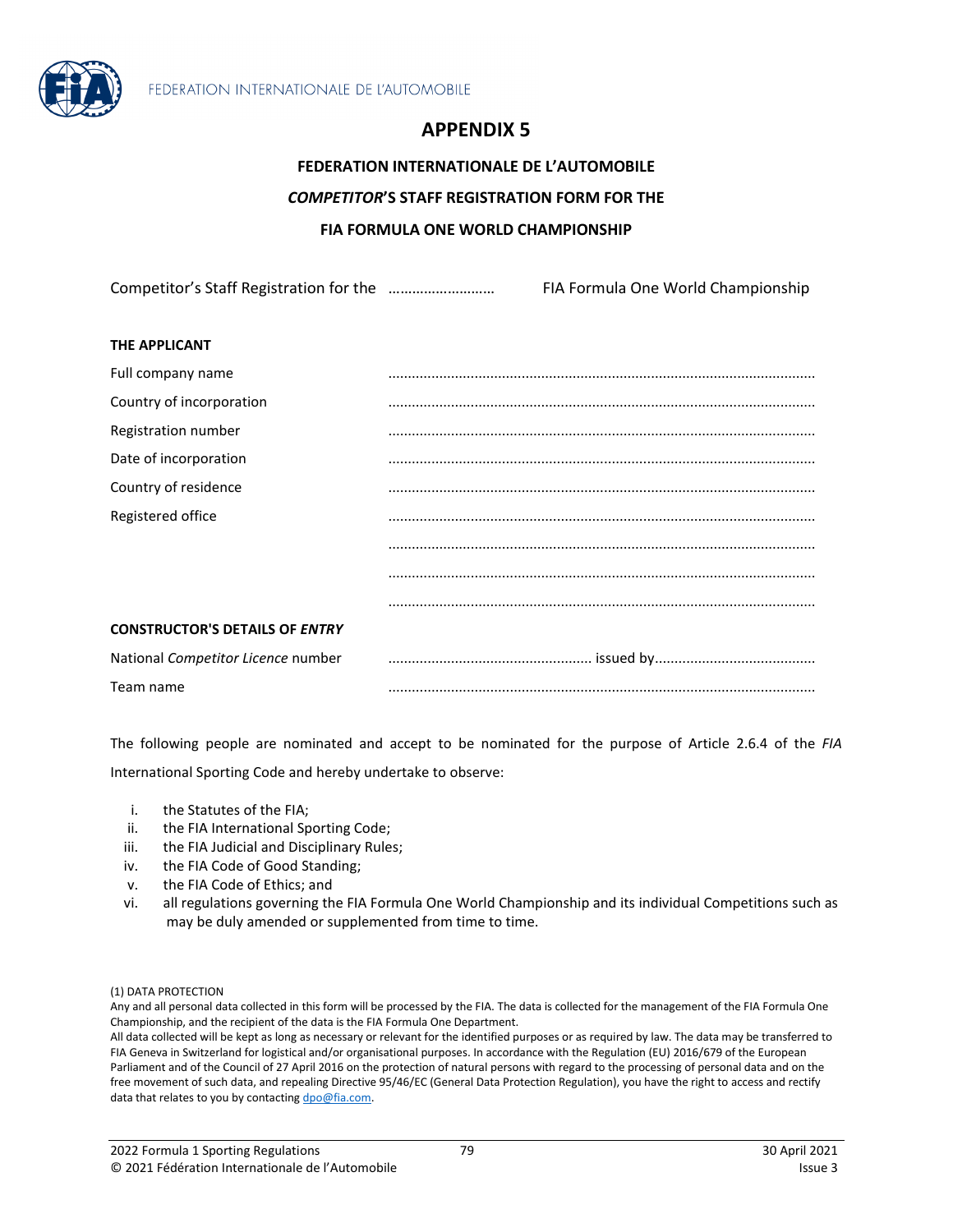FEDERATION INTERNATIONALE DE L'AUTOMOBILE

# APPENDIX 5

## FEDERATION INTERNATIONALE DE L'AUTOMOBILE

## *COMPETITOR*'S STAFF REGISTRATION FORM FOR THE

## FIA FORMULA ONE WORLD CHAMPIONSHIP

Competitor's Staff Registration for the ……………………… FIA Formula One World Championship

**THE APPLICANT**

| | |
|---|---|
| Full company name | ………………………………………………………………………………………… |
| Country of incorporation | ………………………………………………………………………………………… |
| Registration number | ………………………………………………………………………………………… |
| Date of incorporation | ………………………………………………………………………………………… |
| Country of residence | ………………………………………………………………………………………… |
| Registered office | ………………………………………………………………………………………… |
| | ………………………………………………………………………………………… |
| | ………………………………………………………………………………………… |
| | ………………………………………………………………………………………… |

**CONSTRUCTOR'S DETAILS OF *ENTRY***

| | |
|---|---|
| National *Competitor Licence* number | ……………………………………………… issued by…………………………………… |
| Team name | ………………………………………………………………………………………… |

The following people are nominated and accept to be nominated for the purpose of Article 2.6.4 of the *FIA* International Sporting Code and hereby undertake to observe:

i. the Statutes of the FIA;
ii. the FIA International Sporting Code;
iii. the FIA Judicial and Disciplinary Rules;
iv. the FIA Code of Good Standing;
v. the FIA Code of Ethics; and
vi. all regulations governing the FIA Formula One World Championship and its individual Competitions such as may be duly amended or supplemented from time to time.

(1) DATA PROTECTION
Any and all personal data collected in this form will be processed by the FIA. The data is collected for the management of the FIA Formula One Championship, and the recipient of the data is the FIA Formula One Department.
All data collected will be kept as long as necessary or relevant for the identified purposes or as required by law. The data may be transferred to FIA Geneva in Switzerland for logistical and/or organisational purposes. In accordance with the Regulation (EU) 2016/679 of the European Parliament and of the Council of 27 April 2016 on the protection of natural persons with regard to the processing of personal data and on the free movement of such data, and repealing Directive 95/46/EC (General Data Protection Regulation), you have the right to access and rectify data that relates to you by contacting dpo@fia.com.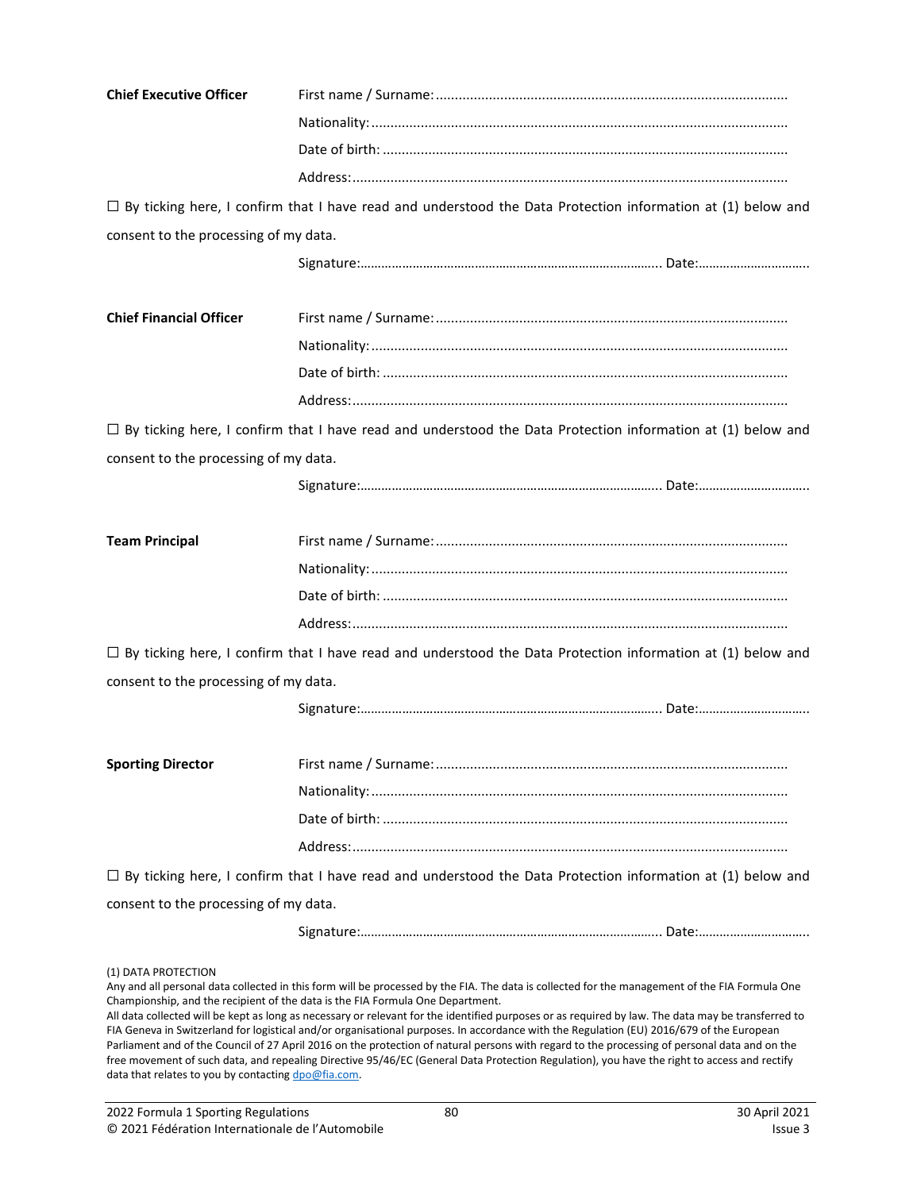**Chief Executive Officer** First name / Surname:.............................................................................................

Nationality:.............................................................................................................

Date of birth: ..........................................................................................................

Address:..................................................................................................................

☐ By ticking here, I confirm that I have read and understood the Data Protection information at (1) below and consent to the processing of my data.

Signature:..................................................................................... Date:...............................

**Chief Financial Officer** First name / Surname:.............................................................................................

Nationality:.............................................................................................................

Date of birth: ..........................................................................................................

Address:..................................................................................................................

☐ By ticking here, I confirm that I have read and understood the Data Protection information at (1) below and consent to the processing of my data.

Signature:..................................................................................... Date:...............................

**Team Principal** First name / Surname:.............................................................................................

Nationality:.............................................................................................................

Date of birth: ..........................................................................................................

Address:..................................................................................................................

☐ By ticking here, I confirm that I have read and understood the Data Protection information at (1) below and consent to the processing of my data.

Signature:..................................................................................... Date:...............................

**Sporting Director** First name / Surname:.............................................................................................

Nationality:.............................................................................................................

Date of birth: ..........................................................................................................

Address:..................................................................................................................

☐ By ticking here, I confirm that I have read and understood the Data Protection information at (1) below and consent to the processing of my data.

Signature:..................................................................................... Date:...............................

(1) DATA PROTECTION
Any and all personal data collected in this form will be processed by the FIA. The data is collected for the management of the FIA Formula One Championship, and the recipient of the data is the FIA Formula One Department.
All data collected will be kept as long as necessary or relevant for the identified purposes or as required by law. The data may be transferred to FIA Geneva in Switzerland for logistical and/or organisational purposes. In accordance with the Regulation (EU) 2016/679 of the European Parliament and of the Council of 27 April 2016 on the protection of natural persons with regard to the processing of personal data and on the free movement of such data, and repealing Directive 95/46/EC (General Data Protection Regulation), you have the right to access and rectify data that relates to you by contacting dpo@fia.com.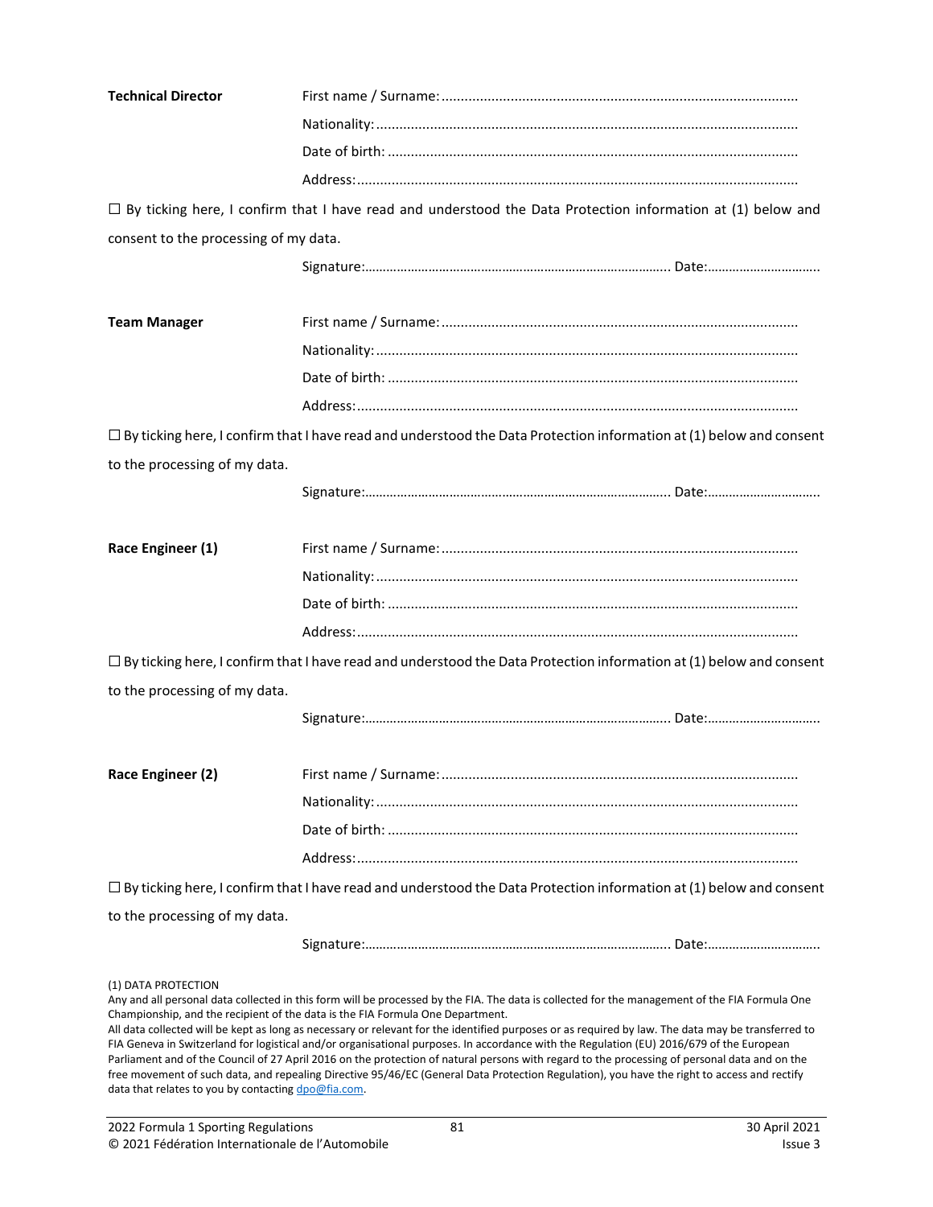**Technical Director**

First name / Surname: ............................................................................................

Nationality: ............................................................................................

Date of birth: ............................................................................................

Address: ............................................................................................

☐ By ticking here, I confirm that I have read and understood the Data Protection information at (1) below and consent to the processing of my data.

Signature:...................................................................................... Date:................................

**Team Manager**

First name / Surname: ............................................................................................

Nationality: ............................................................................................

Date of birth: ............................................................................................

Address: ............................................................................................

☐ By ticking here, I confirm that I have read and understood the Data Protection information at (1) below and consent to the processing of my data.

Signature:...................................................................................... Date:................................

**Race Engineer (1)**

First name / Surname: ............................................................................................

Nationality: ............................................................................................

Date of birth: ............................................................................................

Address: ............................................................................................

☐ By ticking here, I confirm that I have read and understood the Data Protection information at (1) below and consent to the processing of my data.

Signature:...................................................................................... Date:................................

**Race Engineer (2)**

First name / Surname: ............................................................................................

Nationality: ............................................................................................

Date of birth: ............................................................................................

Address: ............................................................................................

☐ By ticking here, I confirm that I have read and understood the Data Protection information at (1) below and consent to the processing of my data.

Signature:...................................................................................... Date:................................

(1) DATA PROTECTION
Any and all personal data collected in this form will be processed by the FIA. The data is collected for the management of the FIA Formula One Championship, and the recipient of the data is the FIA Formula One Department.
All data collected will be kept as long as necessary or relevant for the identified purposes or as required by law. The data may be transferred to FIA Geneva in Switzerland for logistical and/or organisational purposes. In accordance with the Regulation (EU) 2016/679 of the European Parliament and of the Council of 27 April 2016 on the protection of natural persons with regard to the processing of personal data and on the free movement of such data, and repealing Directive 95/46/EC (General Data Protection Regulation), you have the right to access and rectify data that relates to you by contacting dpo@fia.com.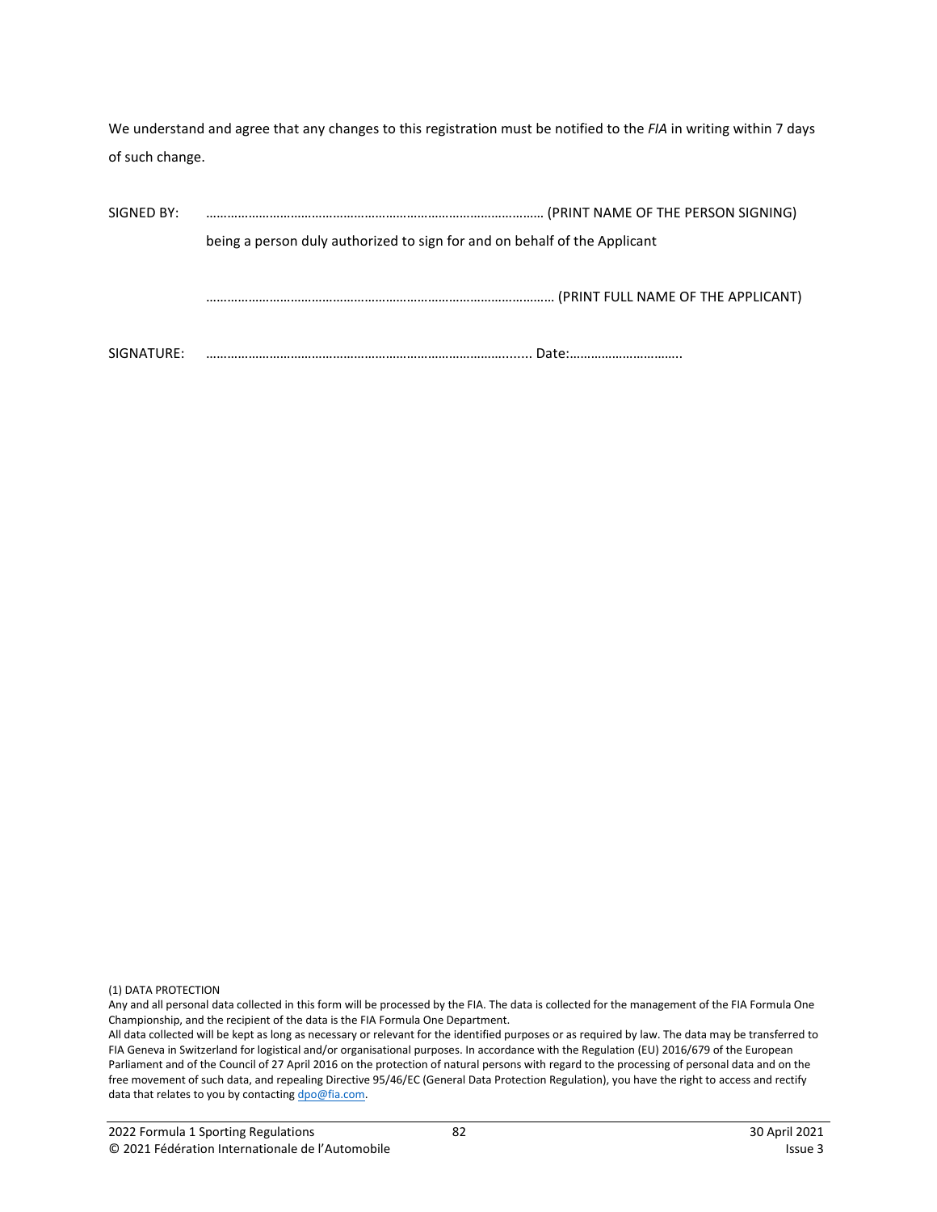We understand and agree that any changes to this registration must be notified to the *FIA* in writing within 7 days of such change.

SIGNED BY: ………………………………………………………………………………… (PRINT NAME OF THE PERSON SIGNING)

being a person duly authorized to sign for and on behalf of the Applicant

……………………………………………………………………………………… (PRINT FULL NAME OF THE APPLICANT)

SIGNATURE: …………………………………………………………………………...... Date:…………………………..

(1) DATA PROTECTION

Any and all personal data collected in this form will be processed by the FIA. The data is collected for the management of the FIA Formula One Championship, and the recipient of the data is the FIA Formula One Department.

All data collected will be kept as long as necessary or relevant for the identified purposes or as required by law. The data may be transferred to FIA Geneva in Switzerland for logistical and/or organisational purposes. In accordance with the Regulation (EU) 2016/679 of the European Parliament and of the Council of 27 April 2016 on the protection of natural persons with regard to the processing of personal data and on the free movement of such data, and repealing Directive 95/46/EC (General Data Protection Regulation), you have the right to access and rectify data that relates to you by contacting dpo@fia.com.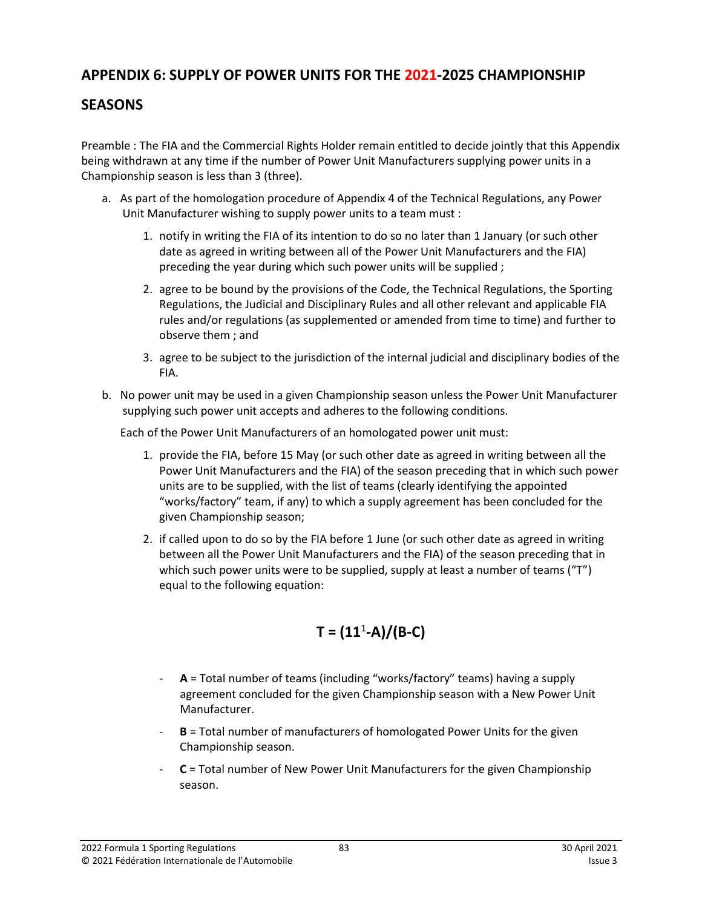## APPENDIX 6: SUPPLY OF POWER UNITS FOR THE 2021-2025 CHAMPIONSHIP SEASONS

Preamble : The FIA and the Commercial Rights Holder remain entitled to decide jointly that this Appendix being withdrawn at any time if the number of Power Unit Manufacturers supplying power units in a Championship season is less than 3 (three).

a. As part of the homologation procedure of Appendix 4 of the Technical Regulations, any Power Unit Manufacturer wishing to supply power units to a team must :

   1. notify in writing the FIA of its intention to do so no later than 1 January (or such other date as agreed in writing between all of the Power Unit Manufacturers and the FIA) preceding the year during which such power units will be supplied ;

   2. agree to be bound by the provisions of the Code, the Technical Regulations, the Sporting Regulations, the Judicial and Disciplinary Rules and all other relevant and applicable FIA rules and/or regulations (as supplemented or amended from time to time) and further to observe them ; and

   3. agree to be subject to the jurisdiction of the internal judicial and disciplinary bodies of the FIA.

b. No power unit may be used in a given Championship season unless the Power Unit Manufacturer supplying such power unit accepts and adheres to the following conditions.

   Each of the Power Unit Manufacturers of an homologated power unit must:

   1. provide the FIA, before 15 May (or such other date as agreed in writing between all the Power Unit Manufacturers and the FIA) of the season preceding that in which such power units are to be supplied, with the list of teams (clearly identifying the appointed "works/factory" team, if any) to which a supply agreement has been concluded for the given Championship season;

   2. if called upon to do so by the FIA before 1 June (or such other date as agreed in writing between all the Power Unit Manufacturers and the FIA) of the season preceding that in which such power units were to be supplied, supply at least a number of teams ("T") equal to the following equation:

$$\mathbf{T = (11^{1} - A)/(B - C)}$$

   - **A** = Total number of teams (including "works/factory" teams) having a supply agreement concluded for the given Championship season with a New Power Unit Manufacturer.
   - **B** = Total number of manufacturers of homologated Power Units for the given Championship season.
   - **C** = Total number of New Power Unit Manufacturers for the given Championship season.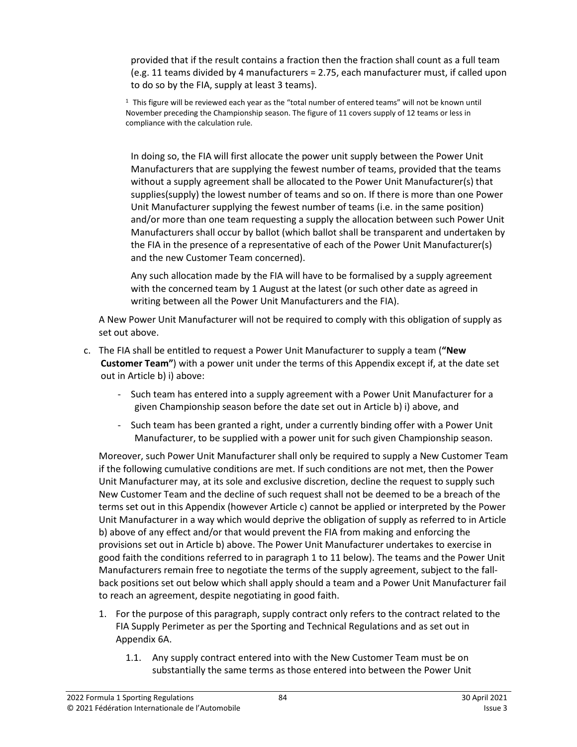provided that if the result contains a fraction then the fraction shall count as a full team (e.g. 11 teams divided by 4 manufacturers = 2.75, each manufacturer must, if called upon to do so by the FIA, supply at least 3 teams).

[1] This figure will be reviewed each year as the "total number of entered teams" will not be known until November preceding the Championship season. The figure of 11 covers supply of 12 teams or less in compliance with the calculation rule.

In doing so, the FIA will first allocate the power unit supply between the Power Unit Manufacturers that are supplying the fewest number of teams, provided that the teams without a supply agreement shall be allocated to the Power Unit Manufacturer(s) that supplies(supply) the lowest number of teams and so on. If there is more than one Power Unit Manufacturer supplying the fewest number of teams (i.e. in the same position) and/or more than one team requesting a supply the allocation between such Power Unit Manufacturers shall occur by ballot (which ballot shall be transparent and undertaken by the FIA in the presence of a representative of each of the Power Unit Manufacturer(s) and the new Customer Team concerned).

Any such allocation made by the FIA will have to be formalised by a supply agreement with the concerned team by 1 August at the latest (or such other date as agreed in writing between all the Power Unit Manufacturers and the FIA).

A New Power Unit Manufacturer will not be required to comply with this obligation of supply as set out above.

c. The FIA shall be entitled to request a Power Unit Manufacturer to supply a team (**"New Customer Team"**) with a power unit under the terms of this Appendix except if, at the date set out in Article b) i) above:

   - Such team has entered into a supply agreement with a Power Unit Manufacturer for a given Championship season before the date set out in Article b) i) above, and
   - Such team has been granted a right, under a currently binding offer with a Power Unit Manufacturer, to be supplied with a power unit for such given Championship season.

Moreover, such Power Unit Manufacturer shall only be required to supply a New Customer Team if the following cumulative conditions are met. If such conditions are not met, then the Power Unit Manufacturer may, at its sole and exclusive discretion, decline the request to supply such New Customer Team and the decline of such request shall not be deemed to be a breach of the terms set out in this Appendix (however Article c) cannot be applied or interpreted by the Power Unit Manufacturer in a way which would deprive the obligation of supply as referred to in Article b) above of any effect and/or that would prevent the FIA from making and enforcing the provisions set out in Article b) above. The Power Unit Manufacturer undertakes to exercise in good faith the conditions referred to in paragraph 1 to 11 below). The teams and the Power Unit Manufacturers remain free to negotiate the terms of the supply agreement, subject to the fall-back positions set out below which shall apply should a team and a Power Unit Manufacturer fail to reach an agreement, despite negotiating in good faith.

1. For the purpose of this paragraph, supply contract only refers to the contract related to the FIA Supply Perimeter as per the Sporting and Technical Regulations and as set out in Appendix 6A.

   1.1. Any supply contract entered into with the New Customer Team must be on substantially the same terms as those entered into between the Power Unit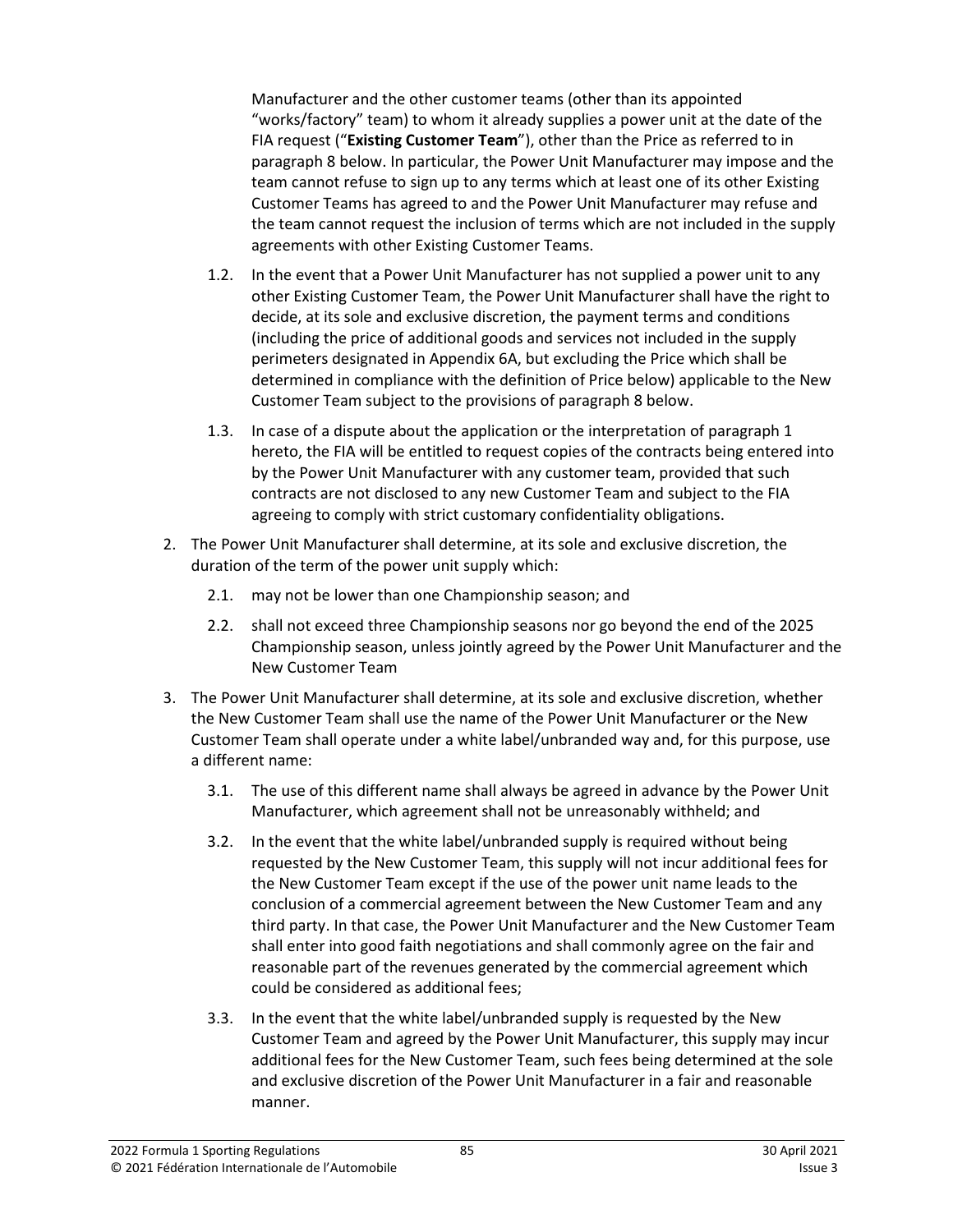Manufacturer and the other customer teams (other than its appointed "works/factory" team) to whom it already supplies a power unit at the date of the FIA request ("**Existing Customer Team**"), other than the Price as referred to in paragraph 8 below. In particular, the Power Unit Manufacturer may impose and the team cannot refuse to sign up to any terms which at least one of its other Existing Customer Teams has agreed to and the Power Unit Manufacturer may refuse and the team cannot request the inclusion of terms which are not included in the supply agreements with other Existing Customer Teams.

1.2. In the event that a Power Unit Manufacturer has not supplied a power unit to any other Existing Customer Team, the Power Unit Manufacturer shall have the right to decide, at its sole and exclusive discretion, the payment terms and conditions (including the price of additional goods and services not included in the supply perimeters designated in Appendix 6A, but excluding the Price which shall be determined in compliance with the definition of Price below) applicable to the New Customer Team subject to the provisions of paragraph 8 below.

1.3. In case of a dispute about the application or the interpretation of paragraph 1 hereto, the FIA will be entitled to request copies of the contracts being entered into by the Power Unit Manufacturer with any customer team, provided that such contracts are not disclosed to any new Customer Team and subject to the FIA agreeing to comply with strict customary confidentiality obligations.

2. The Power Unit Manufacturer shall determine, at its sole and exclusive discretion, the duration of the term of the power unit supply which:

   2.1. may not be lower than one Championship season; and

   2.2. shall not exceed three Championship seasons nor go beyond the end of the 2025 Championship season, unless jointly agreed by the Power Unit Manufacturer and the New Customer Team

3. The Power Unit Manufacturer shall determine, at its sole and exclusive discretion, whether the New Customer Team shall use the name of the Power Unit Manufacturer or the New Customer Team shall operate under a white label/unbranded way and, for this purpose, use a different name:

   3.1. The use of this different name shall always be agreed in advance by the Power Unit Manufacturer, which agreement shall not be unreasonably withheld; and

   3.2. In the event that the white label/unbranded supply is required without being requested by the New Customer Team, this supply will not incur additional fees for the New Customer Team except if the use of the power unit name leads to the conclusion of a commercial agreement between the New Customer Team and any third party. In that case, the Power Unit Manufacturer and the New Customer Team shall enter into good faith negotiations and shall commonly agree on the fair and reasonable part of the revenues generated by the commercial agreement which could be considered as additional fees;

   3.3. In the event that the white label/unbranded supply is requested by the New Customer Team and agreed by the Power Unit Manufacturer, this supply may incur additional fees for the New Customer Team, such fees being determined at the sole and exclusive discretion of the Power Unit Manufacturer in a fair and reasonable manner.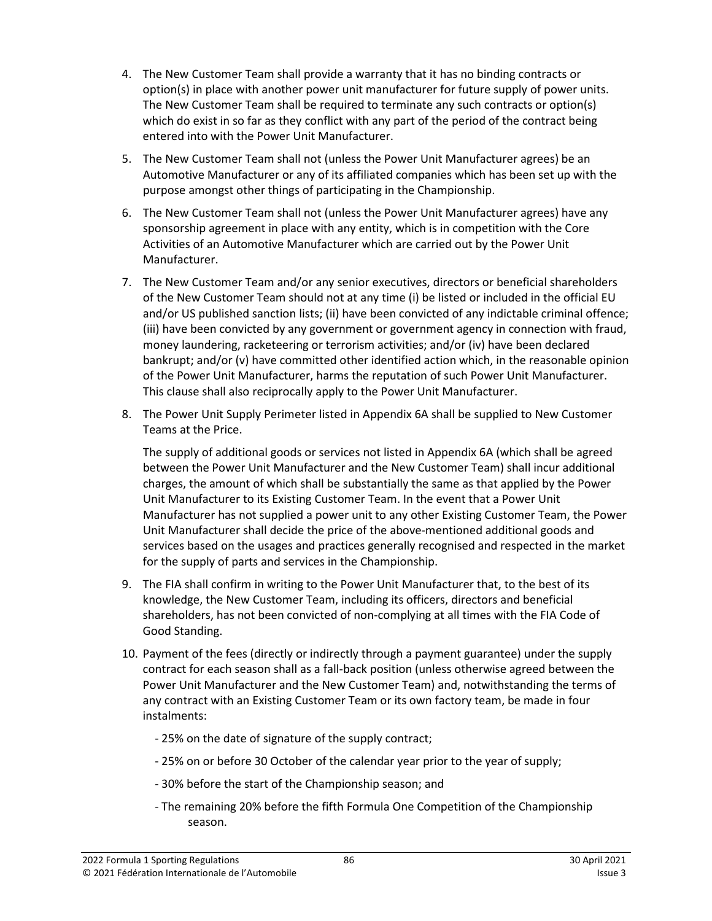4. The New Customer Team shall provide a warranty that it has no binding contracts or option(s) in place with another power unit manufacturer for future supply of power units. The New Customer Team shall be required to terminate any such contracts or option(s) which do exist in so far as they conflict with any part of the period of the contract being entered into with the Power Unit Manufacturer.

5. The New Customer Team shall not (unless the Power Unit Manufacturer agrees) be an Automotive Manufacturer or any of its affiliated companies which has been set up with the purpose amongst other things of participating in the Championship.

6. The New Customer Team shall not (unless the Power Unit Manufacturer agrees) have any sponsorship agreement in place with any entity, which is in competition with the Core Activities of an Automotive Manufacturer which are carried out by the Power Unit Manufacturer.

7. The New Customer Team and/or any senior executives, directors or beneficial shareholders of the New Customer Team should not at any time (i) be listed or included in the official EU and/or US published sanction lists; (ii) have been convicted of any indictable criminal offence; (iii) have been convicted by any government or government agency in connection with fraud, money laundering, racketeering or terrorism activities; and/or (iv) have been declared bankrupt; and/or (v) have committed other identified action which, in the reasonable opinion of the Power Unit Manufacturer, harms the reputation of such Power Unit Manufacturer. This clause shall also reciprocally apply to the Power Unit Manufacturer.

8. The Power Unit Supply Perimeter listed in Appendix 6A shall be supplied to New Customer Teams at the Price.

   The supply of additional goods or services not listed in Appendix 6A (which shall be agreed between the Power Unit Manufacturer and the New Customer Team) shall incur additional charges, the amount of which shall be substantially the same as that applied by the Power Unit Manufacturer to its Existing Customer Team. In the event that a Power Unit Manufacturer has not supplied a power unit to any other Existing Customer Team, the Power Unit Manufacturer shall decide the price of the above-mentioned additional goods and services based on the usages and practices generally recognised and respected in the market for the supply of parts and services in the Championship.

9. The FIA shall confirm in writing to the Power Unit Manufacturer that, to the best of its knowledge, the New Customer Team, including its officers, directors and beneficial shareholders, has not been convicted of non-complying at all times with the FIA Code of Good Standing.

10. Payment of the fees (directly or indirectly through a payment guarantee) under the supply contract for each season shall as a fall-back position (unless otherwise agreed between the Power Unit Manufacturer and the New Customer Team) and, notwithstanding the terms of any contract with an Existing Customer Team or its own factory team, be made in four instalments:

    - 25% on the date of signature of the supply contract;
    - 25% on or before 30 October of the calendar year prior to the year of supply;
    - 30% before the start of the Championship season; and
    - The remaining 20% before the fifth Formula One Competition of the Championship season.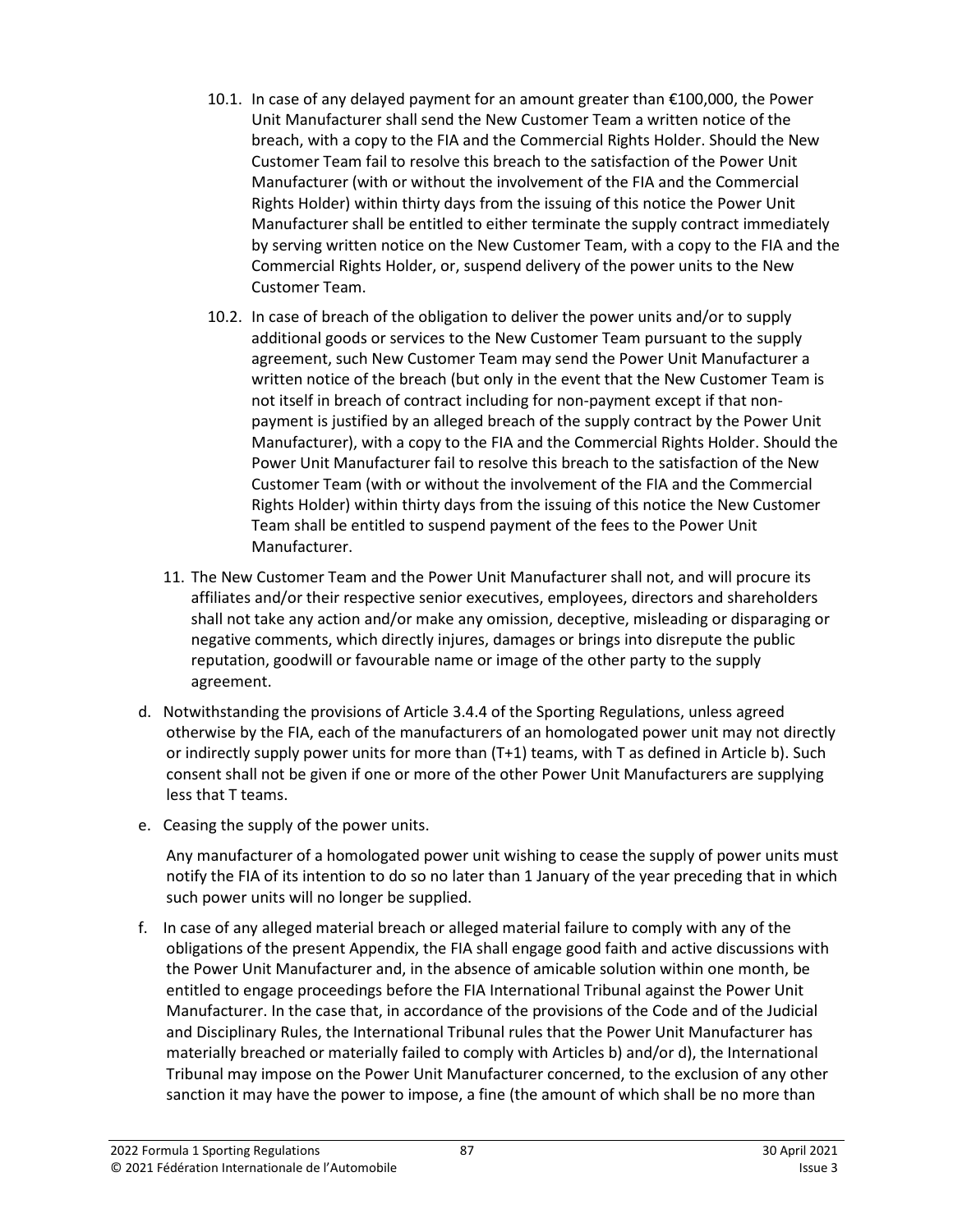10.1. In case of any delayed payment for an amount greater than €100,000, the Power Unit Manufacturer shall send the New Customer Team a written notice of the breach, with a copy to the FIA and the Commercial Rights Holder. Should the New Customer Team fail to resolve this breach to the satisfaction of the Power Unit Manufacturer (with or without the involvement of the FIA and the Commercial Rights Holder) within thirty days from the issuing of this notice the Power Unit Manufacturer shall be entitled to either terminate the supply contract immediately by serving written notice on the New Customer Team, with a copy to the FIA and the Commercial Rights Holder, or, suspend delivery of the power units to the New Customer Team.

10.2. In case of breach of the obligation to deliver the power units and/or to supply additional goods or services to the New Customer Team pursuant to the supply agreement, such New Customer Team may send the Power Unit Manufacturer a written notice of the breach (but only in the event that the New Customer Team is not itself in breach of contract including for non-payment except if that non-payment is justified by an alleged breach of the supply contract by the Power Unit Manufacturer), with a copy to the FIA and the Commercial Rights Holder. Should the Power Unit Manufacturer fail to resolve this breach to the satisfaction of the New Customer Team (with or without the involvement of the FIA and the Commercial Rights Holder) within thirty days from the issuing of this notice the New Customer Team shall be entitled to suspend payment of the fees to the Power Unit Manufacturer.

11. The New Customer Team and the Power Unit Manufacturer shall not, and will procure its affiliates and/or their respective senior executives, employees, directors and shareholders shall not take any action and/or make any omission, deceptive, misleading or disparaging or negative comments, which directly injures, damages or brings into disrepute the public reputation, goodwill or favourable name or image of the other party to the supply agreement.

d. Notwithstanding the provisions of Article 3.4.4 of the Sporting Regulations, unless agreed otherwise by the FIA, each of the manufacturers of an homologated power unit may not directly or indirectly supply power units for more than (T+1) teams, with T as defined in Article b). Such consent shall not be given if one or more of the other Power Unit Manufacturers are supplying less that T teams.

e. Ceasing the supply of the power units.

Any manufacturer of a homologated power unit wishing to cease the supply of power units must notify the FIA of its intention to do so no later than 1 January of the year preceding that in which such power units will no longer be supplied.

f. In case of any alleged material breach or alleged material failure to comply with any of the obligations of the present Appendix, the FIA shall engage good faith and active discussions with the Power Unit Manufacturer and, in the absence of amicable solution within one month, be entitled to engage proceedings before the FIA International Tribunal against the Power Unit Manufacturer. In the case that, in accordance of the provisions of the Code and of the Judicial and Disciplinary Rules, the International Tribunal rules that the Power Unit Manufacturer has materially breached or materially failed to comply with Articles b) and/or d), the International Tribunal may impose on the Power Unit Manufacturer concerned, to the exclusion of any other sanction it may have the power to impose, a fine (the amount of which shall be no more than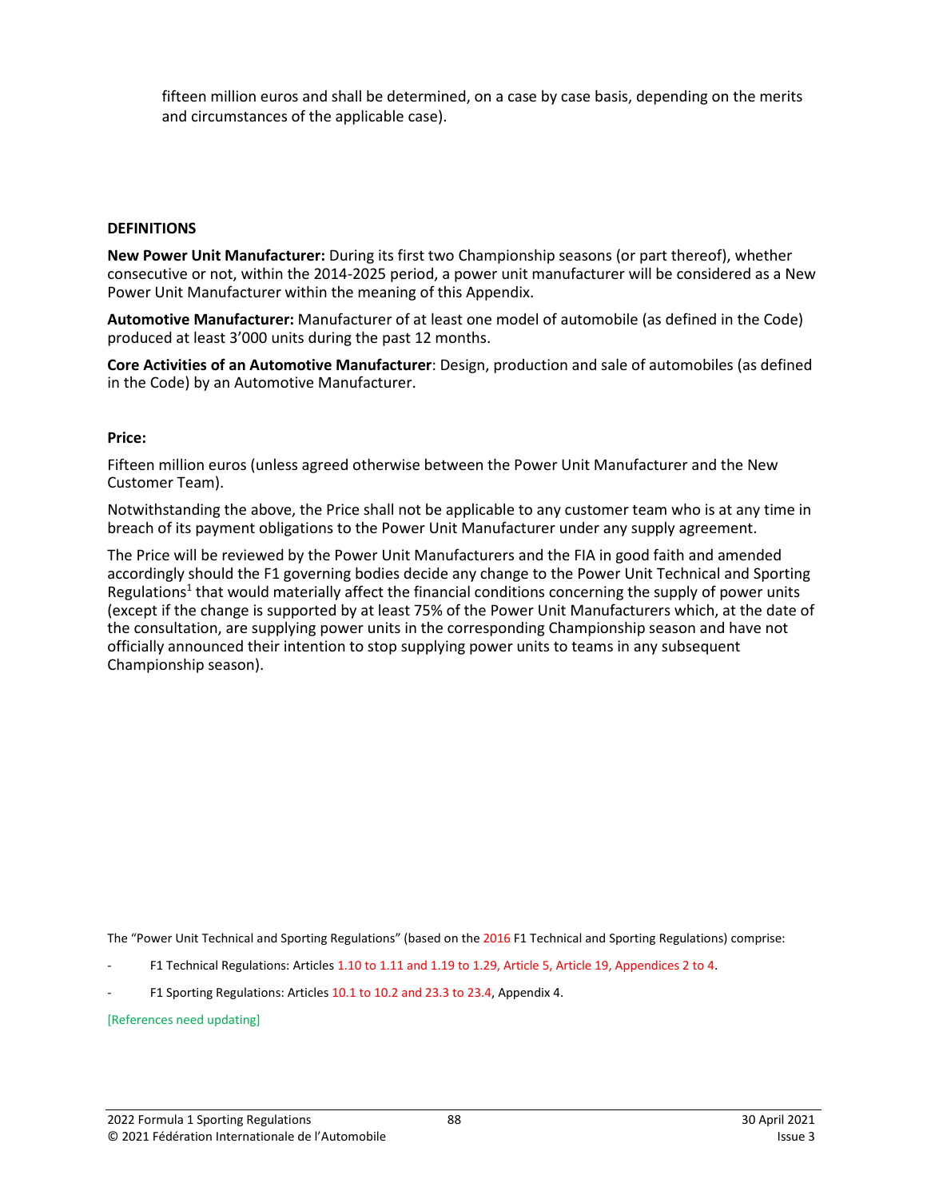fifteen million euros and shall be determined, on a case by case basis, depending on the merits and circumstances of the applicable case).

**DEFINITIONS**

**New Power Unit Manufacturer:** During its first two Championship seasons (or part thereof), whether consecutive or not, within the 2014-2025 period, a power unit manufacturer will be considered as a New Power Unit Manufacturer within the meaning of this Appendix.

**Automotive Manufacturer:** Manufacturer of at least one model of automobile (as defined in the Code) produced at least 3'000 units during the past 12 months.

**Core Activities of an Automotive Manufacturer**: Design, production and sale of automobiles (as defined in the Code) by an Automotive Manufacturer.

**Price:**

Fifteen million euros (unless agreed otherwise between the Power Unit Manufacturer and the New Customer Team).

Notwithstanding the above, the Price shall not be applicable to any customer team who is at any time in breach of its payment obligations to the Power Unit Manufacturer under any supply agreement.

The Price will be reviewed by the Power Unit Manufacturers and the FIA in good faith and amended accordingly should the F1 governing bodies decide any change to the Power Unit Technical and Sporting Regulations[1] that would materially affect the financial conditions concerning the supply of power units (except if the change is supported by at least 75% of the Power Unit Manufacturers which, at the date of the consultation, are supplying power units in the corresponding Championship season and have not officially announced their intention to stop supplying power units to teams in any subsequent Championship season).

The "Power Unit Technical and Sporting Regulations" (based on the 2016 F1 Technical and Sporting Regulations) comprise:

- F1 Technical Regulations: Articles 1.10 to 1.11 and 1.19 to 1.29, Article 5, Article 19, Appendices 2 to 4.
- F1 Sporting Regulations: Articles 10.1 to 10.2 and 23.3 to 23.4, Appendix 4.

[References need updating]